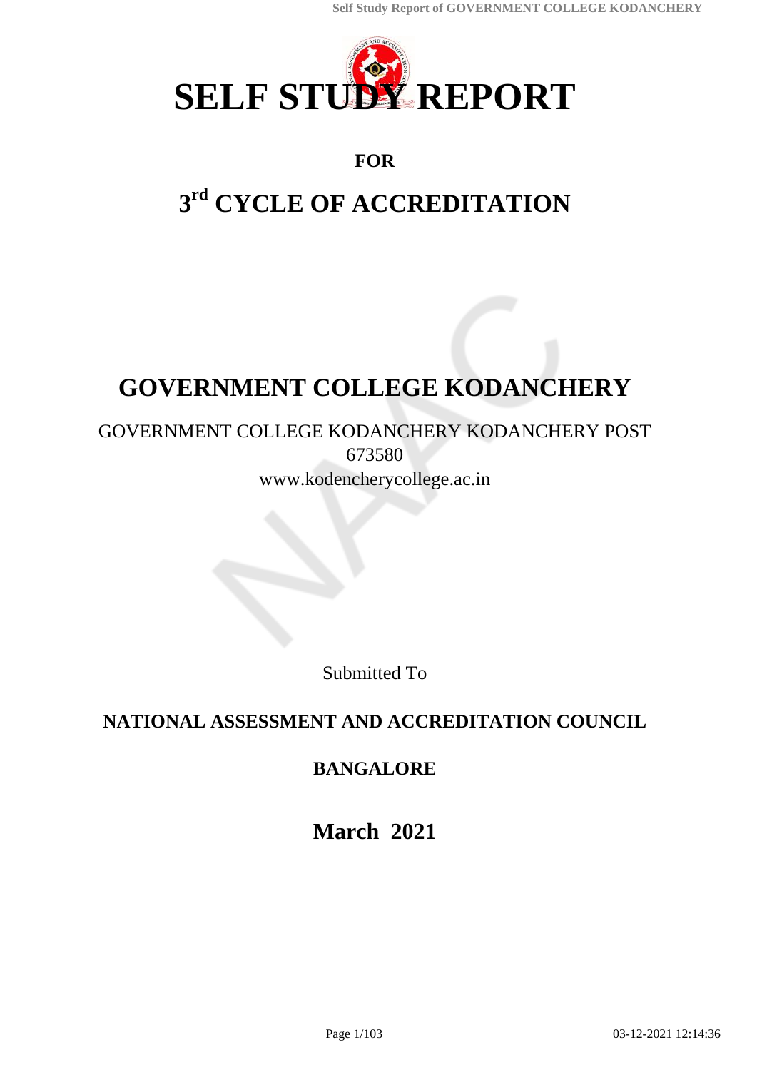# SELF STUDY REPORT

**FOR**

## 3rd CYCLE OF ACCREDITATION

# GOVERNMENT COLLEGE KODANCHERY

GOVERNMENT COLLEGE KODANCHERY KODANCHERY POST
673580
www.kodencherycollege.ac.in

Submitted To

**NATIONAL ASSESSMENT AND ACCREDITATION COUNCIL**

**BANGALORE**

**March 2021**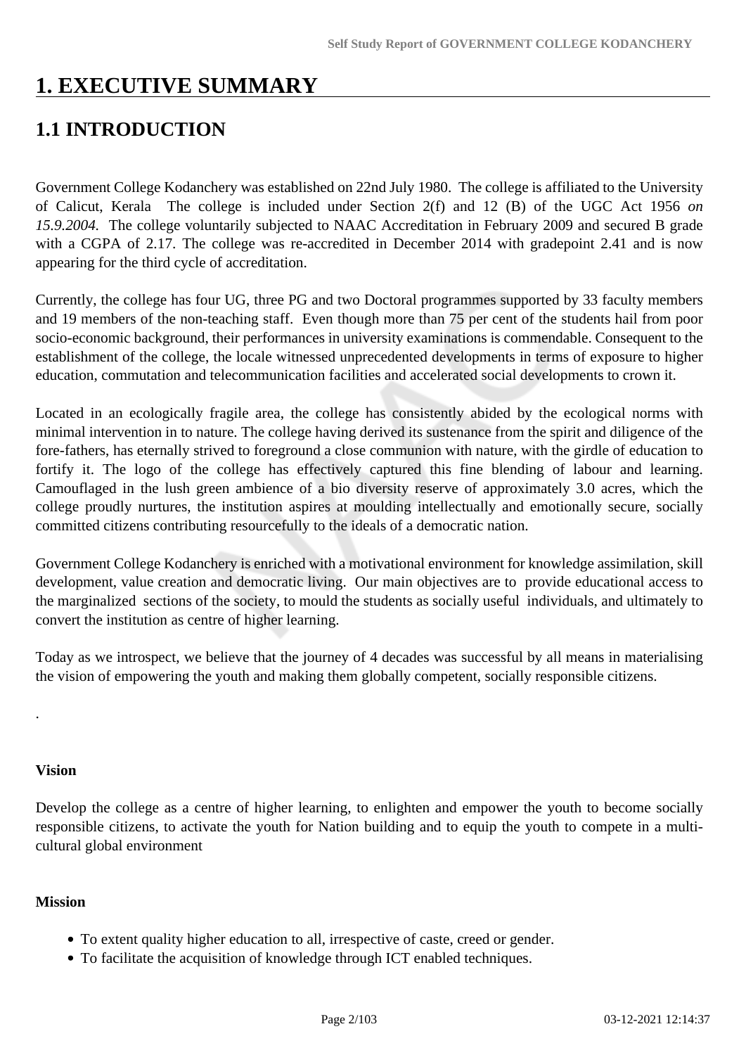# 1. EXECUTIVE SUMMARY

## 1.1 INTRODUCTION

Government College Kodanchery was established on 22nd July 1980. The college is affiliated to the University of Calicut, Kerala The college is included under Section 2(f) and 12 (B) of the UGC Act 1956 *on 15.9.2004.* The college voluntarily subjected to NAAC Accreditation in February 2009 and secured B grade with a CGPA of 2.17. The college was re-accredited in December 2014 with gradepoint 2.41 and is now appearing for the third cycle of accreditation.

Currently, the college has four UG, three PG and two Doctoral programmes supported by 33 faculty members and 19 members of the non-teaching staff. Even though more than 75 per cent of the students hail from poor socio-economic background, their performances in university examinations is commendable. Consequent to the establishment of the college, the locale witnessed unprecedented developments in terms of exposure to higher education, commutation and telecommunication facilities and accelerated social developments to crown it.

Located in an ecologically fragile area, the college has consistently abided by the ecological norms with minimal intervention in to nature. The college having derived its sustenance from the spirit and diligence of the fore-fathers, has eternally strived to foreground a close communion with nature, with the girdle of education to fortify it. The logo of the college has effectively captured this fine blending of labour and learning. Camouflaged in the lush green ambience of a bio diversity reserve of approximately 3.0 acres, which the college proudly nurtures, the institution aspires at moulding intellectually and emotionally secure, socially committed citizens contributing resourcefully to the ideals of a democratic nation.

Government College Kodanchery is enriched with a motivational environment for knowledge assimilation, skill development, value creation and democratic living. Our main objectives are to provide educational access to the marginalized sections of the society, to mould the students as socially useful individuals, and ultimately to convert the institution as centre of higher learning.

Today as we introspect, we believe that the journey of 4 decades was successful by all means in materialising the vision of empowering the youth and making them globally competent, socially responsible citizens.

.

**Vision**

Develop the college as a centre of higher learning, to enlighten and empower the youth to become socially responsible citizens, to activate the youth for Nation building and to equip the youth to compete in a multi-cultural global environment

**Mission**

- To extent quality higher education to all, irrespective of caste, creed or gender.
- To facilitate the acquisition of knowledge through ICT enabled techniques.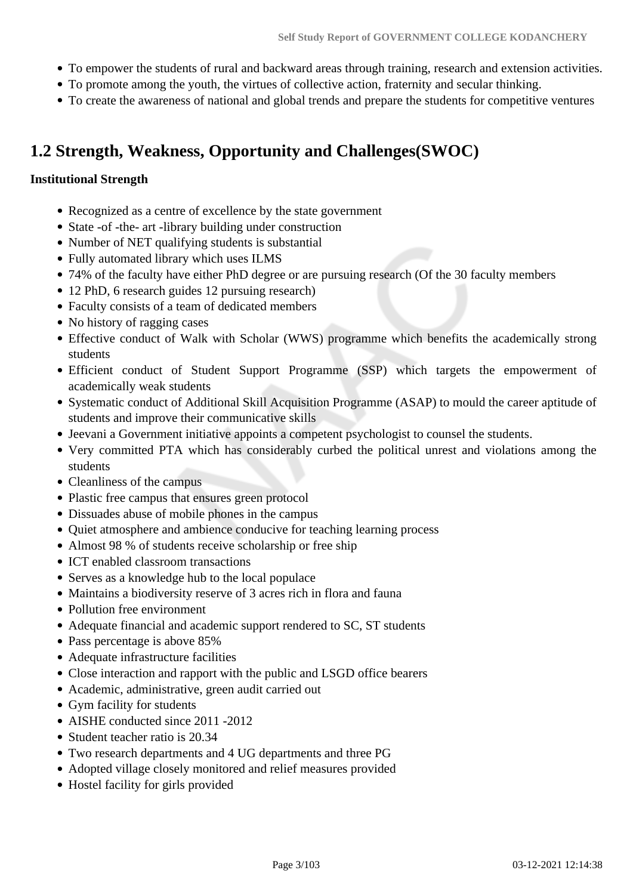- To empower the students of rural and backward areas through training, research and extension activities.
- To promote among the youth, the virtues of collective action, fraternity and secular thinking.
- To create the awareness of national and global trends and prepare the students for competitive ventures

## 1.2 Strength, Weakness, Opportunity and Challenges(SWOC)

**Institutional Strength**

- Recognized as a centre of excellence by the state government
- State -of -the- art -library building under construction
- Number of NET qualifying students is substantial
- Fully automated library which uses ILMS
- 74% of the faculty have either PhD degree or are pursuing research (Of the 30 faculty members
- 12 PhD, 6 research guides 12 pursuing research)
- Faculty consists of a team of dedicated members
- No history of ragging cases
- Effective conduct of Walk with Scholar (WWS) programme which benefits the academically strong students
- Efficient conduct of Student Support Programme (SSP) which targets the empowerment of academically weak students
- Systematic conduct of Additional Skill Acquisition Programme (ASAP) to mould the career aptitude of students and improve their communicative skills
- Jeevani a Government initiative appoints a competent psychologist to counsel the students.
- Very committed PTA which has considerably curbed the political unrest and violations among the students
- Cleanliness of the campus
- Plastic free campus that ensures green protocol
- Dissuades abuse of mobile phones in the campus
- Quiet atmosphere and ambience conducive for teaching learning process
- Almost 98 % of students receive scholarship or free ship
- ICT enabled classroom transactions
- Serves as a knowledge hub to the local populace
- Maintains a biodiversity reserve of 3 acres rich in flora and fauna
- Pollution free environment
- Adequate financial and academic support rendered to SC, ST students
- Pass percentage is above 85%
- Adequate infrastructure facilities
- Close interaction and rapport with the public and LSGD office bearers
- Academic, administrative, green audit carried out
- Gym facility for students
- AISHE conducted since 2011 -2012
- Student teacher ratio is 20.34
- Two research departments and 4 UG departments and three PG
- Adopted village closely monitored and relief measures provided
- Hostel facility for girls provided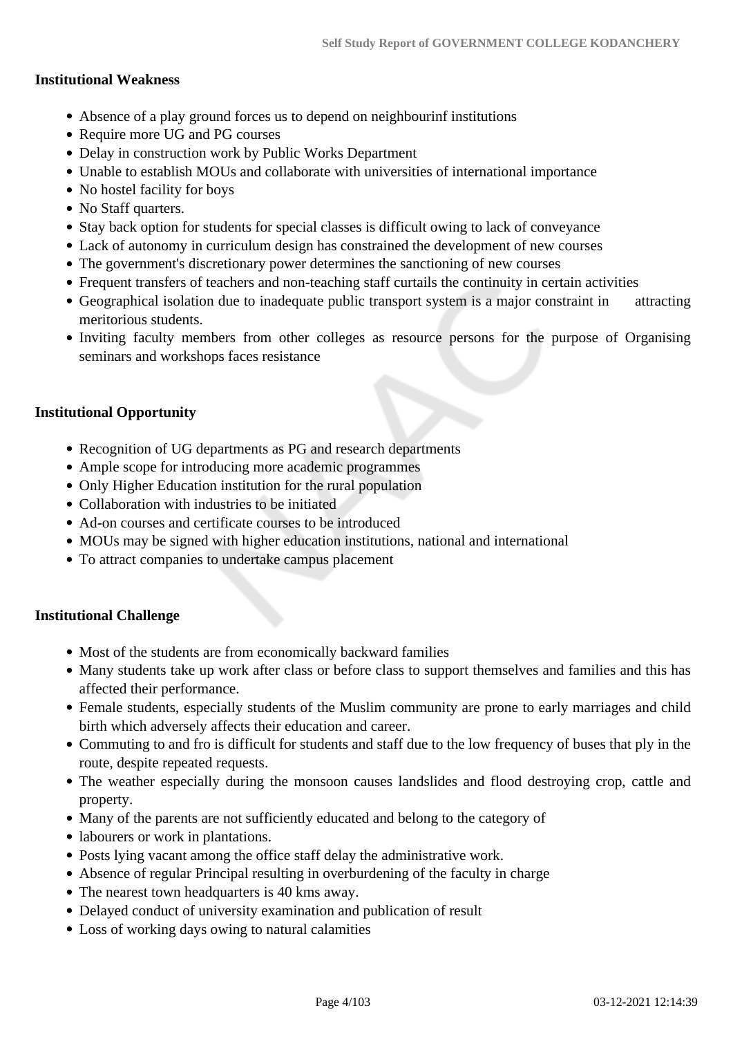**Institutional Weakness**

- Absence of a play ground forces us to depend on neighbourinf institutions
- Require more UG and PG courses
- Delay in construction work by Public Works Department
- Unable to establish MOUs and collaborate with universities of international importance
- No hostel facility for boys
- No Staff quarters.
- Stay back option for students for special classes is difficult owing to lack of conveyance
- Lack of autonomy in curriculum design has constrained the development of new courses
- The government's discretionary power determines the sanctioning of new courses
- Frequent transfers of teachers and non-teaching staff curtails the continuity in certain activities
- Geographical isolation due to inadequate public transport system is a major constraint in attracting meritorious students.
- Inviting faculty members from other colleges as resource persons for the purpose of Organising seminars and workshops faces resistance

**Institutional Opportunity**

- Recognition of UG departments as PG and research departments
- Ample scope for introducing more academic programmes
- Only Higher Education institution for the rural population
- Collaboration with industries to be initiated
- Ad-on courses and certificate courses to be introduced
- MOUs may be signed with higher education institutions, national and international
- To attract companies to undertake campus placement

**Institutional Challenge**

- Most of the students are from economically backward families
- Many students take up work after class or before class to support themselves and families and this has affected their performance.
- Female students, especially students of the Muslim community are prone to early marriages and child birth which adversely affects their education and career.
- Commuting to and fro is difficult for students and staff due to the low frequency of buses that ply in the route, despite repeated requests.
- The weather especially during the monsoon causes landslides and flood destroying crop, cattle and property.
- Many of the parents are not sufficiently educated and belong to the category of
- labourers or work in plantations.
- Posts lying vacant among the office staff delay the administrative work.
- Absence of regular Principal resulting in overburdening of the faculty in charge
- The nearest town headquarters is 40 kms away.
- Delayed conduct of university examination and publication of result
- Loss of working days owing to natural calamities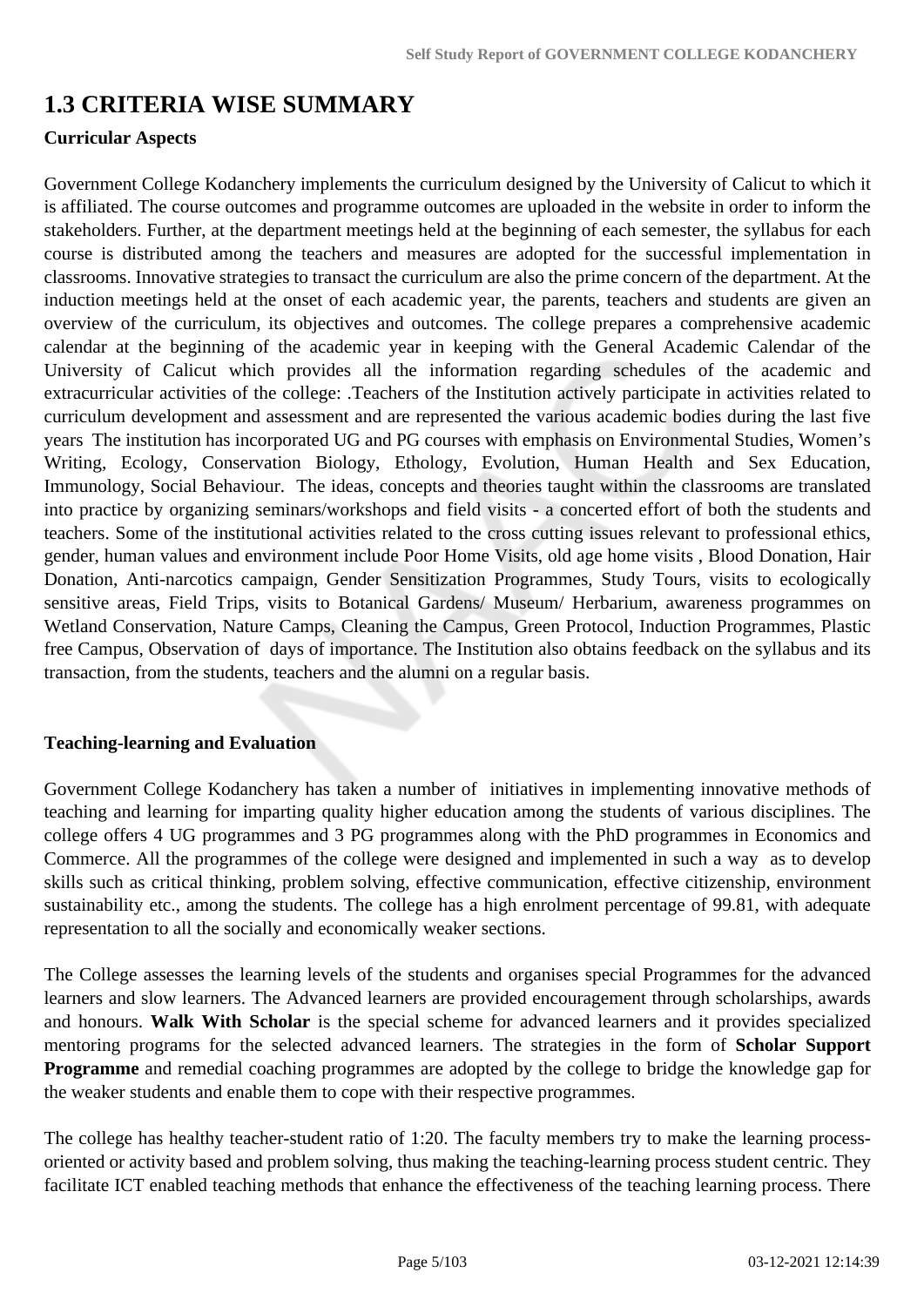# 1.3 CRITERIA WISE SUMMARY

**Curricular Aspects**

Government College Kodanchery implements the curriculum designed by the University of Calicut to which it is affiliated. The course outcomes and programme outcomes are uploaded in the website in order to inform the stakeholders. Further, at the department meetings held at the beginning of each semester, the syllabus for each course is distributed among the teachers and measures are adopted for the successful implementation in classrooms. Innovative strategies to transact the curriculum are also the prime concern of the department. At the induction meetings held at the onset of each academic year, the parents, teachers and students are given an overview of the curriculum, its objectives and outcomes. The college prepares a comprehensive academic calendar at the beginning of the academic year in keeping with the General Academic Calendar of the University of Calicut which provides all the information regarding schedules of the academic and extracurricular activities of the college: .Teachers of the Institution actively participate in activities related to curriculum development and assessment and are represented the various academic bodies during the last five years The institution has incorporated UG and PG courses with emphasis on Environmental Studies, Women's Writing, Ecology, Conservation Biology, Ethology, Evolution, Human Health and Sex Education, Immunology, Social Behaviour. The ideas, concepts and theories taught within the classrooms are translated into practice by organizing seminars/workshops and field visits - a concerted effort of both the students and teachers. Some of the institutional activities related to the cross cutting issues relevant to professional ethics, gender, human values and environment include Poor Home Visits, old age home visits , Blood Donation, Hair Donation, Anti-narcotics campaign, Gender Sensitization Programmes, Study Tours, visits to ecologically sensitive areas, Field Trips, visits to Botanical Gardens/ Museum/ Herbarium, awareness programmes on Wetland Conservation, Nature Camps, Cleaning the Campus, Green Protocol, Induction Programmes, Plastic free Campus, Observation of days of importance. The Institution also obtains feedback on the syllabus and its transaction, from the students, teachers and the alumni on a regular basis.

**Teaching-learning and Evaluation**

Government College Kodanchery has taken a number of initiatives in implementing innovative methods of teaching and learning for imparting quality higher education among the students of various disciplines. The college offers 4 UG programmes and 3 PG programmes along with the PhD programmes in Economics and Commerce. All the programmes of the college were designed and implemented in such a way as to develop skills such as critical thinking, problem solving, effective communication, effective citizenship, environment sustainability etc., among the students. The college has a high enrolment percentage of 99.81, with adequate representation to all the socially and economically weaker sections.

The College assesses the learning levels of the students and organises special Programmes for the advanced learners and slow learners. The Advanced learners are provided encouragement through scholarships, awards and honours. **Walk With Scholar** is the special scheme for advanced learners and it provides specialized mentoring programs for the selected advanced learners. The strategies in the form of **Scholar Support Programme** and remedial coaching programmes are adopted by the college to bridge the knowledge gap for the weaker students and enable them to cope with their respective programmes.

The college has healthy teacher-student ratio of 1:20. The faculty members try to make the learning process-oriented or activity based and problem solving, thus making the teaching-learning process student centric. They facilitate ICT enabled teaching methods that enhance the effectiveness of the teaching learning process. There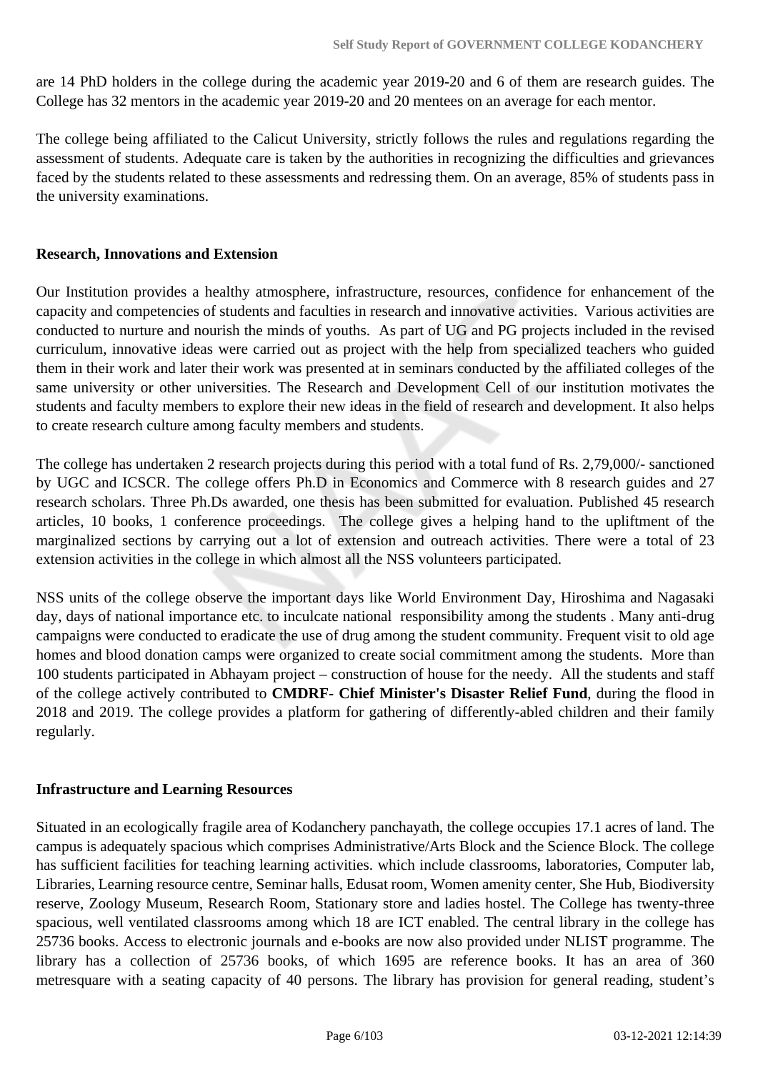are 14 PhD holders in the college during the academic year 2019-20 and 6 of them are research guides. The College has 32 mentors in the academic year 2019-20 and 20 mentees on an average for each mentor.

The college being affiliated to the Calicut University, strictly follows the rules and regulations regarding the assessment of students. Adequate care is taken by the authorities in recognizing the difficulties and grievances faced by the students related to these assessments and redressing them. On an average, 85% of students pass in the university examinations.

**Research, Innovations and Extension**

Our Institution provides a healthy atmosphere, infrastructure, resources, confidence for enhancement of the capacity and competencies of students and faculties in research and innovative activities. Various activities are conducted to nurture and nourish the minds of youths. As part of UG and PG projects included in the revised curriculum, innovative ideas were carried out as project with the help from specialized teachers who guided them in their work and later their work was presented at in seminars conducted by the affiliated colleges of the same university or other universities. The Research and Development Cell of our institution motivates the students and faculty members to explore their new ideas in the field of research and development. It also helps to create research culture among faculty members and students.

The college has undertaken 2 research projects during this period with a total fund of Rs. 2,79,000/- sanctioned by UGC and ICSCR. The college offers Ph.D in Economics and Commerce with 8 research guides and 27 research scholars. Three Ph.Ds awarded, one thesis has been submitted for evaluation. Published 45 research articles, 10 books, 1 conference proceedings. The college gives a helping hand to the upliftment of the marginalized sections by carrying out a lot of extension and outreach activities. There were a total of 23 extension activities in the college in which almost all the NSS volunteers participated.

NSS units of the college observe the important days like World Environment Day, Hiroshima and Nagasaki day, days of national importance etc. to inculcate national responsibility among the students . Many anti-drug campaigns were conducted to eradicate the use of drug among the student community. Frequent visit to old age homes and blood donation camps were organized to create social commitment among the students. More than 100 students participated in Abhayam project – construction of house for the needy. All the students and staff of the college actively contributed to **CMDRF- Chief Minister's Disaster Relief Fund**, during the flood in 2018 and 2019. The college provides a platform for gathering of differently-abled children and their family regularly.

**Infrastructure and Learning Resources**

Situated in an ecologically fragile area of Kodanchery panchayath, the college occupies 17.1 acres of land. The campus is adequately spacious which comprises Administrative/Arts Block and the Science Block. The college has sufficient facilities for teaching learning activities. which include classrooms, laboratories, Computer lab, Libraries, Learning resource centre, Seminar halls, Edusat room, Women amenity center, She Hub, Biodiversity reserve, Zoology Museum, Research Room, Stationary store and ladies hostel. The College has twenty-three spacious, well ventilated classrooms among which 18 are ICT enabled. The central library in the college has 25736 books. Access to electronic journals and e-books are now also provided under NLIST programme. The library has a collection of 25736 books, of which 1695 are reference books. It has an area of 360 metresquare with a seating capacity of 40 persons. The library has provision for general reading, student's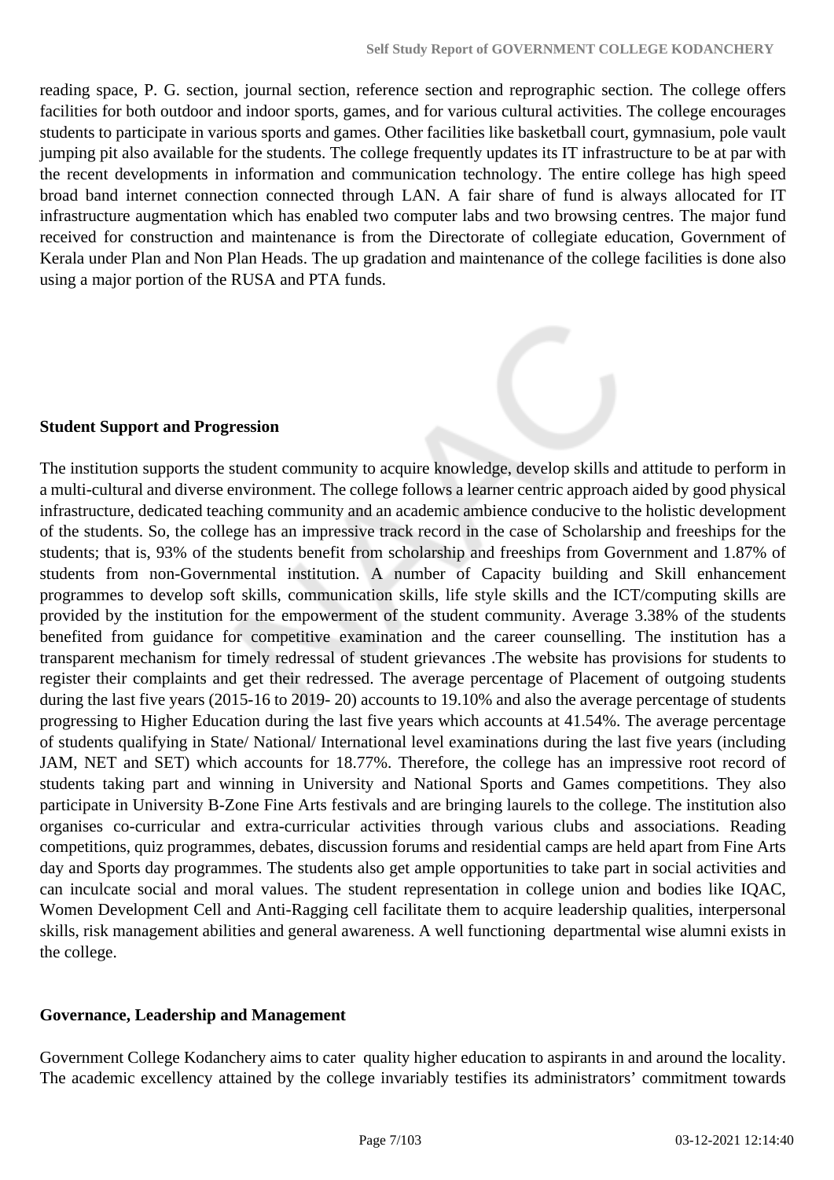reading space, P. G. section, journal section, reference section and reprographic section. The college offers facilities for both outdoor and indoor sports, games, and for various cultural activities. The college encourages students to participate in various sports and games. Other facilities like basketball court, gymnasium, pole vault jumping pit also available for the students. The college frequently updates its IT infrastructure to be at par with the recent developments in information and communication technology. The entire college has high speed broad band internet connection connected through LAN. A fair share of fund is always allocated for IT infrastructure augmentation which has enabled two computer labs and two browsing centres. The major fund received for construction and maintenance is from the Directorate of collegiate education, Government of Kerala under Plan and Non Plan Heads. The up gradation and maintenance of the college facilities is done also using a major portion of the RUSA and PTA funds.

**Student Support and Progression**

The institution supports the student community to acquire knowledge, develop skills and attitude to perform in a multi-cultural and diverse environment. The college follows a learner centric approach aided by good physical infrastructure, dedicated teaching community and an academic ambience conducive to the holistic development of the students. So, the college has an impressive track record in the case of Scholarship and freeships for the students; that is, 93% of the students benefit from scholarship and freeships from Government and 1.87% of students from non-Governmental institution. A number of Capacity building and Skill enhancement programmes to develop soft skills, communication skills, life style skills and the ICT/computing skills are provided by the institution for the empowerment of the student community. Average 3.38% of the students benefited from guidance for competitive examination and the career counselling. The institution has a transparent mechanism for timely redressal of student grievances .The website has provisions for students to register their complaints and get their redressed. The average percentage of Placement of outgoing students during the last five years (2015-16 to 2019- 20) accounts to 19.10% and also the average percentage of students progressing to Higher Education during the last five years which accounts at 41.54%. The average percentage of students qualifying in State/ National/ International level examinations during the last five years (including JAM, NET and SET) which accounts for 18.77%. Therefore, the college has an impressive root record of students taking part and winning in University and National Sports and Games competitions. They also participate in University B-Zone Fine Arts festivals and are bringing laurels to the college. The institution also organises co-curricular and extra-curricular activities through various clubs and associations. Reading competitions, quiz programmes, debates, discussion forums and residential camps are held apart from Fine Arts day and Sports day programmes. The students also get ample opportunities to take part in social activities and can inculcate social and moral values. The student representation in college union and bodies like IQAC, Women Development Cell and Anti-Ragging cell facilitate them to acquire leadership qualities, interpersonal skills, risk management abilities and general awareness. A well functioning departmental wise alumni exists in the college.

**Governance, Leadership and Management**

Government College Kodanchery aims to cater quality higher education to aspirants in and around the locality. The academic excellency attained by the college invariably testifies its administrators' commitment towards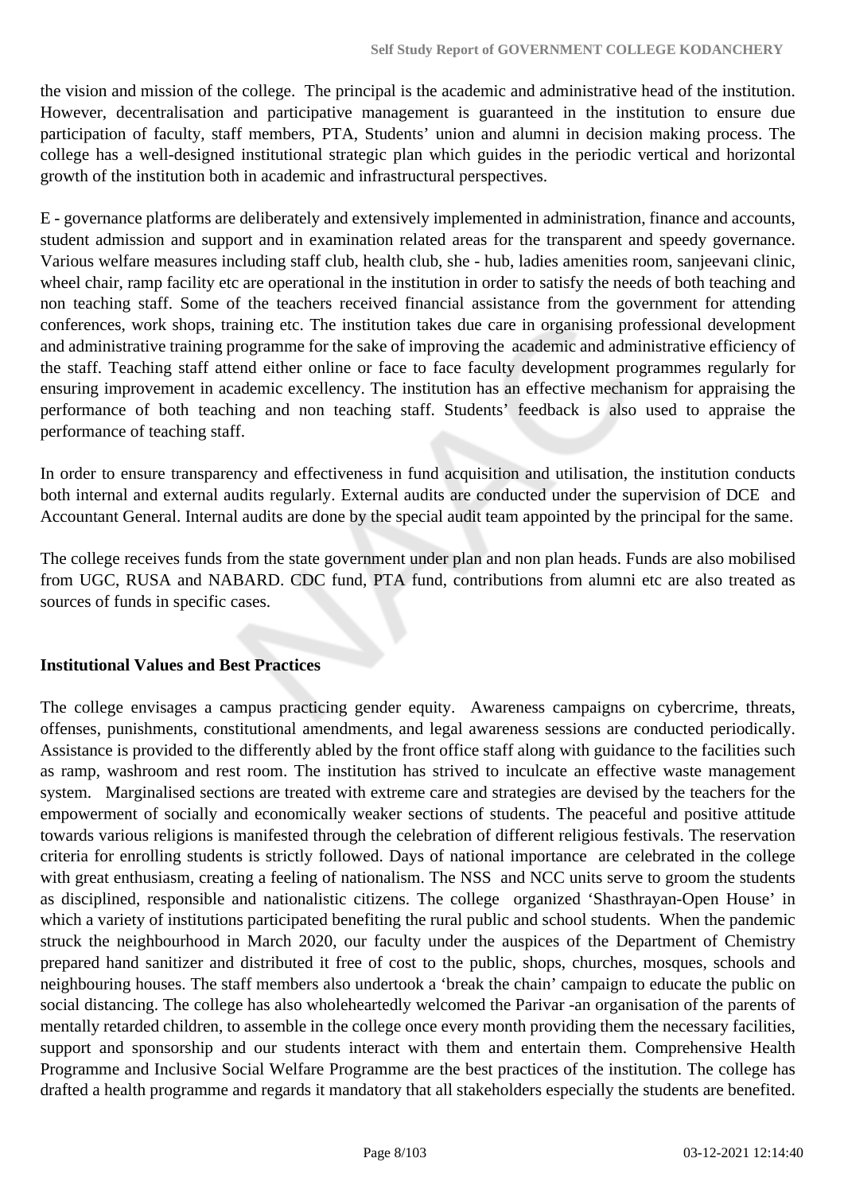the vision and mission of the college. The principal is the academic and administrative head of the institution. However, decentralisation and participative management is guaranteed in the institution to ensure due participation of faculty, staff members, PTA, Students' union and alumni in decision making process. The college has a well-designed institutional strategic plan which guides in the periodic vertical and horizontal growth of the institution both in academic and infrastructural perspectives.

E - governance platforms are deliberately and extensively implemented in administration, finance and accounts, student admission and support and in examination related areas for the transparent and speedy governance. Various welfare measures including staff club, health club, she - hub, ladies amenities room, sanjeevani clinic, wheel chair, ramp facility etc are operational in the institution in order to satisfy the needs of both teaching and non teaching staff. Some of the teachers received financial assistance from the government for attending conferences, work shops, training etc. The institution takes due care in organising professional development and administrative training programme for the sake of improving the academic and administrative efficiency of the staff. Teaching staff attend either online or face to face faculty development programmes regularly for ensuring improvement in academic excellency. The institution has an effective mechanism for appraising the performance of both teaching and non teaching staff. Students' feedback is also used to appraise the performance of teaching staff.

In order to ensure transparency and effectiveness in fund acquisition and utilisation, the institution conducts both internal and external audits regularly. External audits are conducted under the supervision of DCE and Accountant General. Internal audits are done by the special audit team appointed by the principal for the same.

The college receives funds from the state government under plan and non plan heads. Funds are also mobilised from UGC, RUSA and NABARD. CDC fund, PTA fund, contributions from alumni etc are also treated as sources of funds in specific cases.

**Institutional Values and Best Practices**

The college envisages a campus practicing gender equity. Awareness campaigns on cybercrime, threats, offenses, punishments, constitutional amendments, and legal awareness sessions are conducted periodically. Assistance is provided to the differently abled by the front office staff along with guidance to the facilities such as ramp, washroom and rest room. The institution has strived to inculcate an effective waste management system. Marginalised sections are treated with extreme care and strategies are devised by the teachers for the empowerment of socially and economically weaker sections of students. The peaceful and positive attitude towards various religions is manifested through the celebration of different religious festivals. The reservation criteria for enrolling students is strictly followed. Days of national importance are celebrated in the college with great enthusiasm, creating a feeling of nationalism. The NSS and NCC units serve to groom the students as disciplined, responsible and nationalistic citizens. The college organized 'Shasthrayan-Open House' in which a variety of institutions participated benefiting the rural public and school students. When the pandemic struck the neighbourhood in March 2020, our faculty under the auspices of the Department of Chemistry prepared hand sanitizer and distributed it free of cost to the public, shops, churches, mosques, schools and neighbouring houses. The staff members also undertook a 'break the chain' campaign to educate the public on social distancing. The college has also wholeheartedly welcomed the Parivar -an organisation of the parents of mentally retarded children, to assemble in the college once every month providing them the necessary facilities, support and sponsorship and our students interact with them and entertain them. Comprehensive Health Programme and Inclusive Social Welfare Programme are the best practices of the institution. The college has drafted a health programme and regards it mandatory that all stakeholders especially the students are benefited.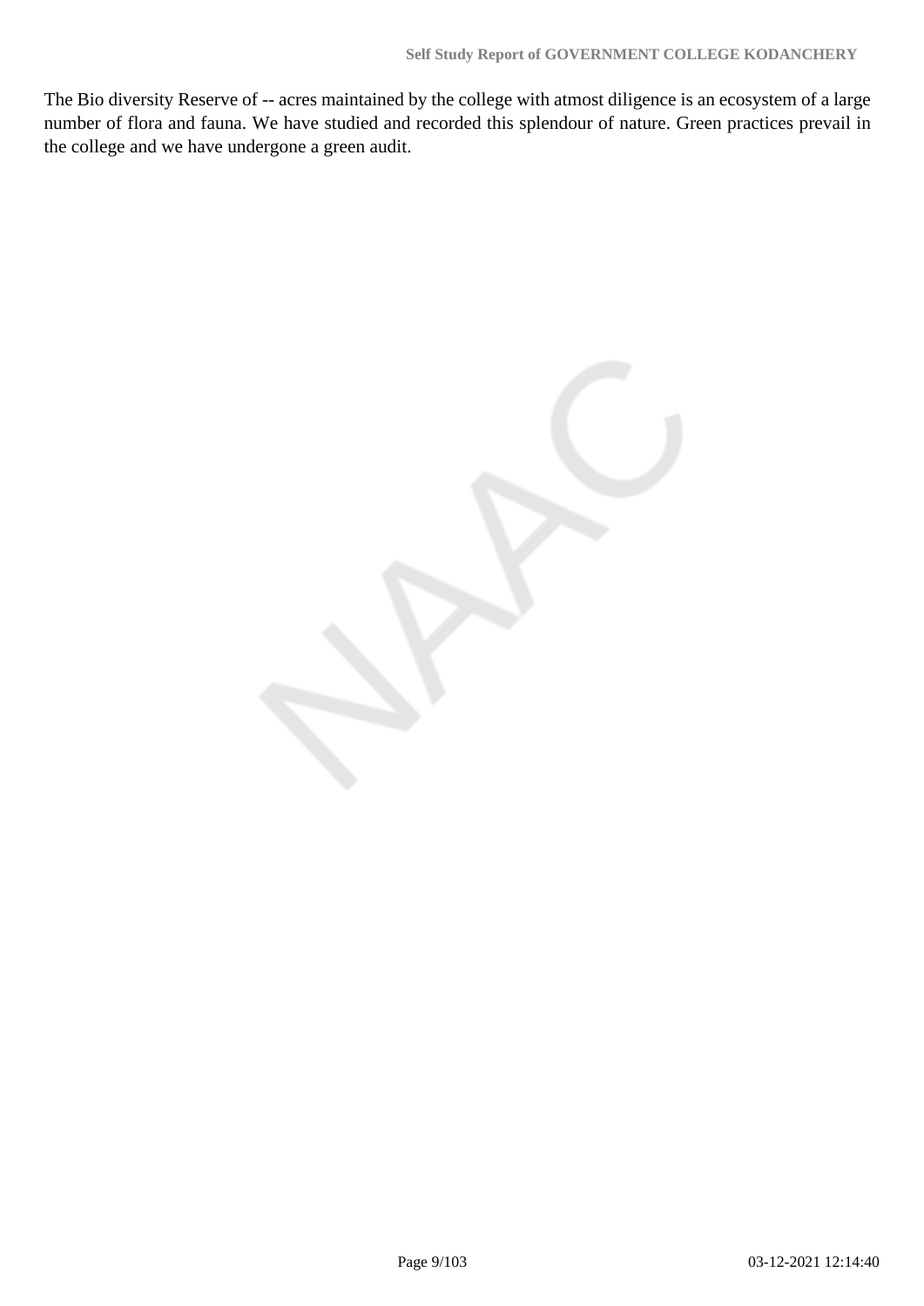The Bio diversity Reserve of -- acres maintained by the college with atmost diligence is an ecosystem of a large number of flora and fauna. We have studied and recorded this splendour of nature. Green practices prevail in the college and we have undergone a green audit.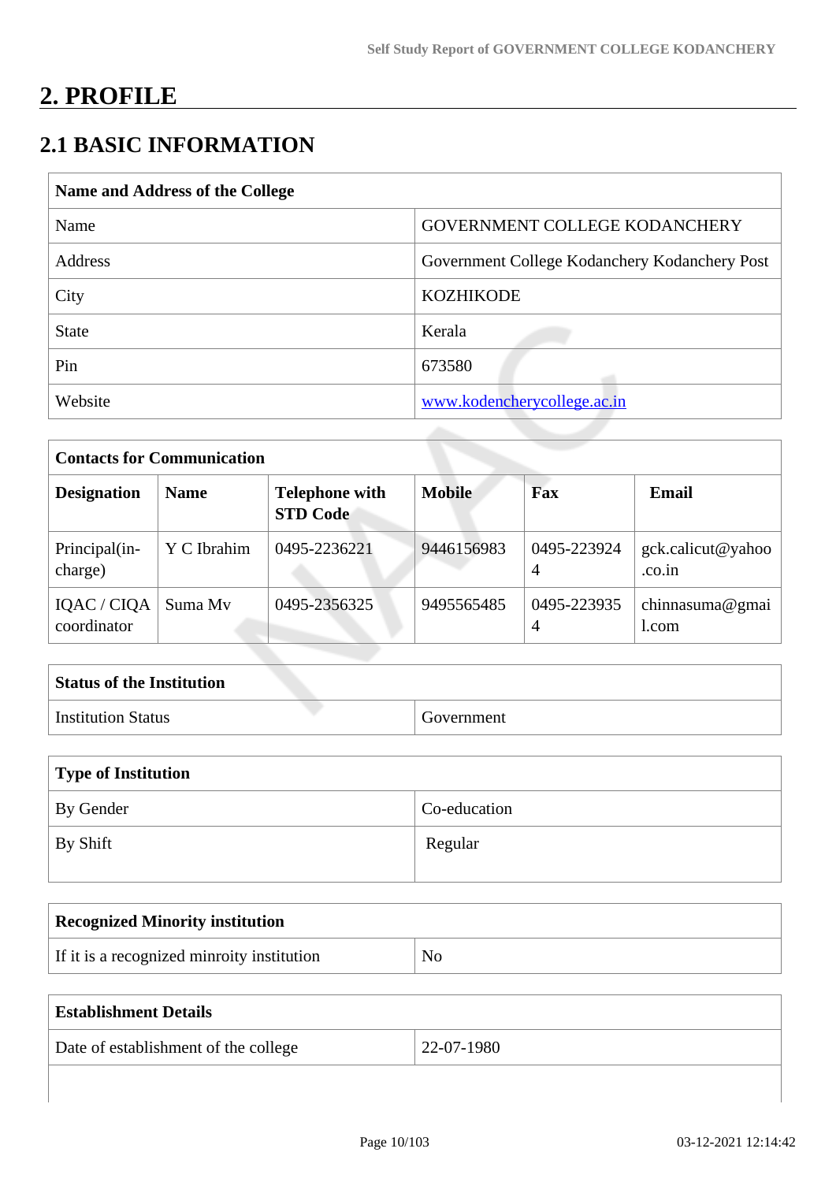# 2. PROFILE

## 2.1 BASIC INFORMATION

| Name and Address of the College | |
|---|---|
| Name | GOVERNMENT COLLEGE KODANCHERY |
| Address | Government College Kodanchery Kodanchery Post |
| City | KOZHIKODE |
| State | Kerala |
| Pin | 673580 |
| Website | www.kodencherycollege.ac.in |

| Contacts for Communication | | | | | |
|---|---|---|---|---|---|
| **Designation** | **Name** | **Telephone with STD Code** | **Mobile** | **Fax** | **Email** |
| Principal(in-charge) | Y C Ibrahim | 0495-2236221 | 9446156983 | 0495-2239244 | gck.calicut@yahoo.co.in |
| IQAC / CIQA coordinator | Suma Mv | 0495-2356325 | 9495565485 | 0495-2239354 | chinnasuma@gmail.com |

| Status of the Institution | |
|---|---|
| Institution Status | Government |

| Type of Institution | |
|---|---|
| By Gender | Co-education |
| By Shift | Regular |

| Recognized Minority institution | |
|---|---|
| If it is a recognized minroity institution | No |

| Establishment Details | |
|---|---|
| Date of establishment of the college | 22-07-1980 |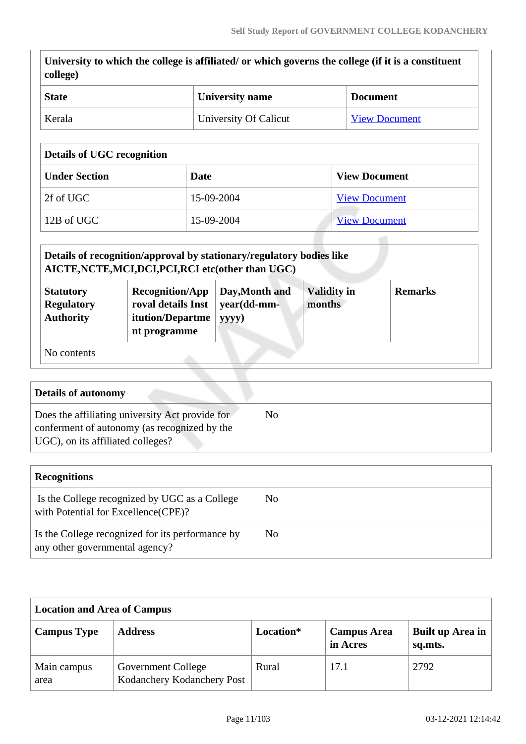| University to which the college is affiliated/ or which governs the college (if it is a constituent college) | | |
|---|---|---|
| **State** | **University name** | **Document** |
| Kerala | University Of Calicut | View Document |

| Details of UGC recognition | | |
|---|---|---|
| **Under Section** | **Date** | **View Document** |
| 2f of UGC | 15-09-2004 | View Document |
| 12B of UGC | 15-09-2004 | View Document |

| Details of recognition/approval by stationary/regulatory bodies like AICTE,NCTE,MCI,DCI,PCI,RCI etc(other than UGC) | | | | |
|---|---|---|---|---|
| **Statutory Regulatory Authority** | **Recognition/Approval details Institution/Department programme** | **Day,Month and year(dd-mm-yyyy)** | **Validity in months** | **Remarks** |
| No contents | | | | |

| Details of autonomy | |
|---|---|
| Does the affiliating university Act provide for conferment of autonomy (as recognized by the UGC), on its affiliated colleges? | No |

| Recognitions | |
|---|---|
| Is the College recognized by UGC as a College with Potential for Excellence(CPE)? | No |
| Is the College recognized for its performance by any other governmental agency? | No |

| Location and Area of Campus | | | | |
|---|---|---|---|---|
| **Campus Type** | **Address** | **Location*** | **Campus Area in Acres** | **Built up Area in sq.mts.** |
| Main campus area | Government College Kodanchery Kodanchery Post | Rural | 17.1 | 2792 |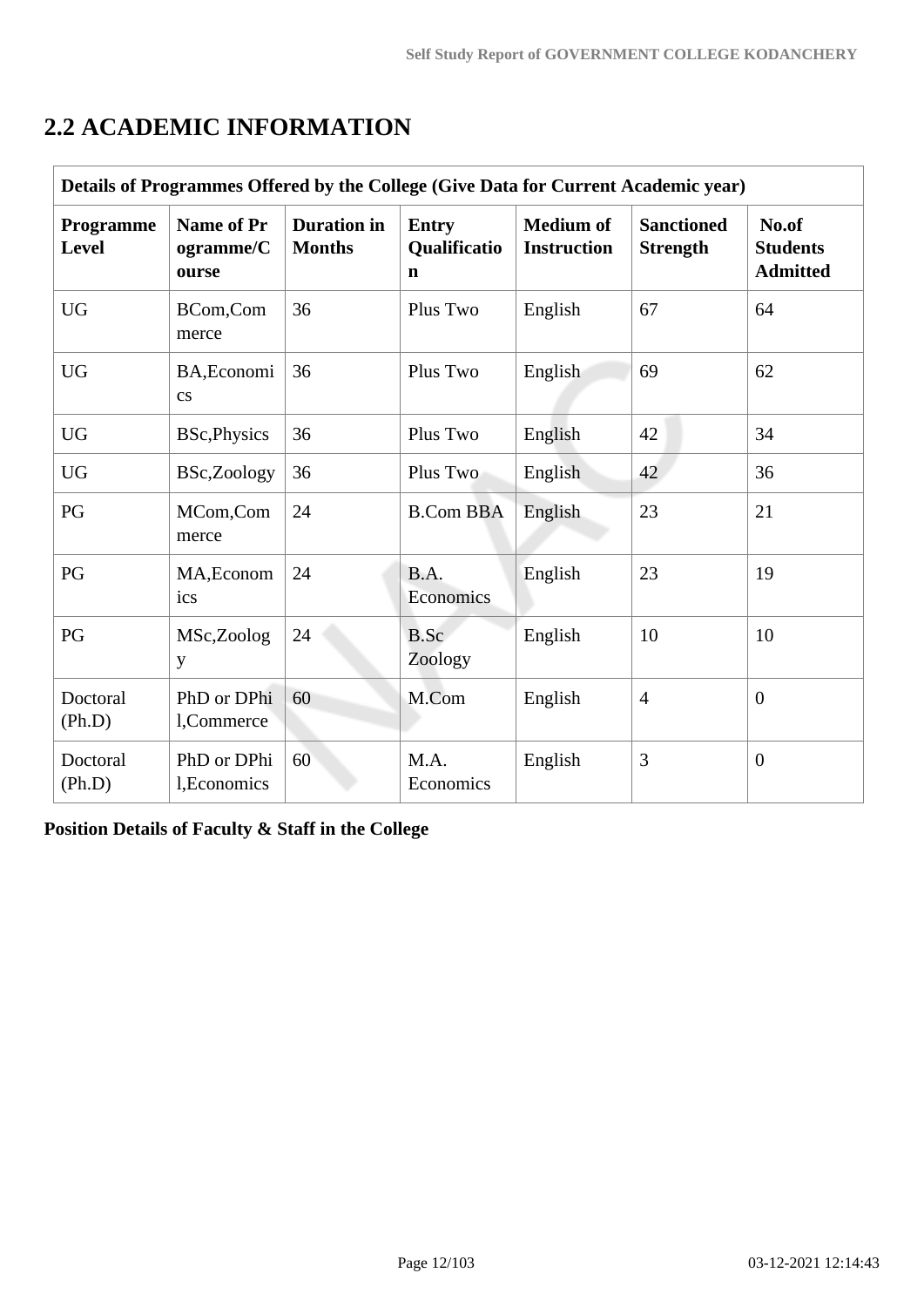## 2.2 ACADEMIC INFORMATION

| Details of Programmes Offered by the College (Give Data for Current Academic year) | | | | | | |
|---|---|---|---|---|---|---|
| **Programme Level** | **Name of Programme/Course** | **Duration in Months** | **Entry Qualification** | **Medium of Instruction** | **Sanctioned Strength** | **No.of Students Admitted** |
| UG | BCom,Commerce | 36 | Plus Two | English | 67 | 64 |
| UG | BA,Economics | 36 | Plus Two | English | 69 | 62 |
| UG | BSc,Physics | 36 | Plus Two | English | 42 | 34 |
| UG | BSc,Zoology | 36 | Plus Two | English | 42 | 36 |
| PG | MCom,Commerce | 24 | B.Com BBA | English | 23 | 21 |
| PG | MA,Economics | 24 | B.A. Economics | English | 23 | 19 |
| PG | MSc,Zoology | 24 | B.Sc Zoology | English | 10 | 10 |
| Doctoral (Ph.D) | PhD or DPhil,Commerce | 60 | M.Com | English | 4 | 0 |
| Doctoral (Ph.D) | PhD or DPhil,Economics | 60 | M.A. Economics | English | 3 | 0 |

**Position Details of Faculty & Staff in the College**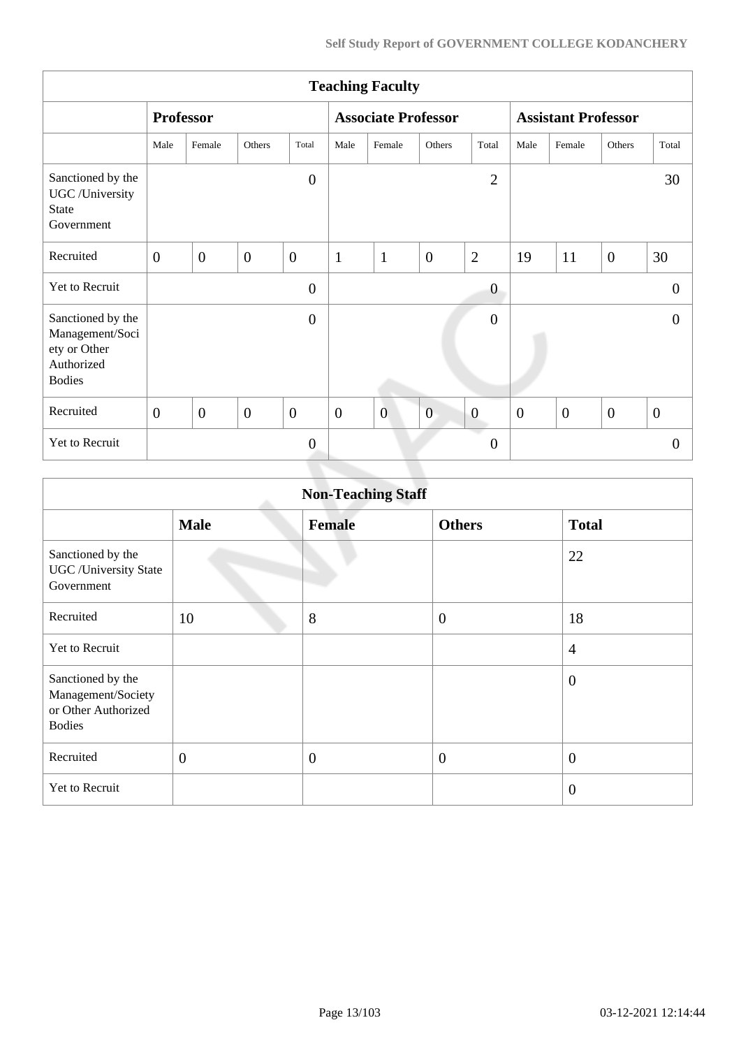| Teaching Faculty | | | | | | | | | | | | |
|---|---|---|---|---|---|---|---|---|---|---|---|---|
| | Professor | | | | Associate Professor | | | | Assistant Professor | | | |
| | Male | Female | Others | Total | Male | Female | Others | Total | Male | Female | Others | Total |
| Sanctioned by the UGC /University State Government | | | | 0 | | | | 2 | | | | 30 |
| Recruited | 0 | 0 | 0 | 0 | 1 | 1 | 0 | 2 | 19 | 11 | 0 | 30 |
| Yet to Recruit | | | | 0 | | | | 0 | | | | 0 |
| Sanctioned by the Management/Society or Other Authorized Bodies | | | | 0 | | | | 0 | | | | 0 |
| Recruited | 0 | 0 | 0 | 0 | 0 | 0 | 0 | 0 | 0 | 0 | 0 | 0 |
| Yet to Recruit | | | | 0 | | | | 0 | | | | 0 |

| Non-Teaching Staff | | | | |
|---|---|---|---|---|
| | Male | Female | Others | Total |
| Sanctioned by the UGC /University State Government | | | | 22 |
| Recruited | 10 | 8 | 0 | 18 |
| Yet to Recruit | | | | 4 |
| Sanctioned by the Management/Society or Other Authorized Bodies | | | | 0 |
| Recruited | 0 | 0 | 0 | 0 |
| Yet to Recruit | | | | 0 |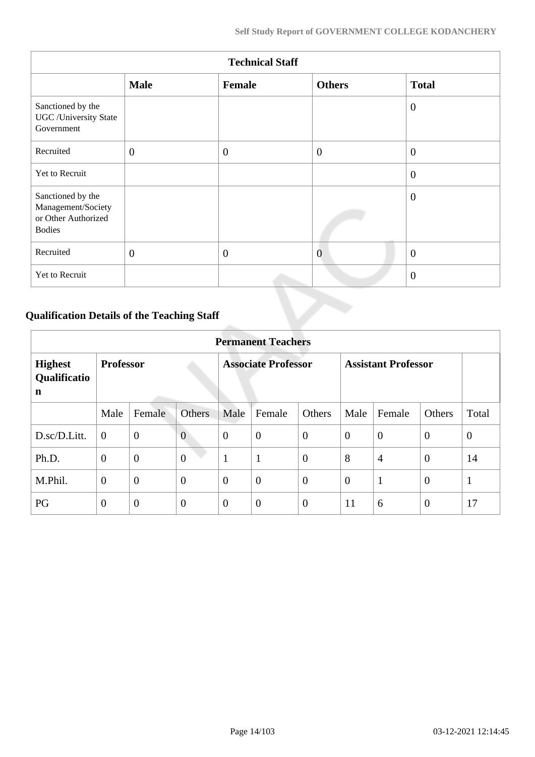| Technical Staff | | | | |
|---|---|---|---|---|
| | **Male** | **Female** | **Others** | **Total** |
| Sanctioned by the UGC /University State Government | | | | 0 |
| Recruited | 0 | 0 | 0 | 0 |
| Yet to Recruit | | | | 0 |
| Sanctioned by the Management/Society or Other Authorized Bodies | | | | 0 |
| Recruited | 0 | 0 | 0 | 0 |
| Yet to Recruit | | | | 0 |

### Qualification Details of the Teaching Staff

| Permanent Teachers | | | | | | | | | | |
|---|---|---|---|---|---|---|---|---|---|---|
| **Highest Qualification** | **Professor** | | | **Associate Professor** | | | **Assistant Professor** | | | |
| | Male | Female | Others | Male | Female | Others | Male | Female | Others | Total |
| D.sc/D.Litt. | 0 | 0 | 0 | 0 | 0 | 0 | 0 | 0 | 0 | 0 |
| Ph.D. | 0 | 0 | 0 | 1 | 1 | 0 | 8 | 4 | 0 | 14 |
| M.Phil. | 0 | 0 | 0 | 0 | 0 | 0 | 0 | 1 | 0 | 1 |
| PG | 0 | 0 | 0 | 0 | 0 | 0 | 11 | 6 | 0 | 17 |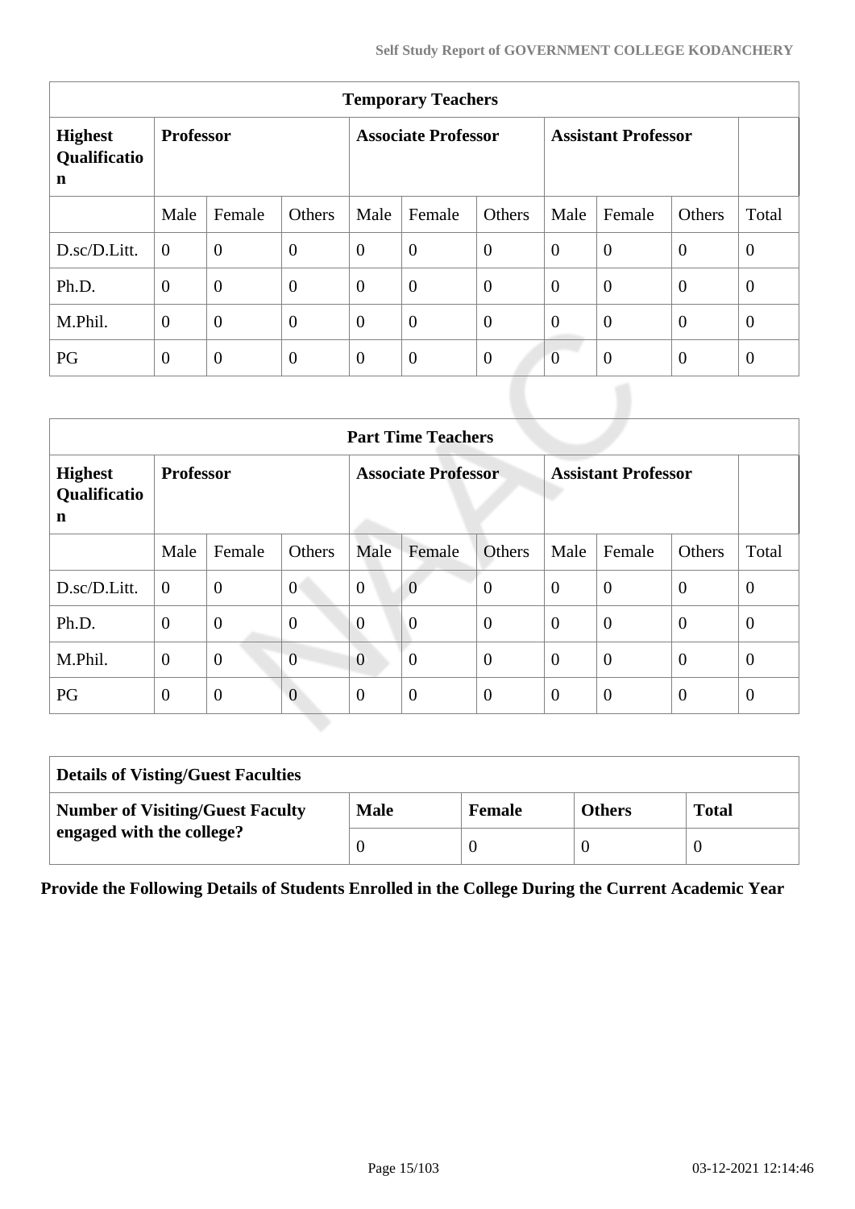| Temporary Teachers | | | | | | | | | | |
|---|---|---|---|---|---|---|---|---|---|---|
| **Highest Qualification** | **Professor** | | | **Associate Professor** | | | **Assistant Professor** | | | |
| | Male | Female | Others | Male | Female | Others | Male | Female | Others | Total |
| D.sc/D.Litt. | 0 | 0 | 0 | 0 | 0 | 0 | 0 | 0 | 0 | 0 |
| Ph.D. | 0 | 0 | 0 | 0 | 0 | 0 | 0 | 0 | 0 | 0 |
| M.Phil. | 0 | 0 | 0 | 0 | 0 | 0 | 0 | 0 | 0 | 0 |
| PG | 0 | 0 | 0 | 0 | 0 | 0 | 0 | 0 | 0 | 0 |

| Part Time Teachers | | | | | | | | | | |
|---|---|---|---|---|---|---|---|---|---|---|
| **Highest Qualification** | **Professor** | | | **Associate Professor** | | | **Assistant Professor** | | | |
| | Male | Female | Others | Male | Female | Others | Male | Female | Others | Total |
| D.sc/D.Litt. | 0 | 0 | 0 | 0 | 0 | 0 | 0 | 0 | 0 | 0 |
| Ph.D. | 0 | 0 | 0 | 0 | 0 | 0 | 0 | 0 | 0 | 0 |
| M.Phil. | 0 | 0 | 0 | 0 | 0 | 0 | 0 | 0 | 0 | 0 |
| PG | 0 | 0 | 0 | 0 | 0 | 0 | 0 | 0 | 0 | 0 |

| Details of Visting/Guest Faculties | | | | |
|---|---|---|---|---|
| **Number of Visiting/Guest Faculty engaged with the college?** | **Male** | **Female** | **Others** | **Total** |
| | 0 | 0 | 0 | 0 |

**Provide the Following Details of Students Enrolled in the College During the Current Academic Year**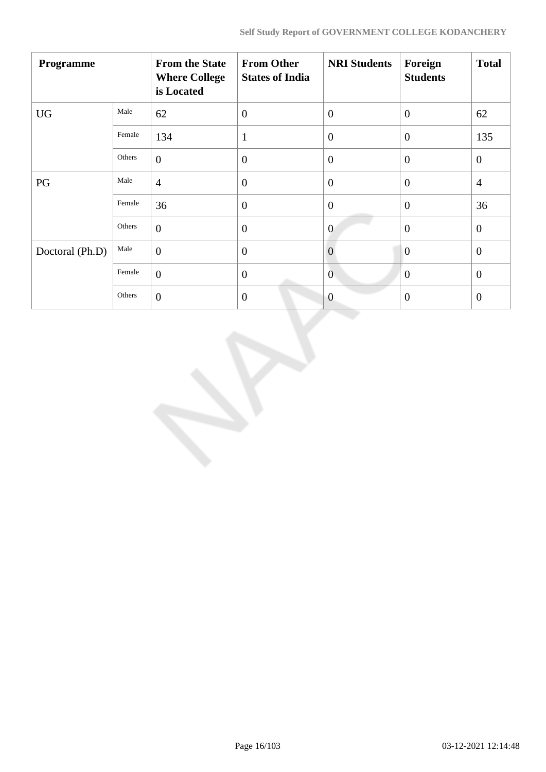| Programme | | From the State Where College is Located | From Other States of India | NRI Students | Foreign Students | Total |
|---|---|---|---|---|---|---|
| UG | Male | 62 | 0 | 0 | 0 | 62 |
| | Female | 134 | 1 | 0 | 0 | 135 |
| | Others | 0 | 0 | 0 | 0 | 0 |
| PG | Male | 4 | 0 | 0 | 0 | 4 |
| | Female | 36 | 0 | 0 | 0 | 36 |
| | Others | 0 | 0 | 0 | 0 | 0 |
| Doctoral (Ph.D) | Male | 0 | 0 | 0 | 0 | 0 |
| | Female | 0 | 0 | 0 | 0 | 0 |
| | Others | 0 | 0 | 0 | 0 | 0 |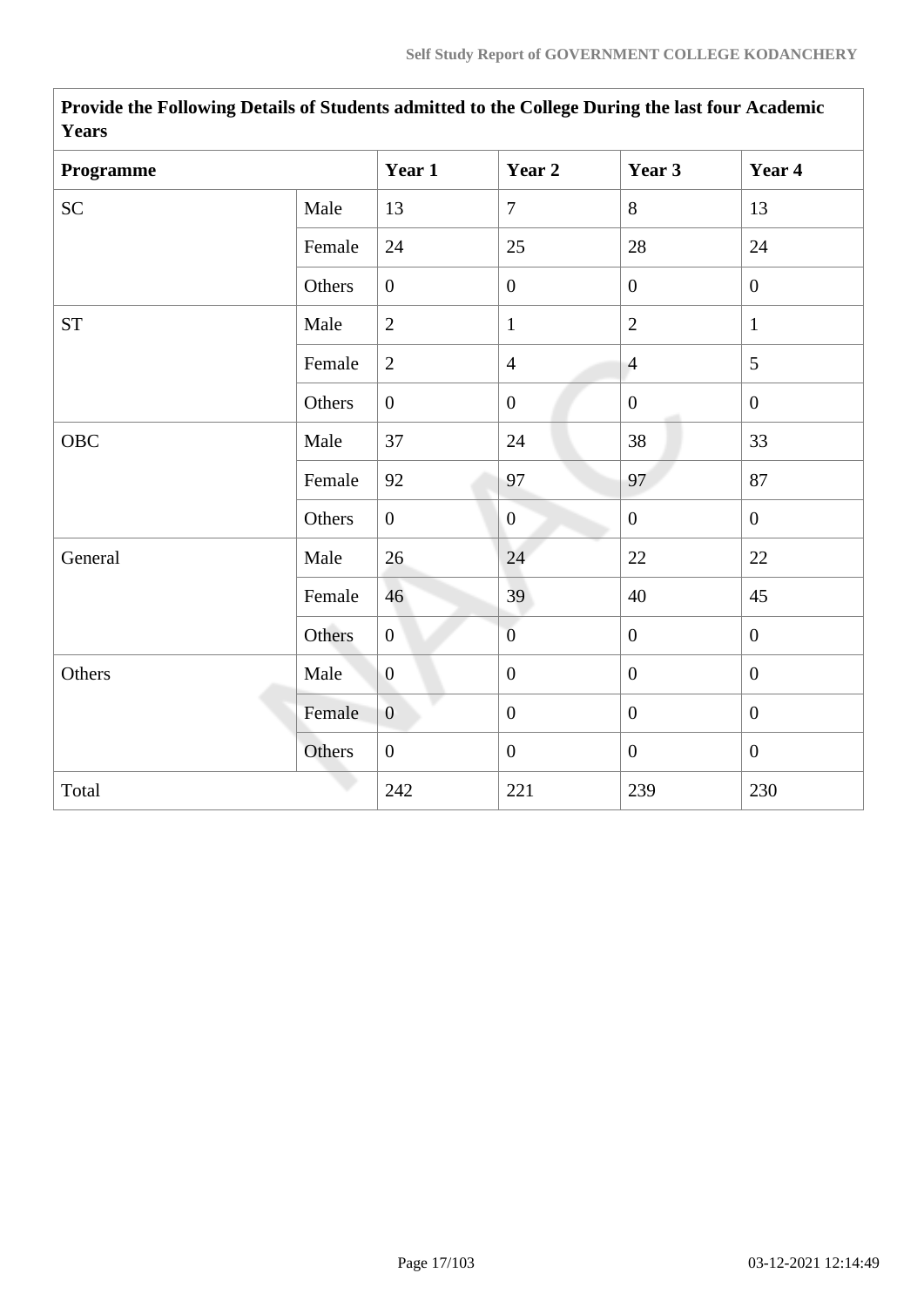| Provide the Following Details of Students admitted to the College During the last four Academic Years | | | | | |
|---|---|---|---|---|---|
| **Programme** | | **Year 1** | **Year 2** | **Year 3** | **Year 4** |
| SC | Male | 13 | 7 | 8 | 13 |
| | Female | 24 | 25 | 28 | 24 |
| | Others | 0 | 0 | 0 | 0 |
| ST | Male | 2 | 1 | 2 | 1 |
| | Female | 2 | 4 | 4 | 5 |
| | Others | 0 | 0 | 0 | 0 |
| OBC | Male | 37 | 24 | 38 | 33 |
| | Female | 92 | 97 | 97 | 87 |
| | Others | 0 | 0 | 0 | 0 |
| General | Male | 26 | 24 | 22 | 22 |
| | Female | 46 | 39 | 40 | 45 |
| | Others | 0 | 0 | 0 | 0 |
| Others | Male | 0 | 0 | 0 | 0 |
| | Female | 0 | 0 | 0 | 0 |
| | Others | 0 | 0 | 0 | 0 |
| Total | | 242 | 221 | 239 | 230 |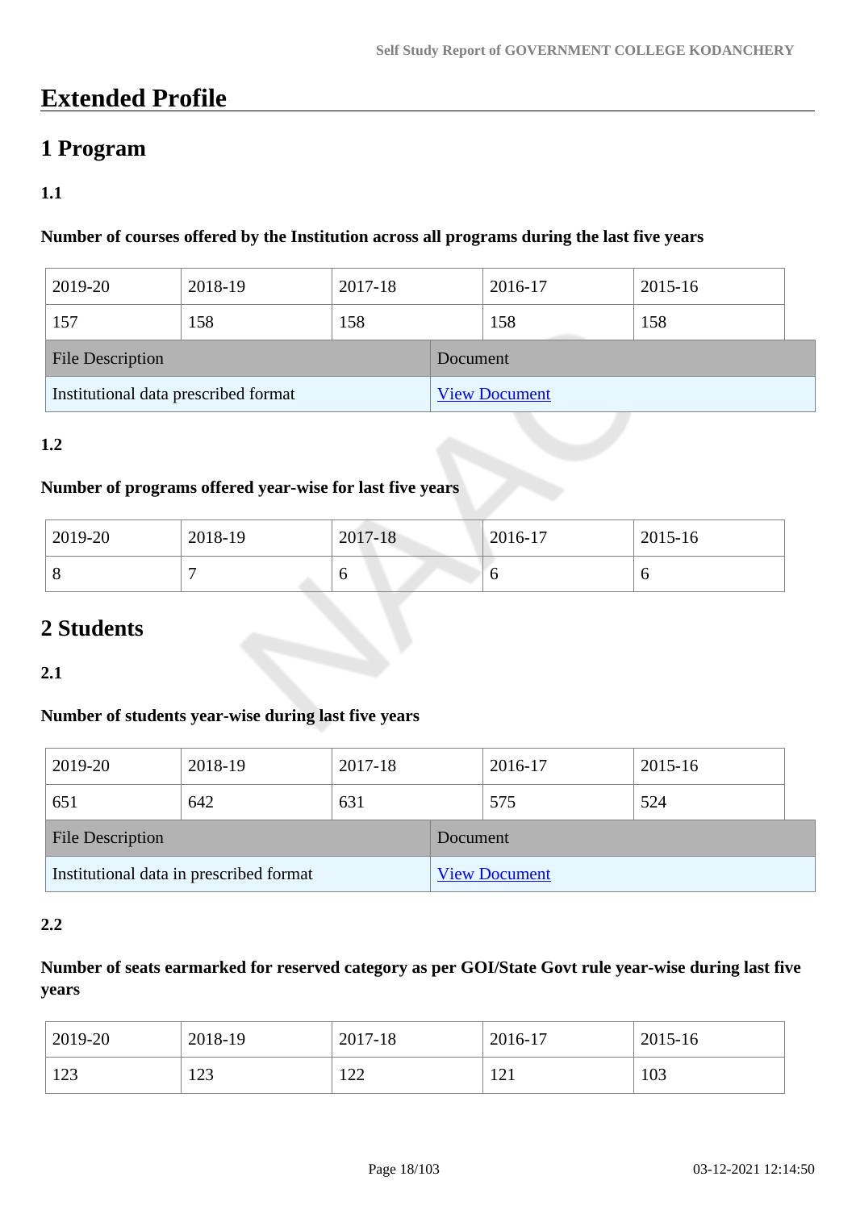# Extended Profile

## 1 Program

### 1.1

**Number of courses offered by the Institution across all programs during the last five years**

| 2019-20 | 2018-19 | 2017-18 | 2016-17 | 2015-16 |
|---|---|---|---|---|
| 157 | 158 | 158 | 158 | 158 |

| File Description | Document |
|---|---|
| Institutional data prescribed format | View Document |

### 1.2

**Number of programs offered year-wise for last five years**

| 2019-20 | 2018-19 | 2017-18 | 2016-17 | 2015-16 |
|---|---|---|---|---|
| 8 | 7 | 6 | 6 | 6 |

## 2 Students

### 2.1

**Number of students year-wise during last five years**

| 2019-20 | 2018-19 | 2017-18 | 2016-17 | 2015-16 |
|---|---|---|---|---|
| 651 | 642 | 631 | 575 | 524 |

| File Description | Document |
|---|---|
| Institutional data in prescribed format | View Document |

### 2.2

**Number of seats earmarked for reserved category as per GOI/State Govt rule year-wise during last five years**

| 2019-20 | 2018-19 | 2017-18 | 2016-17 | 2015-16 |
|---|---|---|---|---|
| 123 | 123 | 122 | 121 | 103 |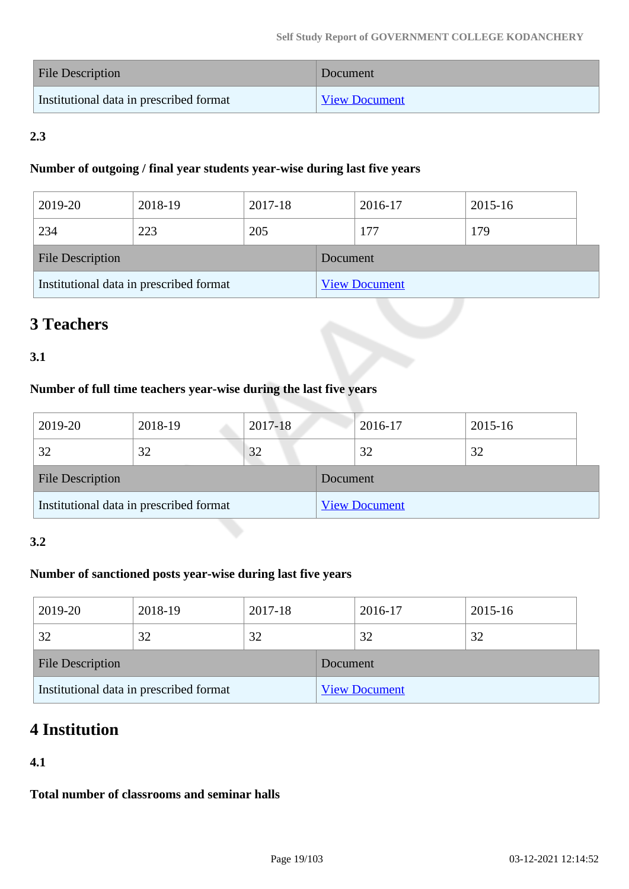| File Description | Document |
|---|---|
| Institutional data in prescribed format | View Document |

**2.3**

**Number of outgoing / final year students year-wise during last five years**

| 2019-20 | 2018-19 | 2017-18 | 2016-17 | 2015-16 |
|---|---|---|---|---|
| 234 | 223 | 205 | 177 | 179 |

| File Description | Document |
|---|---|
| Institutional data in prescribed format | View Document |

## 3 Teachers

**3.1**

**Number of full time teachers year-wise during the last five years**

| 2019-20 | 2018-19 | 2017-18 | 2016-17 | 2015-16 |
|---|---|---|---|---|
| 32 | 32 | 32 | 32 | 32 |

| File Description | Document |
|---|---|
| Institutional data in prescribed format | View Document |

**3.2**

**Number of sanctioned posts year-wise during last five years**

| 2019-20 | 2018-19 | 2017-18 | 2016-17 | 2015-16 |
|---|---|---|---|---|
| 32 | 32 | 32 | 32 | 32 |

| File Description | Document |
|---|---|
| Institutional data in prescribed format | View Document |

## 4 Institution

**4.1**

**Total number of classrooms and seminar halls**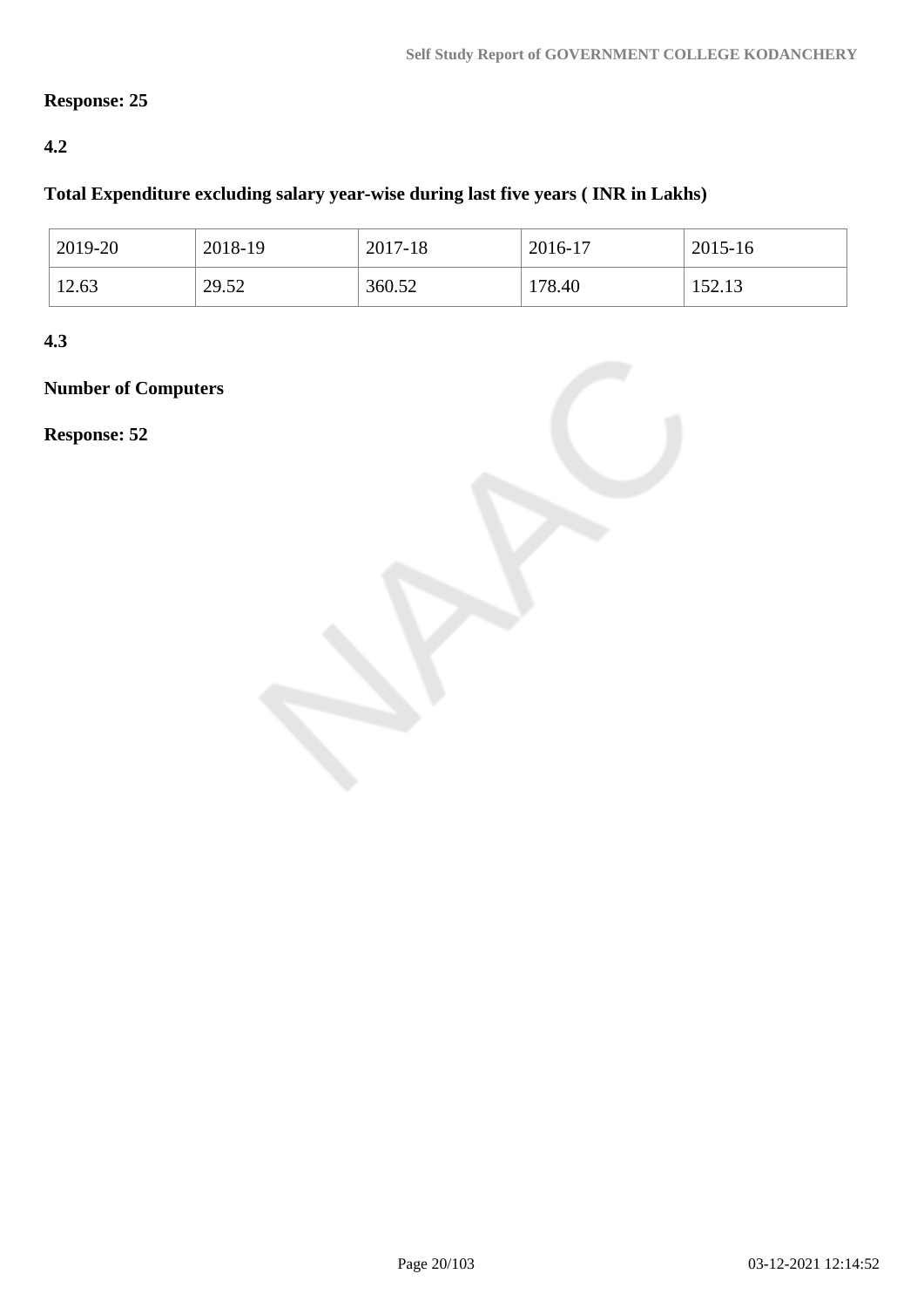**Response: 25**

**4.2**

**Total Expenditure excluding salary year-wise during last five years ( INR in Lakhs)**

| 2019-20 | 2018-19 | 2017-18 | 2016-17 | 2015-16 |
|---|---|---|---|---|
| 12.63 | 29.52 | 360.52 | 178.40 | 152.13 |

**4.3**

**Number of Computers**

**Response: 52**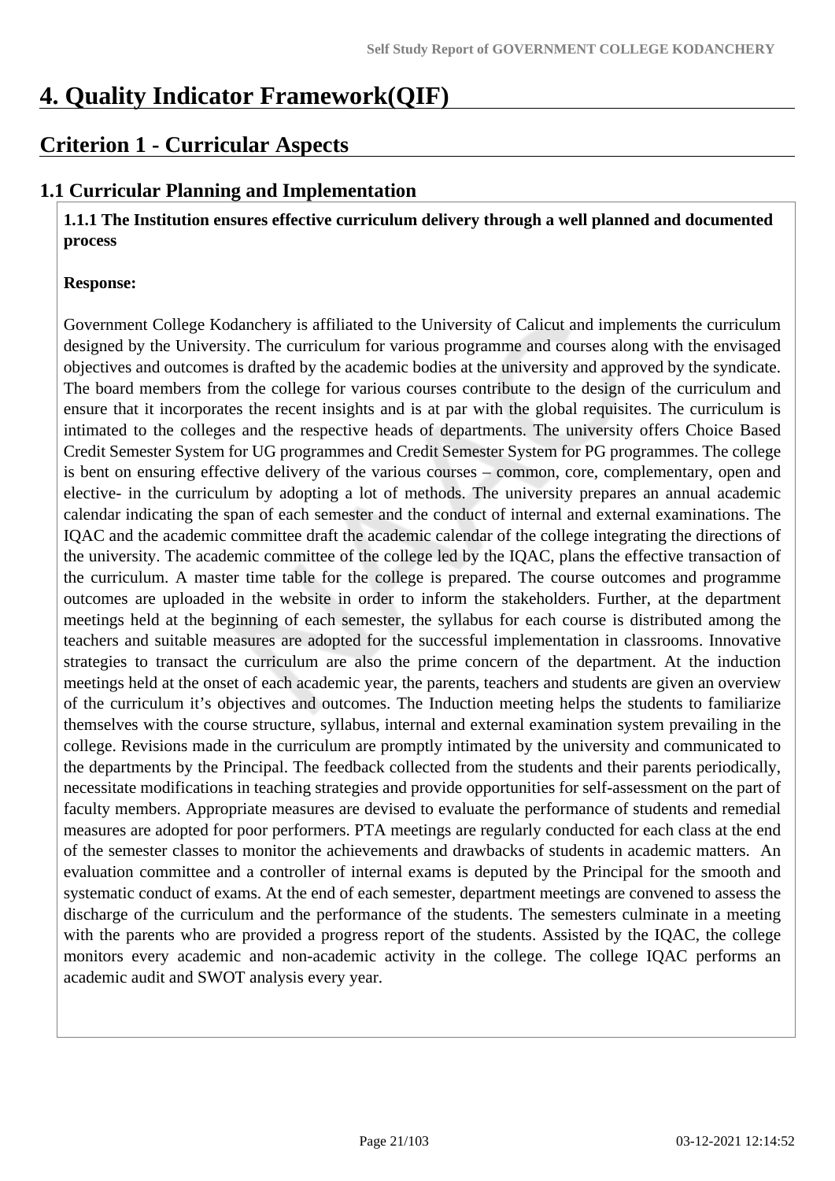# 4. Quality Indicator Framework(QIF)

## Criterion 1 - Curricular Aspects

### 1.1 Curricular Planning and Implementation

**1.1.1 The Institution ensures effective curriculum delivery through a well planned and documented process**

**Response:**

Government College Kodanchery is affiliated to the University of Calicut and implements the curriculum designed by the University. The curriculum for various programme and courses along with the envisaged objectives and outcomes is drafted by the academic bodies at the university and approved by the syndicate. The board members from the college for various courses contribute to the design of the curriculum and ensure that it incorporates the recent insights and is at par with the global requisites. The curriculum is intimated to the colleges and the respective heads of departments. The university offers Choice Based Credit Semester System for UG programmes and Credit Semester System for PG programmes. The college is bent on ensuring effective delivery of the various courses – common, core, complementary, open and elective- in the curriculum by adopting a lot of methods. The university prepares an annual academic calendar indicating the span of each semester and the conduct of internal and external examinations. The IQAC and the academic committee draft the academic calendar of the college integrating the directions of the university. The academic committee of the college led by the IQAC, plans the effective transaction of the curriculum. A master time table for the college is prepared. The course outcomes and programme outcomes are uploaded in the website in order to inform the stakeholders. Further, at the department meetings held at the beginning of each semester, the syllabus for each course is distributed among the teachers and suitable measures are adopted for the successful implementation in classrooms. Innovative strategies to transact the curriculum are also the prime concern of the department. At the induction meetings held at the onset of each academic year, the parents, teachers and students are given an overview of the curriculum it's objectives and outcomes. The Induction meeting helps the students to familiarize themselves with the course structure, syllabus, internal and external examination system prevailing in the college. Revisions made in the curriculum are promptly intimated by the university and communicated to the departments by the Principal. The feedback collected from the students and their parents periodically, necessitate modifications in teaching strategies and provide opportunities for self-assessment on the part of faculty members. Appropriate measures are devised to evaluate the performance of students and remedial measures are adopted for poor performers. PTA meetings are regularly conducted for each class at the end of the semester classes to monitor the achievements and drawbacks of students in academic matters. An evaluation committee and a controller of internal exams is deputed by the Principal for the smooth and systematic conduct of exams. At the end of each semester, department meetings are convened to assess the discharge of the curriculum and the performance of the students. The semesters culminate in a meeting with the parents who are provided a progress report of the students. Assisted by the IQAC, the college monitors every academic and non-academic activity in the college. The college IQAC performs an academic audit and SWOT analysis every year.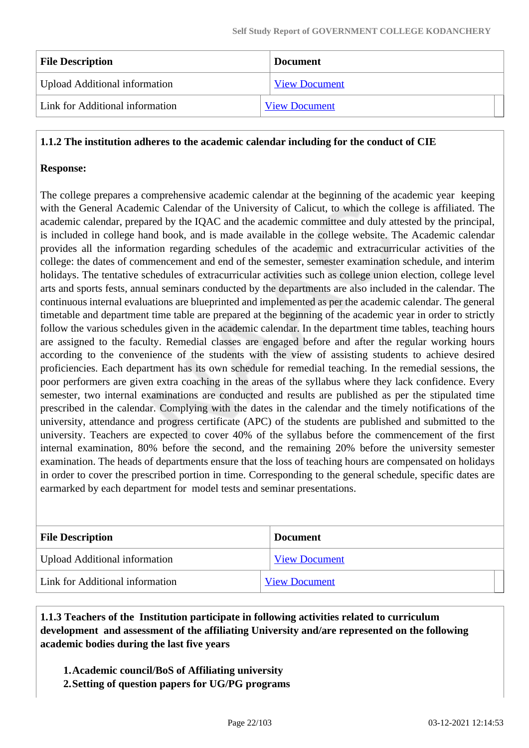| File Description | Document |
|---|---|
| Upload Additional information | View Document |
| Link for Additional information | View Document |

**1.1.2 The institution adheres to the academic calendar including for the conduct of CIE**

**Response:**

The college prepares a comprehensive academic calendar at the beginning of the academic year keeping with the General Academic Calendar of the University of Calicut, to which the college is affiliated. The academic calendar, prepared by the IQAC and the academic committee and duly attested by the principal, is included in college hand book, and is made available in the college website. The Academic calendar provides all the information regarding schedules of the academic and extracurricular activities of the college: the dates of commencement and end of the semester, semester examination schedule, and interim holidays. The tentative schedules of extracurricular activities such as college union election, college level arts and sports fests, annual seminars conducted by the departments are also included in the calendar. The continuous internal evaluations are blueprinted and implemented as per the academic calendar. The general timetable and department time table are prepared at the beginning of the academic year in order to strictly follow the various schedules given in the academic calendar. In the department time tables, teaching hours are assigned to the faculty. Remedial classes are engaged before and after the regular working hours according to the convenience of the students with the view of assisting students to achieve desired proficiencies. Each department has its own schedule for remedial teaching. In the remedial sessions, the poor performers are given extra coaching in the areas of the syllabus where they lack confidence. Every semester, two internal examinations are conducted and results are published as per the stipulated time prescribed in the calendar. Complying with the dates in the calendar and the timely notifications of the university, attendance and progress certificate (APC) of the students are published and submitted to the university. Teachers are expected to cover 40% of the syllabus before the commencement of the first internal examination, 80% before the second, and the remaining 20% before the university semester examination. The heads of departments ensure that the loss of teaching hours are compensated on holidays in order to cover the prescribed portion in time. Corresponding to the general schedule, specific dates are earmarked by each department for model tests and seminar presentations.

| File Description | Document |
|---|---|
| Upload Additional information | View Document |
| Link for Additional information | View Document |

**1.1.3 Teachers of the Institution participate in following activities related to curriculum development and assessment of the affiliating University and/are represented on the following academic bodies during the last five years**

1. **Academic council/BoS of Affiliating university**
2. **Setting of question papers for UG/PG programs**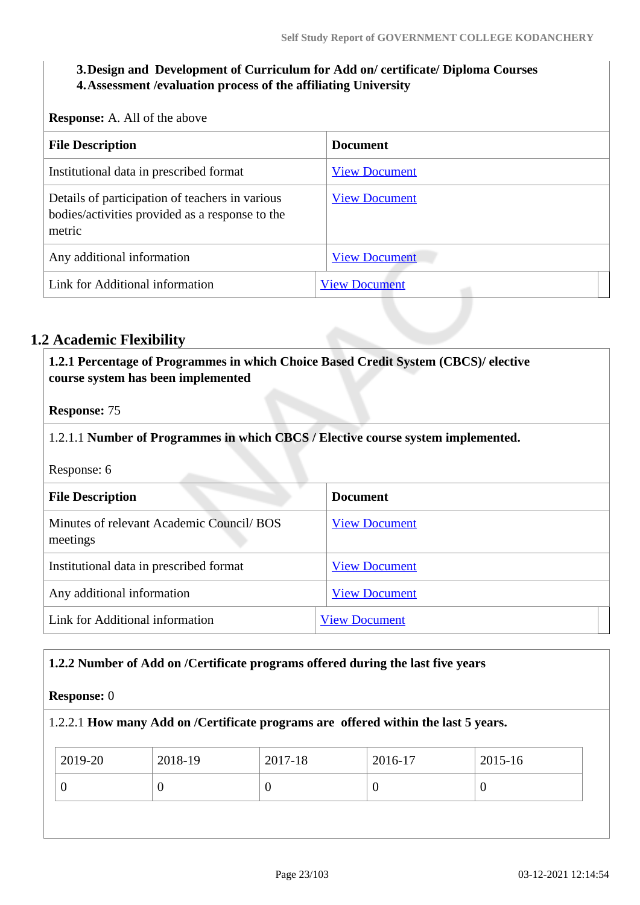3. **Design and Development of Curriculum for Add on/ certificate/ Diploma Courses**
4. **Assessment /evaluation process of the affiliating University**

**Response:** A. All of the above

| File Description | Document |
|---|---|
| Institutional data in prescribed format | View Document |
| Details of participation of teachers in various bodies/activities provided as a response to the metric | View Document |
| Any additional information | View Document |
| Link for Additional information | View Document |

## 1.2 Academic Flexibility

**1.2.1 Percentage of Programmes in which Choice Based Credit System (CBCS)/ elective course system has been implemented**

**Response:** 75

1.2.1.1 **Number of Programmes in which CBCS / Elective course system implemented.**

Response: 6

| File Description | Document |
|---|---|
| Minutes of relevant Academic Council/ BOS meetings | View Document |
| Institutional data in prescribed format | View Document |
| Any additional information | View Document |
| Link for Additional information | View Document |

**1.2.2 Number of Add on /Certificate programs offered during the last five years**

**Response:** 0

1.2.2.1 **How many Add on /Certificate programs are offered within the last 5 years.**

| 2019-20 | 2018-19 | 2017-18 | 2016-17 | 2015-16 |
|---|---|---|---|---|
| 0 | 0 | 0 | 0 | 0 |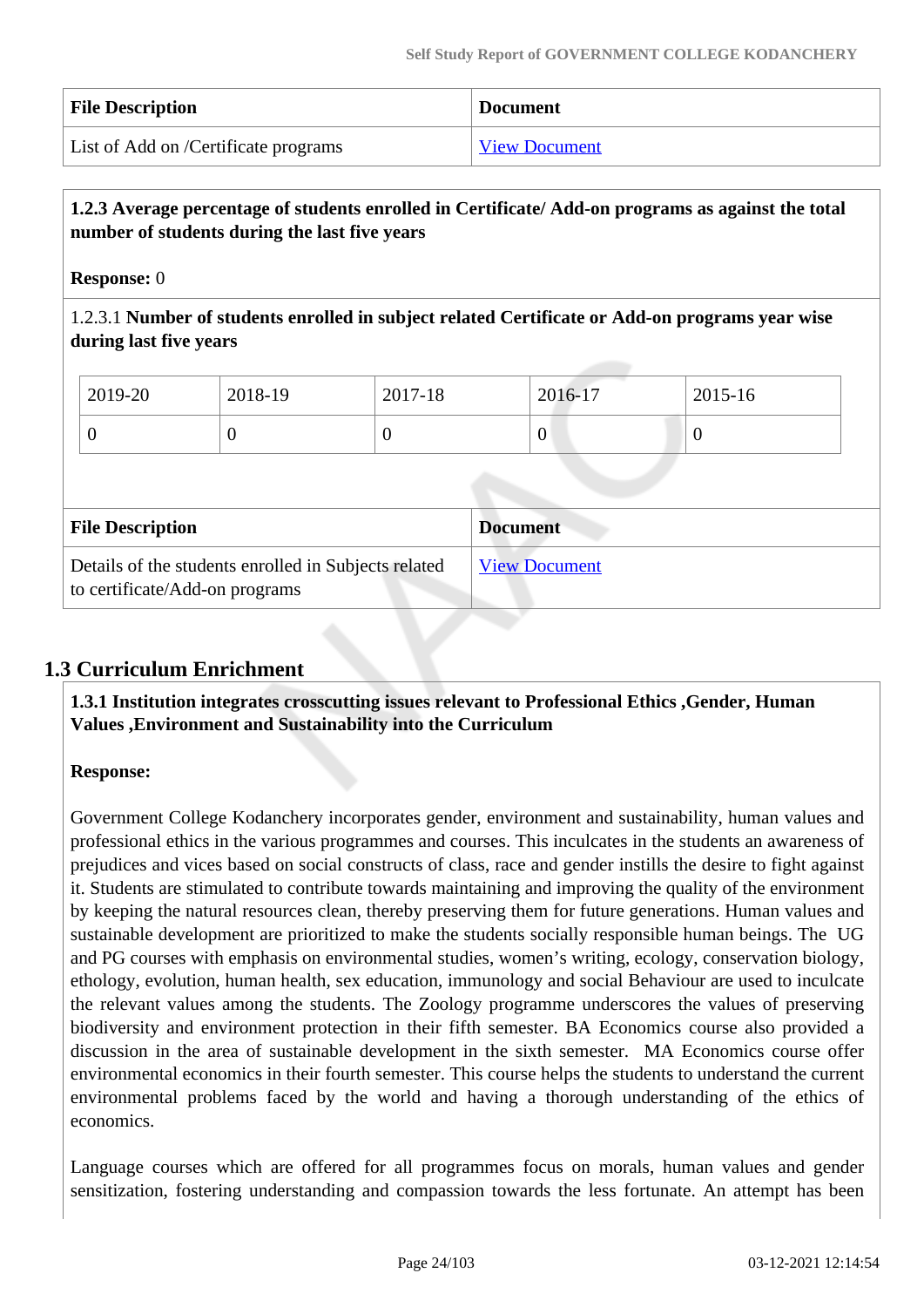| File Description | Document |
| --- | --- |
| List of Add on /Certificate programs | View Document |

**1.2.3 Average percentage of students enrolled in Certificate/ Add-on programs as against the total number of students during the last five years**

**Response:** 0

1.2.3.1 **Number of students enrolled in subject related Certificate or Add-on programs year wise during last five years**

| 2019-20 | 2018-19 | 2017-18 | 2016-17 | 2015-16 |
| --- | --- | --- | --- | --- |
| 0 | 0 | 0 | 0 | 0 |

| File Description | Document |
| --- | --- |
| Details of the students enrolled in Subjects related to certificate/Add-on programs | View Document |

## 1.3 Curriculum Enrichment

**1.3.1 Institution integrates crosscutting issues relevant to Professional Ethics ,Gender, Human Values ,Environment and Sustainability into the Curriculum**

**Response:**

Government College Kodanchery incorporates gender, environment and sustainability, human values and professional ethics in the various programmes and courses. This inculcates in the students an awareness of prejudices and vices based on social constructs of class, race and gender instills the desire to fight against it. Students are stimulated to contribute towards maintaining and improving the quality of the environment by keeping the natural resources clean, thereby preserving them for future generations. Human values and sustainable development are prioritized to make the students socially responsible human beings. The UG and PG courses with emphasis on environmental studies, women's writing, ecology, conservation biology, ethology, evolution, human health, sex education, immunology and social Behaviour are used to inculcate the relevant values among the students. The Zoology programme underscores the values of preserving biodiversity and environment protection in their fifth semester. BA Economics course also provided a discussion in the area of sustainable development in the sixth semester. MA Economics course offer environmental economics in their fourth semester. This course helps the students to understand the current environmental problems faced by the world and having a thorough understanding of the ethics of economics.

Language courses which are offered for all programmes focus on morals, human values and gender sensitization, fostering understanding and compassion towards the less fortunate. An attempt has been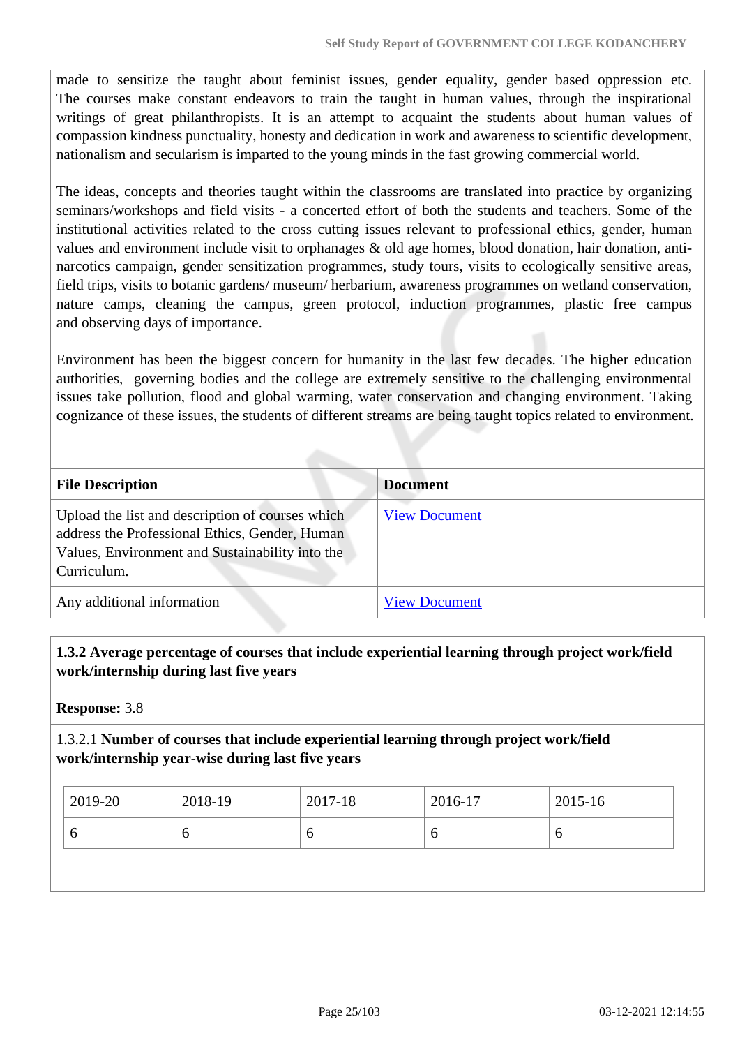made to sensitize the taught about feminist issues, gender equality, gender based oppression etc. The courses make constant endeavors to train the taught in human values, through the inspirational writings of great philanthropists. It is an attempt to acquaint the students about human values of compassion kindness punctuality, honesty and dedication in work and awareness to scientific development, nationalism and secularism is imparted to the young minds in the fast growing commercial world.

The ideas, concepts and theories taught within the classrooms are translated into practice by organizing seminars/workshops and field visits - a concerted effort of both the students and teachers. Some of the institutional activities related to the cross cutting issues relevant to professional ethics, gender, human values and environment include visit to orphanages & old age homes, blood donation, hair donation, anti-narcotics campaign, gender sensitization programmes, study tours, visits to ecologically sensitive areas, field trips, visits to botanic gardens/ museum/ herbarium, awareness programmes on wetland conservation, nature camps, cleaning the campus, green protocol, induction programmes, plastic free campus and observing days of importance.

Environment has been the biggest concern for humanity in the last few decades. The higher education authorities, governing bodies and the college are extremely sensitive to the challenging environmental issues take pollution, flood and global warming, water conservation and changing environment. Taking cognizance of these issues, the students of different streams are being taught topics related to environment.

| File Description | Document |
|---|---|
| Upload the list and description of courses which address the Professional Ethics, Gender, Human Values, Environment and Sustainability into the Curriculum. | View Document |
| Any additional information | View Document |

**1.3.2 Average percentage of courses that include experiential learning through project work/field work/internship during last five years**

**Response:** 3.8

1.3.2.1 **Number of courses that include experiential learning through project work/field work/internship year-wise during last five years**

| 2019-20 | 2018-19 | 2017-18 | 2016-17 | 2015-16 |
|---|---|---|---|---|
| 6 | 6 | 6 | 6 | 6 |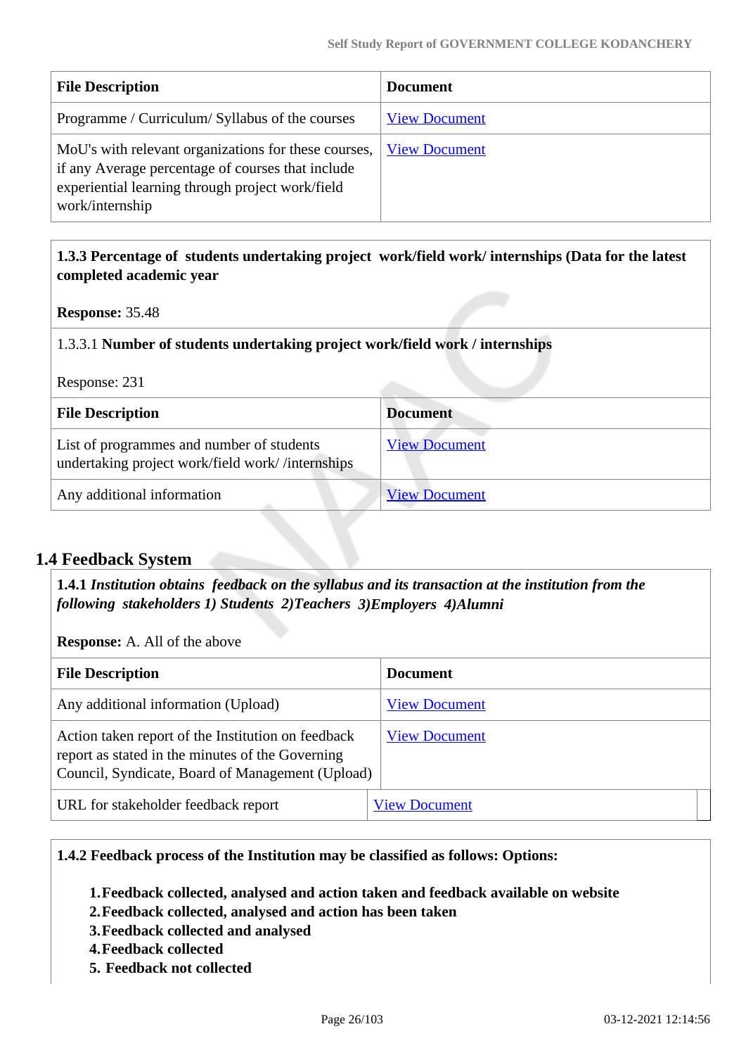| File Description | Document |
|---|---|
| Programme / Curriculum/ Syllabus of the courses | View Document |
| MoU's with relevant organizations for these courses, if any Average percentage of courses that include experiential learning through project work/field work/internship | View Document |

**1.3.3 Percentage of students undertaking project work/field work/ internships (Data for the latest completed academic year**

**Response:** 35.48

1.3.3.1 **Number of students undertaking project work/field work / internships**

Response: 231

| File Description | Document |
|---|---|
| List of programmes and number of students undertaking project work/field work/ /internships | View Document |
| Any additional information | View Document |

## 1.4 Feedback System

**1.4.1** ***Institution obtains feedback on the syllabus and its transaction at the institution from the following stakeholders 1) Students 2)Teachers 3)Employers 4)Alumni***

**Response:** A. All of the above

| File Description | Document |
|---|---|
| Any additional information (Upload) | View Document |
| Action taken report of the Institution on feedback report as stated in the minutes of the Governing Council, Syndicate, Board of Management (Upload) | View Document |
| URL for stakeholder feedback report | View Document |

**1.4.2 Feedback process of the Institution may be classified as follows: Options:**

1. **Feedback collected, analysed and action taken and feedback available on website**
2. **Feedback collected, analysed and action has been taken**
3. **Feedback collected and analysed**
4. **Feedback collected**
5. **Feedback not collected**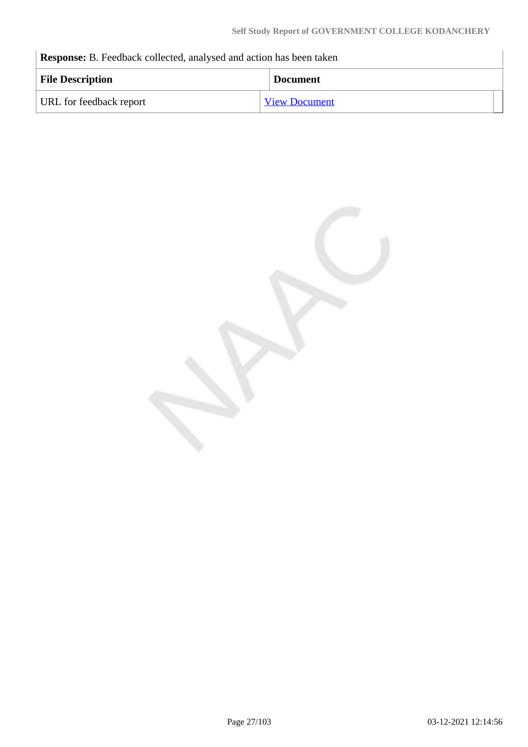**Response:** B. Feedback collected, analysed and action has been taken

| File Description | Document |
| --- | --- |
| URL for feedback report | View Document |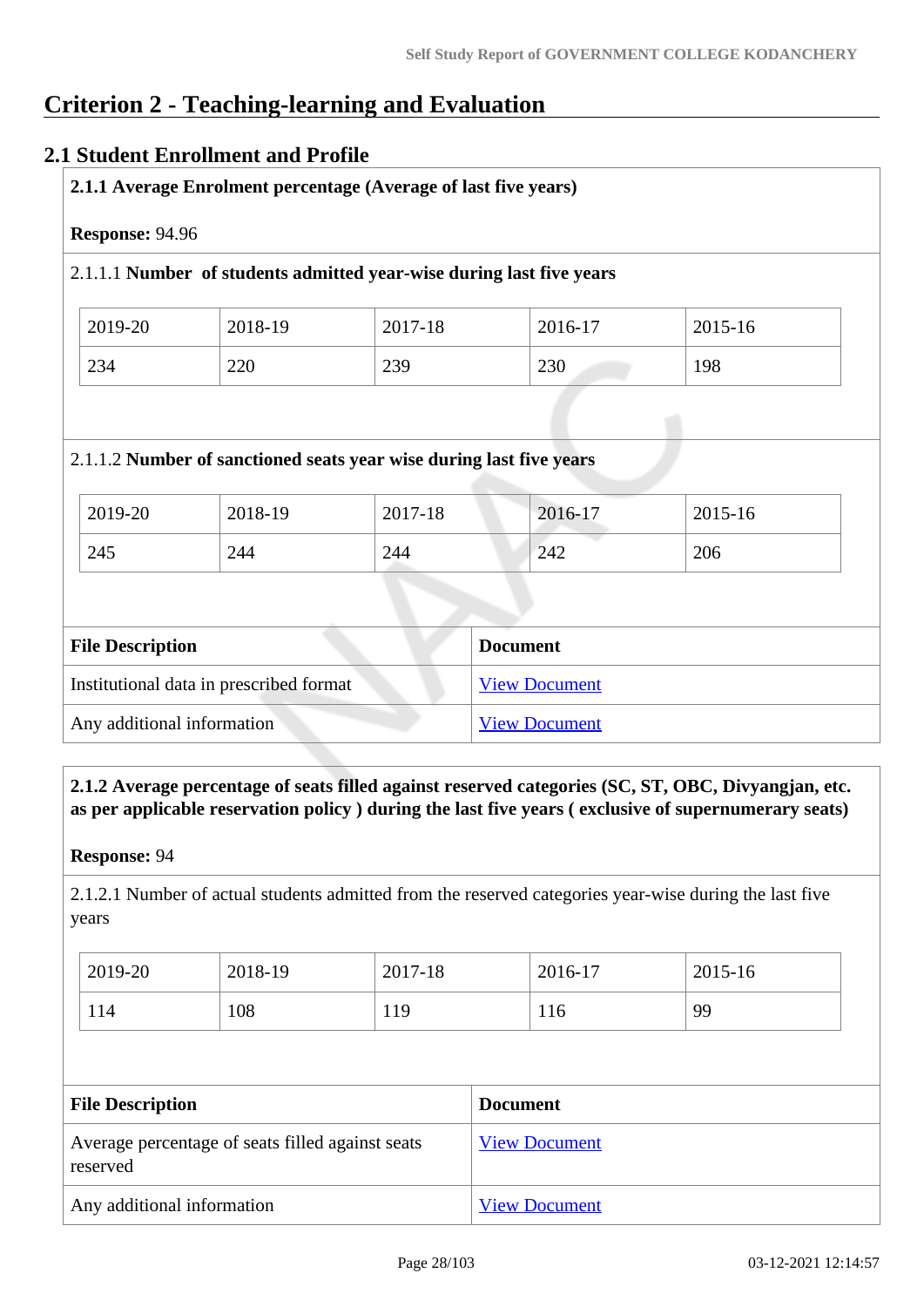# Criterion 2 - Teaching-learning and Evaluation

## 2.1 Student Enrollment and Profile

**2.1.1 Average Enrolment percentage (Average of last five years)**

**Response:** 94.96

2.1.1.1 **Number of students admitted year-wise during last five years**

| 2019-20 | 2018-19 | 2017-18 | 2016-17 | 2015-16 |
|---|---|---|---|---|
| 234 | 220 | 239 | 230 | 198 |

2.1.1.2 **Number of sanctioned seats year wise during last five years**

| 2019-20 | 2018-19 | 2017-18 | 2016-17 | 2015-16 |
|---|---|---|---|---|
| 245 | 244 | 244 | 242 | 206 |

| File Description | Document |
|---|---|
| Institutional data in prescribed format | View Document |
| Any additional information | View Document |

**2.1.2 Average percentage of seats filled against reserved categories (SC, ST, OBC, Divyangjan, etc. as per applicable reservation policy ) during the last five years ( exclusive of supernumerary seats)**

**Response:** 94

2.1.2.1 Number of actual students admitted from the reserved categories year-wise during the last five years

| 2019-20 | 2018-19 | 2017-18 | 2016-17 | 2015-16 |
|---|---|---|---|---|
| 114 | 108 | 119 | 116 | 99 |

| File Description | Document |
|---|---|
| Average percentage of seats filled against seats reserved | View Document |
| Any additional information | View Document |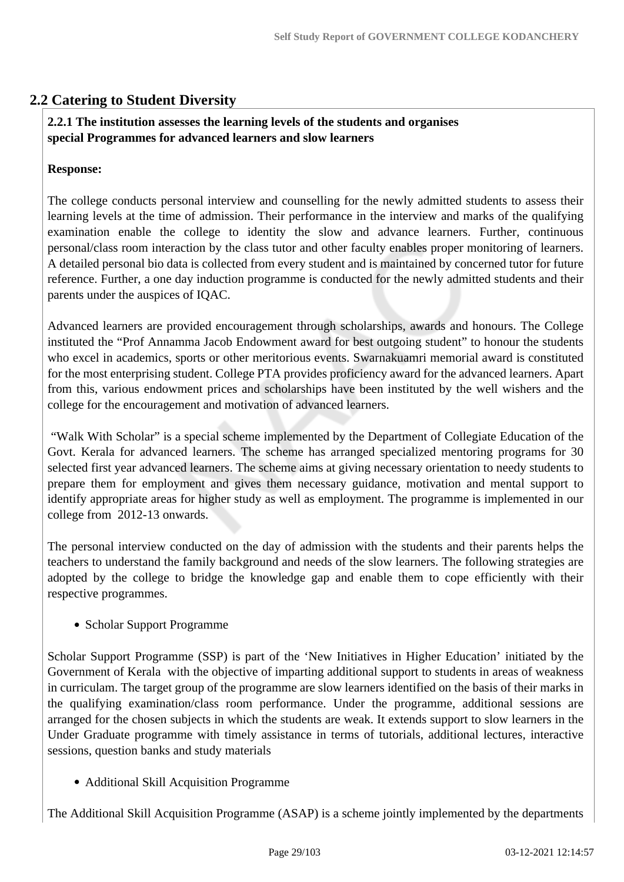## 2.2 Catering to Student Diversity

**2.2.1 The institution assesses the learning levels of the students and organises special Programmes for advanced learners and slow learners**

**Response:**

The college conducts personal interview and counselling for the newly admitted students to assess their learning levels at the time of admission. Their performance in the interview and marks of the qualifying examination enable the college to identity the slow and advance learners. Further, continuous personal/class room interaction by the class tutor and other faculty enables proper monitoring of learners. A detailed personal bio data is collected from every student and is maintained by concerned tutor for future reference. Further, a one day induction programme is conducted for the newly admitted students and their parents under the auspices of IQAC.

Advanced learners are provided encouragement through scholarships, awards and honours. The College instituted the "Prof Annamma Jacob Endowment award for best outgoing student" to honour the students who excel in academics, sports or other meritorious events. Swarnakuamri memorial award is constituted for the most enterprising student. College PTA provides proficiency award for the advanced learners. Apart from this, various endowment prices and scholarships have been instituted by the well wishers and the college for the encouragement and motivation of advanced learners.

"Walk With Scholar" is a special scheme implemented by the Department of Collegiate Education of the Govt. Kerala for advanced learners. The scheme has arranged specialized mentoring programs for 30 selected first year advanced learners. The scheme aims at giving necessary orientation to needy students to prepare them for employment and gives them necessary guidance, motivation and mental support to identify appropriate areas for higher study as well as employment. The programme is implemented in our college from 2012-13 onwards.

The personal interview conducted on the day of admission with the students and their parents helps the teachers to understand the family background and needs of the slow learners. The following strategies are adopted by the college to bridge the knowledge gap and enable them to cope efficiently with their respective programmes.

- Scholar Support Programme

Scholar Support Programme (SSP) is part of the 'New Initiatives in Higher Education' initiated by the Government of Kerala with the objective of imparting additional support to students in areas of weakness in curriculam. The target group of the programme are slow learners identified on the basis of their marks in the qualifying examination/class room performance. Under the programme, additional sessions are arranged for the chosen subjects in which the students are weak. It extends support to slow learners in the Under Graduate programme with timely assistance in terms of tutorials, additional lectures, interactive sessions, question banks and study materials

- Additional Skill Acquisition Programme

The Additional Skill Acquisition Programme (ASAP) is a scheme jointly implemented by the departments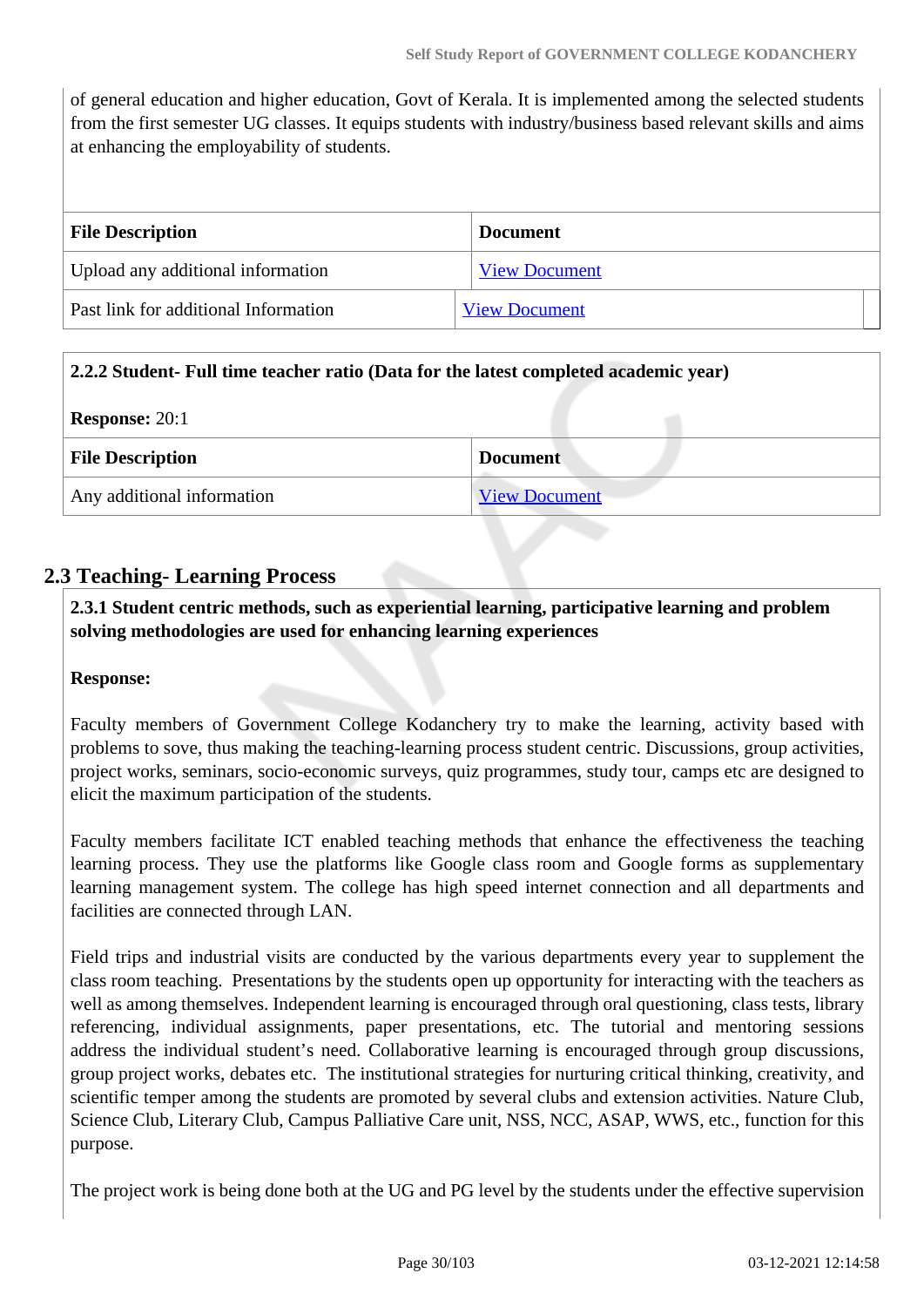of general education and higher education, Govt of Kerala. It is implemented among the selected students from the first semester UG classes. It equips students with industry/business based relevant skills and aims at enhancing the employability of students.

| File Description | Document |
|---|---|
| Upload any additional information | View Document |
| Past link for additional Information | View Document |

**2.2.2 Student- Full time teacher ratio (Data for the latest completed academic year)**

**Response:** 20:1

| File Description | Document |
|---|---|
| Any additional information | View Document |

## 2.3 Teaching- Learning Process

**2.3.1 Student centric methods, such as experiential learning, participative learning and problem solving methodologies are used for enhancing learning experiences**

**Response:**

Faculty members of Government College Kodanchery try to make the learning, activity based with problems to sove, thus making the teaching-learning process student centric. Discussions, group activities, project works, seminars, socio-economic surveys, quiz programmes, study tour, camps etc are designed to elicit the maximum participation of the students.

Faculty members facilitate ICT enabled teaching methods that enhance the effectiveness the teaching learning process. They use the platforms like Google class room and Google forms as supplementary learning management system. The college has high speed internet connection and all departments and facilities are connected through LAN.

Field trips and industrial visits are conducted by the various departments every year to supplement the class room teaching. Presentations by the students open up opportunity for interacting with the teachers as well as among themselves. Independent learning is encouraged through oral questioning, class tests, library referencing, individual assignments, paper presentations, etc. The tutorial and mentoring sessions address the individual student's need. Collaborative learning is encouraged through group discussions, group project works, debates etc. The institutional strategies for nurturing critical thinking, creativity, and scientific temper among the students are promoted by several clubs and extension activities. Nature Club, Science Club, Literary Club, Campus Palliative Care unit, NSS, NCC, ASAP, WWS, etc., function for this purpose.

The project work is being done both at the UG and PG level by the students under the effective supervision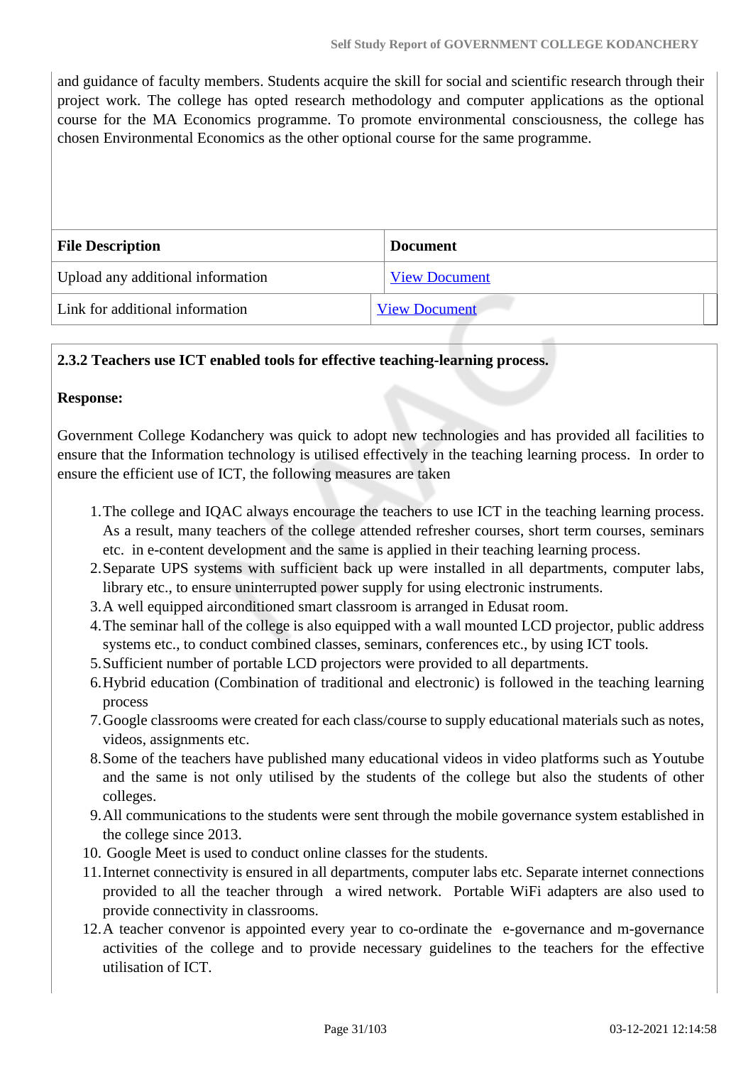and guidance of faculty members. Students acquire the skill for social and scientific research through their project work. The college has opted research methodology and computer applications as the optional course for the MA Economics programme. To promote environmental consciousness, the college has chosen Environmental Economics as the other optional course for the same programme.

| File Description | Document |
| --- | --- |
| Upload any additional information | View Document |
| Link for additional information | View Document |

**2.3.2 Teachers use ICT enabled tools for effective teaching-learning process.**

**Response:**

Government College Kodanchery was quick to adopt new technologies and has provided all facilities to ensure that the Information technology is utilised effectively in the teaching learning process. In order to ensure the efficient use of ICT, the following measures are taken

1. The college and IQAC always encourage the teachers to use ICT in the teaching learning process. As a result, many teachers of the college attended refresher courses, short term courses, seminars etc. in e-content development and the same is applied in their teaching learning process.
2. Separate UPS systems with sufficient back up were installed in all departments, computer labs, library etc., to ensure uninterrupted power supply for using electronic instruments.
3. A well equipped airconditioned smart classroom is arranged in Edusat room.
4. The seminar hall of the college is also equipped with a wall mounted LCD projector, public address systems etc., to conduct combined classes, seminars, conferences etc., by using ICT tools.
5. Sufficient number of portable LCD projectors were provided to all departments.
6. Hybrid education (Combination of traditional and electronic) is followed in the teaching learning process
7. Google classrooms were created for each class/course to supply educational materials such as notes, videos, assignments etc.
8. Some of the teachers have published many educational videos in video platforms such as Youtube and the same is not only utilised by the students of the college but also the students of other colleges.
9. All communications to the students were sent through the mobile governance system established in the college since 2013.
10. Google Meet is used to conduct online classes for the students.
11. Internet connectivity is ensured in all departments, computer labs etc. Separate internet connections provided to all the teacher through a wired network. Portable WiFi adapters are also used to provide connectivity in classrooms.
12. A teacher convenor is appointed every year to co-ordinate the e-governance and m-governance activities of the college and to provide necessary guidelines to the teachers for the effective utilisation of ICT.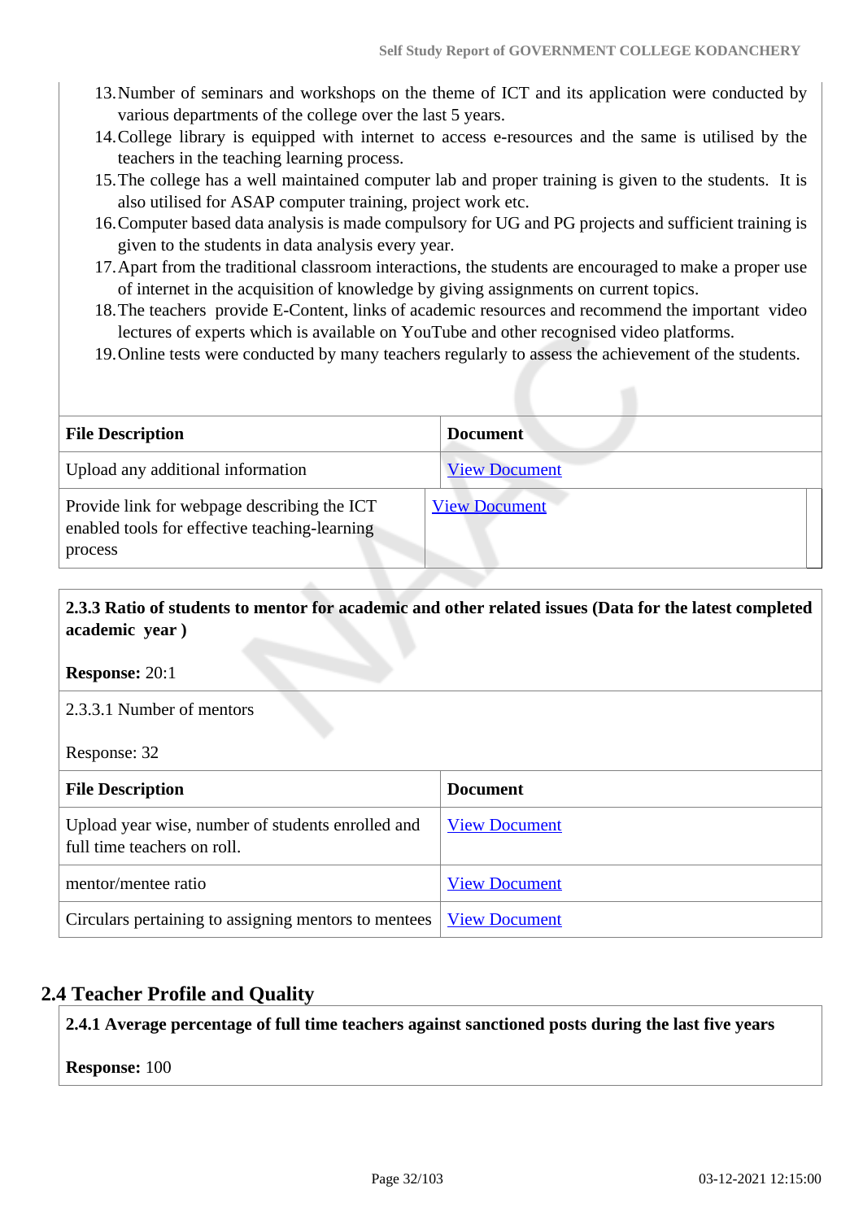13. Number of seminars and workshops on the theme of ICT and its application were conducted by various departments of the college over the last 5 years.
14. College library is equipped with internet to access e-resources and the same is utilised by the teachers in the teaching learning process.
15. The college has a well maintained computer lab and proper training is given to the students. It is also utilised for ASAP computer training, project work etc.
16. Computer based data analysis is made compulsory for UG and PG projects and sufficient training is given to the students in data analysis every year.
17. Apart from the traditional classroom interactions, the students are encouraged to make a proper use of internet in the acquisition of knowledge by giving assignments on current topics.
18. The teachers provide E-Content, links of academic resources and recommend the important video lectures of experts which is available on YouTube and other recognised video platforms.
19. Online tests were conducted by many teachers regularly to assess the achievement of the students.

| File Description | Document |
|---|---|
| Upload any additional information | View Document |
| Provide link for webpage describing the ICT enabled tools for effective teaching-learning process | View Document |

**2.3.3 Ratio of students to mentor for academic and other related issues (Data for the latest completed academic year )**

**Response:** 20:1

2.3.3.1 Number of mentors

Response: 32

| File Description | Document |
|---|---|
| Upload year wise, number of students enrolled and full time teachers on roll. | View Document |
| mentor/mentee ratio | View Document |
| Circulars pertaining to assigning mentors to mentees | View Document |

## 2.4 Teacher Profile and Quality

**2.4.1 Average percentage of full time teachers against sanctioned posts during the last five years**

**Response:** 100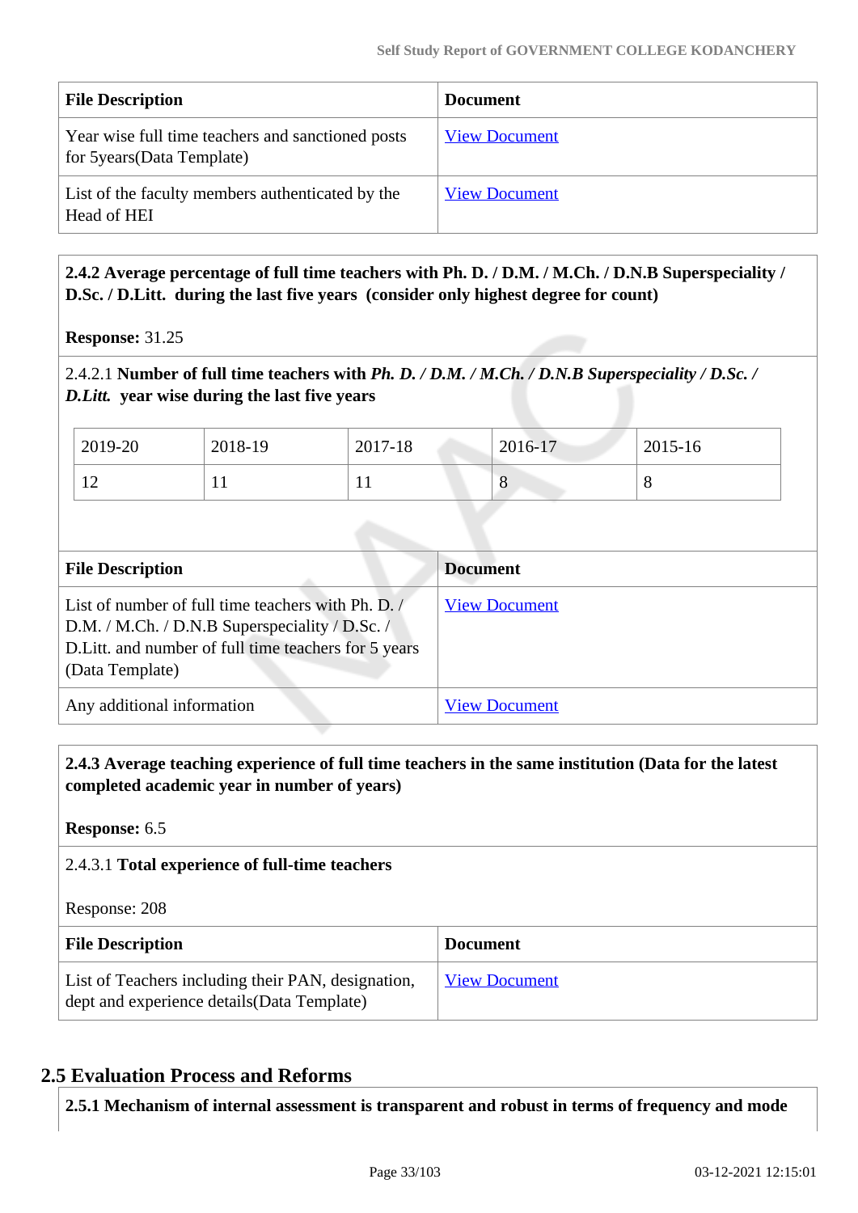| File Description | Document |
|---|---|
| Year wise full time teachers and sanctioned posts for 5years(Data Template) | View Document |
| List of the faculty members authenticated by the Head of HEI | View Document |

**2.4.2 Average percentage of full time teachers with Ph. D. / D.M. / M.Ch. / D.N.B Superspeciality / D.Sc. / D.Litt. during the last five years (consider only highest degree for count)**

**Response:** 31.25

2.4.2.1 **Number of full time teachers with *Ph. D. / D.M. / M.Ch. / D.N.B Superspeciality / D.Sc. / D.Litt.* year wise during the last five years**

| 2019-20 | 2018-19 | 2017-18 | 2016-17 | 2015-16 |
|---|---|---|---|---|
| 12 | 11 | 11 | 8 | 8 |

| File Description | Document |
|---|---|
| List of number of full time teachers with Ph. D. / D.M. / M.Ch. / D.N.B Superspeciality / D.Sc. / D.Litt. and number of full time teachers for 5 years (Data Template) | View Document |
| Any additional information | View Document |

**2.4.3 Average teaching experience of full time teachers in the same institution (Data for the latest completed academic year in number of years)**

**Response:** 6.5

2.4.3.1 **Total experience of full-time teachers**

Response: 208

| File Description | Document |
|---|---|
| List of Teachers including their PAN, designation, dept and experience details(Data Template) | View Document |

## 2.5 Evaluation Process and Reforms

**2.5.1 Mechanism of internal assessment is transparent and robust in terms of frequency and mode**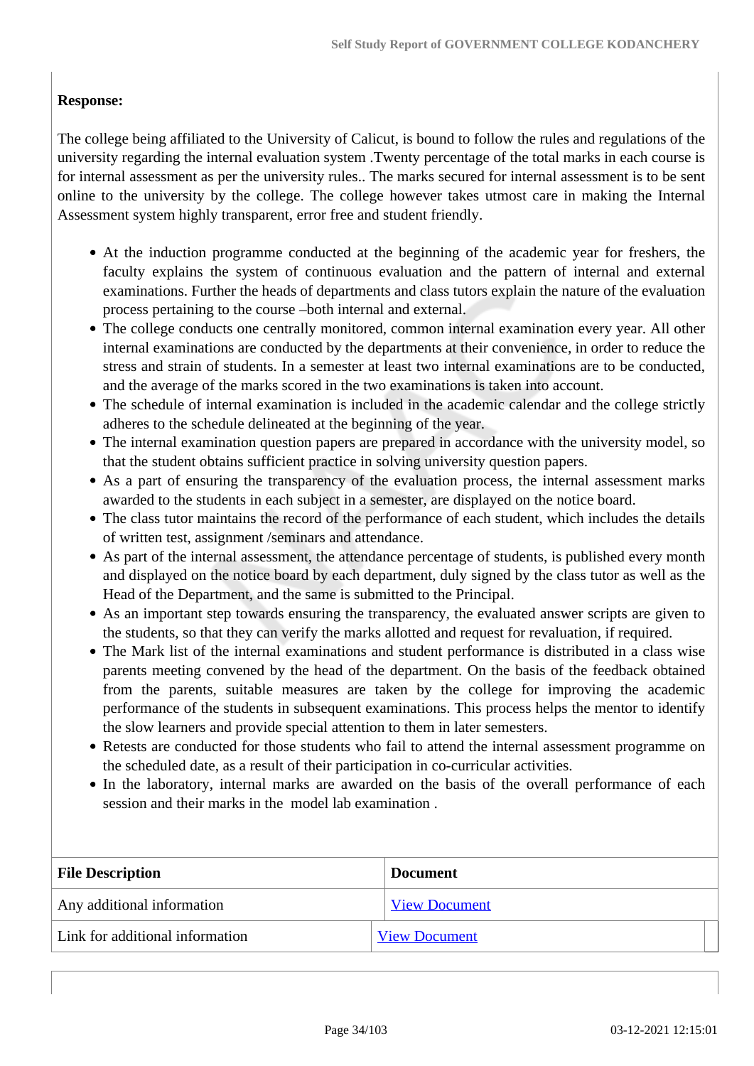**Response:**

The college being affiliated to the University of Calicut, is bound to follow the rules and regulations of the university regarding the internal evaluation system .Twenty percentage of the total marks in each course is for internal assessment as per the university rules.. The marks secured for internal assessment is to be sent online to the university by the college. The college however takes utmost care in making the Internal Assessment system highly transparent, error free and student friendly.

- At the induction programme conducted at the beginning of the academic year for freshers, the faculty explains the system of continuous evaluation and the pattern of internal and external examinations. Further the heads of departments and class tutors explain the nature of the evaluation process pertaining to the course –both internal and external.
- The college conducts one centrally monitored, common internal examination every year. All other internal examinations are conducted by the departments at their convenience, in order to reduce the stress and strain of students. In a semester at least two internal examinations are to be conducted, and the average of the marks scored in the two examinations is taken into account.
- The schedule of internal examination is included in the academic calendar and the college strictly adheres to the schedule delineated at the beginning of the year.
- The internal examination question papers are prepared in accordance with the university model, so that the student obtains sufficient practice in solving university question papers.
- As a part of ensuring the transparency of the evaluation process, the internal assessment marks awarded to the students in each subject in a semester, are displayed on the notice board.
- The class tutor maintains the record of the performance of each student, which includes the details of written test, assignment /seminars and attendance.
- As part of the internal assessment, the attendance percentage of students, is published every month and displayed on the notice board by each department, duly signed by the class tutor as well as the Head of the Department, and the same is submitted to the Principal.
- As an important step towards ensuring the transparency, the evaluated answer scripts are given to the students, so that they can verify the marks allotted and request for revaluation, if required.
- The Mark list of the internal examinations and student performance is distributed in a class wise parents meeting convened by the head of the department. On the basis of the feedback obtained from the parents, suitable measures are taken by the college for improving the academic performance of the students in subsequent examinations. This process helps the mentor to identify the slow learners and provide special attention to them in later semesters.
- Retests are conducted for those students who fail to attend the internal assessment programme on the scheduled date, as a result of their participation in co-curricular activities.
- In the laboratory, internal marks are awarded on the basis of the overall performance of each session and their marks in the model lab examination .

| File Description | Document |
|---|---|
| Any additional information | View Document |
| Link for additional information | View Document |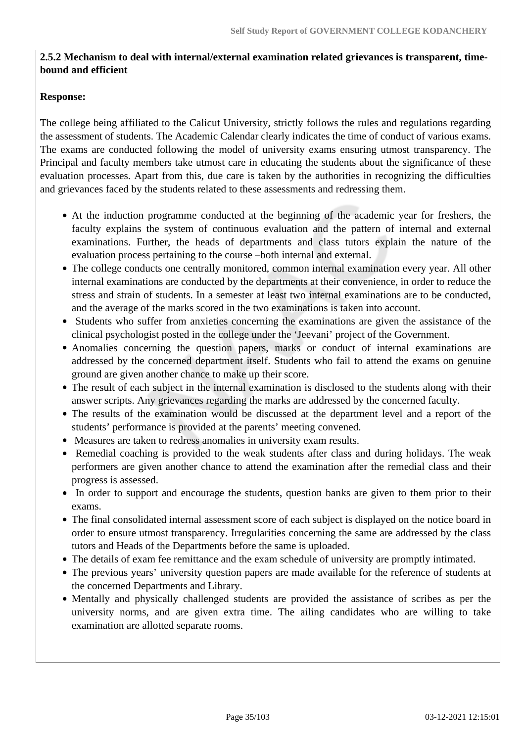**2.5.2 Mechanism to deal with internal/external examination related grievances is transparent, time-bound and efficient**

**Response:**

The college being affiliated to the Calicut University, strictly follows the rules and regulations regarding the assessment of students. The Academic Calendar clearly indicates the time of conduct of various exams. The exams are conducted following the model of university exams ensuring utmost transparency. The Principal and faculty members take utmost care in educating the students about the significance of these evaluation processes. Apart from this, due care is taken by the authorities in recognizing the difficulties and grievances faced by the students related to these assessments and redressing them.

- At the induction programme conducted at the beginning of the academic year for freshers, the faculty explains the system of continuous evaluation and the pattern of internal and external examinations. Further, the heads of departments and class tutors explain the nature of the evaluation process pertaining to the course –both internal and external.
- The college conducts one centrally monitored, common internal examination every year. All other internal examinations are conducted by the departments at their convenience, in order to reduce the stress and strain of students. In a semester at least two internal examinations are to be conducted, and the average of the marks scored in the two examinations is taken into account.
- Students who suffer from anxieties concerning the examinations are given the assistance of the clinical psychologist posted in the college under the 'Jeevani' project of the Government.
- Anomalies concerning the question papers, marks or conduct of internal examinations are addressed by the concerned department itself. Students who fail to attend the exams on genuine ground are given another chance to make up their score.
- The result of each subject in the internal examination is disclosed to the students along with their answer scripts. Any grievances regarding the marks are addressed by the concerned faculty.
- The results of the examination would be discussed at the department level and a report of the students' performance is provided at the parents' meeting convened.
- Measures are taken to redress anomalies in university exam results.
- Remedial coaching is provided to the weak students after class and during holidays. The weak performers are given another chance to attend the examination after the remedial class and their progress is assessed.
- In order to support and encourage the students, question banks are given to them prior to their exams.
- The final consolidated internal assessment score of each subject is displayed on the notice board in order to ensure utmost transparency. Irregularities concerning the same are addressed by the class tutors and Heads of the Departments before the same is uploaded.
- The details of exam fee remittance and the exam schedule of university are promptly intimated.
- The previous years' university question papers are made available for the reference of students at the concerned Departments and Library.
- Mentally and physically challenged students are provided the assistance of scribes as per the university norms, and are given extra time. The ailing candidates who are willing to take examination are allotted separate rooms.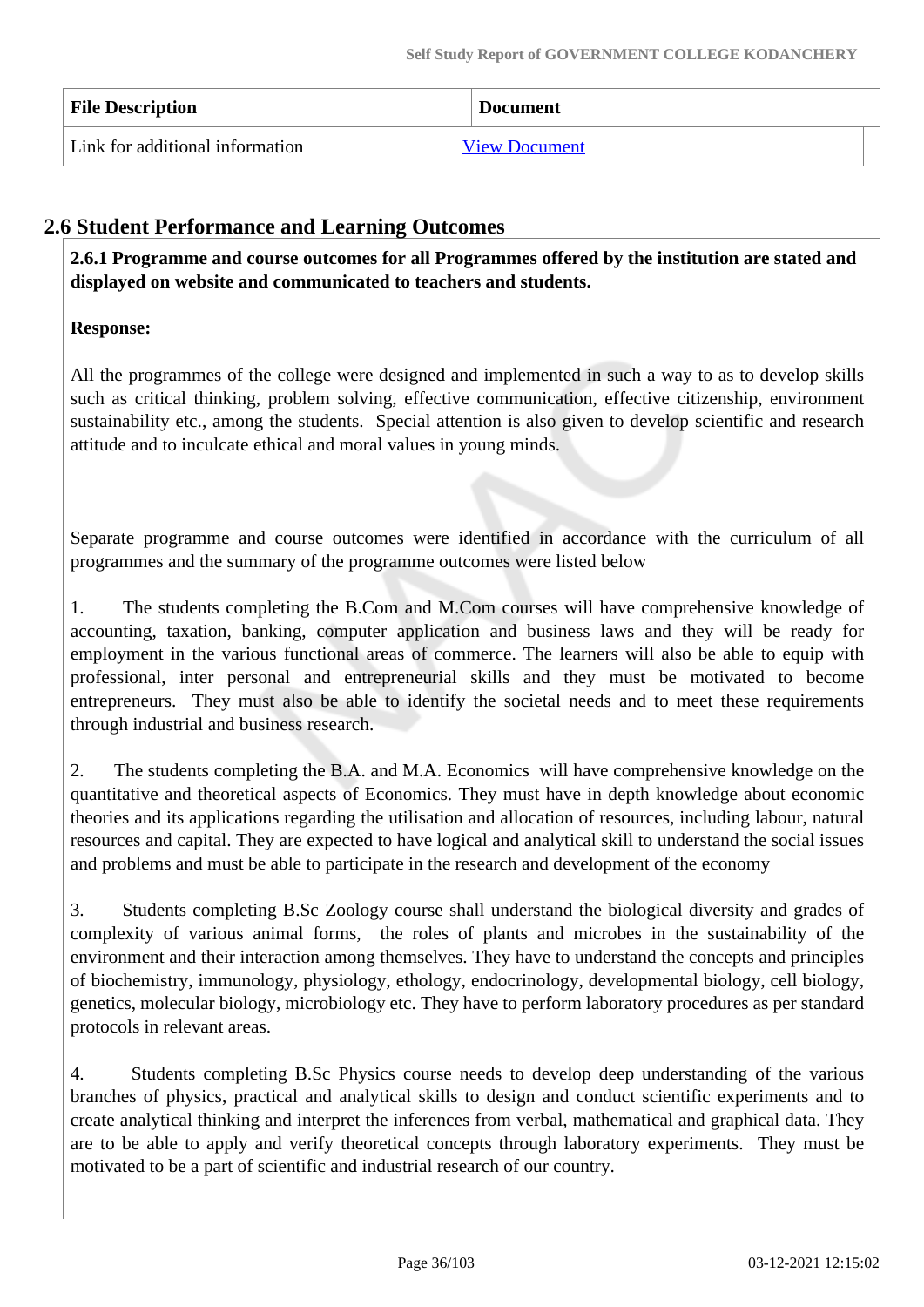| File Description | Document |
| --- | --- |
| Link for additional information | View Document |

## 2.6 Student Performance and Learning Outcomes

**2.6.1 Programme and course outcomes for all Programmes offered by the institution are stated and displayed on website and communicated to teachers and students.**

**Response:**

All the programmes of the college were designed and implemented in such a way to as to develop skills such as critical thinking, problem solving, effective communication, effective citizenship, environment sustainability etc., among the students. Special attention is also given to develop scientific and research attitude and to inculcate ethical and moral values in young minds.

Separate programme and course outcomes were identified in accordance with the curriculum of all programmes and the summary of the programme outcomes were listed below

1. The students completing the B.Com and M.Com courses will have comprehensive knowledge of accounting, taxation, banking, computer application and business laws and they will be ready for employment in the various functional areas of commerce. The learners will also be able to equip with professional, inter personal and entrepreneurial skills and they must be motivated to become entrepreneurs. They must also be able to identify the societal needs and to meet these requirements through industrial and business research.

2. The students completing the B.A. and M.A. Economics will have comprehensive knowledge on the quantitative and theoretical aspects of Economics. They must have in depth knowledge about economic theories and its applications regarding the utilisation and allocation of resources, including labour, natural resources and capital. They are expected to have logical and analytical skill to understand the social issues and problems and must be able to participate in the research and development of the economy

3. Students completing B.Sc Zoology course shall understand the biological diversity and grades of complexity of various animal forms, the roles of plants and microbes in the sustainability of the environment and their interaction among themselves. They have to understand the concepts and principles of biochemistry, immunology, physiology, ethology, endocrinology, developmental biology, cell biology, genetics, molecular biology, microbiology etc. They have to perform laboratory procedures as per standard protocols in relevant areas.

4. Students completing B.Sc Physics course needs to develop deep understanding of the various branches of physics, practical and analytical skills to design and conduct scientific experiments and to create analytical thinking and interpret the inferences from verbal, mathematical and graphical data. They are to be able to apply and verify theoretical concepts through laboratory experiments. They must be motivated to be a part of scientific and industrial research of our country.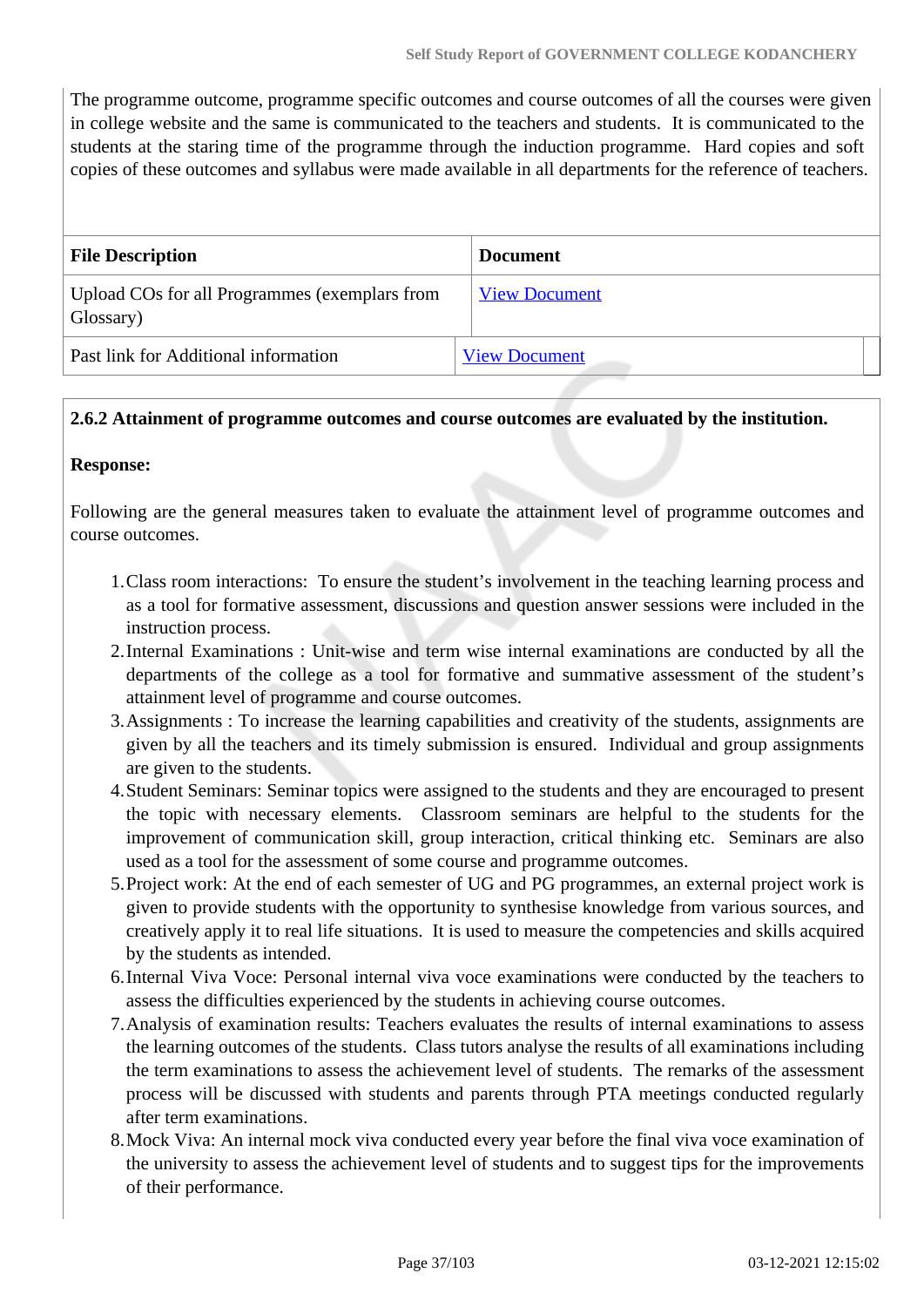The programme outcome, programme specific outcomes and course outcomes of all the courses were given in college website and the same is communicated to the teachers and students. It is communicated to the students at the staring time of the programme through the induction programme. Hard copies and soft copies of these outcomes and syllabus were made available in all departments for the reference of teachers.

| File Description | Document |
|---|---|
| Upload COs for all Programmes (exemplars from Glossary) | View Document |
| Past link for Additional information | View Document |

**2.6.2 Attainment of programme outcomes and course outcomes are evaluated by the institution.**

**Response:**

Following are the general measures taken to evaluate the attainment level of programme outcomes and course outcomes.

1. Class room interactions: To ensure the student's involvement in the teaching learning process and as a tool for formative assessment, discussions and question answer sessions were included in the instruction process.
2. Internal Examinations : Unit-wise and term wise internal examinations are conducted by all the departments of the college as a tool for formative and summative assessment of the student's attainment level of programme and course outcomes.
3. Assignments : To increase the learning capabilities and creativity of the students, assignments are given by all the teachers and its timely submission is ensured. Individual and group assignments are given to the students.
4. Student Seminars: Seminar topics were assigned to the students and they are encouraged to present the topic with necessary elements. Classroom seminars are helpful to the students for the improvement of communication skill, group interaction, critical thinking etc. Seminars are also used as a tool for the assessment of some course and programme outcomes.
5. Project work: At the end of each semester of UG and PG programmes, an external project work is given to provide students with the opportunity to synthesise knowledge from various sources, and creatively apply it to real life situations. It is used to measure the competencies and skills acquired by the students as intended.
6. Internal Viva Voce: Personal internal viva voce examinations were conducted by the teachers to assess the difficulties experienced by the students in achieving course outcomes.
7. Analysis of examination results: Teachers evaluates the results of internal examinations to assess the learning outcomes of the students. Class tutors analyse the results of all examinations including the term examinations to assess the achievement level of students. The remarks of the assessment process will be discussed with students and parents through PTA meetings conducted regularly after term examinations.
8. Mock Viva: An internal mock viva conducted every year before the final viva voce examination of the university to assess the achievement level of students and to suggest tips for the improvements of their performance.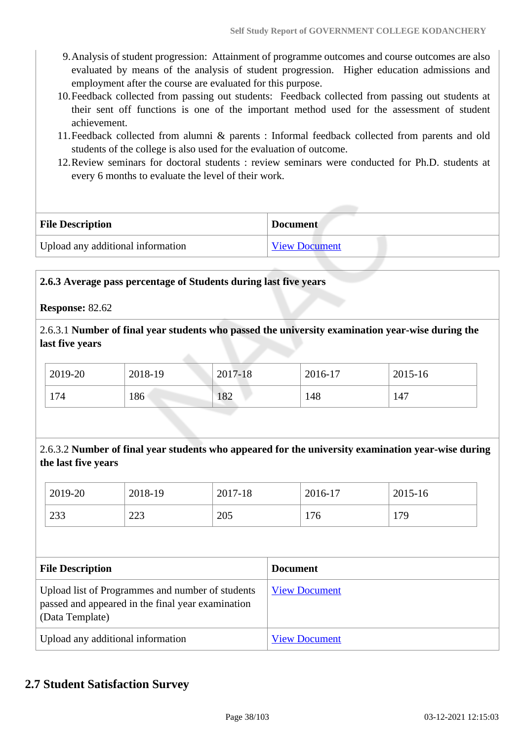9. Analysis of student progression: Attainment of programme outcomes and course outcomes are also evaluated by means of the analysis of student progression. Higher education admissions and employment after the course are evaluated for this purpose.
10. Feedback collected from passing out students: Feedback collected from passing out students at their sent off functions is one of the important method used for the assessment of student achievement.
11. Feedback collected from alumni & parents : Informal feedback collected from parents and old students of the college is also used for the evaluation of outcome.
12. Review seminars for doctoral students : review seminars were conducted for Ph.D. students at every 6 months to evaluate the level of their work.

| File Description | Document |
|---|---|
| Upload any additional information | View Document |

**2.6.3 Average pass percentage of Students during last five years**

**Response:** 82.62

2.6.3.1 **Number of final year students who passed the university examination year-wise during the last five years**

| 2019-20 | 2018-19 | 2017-18 | 2016-17 | 2015-16 |
|---|---|---|---|---|
| 174 | 186 | 182 | 148 | 147 |

2.6.3.2 **Number of final year students who appeared for the university examination year-wise during the last five years**

| 2019-20 | 2018-19 | 2017-18 | 2016-17 | 2015-16 |
|---|---|---|---|---|
| 233 | 223 | 205 | 176 | 179 |

| File Description | Document |
|---|---|
| Upload list of Programmes and number of students passed and appeared in the final year examination (Data Template) | View Document |
| Upload any additional information | View Document |

## 2.7 Student Satisfaction Survey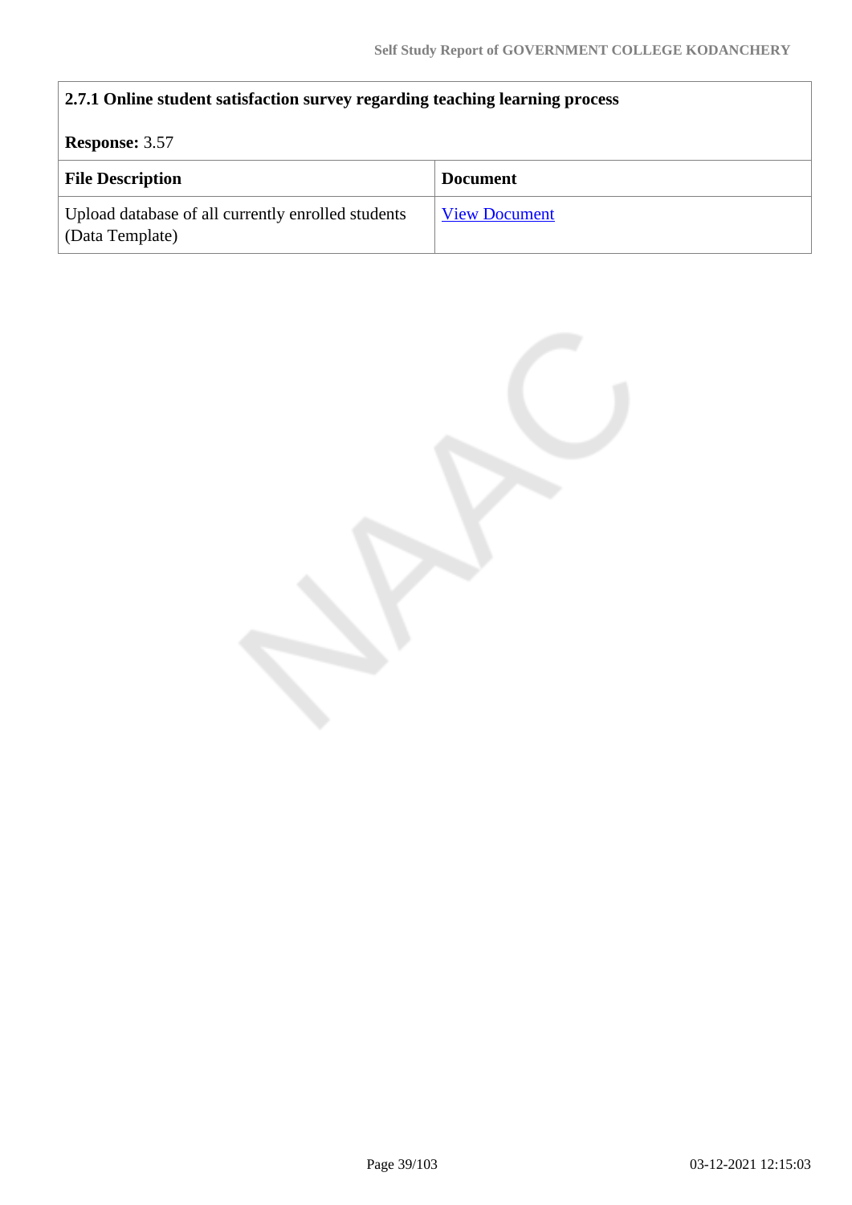**2.7.1 Online student satisfaction survey regarding teaching learning process**

**Response:** 3.57

| File Description | Document |
| --- | --- |
| Upload database of all currently enrolled students (Data Template) | View Document |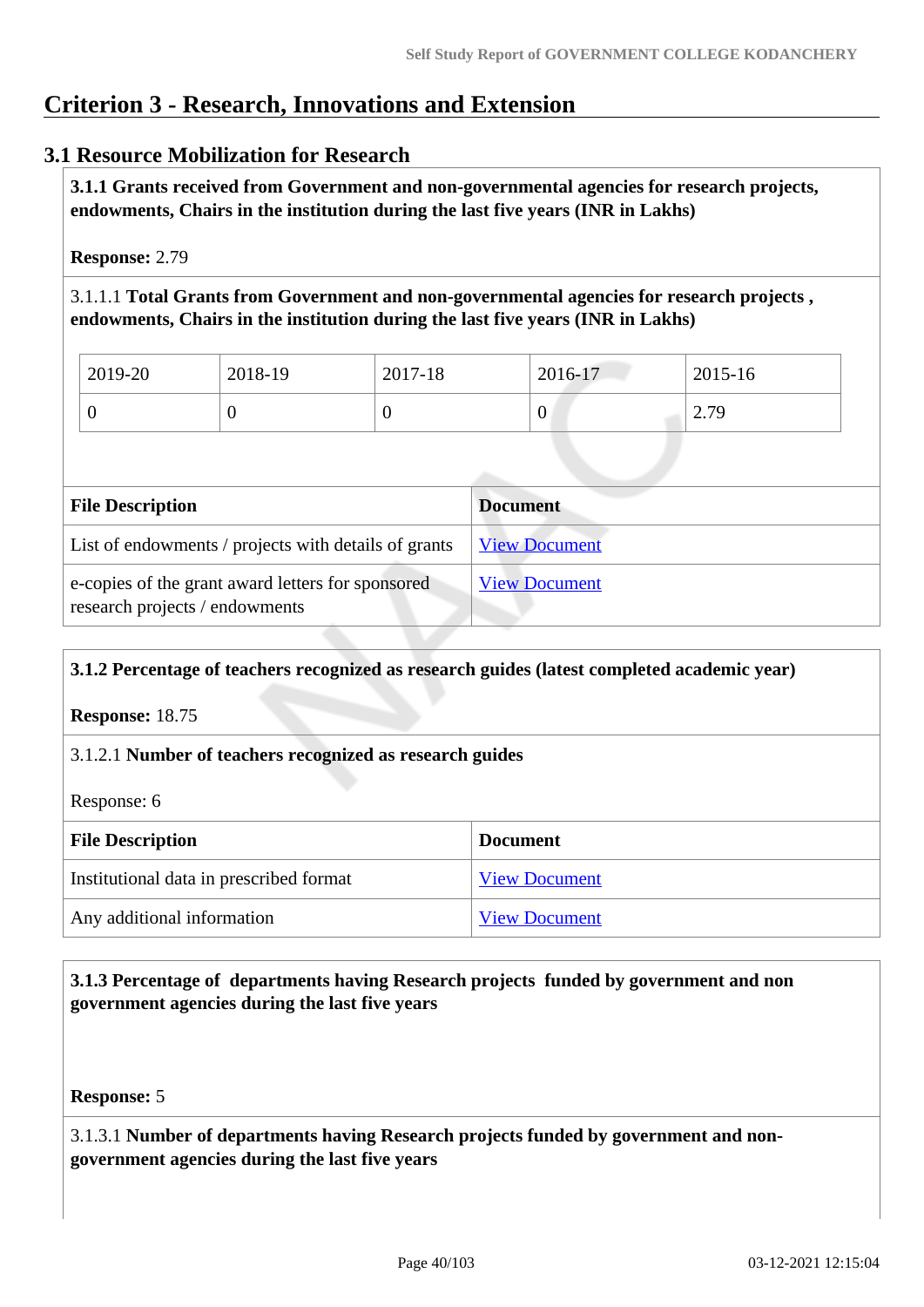# Criterion 3 - Research, Innovations and Extension

## 3.1 Resource Mobilization for Research

**3.1.1 Grants received from Government and non-governmental agencies for research projects, endowments, Chairs in the institution during the last five years (INR in Lakhs)**

**Response:** 2.79

3.1.1.1 **Total Grants from Government and non-governmental agencies for research projects , endowments, Chairs in the institution during the last five years (INR in Lakhs)**

| 2019-20 | 2018-19 | 2017-18 | 2016-17 | 2015-16 |
|---|---|---|---|---|
| 0 | 0 | 0 | 0 | 2.79 |

| File Description | Document |
|---|---|
| List of endowments / projects with details of grants | View Document |
| e-copies of the grant award letters for sponsored research projects / endowments | View Document |

**3.1.2 Percentage of teachers recognized as research guides (latest completed academic year)**

**Response:** 18.75

3.1.2.1 **Number of teachers recognized as research guides**

Response: 6

| File Description | Document |
|---|---|
| Institutional data in prescribed format | View Document |
| Any additional information | View Document |

**3.1.3 Percentage of departments having Research projects funded by government and non government agencies during the last five years**

**Response:** 5

3.1.3.1 **Number of departments having Research projects funded by government and non-government agencies during the last five years**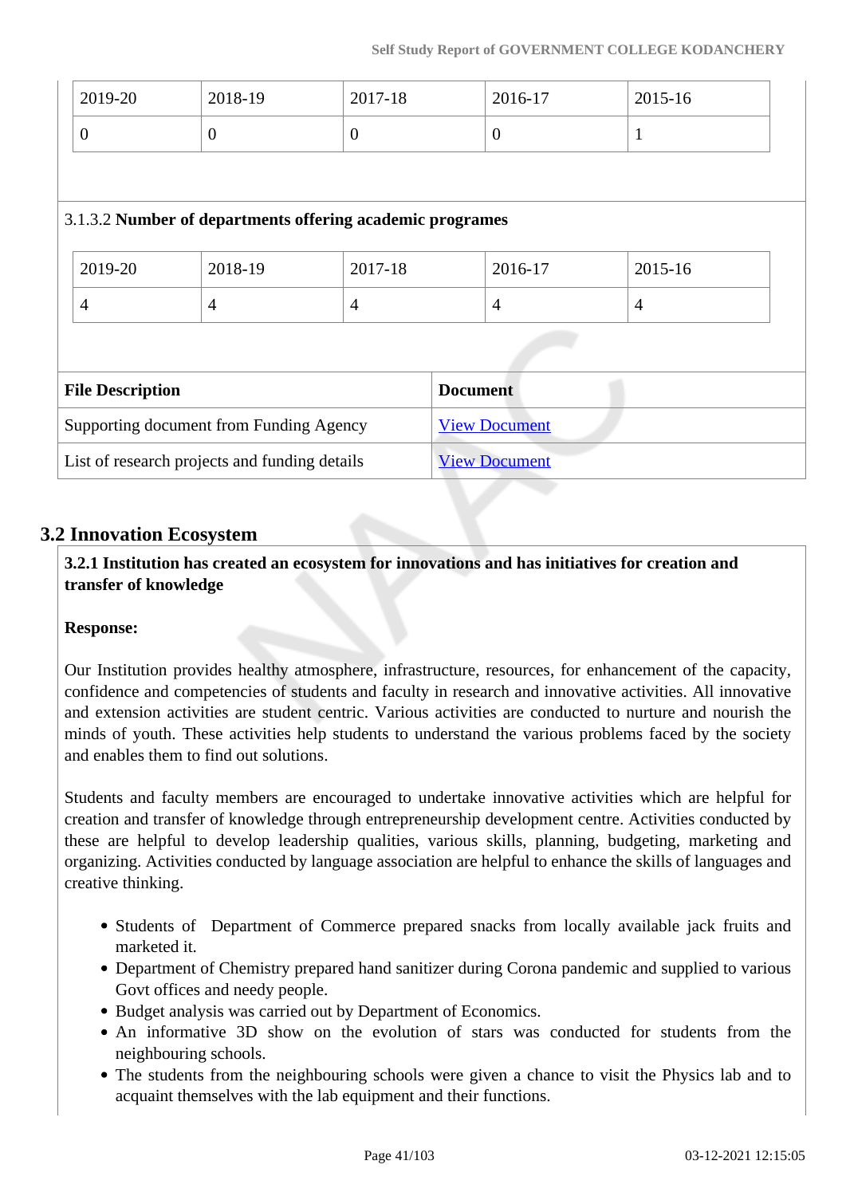| 2019-20 | 2018-19 | 2017-18 | 2016-17 | 2015-16 |
|---|---|---|---|---|
| 0 | 0 | 0 | 0 | 1 |

3.1.3.2 **Number of departments offering academic programes**

| 2019-20 | 2018-19 | 2017-18 | 2016-17 | 2015-16 |
|---|---|---|---|---|
| 4 | 4 | 4 | 4 | 4 |

| File Description | Document |
|---|---|
| Supporting document from Funding Agency | View Document |
| List of research projects and funding details | View Document |

## 3.2 Innovation Ecosystem

**3.2.1 Institution has created an ecosystem for innovations and has initiatives for creation and transfer of knowledge**

**Response:**

Our Institution provides healthy atmosphere, infrastructure, resources, for enhancement of the capacity, confidence and competencies of students and faculty in research and innovative activities. All innovative and extension activities are student centric. Various activities are conducted to nurture and nourish the minds of youth. These activities help students to understand the various problems faced by the society and enables them to find out solutions.

Students and faculty members are encouraged to undertake innovative activities which are helpful for creation and transfer of knowledge through entrepreneurship development centre. Activities conducted by these are helpful to develop leadership qualities, various skills, planning, budgeting, marketing and organizing. Activities conducted by language association are helpful to enhance the skills of languages and creative thinking.

- Students of Department of Commerce prepared snacks from locally available jack fruits and marketed it.
- Department of Chemistry prepared hand sanitizer during Corona pandemic and supplied to various Govt offices and needy people.
- Budget analysis was carried out by Department of Economics.
- An informative 3D show on the evolution of stars was conducted for students from the neighbouring schools.
- The students from the neighbouring schools were given a chance to visit the Physics lab and to acquaint themselves with the lab equipment and their functions.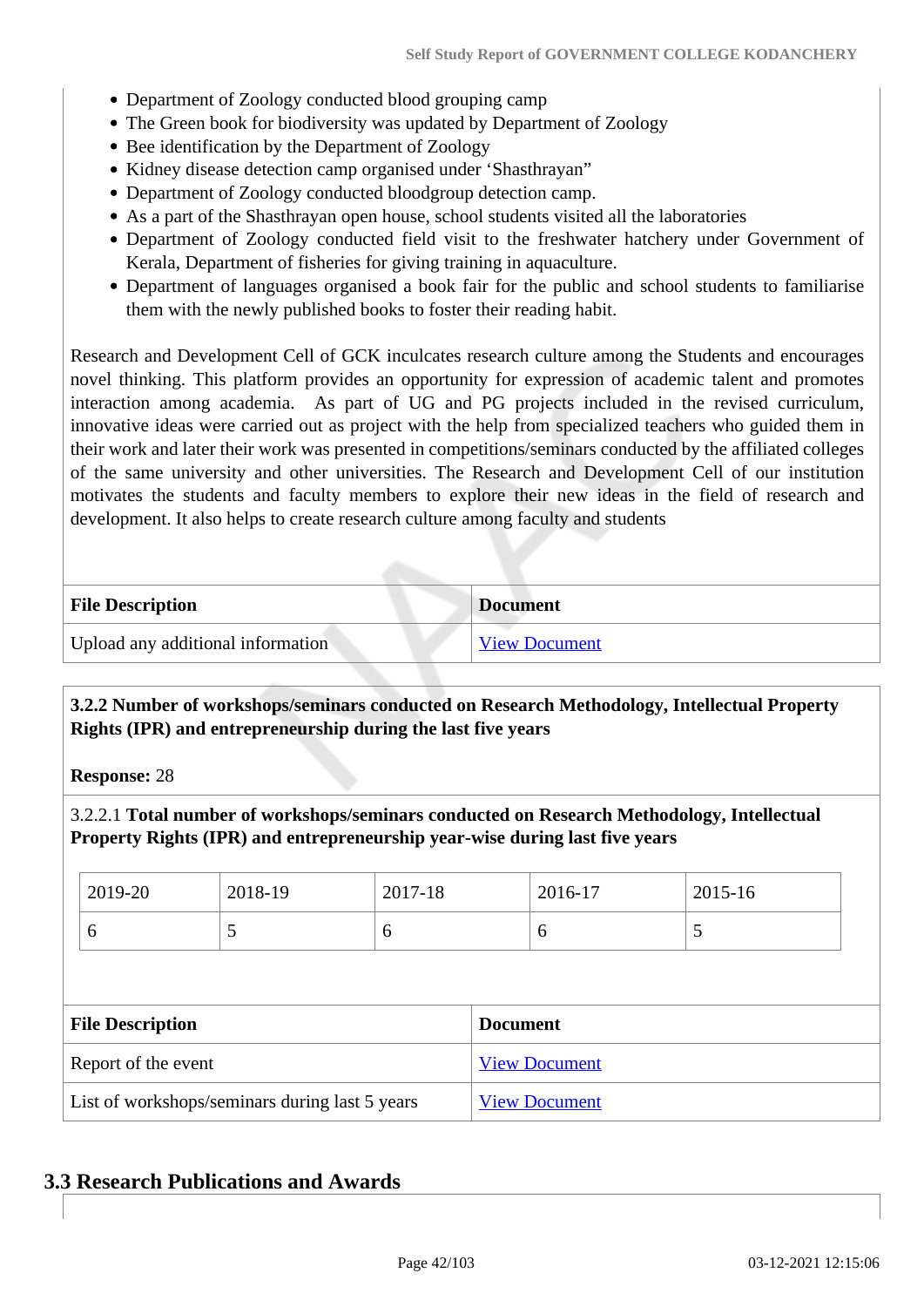- Department of Zoology conducted blood grouping camp
- The Green book for biodiversity was updated by Department of Zoology
- Bee identification by the Department of Zoology
- Kidney disease detection camp organised under 'Shasthrayan"
- Department of Zoology conducted bloodgroup detection camp.
- As a part of the Shasthrayan open house, school students visited all the laboratories
- Department of Zoology conducted field visit to the freshwater hatchery under Government of Kerala, Department of fisheries for giving training in aquaculture.
- Department of languages organised a book fair for the public and school students to familiarise them with the newly published books to foster their reading habit.

Research and Development Cell of GCK inculcates research culture among the Students and encourages novel thinking. This platform provides an opportunity for expression of academic talent and promotes interaction among academia. As part of UG and PG projects included in the revised curriculum, innovative ideas were carried out as project with the help from specialized teachers who guided them in their work and later their work was presented in competitions/seminars conducted by the affiliated colleges of the same university and other universities. The Research and Development Cell of our institution motivates the students and faculty members to explore their new ideas in the field of research and development. It also helps to create research culture among faculty and students

| File Description | Document |
|---|---|
| Upload any additional information | View Document |

**3.2.2 Number of workshops/seminars conducted on Research Methodology, Intellectual Property Rights (IPR) and entrepreneurship during the last five years**

**Response:** 28

3.2.2.1 **Total number of workshops/seminars conducted on Research Methodology, Intellectual Property Rights (IPR) and entrepreneurship year-wise during last five years**

| 2019-20 | 2018-19 | 2017-18 | 2016-17 | 2015-16 |
|---|---|---|---|---|
| 6 | 5 | 6 | 6 | 5 |

| File Description | Document |
|---|---|
| Report of the event | View Document |
| List of workshops/seminars during last 5 years | View Document |

## 3.3 Research Publications and Awards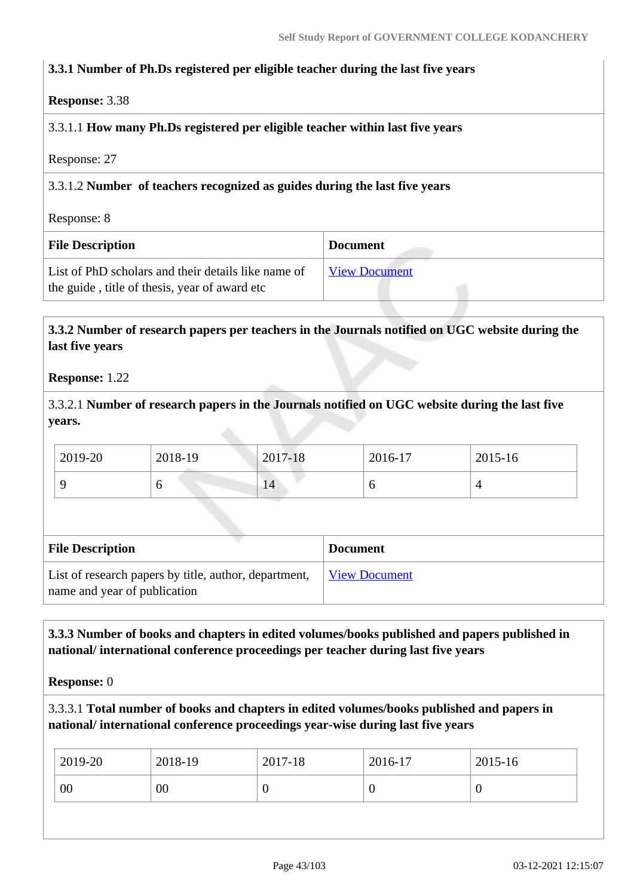**3.3.1 Number of Ph.Ds registered per eligible teacher during the last five years**

**Response:** 3.38

3.3.1.1 **How many Ph.Ds registered per eligible teacher within last five years**

Response: 27

3.3.1.2 **Number of teachers recognized as guides during the last five years**

Response: 8

| File Description | Document |
|---|---|
| List of PhD scholars and their details like name of the guide , title of thesis, year of award etc | View Document |

**3.3.2 Number of research papers per teachers in the Journals notified on UGC website during the last five years**

**Response:** 1.22

3.3.2.1 **Number of research papers in the Journals notified on UGC website during the last five years.**

| 2019-20 | 2018-19 | 2017-18 | 2016-17 | 2015-16 |
|---|---|---|---|---|
| 9 | 6 | 14 | 6 | 4 |

| File Description | Document |
|---|---|
| List of research papers by title, author, department, name and year of publication | View Document |

**3.3.3 Number of books and chapters in edited volumes/books published and papers published in national/ international conference proceedings per teacher during last five years**

**Response:** 0

3.3.3.1 **Total number of books and chapters in edited volumes/books published and papers in national/ international conference proceedings year-wise during last five years**

| 2019-20 | 2018-19 | 2017-18 | 2016-17 | 2015-16 |
|---|---|---|---|---|
| 00 | 00 | 0 | 0 | 0 |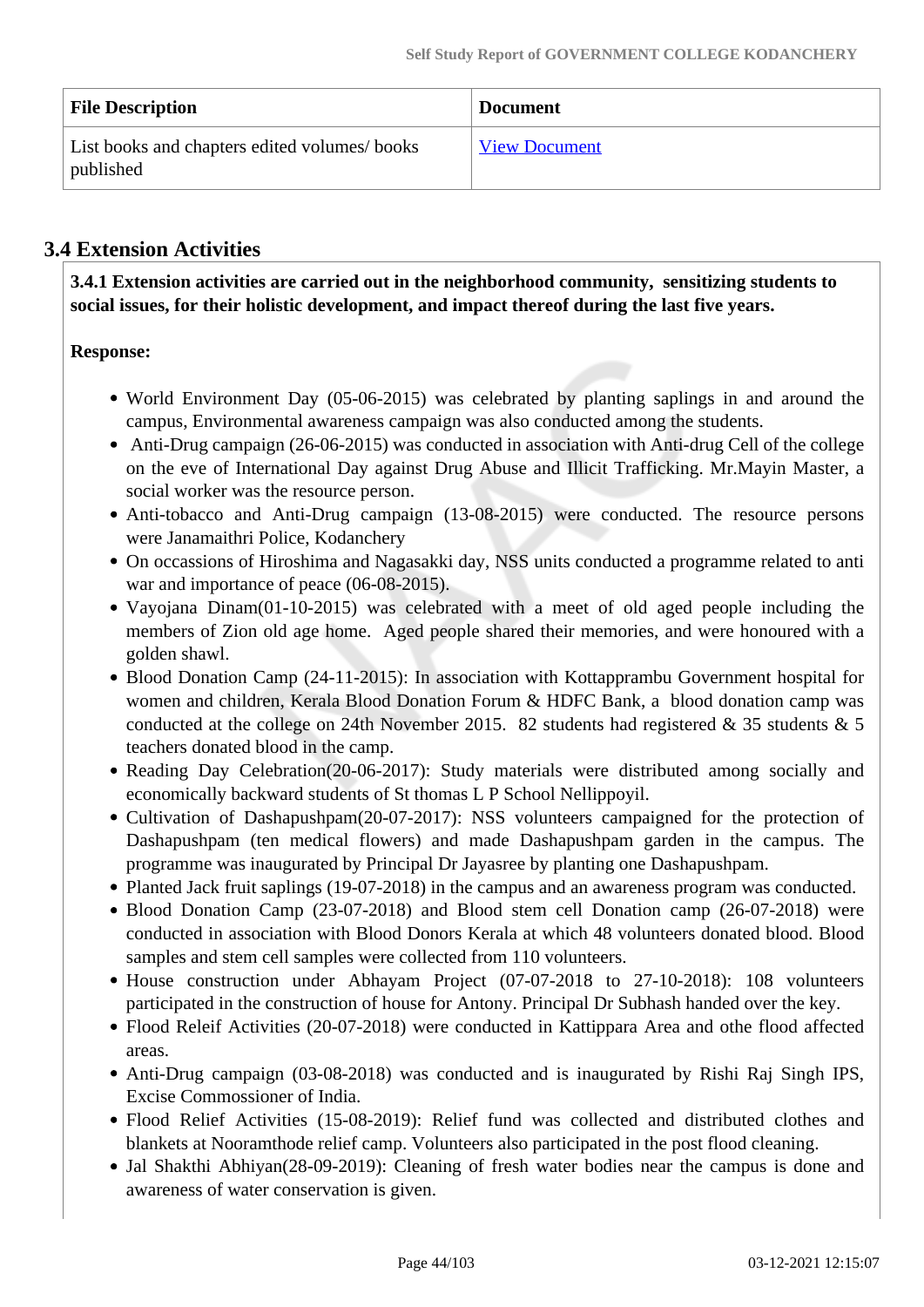| File Description | Document |
| --- | --- |
| List books and chapters edited volumes/ books published | View Document |

## 3.4 Extension Activities

**3.4.1 Extension activities are carried out in the neighborhood community, sensitizing students to social issues, for their holistic development, and impact thereof during the last five years.**

**Response:**

- World Environment Day (05-06-2015) was celebrated by planting saplings in and around the campus, Environmental awareness campaign was also conducted among the students.
- Anti-Drug campaign (26-06-2015) was conducted in association with Anti-drug Cell of the college on the eve of International Day against Drug Abuse and Illicit Trafficking. Mr.Mayin Master, a social worker was the resource person.
- Anti-tobacco and Anti-Drug campaign (13-08-2015) were conducted. The resource persons were Janamaithri Police, Kodanchery
- On occassions of Hiroshima and Nagasakki day, NSS units conducted a programme related to anti war and importance of peace (06-08-2015).
- Vayojana Dinam(01-10-2015) was celebrated with a meet of old aged people including the members of Zion old age home. Aged people shared their memories, and were honoured with a golden shawl.
- Blood Donation Camp (24-11-2015): In association with Kottapprambu Government hospital for women and children, Kerala Blood Donation Forum & HDFC Bank, a blood donation camp was conducted at the college on 24th November 2015. 82 students had registered & 35 students & 5 teachers donated blood in the camp.
- Reading Day Celebration(20-06-2017): Study materials were distributed among socially and economically backward students of St thomas L P School Nellippoyil.
- Cultivation of Dashapushpam(20-07-2017): NSS volunteers campaigned for the protection of Dashapushpam (ten medical flowers) and made Dashapushpam garden in the campus. The programme was inaugurated by Principal Dr Jayasree by planting one Dashapushpam.
- Planted Jack fruit saplings (19-07-2018) in the campus and an awareness program was conducted.
- Blood Donation Camp (23-07-2018) and Blood stem cell Donation camp (26-07-2018) were conducted in association with Blood Donors Kerala at which 48 volunteers donated blood. Blood samples and stem cell samples were collected from 110 volunteers.
- House construction under Abhayam Project (07-07-2018 to 27-10-2018): 108 volunteers participated in the construction of house for Antony. Principal Dr Subhash handed over the key.
- Flood Releif Activities (20-07-2018) were conducted in Kattippara Area and othe flood affected areas.
- Anti-Drug campaign (03-08-2018) was conducted and is inaugurated by Rishi Raj Singh IPS, Excise Commossioner of India.
- Flood Relief Activities (15-08-2019): Relief fund was collected and distributed clothes and blankets at Nooramthode relief camp. Volunteers also participated in the post flood cleaning.
- Jal Shakthi Abhiyan(28-09-2019): Cleaning of fresh water bodies near the campus is done and awareness of water conservation is given.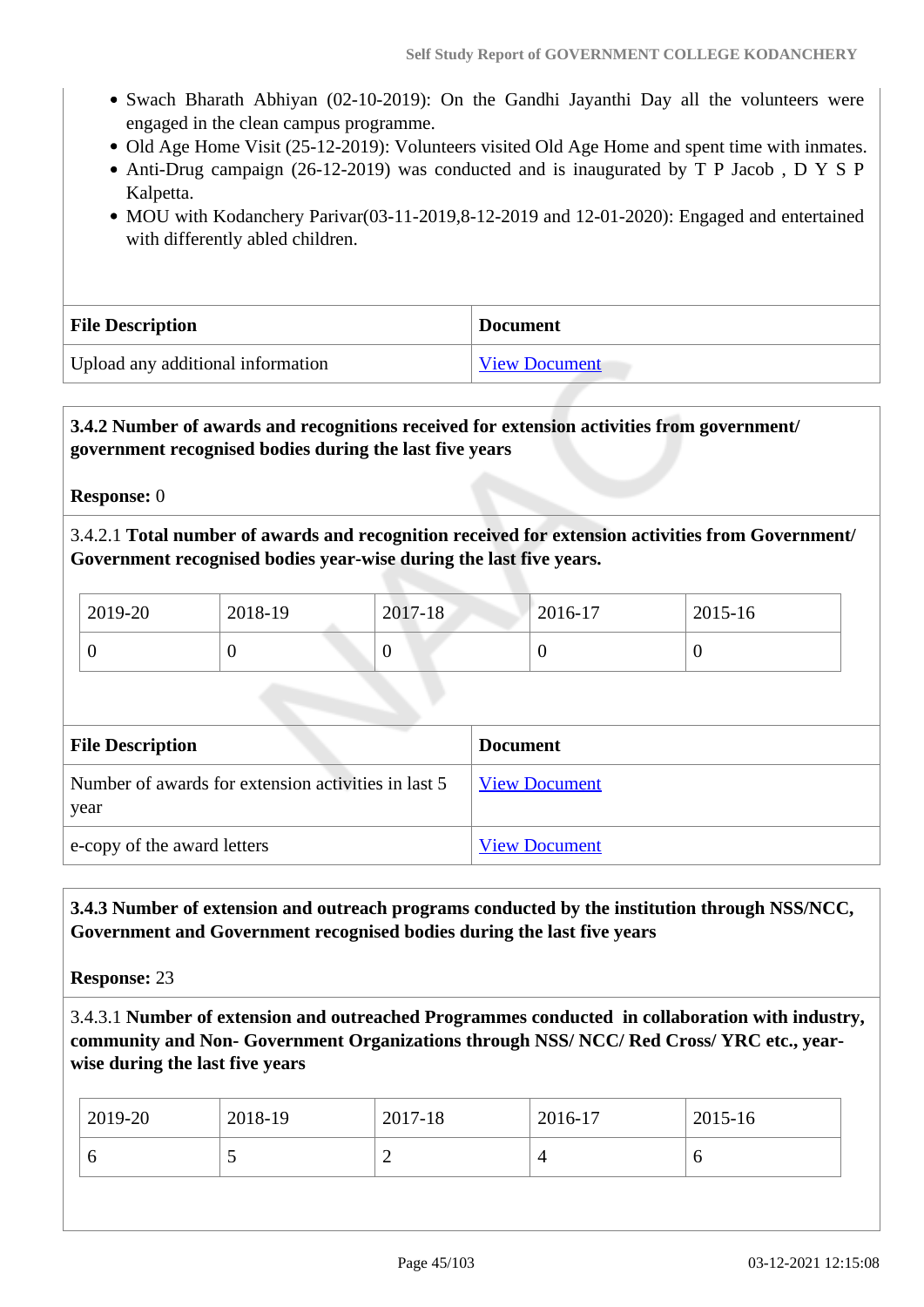- Swach Bharath Abhiyan (02-10-2019): On the Gandhi Jayanthi Day all the volunteers were engaged in the clean campus programme.
- Old Age Home Visit (25-12-2019): Volunteers visited Old Age Home and spent time with inmates.
- Anti-Drug campaign (26-12-2019) was conducted and is inaugurated by T P Jacob , D Y S P Kalpetta.
- MOU with Kodanchery Parivar(03-11-2019,8-12-2019 and 12-01-2020): Engaged and entertained with differently abled children.

| File Description | Document |
|---|---|
| Upload any additional information | View Document |

**3.4.2 Number of awards and recognitions received for extension activities from government/ government recognised bodies during the last five years**

**Response:** 0

3.4.2.1 **Total number of awards and recognition received for extension activities from Government/ Government recognised bodies year-wise during the last five years.**

| 2019-20 | 2018-19 | 2017-18 | 2016-17 | 2015-16 |
|---|---|---|---|---|
| 0 | 0 | 0 | 0 | 0 |

| File Description | Document |
|---|---|
| Number of awards for extension activities in last 5 year | View Document |
| e-copy of the award letters | View Document |

**3.4.3 Number of extension and outreach programs conducted by the institution through NSS/NCC, Government and Government recognised bodies during the last five years**

**Response:** 23

3.4.3.1 **Number of extension and outreached Programmes conducted in collaboration with industry, community and Non- Government Organizations through NSS/ NCC/ Red Cross/ YRC etc., year-wise during the last five years**

| 2019-20 | 2018-19 | 2017-18 | 2016-17 | 2015-16 |
|---|---|---|---|---|
| 6 | 5 | 2 | 4 | 6 |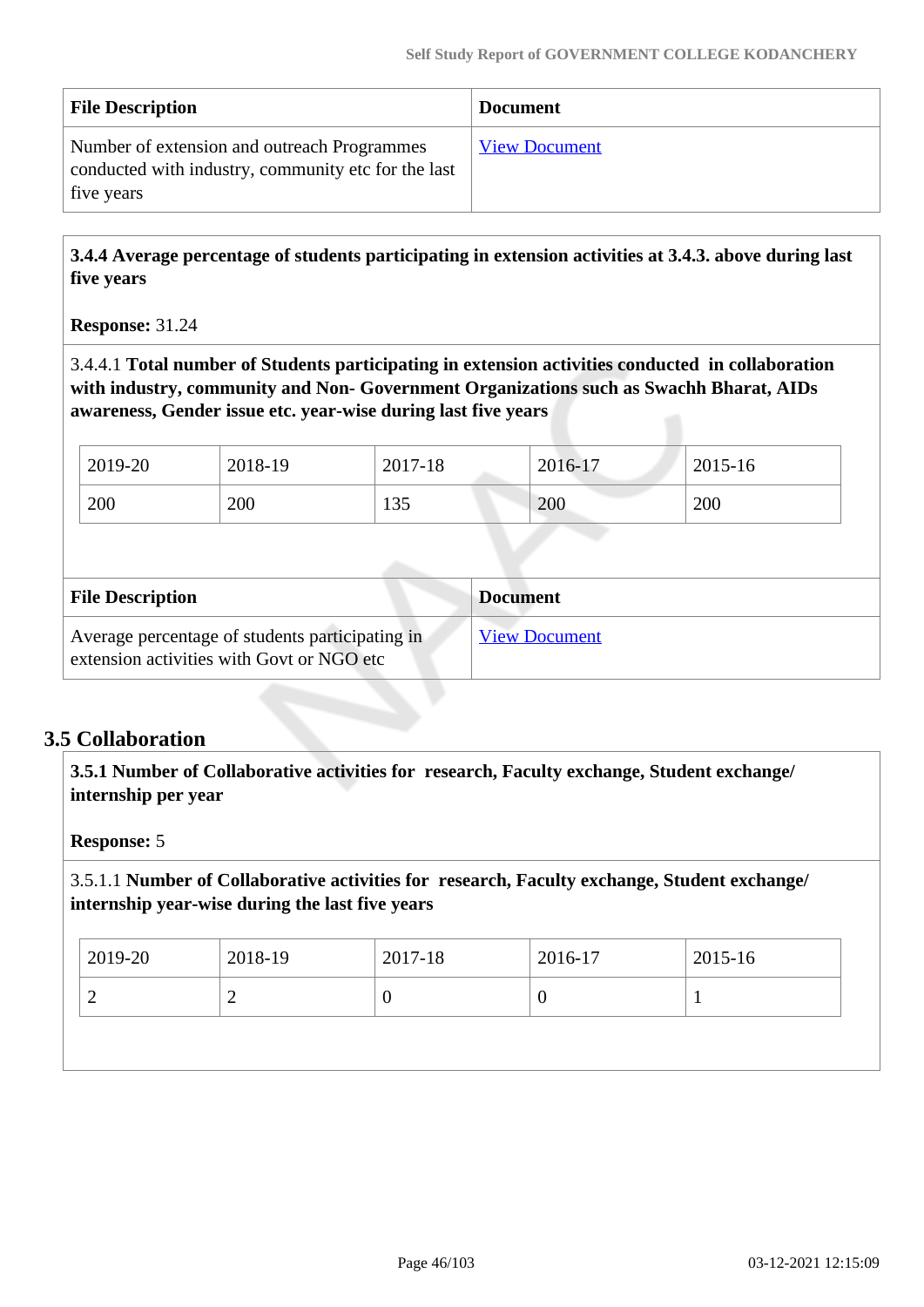| File Description | Document |
| --- | --- |
| Number of extension and outreach Programmes conducted with industry, community etc for the last five years | View Document |

**3.4.4 Average percentage of students participating in extension activities at 3.4.3. above during last five years**

**Response:** 31.24

3.4.4.1 **Total number of Students participating in extension activities conducted in collaboration with industry, community and Non- Government Organizations such as Swachh Bharat, AIDs awareness, Gender issue etc. year-wise during last five years**

| 2019-20 | 2018-19 | 2017-18 | 2016-17 | 2015-16 |
| --- | --- | --- | --- | --- |
| 200 | 200 | 135 | 200 | 200 |

| File Description | Document |
| --- | --- |
| Average percentage of students participating in extension activities with Govt or NGO etc | View Document |

## 3.5 Collaboration

**3.5.1 Number of Collaborative activities for research, Faculty exchange, Student exchange/ internship per year**

**Response:** 5

3.5.1.1 **Number of Collaborative activities for research, Faculty exchange, Student exchange/ internship year-wise during the last five years**

| 2019-20 | 2018-19 | 2017-18 | 2016-17 | 2015-16 |
| --- | --- | --- | --- | --- |
| 2 | 2 | 0 | 0 | 1 |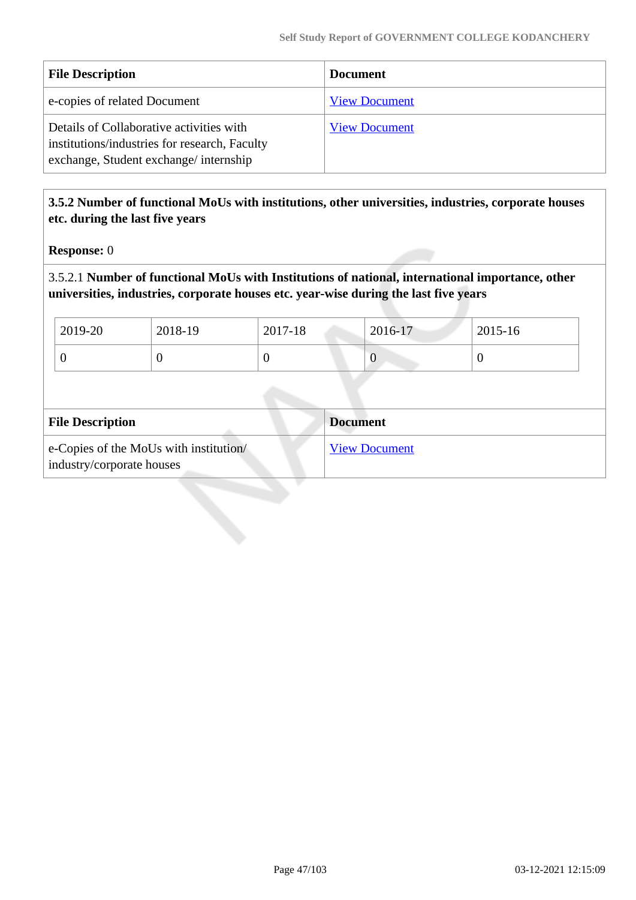| File Description | Document |
|---|---|
| e-copies of related Document | View Document |
| Details of Collaborative activities with institutions/industries for research, Faculty exchange, Student exchange/ internship | View Document |

**3.5.2 Number of functional MoUs with institutions, other universities, industries, corporate houses etc. during the last five years**

**Response:** 0

3.5.2.1 **Number of functional MoUs with Institutions of national, international importance, other universities, industries, corporate houses etc. year-wise during the last five years**

| 2019-20 | 2018-19 | 2017-18 | 2016-17 | 2015-16 |
|---|---|---|---|---|
| 0 | 0 | 0 | 0 | 0 |

| File Description | Document |
|---|---|
| e-Copies of the MoUs with institution/ industry/corporate houses | View Document |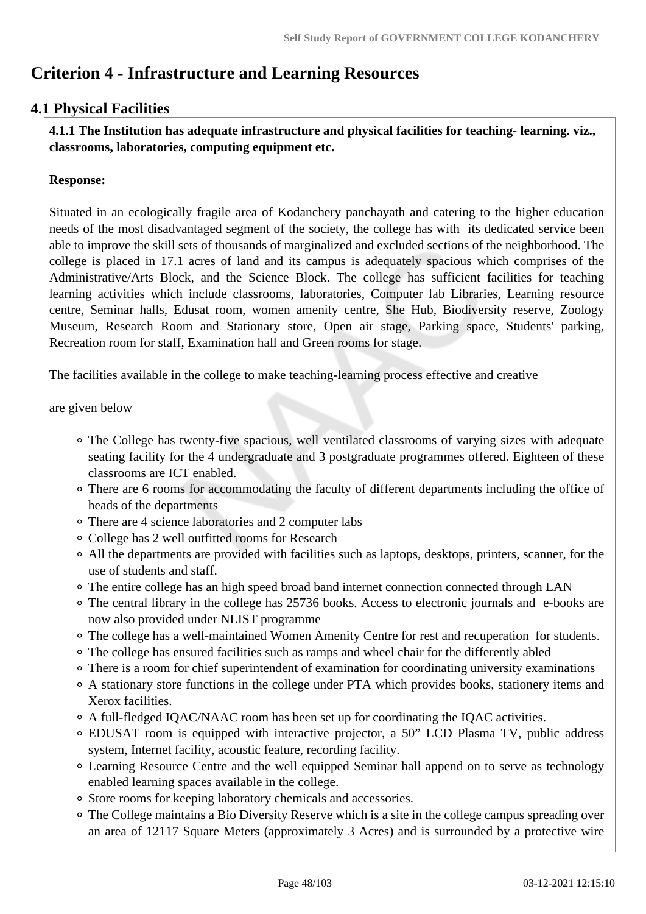# Criterion 4 - Infrastructure and Learning Resources

## 4.1 Physical Facilities

**4.1.1 The Institution has adequate infrastructure and physical facilities for teaching- learning. viz., classrooms, laboratories, computing equipment etc.**

**Response:**

Situated in an ecologically fragile area of Kodanchery panchayath and catering to the higher education needs of the most disadvantaged segment of the society, the college has with its dedicated service been able to improve the skill sets of thousands of marginalized and excluded sections of the neighborhood. The college is placed in 17.1 acres of land and its campus is adequately spacious which comprises of the Administrative/Arts Block, and the Science Block. The college has sufficient facilities for teaching learning activities which include classrooms, laboratories, Computer lab Libraries, Learning resource centre, Seminar halls, Edusat room, women amenity centre, She Hub, Biodiversity reserve, Zoology Museum, Research Room and Stationary store, Open air stage, Parking space, Students' parking, Recreation room for staff, Examination hall and Green rooms for stage.

The facilities available in the college to make teaching-learning process effective and creative

are given below

- The College has twenty-five spacious, well ventilated classrooms of varying sizes with adequate seating facility for the 4 undergraduate and 3 postgraduate programmes offered. Eighteen of these classrooms are ICT enabled.
- There are 6 rooms for accommodating the faculty of different departments including the office of heads of the departments
- There are 4 science laboratories and 2 computer labs
- College has 2 well outfitted rooms for Research
- All the departments are provided with facilities such as laptops, desktops, printers, scanner, for the use of students and staff.
- The entire college has an high speed broad band internet connection connected through LAN
- The central library in the college has 25736 books. Access to electronic journals and e-books are now also provided under NLIST programme
- The college has a well-maintained Women Amenity Centre for rest and recuperation for students.
- The college has ensured facilities such as ramps and wheel chair for the differently abled
- There is a room for chief superintendent of examination for coordinating university examinations
- A stationary store functions in the college under PTA which provides books, stationery items and Xerox facilities.
- A full-fledged IQAC/NAAC room has been set up for coordinating the IQAC activities.
- EDUSAT room is equipped with interactive projector, a 50" LCD Plasma TV, public address system, Internet facility, acoustic feature, recording facility.
- Learning Resource Centre and the well equipped Seminar hall append on to serve as technology enabled learning spaces available in the college.
- Store rooms for keeping laboratory chemicals and accessories.
- The College maintains a Bio Diversity Reserve which is a site in the college campus spreading over an area of 12117 Square Meters (approximately 3 Acres) and is surrounded by a protective wire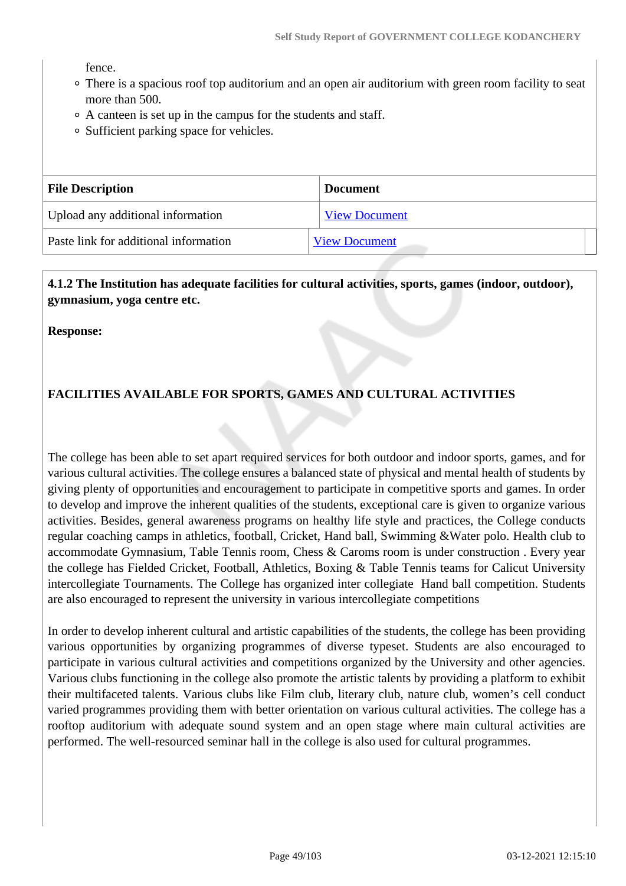fence.

- There is a spacious roof top auditorium and an open air auditorium with green room facility to seat more than 500.
- A canteen is set up in the campus for the students and staff.
- Sufficient parking space for vehicles.

| File Description | Document |
|---|---|
| Upload any additional information | View Document |
| Paste link for additional information | View Document |

**4.1.2 The Institution has adequate facilities for cultural activities, sports, games (indoor, outdoor), gymnasium, yoga centre etc.**

**Response:**

**FACILITIES AVAILABLE FOR SPORTS, GAMES AND CULTURAL ACTIVITIES**

The college has been able to set apart required services for both outdoor and indoor sports, games, and for various cultural activities. The college ensures a balanced state of physical and mental health of students by giving plenty of opportunities and encouragement to participate in competitive sports and games. In order to develop and improve the inherent qualities of the students, exceptional care is given to organize various activities. Besides, general awareness programs on healthy life style and practices, the College conducts regular coaching camps in athletics, football, Cricket, Hand ball, Swimming &Water polo. Health club to accommodate Gymnasium, Table Tennis room, Chess & Caroms room is under construction . Every year the college has Fielded Cricket, Football, Athletics, Boxing & Table Tennis teams for Calicut University intercollegiate Tournaments. The College has organized inter collegiate Hand ball competition. Students are also encouraged to represent the university in various intercollegiate competitions

In order to develop inherent cultural and artistic capabilities of the students, the college has been providing various opportunities by organizing programmes of diverse typeset. Students are also encouraged to participate in various cultural activities and competitions organized by the University and other agencies. Various clubs functioning in the college also promote the artistic talents by providing a platform to exhibit their multifaceted talents. Various clubs like Film club, literary club, nature club, women's cell conduct varied programmes providing them with better orientation on various cultural activities. The college has a rooftop auditorium with adequate sound system and an open stage where main cultural activities are performed. The well-resourced seminar hall in the college is also used for cultural programmes.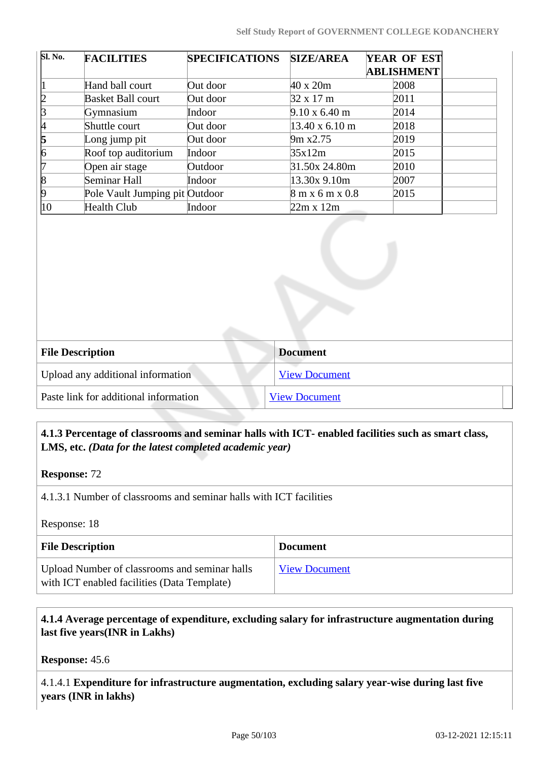| Sl. No. | FACILITIES | SPECIFICATIONS | SIZE/AREA | YEAR OF ESTABLISHMENT |
|---|---|---|---|---|
| 1 | Hand ball court | Out door | 40 x 20m | 2008 |
| 2 | Basket Ball court | Out door | 32 x 17 m | 2011 |
| 3 | Gymnasium | Indoor | 9.10 x 6.40 m | 2014 |
| 4 | Shuttle court | Out door | 13.40 x 6.10 m | 2018 |
| **5** | Long jump pit | Out door | 9m x2.75 | 2019 |
| 6 | Roof top auditorium | Indoor | 35x12m | 2015 |
| 7 | Open air stage | Outdoor | 31.50x 24.80m | 2010 |
| 8 | Seminar Hall | Indoor | 13.30x 9.10m | 2007 |
| 9 | Pole Vault Jumping pit | Outdoor | 8 m x 6 m x 0.8 | 2015 |
| 10 | Health Club | Indoor | 22m x 12m | |

| File Description | Document |
|---|---|
| Upload any additional information | View Document |
| Paste link for additional information | View Document |

**4.1.3 Percentage of classrooms and seminar halls with ICT- enabled facilities such as smart class, LMS, etc.** ***(Data for the latest completed academic year)***

**Response:** 72

4.1.3.1 Number of classrooms and seminar halls with ICT facilities

Response: 18

| File Description | Document |
|---|---|
| Upload Number of classrooms and seminar halls with ICT enabled facilities (Data Template) | View Document |

**4.1.4 Average percentage of expenditure, excluding salary for infrastructure augmentation during last five years(INR in Lakhs)**

**Response:** 45.6

4.1.4.1 **Expenditure for infrastructure augmentation, excluding salary year-wise during last five years (INR in lakhs)**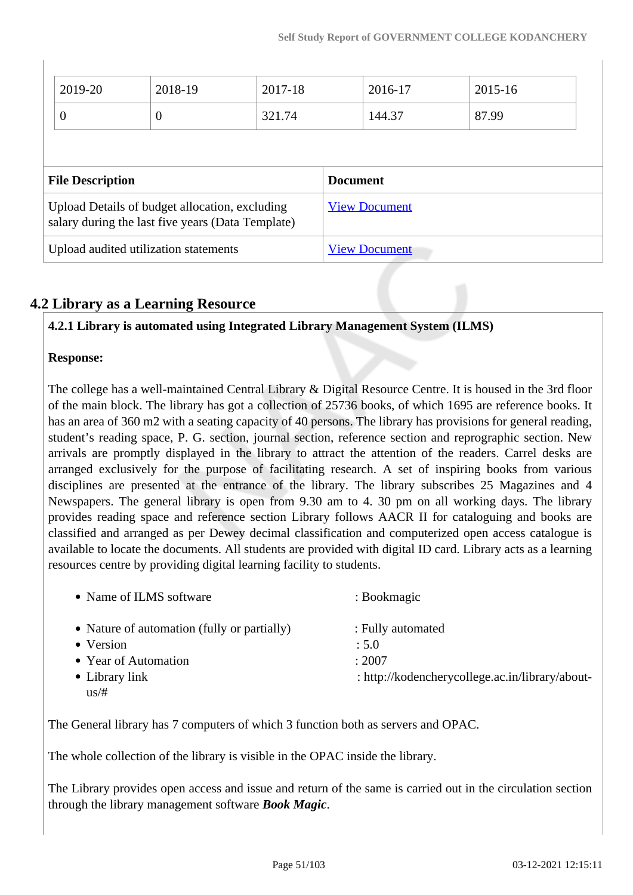| 2019-20 | 2018-19 | 2017-18 | 2016-17 | 2015-16 |
|---|---|---|---|---|
| 0 | 0 | 321.74 | 144.37 | 87.99 |

| File Description | Document |
|---|---|
| Upload Details of budget allocation, excluding salary during the last five years (Data Template) | View Document |
| Upload audited utilization statements | View Document |

## 4.2 Library as a Learning Resource

**4.2.1 Library is automated using Integrated Library Management System (ILMS)**

**Response:**

The college has a well-maintained Central Library & Digital Resource Centre. It is housed in the 3rd floor of the main block. The library has got a collection of 25736 books, of which 1695 are reference books. It has an area of 360 m2 with a seating capacity of 40 persons. The library has provisions for general reading, student's reading space, P. G. section, journal section, reference section and reprographic section. New arrivals are promptly displayed in the library to attract the attention of the readers. Carrel desks are arranged exclusively for the purpose of facilitating research. A set of inspiring books from various disciplines are presented at the entrance of the library. The library subscribes 25 Magazines and 4 Newspapers. The general library is open from 9.30 am to 4. 30 pm on all working days. The library provides reading space and reference section Library follows AACR II for cataloguing and books are classified and arranged as per Dewey decimal classification and computerized open access catalogue is available to locate the documents. All students are provided with digital ID card. Library acts as a learning resources centre by providing digital learning facility to students.

- Name of ILMS software : Bookmagic

- Nature of automation (fully or partially) : Fully automated
- Version : 5.0
- Year of Automation : 2007
- Library link : http://kodencherycollege.ac.in/library/about-us/#

The General library has 7 computers of which 3 function both as servers and OPAC.

The whole collection of the library is visible in the OPAC inside the library.

The Library provides open access and issue and return of the same is carried out in the circulation section through the library management software ***Book Magic***.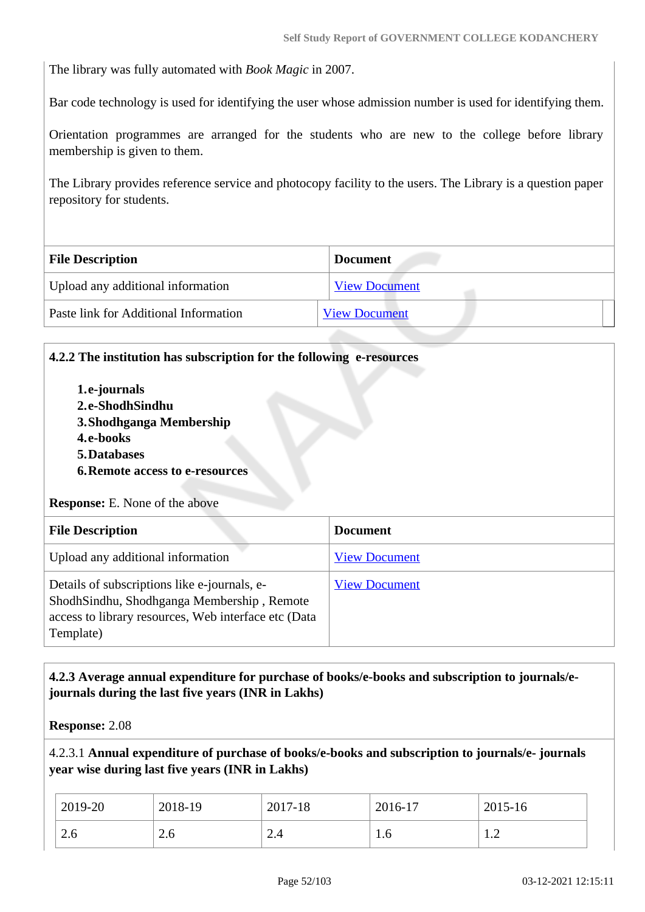The library was fully automated with *Book Magic* in 2007.

Bar code technology is used for identifying the user whose admission number is used for identifying them.

Orientation programmes are arranged for the students who are new to the college before library membership is given to them.

The Library provides reference service and photocopy facility to the users. The Library is a question paper repository for students.

| File Description | Document |
|---|---|
| Upload any additional information | View Document |
| Paste link for Additional Information | View Document |

**4.2.2 The institution has subscription for the following e-resources**

1. **e-journals**
2. **e-ShodhSindhu**
3. **Shodhganga Membership**
4. **e-books**
5. **Databases**
6. **Remote access to e-resources**

**Response:** E. None of the above

| File Description | Document |
|---|---|
| Upload any additional information | View Document |
| Details of subscriptions like e-journals, e-ShodhSindhu, Shodhganga Membership , Remote access to library resources, Web interface etc (Data Template) | View Document |

**4.2.3 Average annual expenditure for purchase of books/e-books and subscription to journals/e-journals during the last five years (INR in Lakhs)**

**Response:** 2.08

4.2.3.1 **Annual expenditure of purchase of books/e-books and subscription to journals/e- journals year wise during last five years (INR in Lakhs)**

| 2019-20 | 2018-19 | 2017-18 | 2016-17 | 2015-16 |
|---|---|---|---|---|
| 2.6 | 2.6 | 2.4 | 1.6 | 1.2 |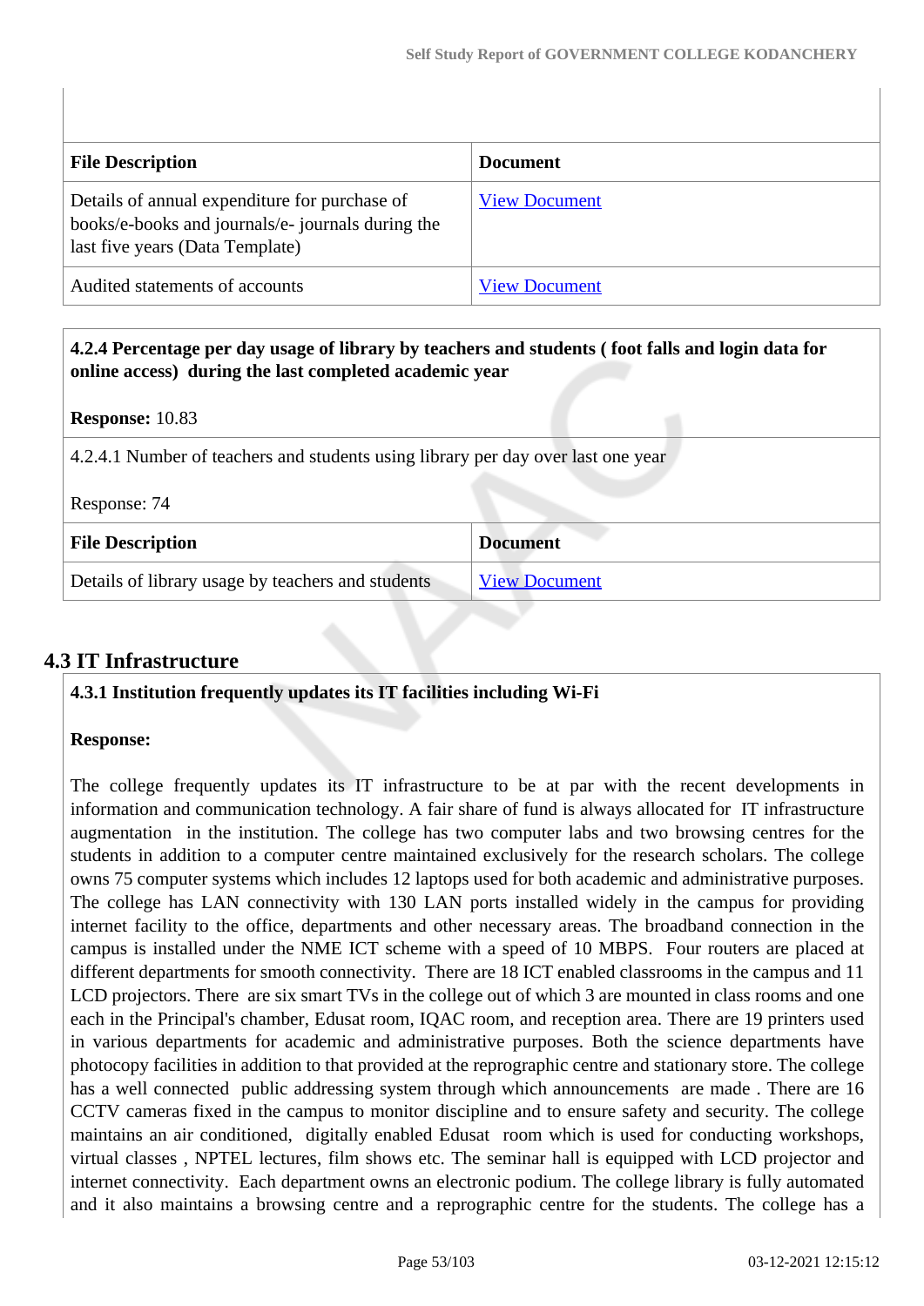| File Description | Document |
|---|---|
| Details of annual expenditure for purchase of books/e-books and journals/e- journals during the last five years (Data Template) | View Document |
| Audited statements of accounts | View Document |

**4.2.4 Percentage per day usage of library by teachers and students ( foot falls and login data for online access) during the last completed academic year**

**Response:** 10.83

4.2.4.1 Number of teachers and students using library per day over last one year

Response: 74

| File Description | Document |
|---|---|
| Details of library usage by teachers and students | View Document |

## 4.3 IT Infrastructure

**4.3.1 Institution frequently updates its IT facilities including Wi-Fi**

**Response:**

The college frequently updates its IT infrastructure to be at par with the recent developments in information and communication technology. A fair share of fund is always allocated for IT infrastructure augmentation in the institution. The college has two computer labs and two browsing centres for the students in addition to a computer centre maintained exclusively for the research scholars. The college owns 75 computer systems which includes 12 laptops used for both academic and administrative purposes. The college has LAN connectivity with 130 LAN ports installed widely in the campus for providing internet facility to the office, departments and other necessary areas. The broadband connection in the campus is installed under the NME ICT scheme with a speed of 10 MBPS. Four routers are placed at different departments for smooth connectivity. There are 18 ICT enabled classrooms in the campus and 11 LCD projectors. There are six smart TVs in the college out of which 3 are mounted in class rooms and one each in the Principal's chamber, Edusat room, IQAC room, and reception area. There are 19 printers used in various departments for academic and administrative purposes. Both the science departments have photocopy facilities in addition to that provided at the reprographic centre and stationary store. The college has a well connected public addressing system through which announcements are made . There are 16 CCTV cameras fixed in the campus to monitor discipline and to ensure safety and security. The college maintains an air conditioned, digitally enabled Edusat room which is used for conducting workshops, virtual classes , NPTEL lectures, film shows etc. The seminar hall is equipped with LCD projector and internet connectivity. Each department owns an electronic podium. The college library is fully automated and it also maintains a browsing centre and a reprographic centre for the students. The college has a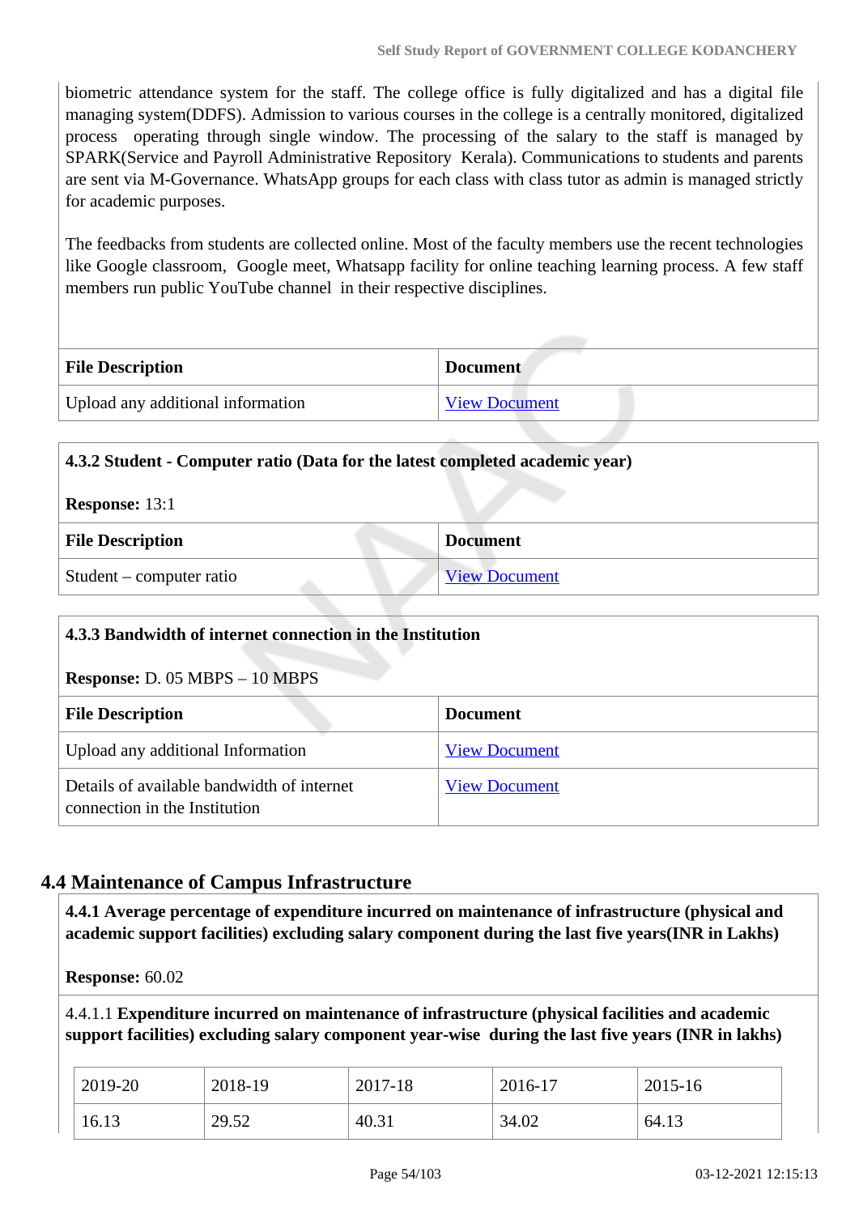biometric attendance system for the staff. The college office is fully digitalized and has a digital file managing system(DDFS). Admission to various courses in the college is a centrally monitored, digitalized process operating through single window. The processing of the salary to the staff is managed by SPARK(Service and Payroll Administrative Repository Kerala). Communications to students and parents are sent via M-Governance. WhatsApp groups for each class with class tutor as admin is managed strictly for academic purposes.

The feedbacks from students are collected online. Most of the faculty members use the recent technologies like Google classroom, Google meet, Whatsapp facility for online teaching learning process. A few staff members run public YouTube channel in their respective disciplines.

| File Description | Document |
|---|---|
| Upload any additional information | View Document |

**4.3.2 Student - Computer ratio (Data for the latest completed academic year)**

**Response:** 13:1

| File Description | Document |
|---|---|
| Student – computer ratio | View Document |

**4.3.3 Bandwidth of internet connection in the Institution**

**Response:** D. 05 MBPS – 10 MBPS

| File Description | Document |
|---|---|
| Upload any additional Information | View Document |
| Details of available bandwidth of internet connection in the Institution | View Document |

## 4.4 Maintenance of Campus Infrastructure

**4.4.1 Average percentage of expenditure incurred on maintenance of infrastructure (physical and academic support facilities) excluding salary component during the last five years(INR in Lakhs)**

**Response:** 60.02

4.4.1.1 **Expenditure incurred on maintenance of infrastructure (physical facilities and academic support facilities) excluding salary component year-wise during the last five years (INR in lakhs)**

| 2019-20 | 2018-19 | 2017-18 | 2016-17 | 2015-16 |
|---|---|---|---|---|
| 16.13 | 29.52 | 40.31 | 34.02 | 64.13 |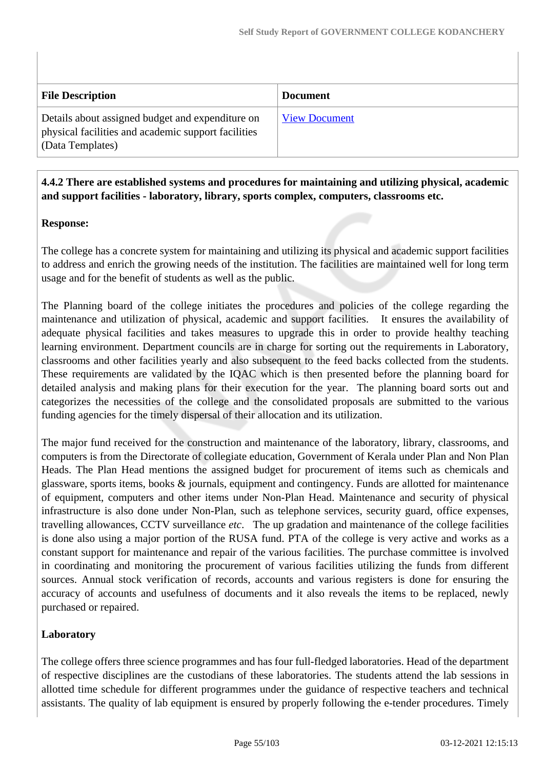| File Description | Document |
| --- | --- |
| Details about assigned budget and expenditure on physical facilities and academic support facilities (Data Templates) | View Document |

**4.4.2 There are established systems and procedures for maintaining and utilizing physical, academic and support facilities - laboratory, library, sports complex, computers, classrooms etc.**

**Response:**

The college has a concrete system for maintaining and utilizing its physical and academic support facilities to address and enrich the growing needs of the institution. The facilities are maintained well for long term usage and for the benefit of students as well as the public.

The Planning board of the college initiates the procedures and policies of the college regarding the maintenance and utilization of physical, academic and support facilities. It ensures the availability of adequate physical facilities and takes measures to upgrade this in order to provide healthy teaching learning environment. Department councils are in charge for sorting out the requirements in Laboratory, classrooms and other facilities yearly and also subsequent to the feed backs collected from the students. These requirements are validated by the IQAC which is then presented before the planning board for detailed analysis and making plans for their execution for the year. The planning board sorts out and categorizes the necessities of the college and the consolidated proposals are submitted to the various funding agencies for the timely dispersal of their allocation and its utilization.

The major fund received for the construction and maintenance of the laboratory, library, classrooms, and computers is from the Directorate of collegiate education, Government of Kerala under Plan and Non Plan Heads. The Plan Head mentions the assigned budget for procurement of items such as chemicals and glassware, sports items, books & journals, equipment and contingency. Funds are allotted for maintenance of equipment, computers and other items under Non-Plan Head. Maintenance and security of physical infrastructure is also done under Non-Plan, such as telephone services, security guard, office expenses, travelling allowances, CCTV surveillance *etc*. The up gradation and maintenance of the college facilities is done also using a major portion of the RUSA fund. PTA of the college is very active and works as a constant support for maintenance and repair of the various facilities. The purchase committee is involved in coordinating and monitoring the procurement of various facilities utilizing the funds from different sources. Annual stock verification of records, accounts and various registers is done for ensuring the accuracy of accounts and usefulness of documents and it also reveals the items to be replaced, newly purchased or repaired.

**Laboratory**

The college offers three science programmes and has four full-fledged laboratories. Head of the department of respective disciplines are the custodians of these laboratories. The students attend the lab sessions in allotted time schedule for different programmes under the guidance of respective teachers and technical assistants. The quality of lab equipment is ensured by properly following the e-tender procedures. Timely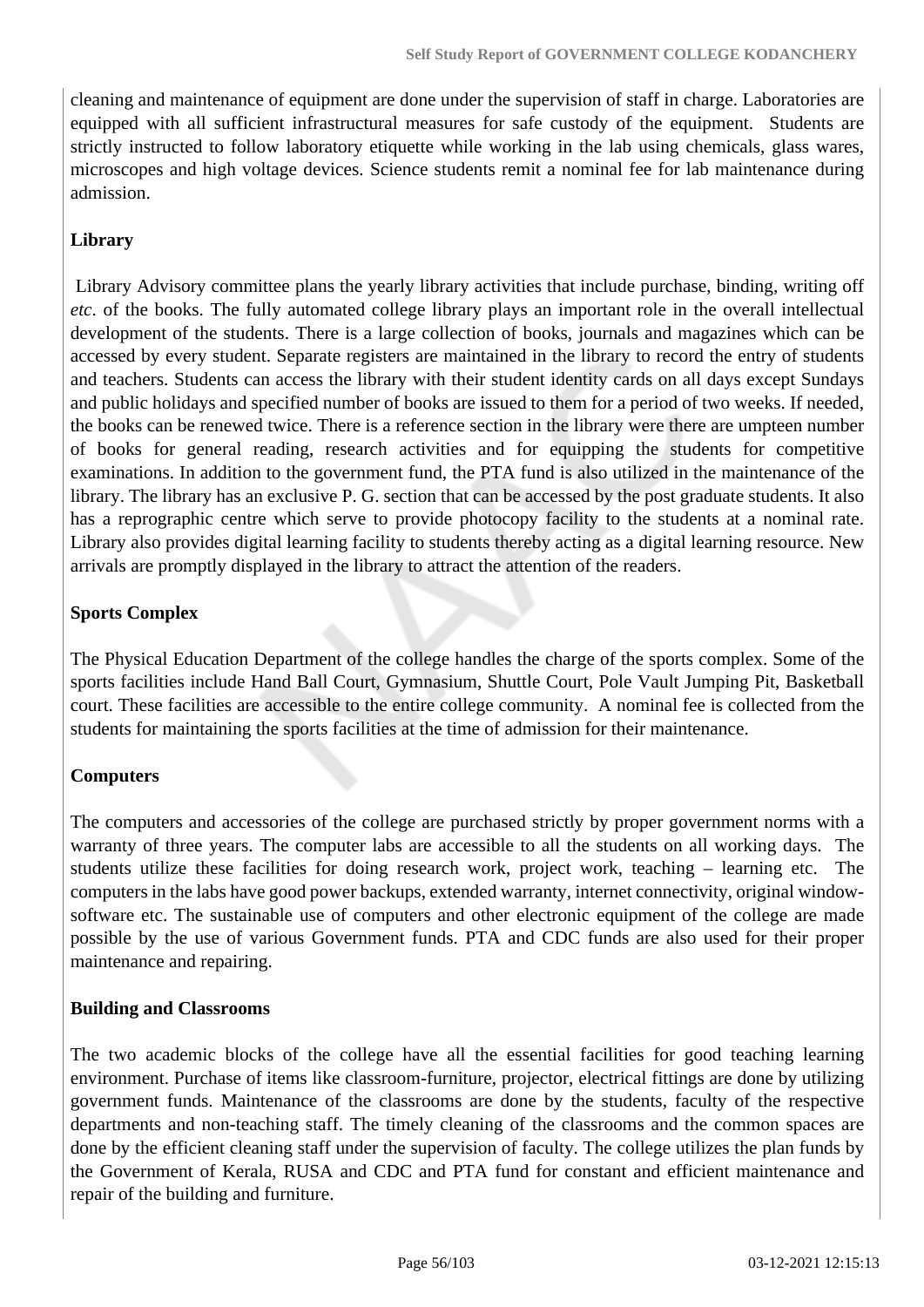cleaning and maintenance of equipment are done under the supervision of staff in charge. Laboratories are equipped with all sufficient infrastructural measures for safe custody of the equipment. Students are strictly instructed to follow laboratory etiquette while working in the lab using chemicals, glass wares, microscopes and high voltage devices. Science students remit a nominal fee for lab maintenance during admission.

**Library**

Library Advisory committee plans the yearly library activities that include purchase, binding, writing off *etc*. of the books. The fully automated college library plays an important role in the overall intellectual development of the students. There is a large collection of books, journals and magazines which can be accessed by every student. Separate registers are maintained in the library to record the entry of students and teachers. Students can access the library with their student identity cards on all days except Sundays and public holidays and specified number of books are issued to them for a period of two weeks. If needed, the books can be renewed twice. There is a reference section in the library were there are umpteen number of books for general reading, research activities and for equipping the students for competitive examinations. In addition to the government fund, the PTA fund is also utilized in the maintenance of the library. The library has an exclusive P. G. section that can be accessed by the post graduate students. It also has a reprographic centre which serve to provide photocopy facility to the students at a nominal rate. Library also provides digital learning facility to students thereby acting as a digital learning resource. New arrivals are promptly displayed in the library to attract the attention of the readers.

**Sports Complex**

The Physical Education Department of the college handles the charge of the sports complex. Some of the sports facilities include Hand Ball Court, Gymnasium, Shuttle Court, Pole Vault Jumping Pit, Basketball court. These facilities are accessible to the entire college community. A nominal fee is collected from the students for maintaining the sports facilities at the time of admission for their maintenance.

**Computers**

The computers and accessories of the college are purchased strictly by proper government norms with a warranty of three years. The computer labs are accessible to all the students on all working days. The students utilize these facilities for doing research work, project work, teaching – learning etc. The computers in the labs have good power backups, extended warranty, internet connectivity, original window-software etc. The sustainable use of computers and other electronic equipment of the college are made possible by the use of various Government funds. PTA and CDC funds are also used for their proper maintenance and repairing.

**Building and Classrooms**

The two academic blocks of the college have all the essential facilities for good teaching learning environment. Purchase of items like classroom-furniture, projector, electrical fittings are done by utilizing government funds. Maintenance of the classrooms are done by the students, faculty of the respective departments and non-teaching staff. The timely cleaning of the classrooms and the common spaces are done by the efficient cleaning staff under the supervision of faculty. The college utilizes the plan funds by the Government of Kerala, RUSA and CDC and PTA fund for constant and efficient maintenance and repair of the building and furniture.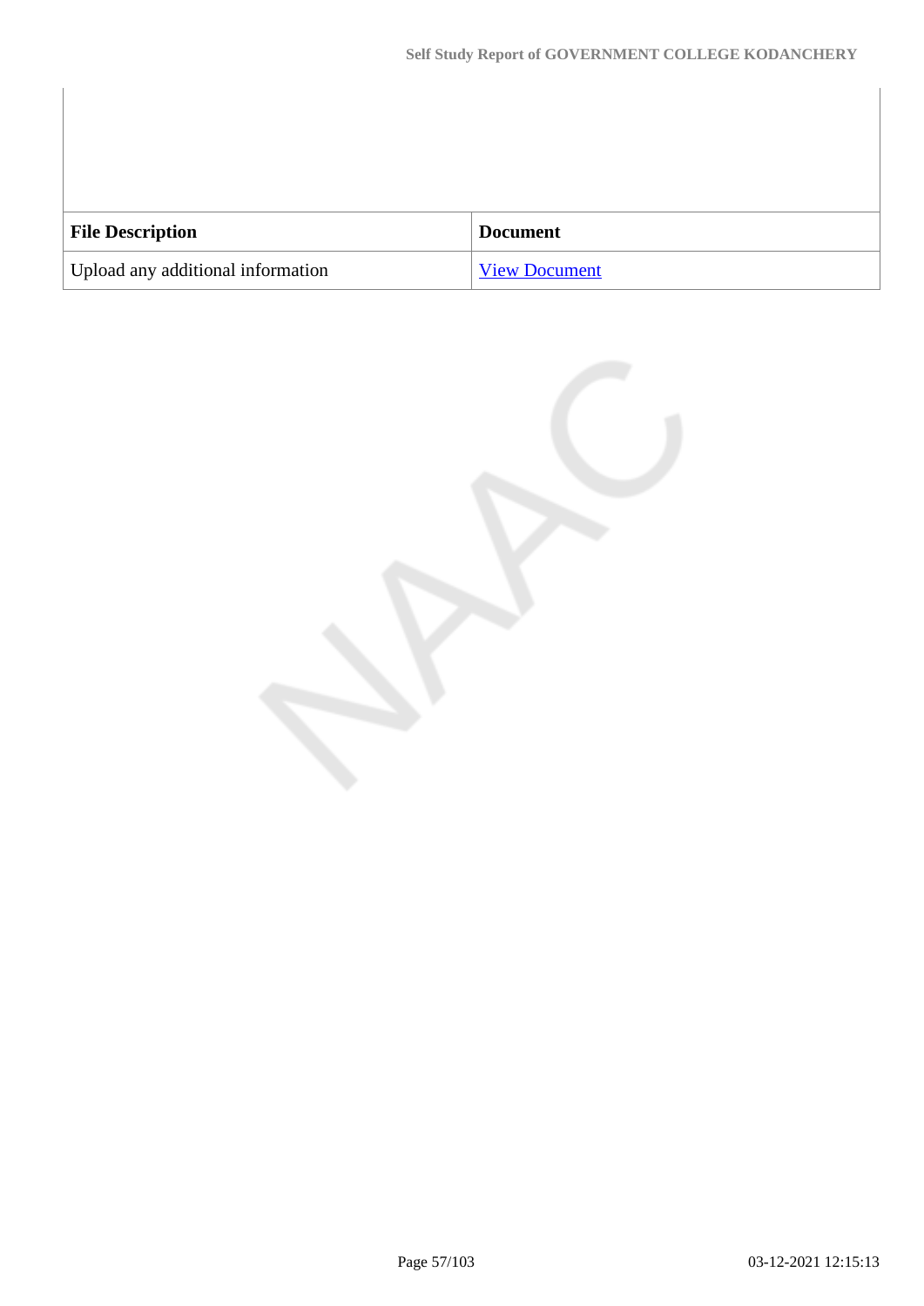| File Description | Document |
| --- | --- |
| Upload any additional information | View Document |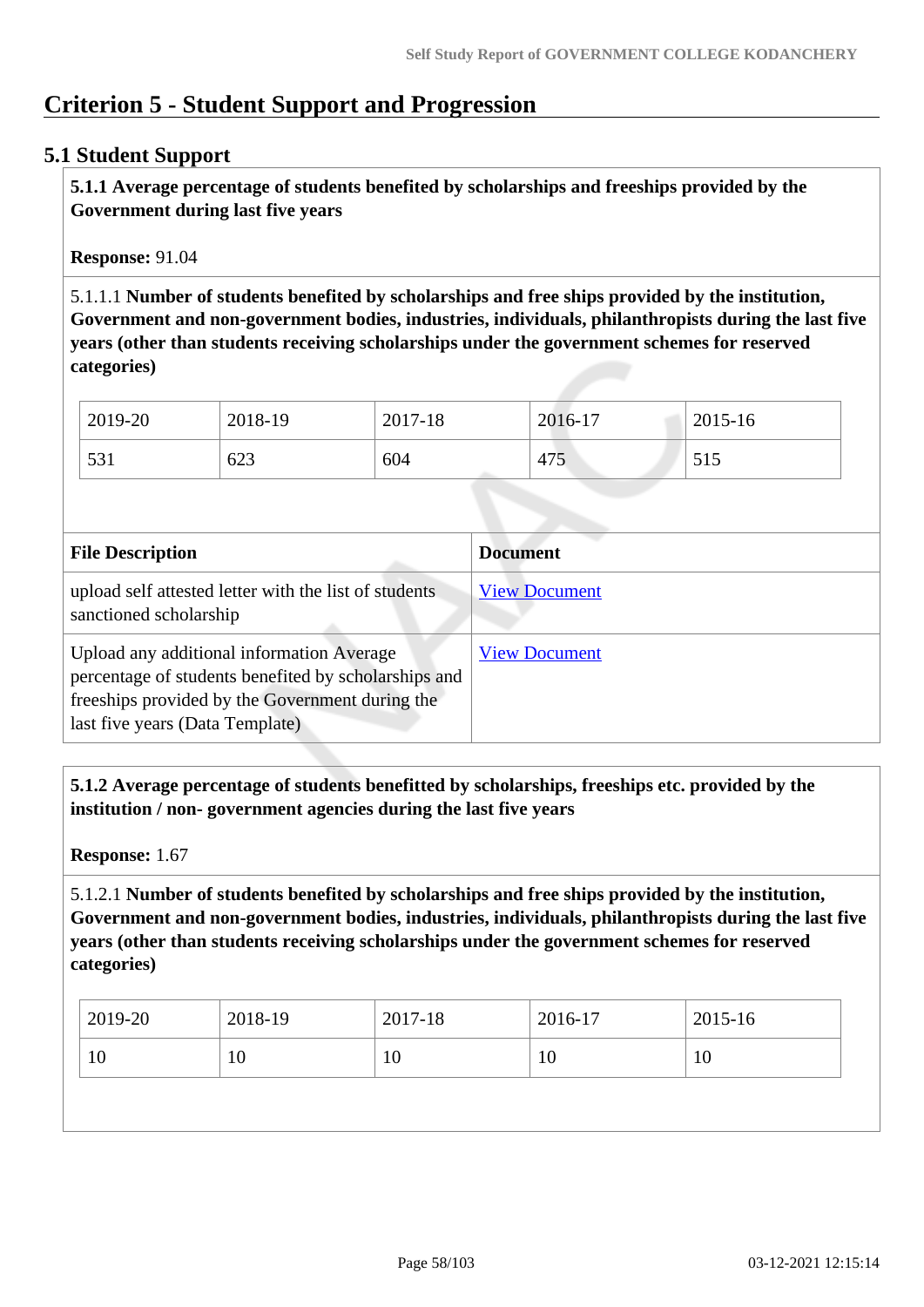# Criterion 5 - Student Support and Progression

## 5.1 Student Support

**5.1.1 Average percentage of students benefited by scholarships and freeships provided by the Government during last five years**

**Response:** 91.04

5.1.1.1 **Number of students benefited by scholarships and free ships provided by the institution, Government and non-government bodies, industries, individuals, philanthropists during the last five years (other than students receiving scholarships under the government schemes for reserved categories)**

| 2019-20 | 2018-19 | 2017-18 | 2016-17 | 2015-16 |
|---|---|---|---|---|
| 531 | 623 | 604 | 475 | 515 |

| File Description | Document |
|---|---|
| upload self attested letter with the list of students sanctioned scholarship | View Document |
| Upload any additional information Average percentage of students benefited by scholarships and freeships provided by the Government during the last five years (Data Template) | View Document |

**5.1.2 Average percentage of students benefitted by scholarships, freeships etc. provided by the institution / non- government agencies during the last five years**

**Response:** 1.67

5.1.2.1 **Number of students benefited by scholarships and free ships provided by the institution, Government and non-government bodies, industries, individuals, philanthropists during the last five years (other than students receiving scholarships under the government schemes for reserved categories)**

| 2019-20 | 2018-19 | 2017-18 | 2016-17 | 2015-16 |
|---|---|---|---|---|
| 10 | 10 | 10 | 10 | 10 |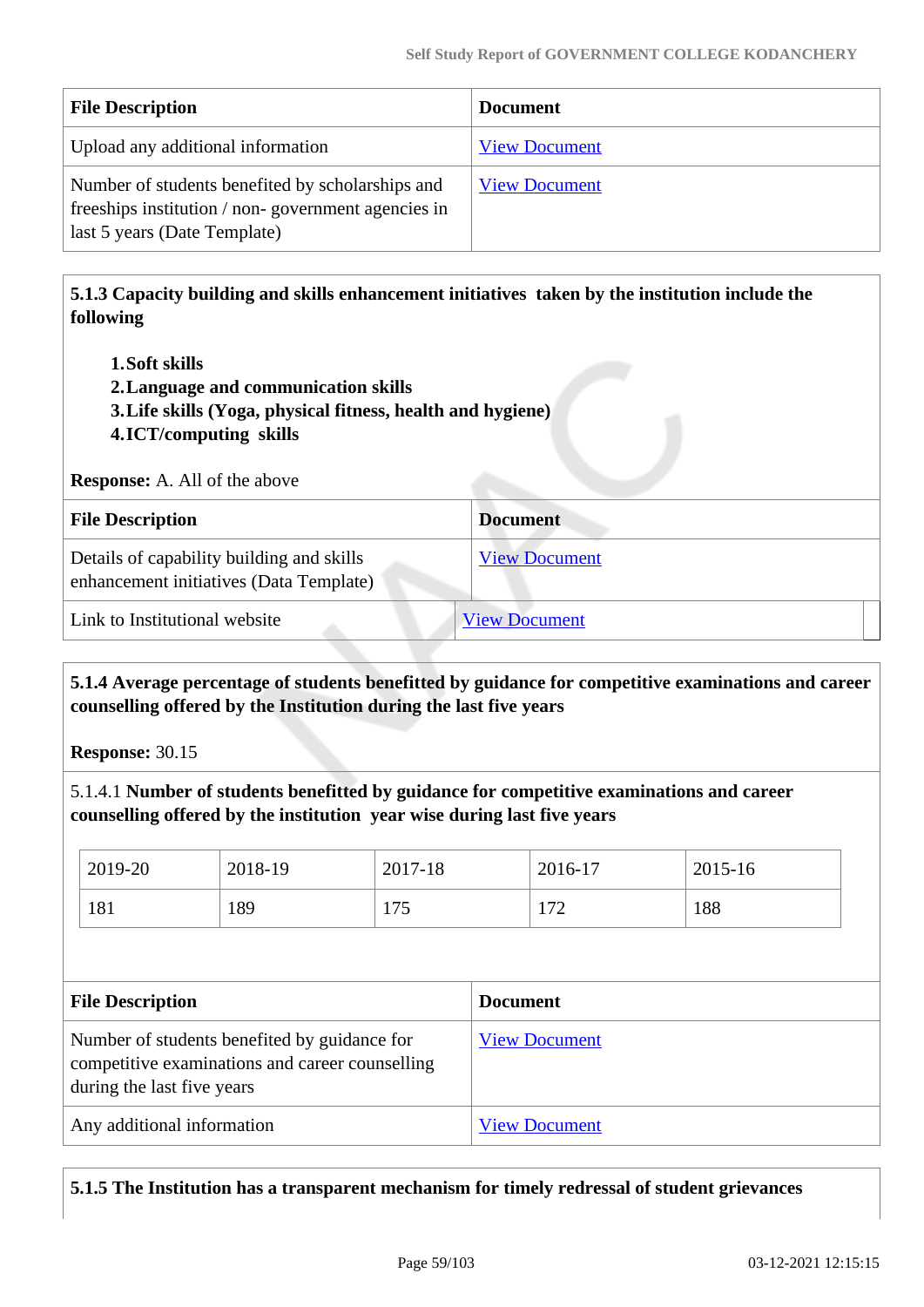| File Description | Document |
|---|---|
| Upload any additional information | View Document |
| Number of students benefited by scholarships and freeships institution / non- government agencies in last 5 years (Date Template) | View Document |

**5.1.3 Capacity building and skills enhancement initiatives taken by the institution include the following**

1. **Soft skills**
2. **Language and communication skills**
3. **Life skills (Yoga, physical fitness, health and hygiene)**
4. **ICT/computing skills**

**Response:** A. All of the above

| File Description | Document |
|---|---|
| Details of capability building and skills enhancement initiatives (Data Template) | View Document |
| Link to Institutional website | View Document |

**5.1.4 Average percentage of students benefitted by guidance for competitive examinations and career counselling offered by the Institution during the last five years**

**Response:** 30.15

5.1.4.1 **Number of students benefitted by guidance for competitive examinations and career counselling offered by the institution year wise during last five years**

| 2019-20 | 2018-19 | 2017-18 | 2016-17 | 2015-16 |
|---|---|---|---|---|
| 181 | 189 | 175 | 172 | 188 |

| File Description | Document |
|---|---|
| Number of students benefited by guidance for competitive examinations and career counselling during the last five years | View Document |
| Any additional information | View Document |

**5.1.5 The Institution has a transparent mechanism for timely redressal of student grievances**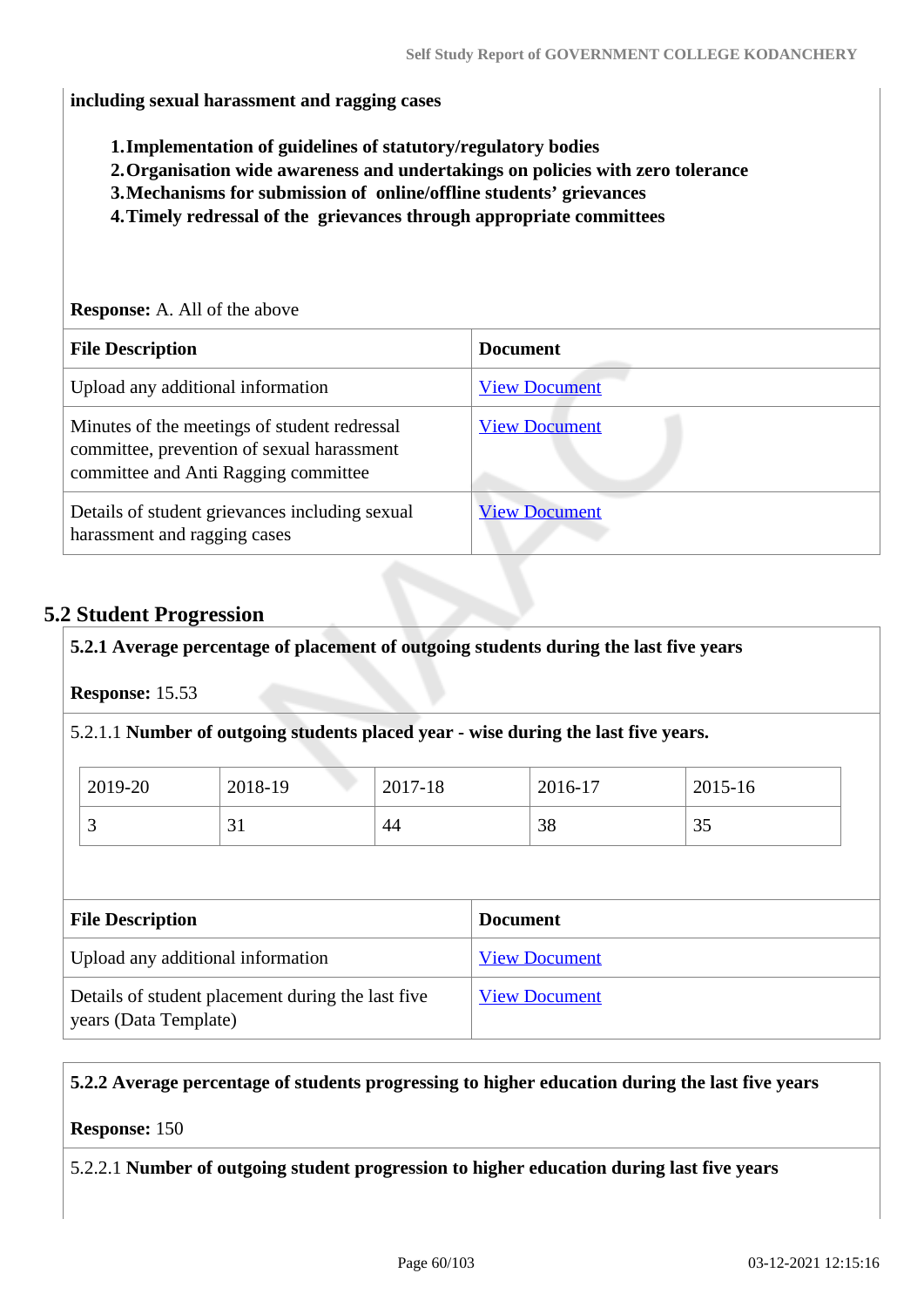**including sexual harassment and ragging cases**

1. **Implementation of guidelines of statutory/regulatory bodies**
2. **Organisation wide awareness and undertakings on policies with zero tolerance**
3. **Mechanisms for submission of online/offline students' grievances**
4. **Timely redressal of the grievances through appropriate committees**

**Response:** A. All of the above

| File Description | Document |
|---|---|
| Upload any additional information | View Document |
| Minutes of the meetings of student redressal committee, prevention of sexual harassment committee and Anti Ragging committee | View Document |
| Details of student grievances including sexual harassment and ragging cases | View Document |

## 5.2 Student Progression

**5.2.1 Average percentage of placement of outgoing students during the last five years**

**Response:** 15.53

5.2.1.1 **Number of outgoing students placed year - wise during the last five years.**

| 2019-20 | 2018-19 | 2017-18 | 2016-17 | 2015-16 |
|---|---|---|---|---|
| 3 | 31 | 44 | 38 | 35 |

| File Description | Document |
|---|---|
| Upload any additional information | View Document |
| Details of student placement during the last five years (Data Template) | View Document |

**5.2.2 Average percentage of students progressing to higher education during the last five years**

**Response:** 150

5.2.2.1 **Number of outgoing student progression to higher education during last five years**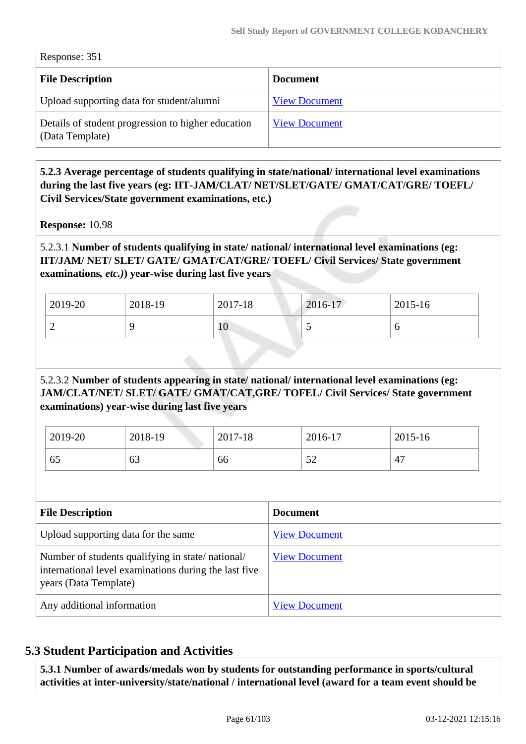Response: 351

| File Description | Document |
|---|---|
| Upload supporting data for student/alumni | View Document |
| Details of student progression to higher education (Data Template) | View Document |

**5.2.3 Average percentage of students qualifying in state/national/ international level examinations during the last five years (eg: IIT-JAM/CLAT/ NET/SLET/GATE/ GMAT/CAT/GRE/ TOEFL/ Civil Services/State government examinations, etc.)**

**Response:** 10.98

5.2.3.1 **Number of students qualifying in state/ national/ international level examinations (eg: IIT/JAM/ NET/ SLET/ GATE/ GMAT/CAT/GRE/ TOEFL/ Civil Services/ State government examinations, *etc.)*) year-wise during last five years**

| 2019-20 | 2018-19 | 2017-18 | 2016-17 | 2015-16 |
|---|---|---|---|---|
| 2 | 9 | 10 | 5 | 6 |

5.2.3.2 **Number of students appearing in state/ national/ international level examinations (eg: JAM/CLAT/NET/ SLET/ GATE/ GMAT/CAT,GRE/ TOFEL/ Civil Services/ State government examinations) year-wise during last five years**

| 2019-20 | 2018-19 | 2017-18 | 2016-17 | 2015-16 |
|---|---|---|---|---|
| 65 | 63 | 66 | 52 | 47 |

| File Description | Document |
|---|---|
| Upload supporting data for the same | View Document |
| Number of students qualifying in state/ national/ international level examinations during the last five years (Data Template) | View Document |
| Any additional information | View Document |

## 5.3 Student Participation and Activities

**5.3.1 Number of awards/medals won by students for outstanding performance in sports/cultural activities at inter-university/state/national / international level (award for a team event should be**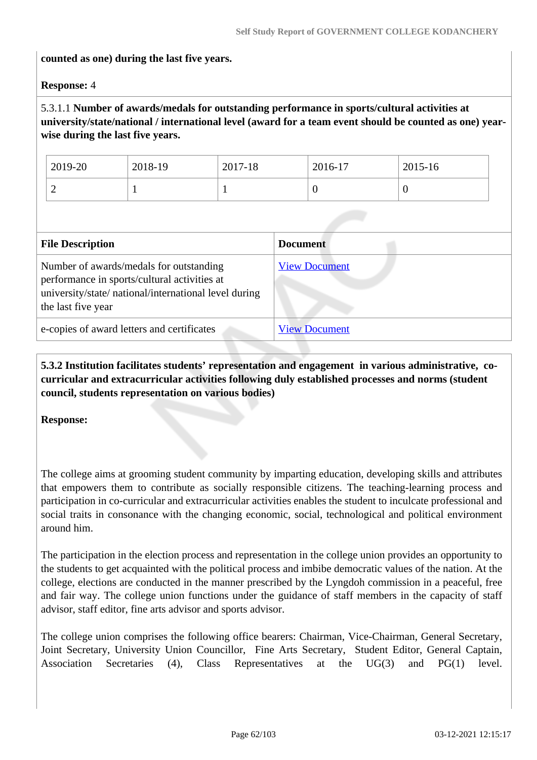**counted as one) during the last five years.**

**Response:** 4

5.3.1.1 **Number of awards/medals for outstanding performance in sports/cultural activities at university/state/national / international level (award for a team event should be counted as one) year-wise during the last five years.**

| 2019-20 | 2018-19 | 2017-18 | 2016-17 | 2015-16 |
|---|---|---|---|---|
| 2 | 1 | 1 | 0 | 0 |

| File Description | Document |
|---|---|
| Number of awards/medals for outstanding performance in sports/cultural activities at university/state/ national/international level during the last five year | View Document |
| e-copies of award letters and certificates | View Document |

**5.3.2 Institution facilitates students' representation and engagement in various administrative, co-curricular and extracurricular activities following duly established processes and norms (student council, students representation on various bodies)**

**Response:**

The college aims at grooming student community by imparting education, developing skills and attributes that empowers them to contribute as socially responsible citizens. The teaching-learning process and participation in co-curricular and extracurricular activities enables the student to inculcate professional and social traits in consonance with the changing economic, social, technological and political environment around him.

The participation in the election process and representation in the college union provides an opportunity to the students to get acquainted with the political process and imbibe democratic values of the nation. At the college, elections are conducted in the manner prescribed by the Lyngdoh commission in a peaceful, free and fair way. The college union functions under the guidance of staff members in the capacity of staff advisor, staff editor, fine arts advisor and sports advisor.

The college union comprises the following office bearers: Chairman, Vice-Chairman, General Secretary, Joint Secretary, University Union Councillor, Fine Arts Secretary, Student Editor, General Captain, Association Secretaries (4), Class Representatives at the UG(3) and PG(1) level.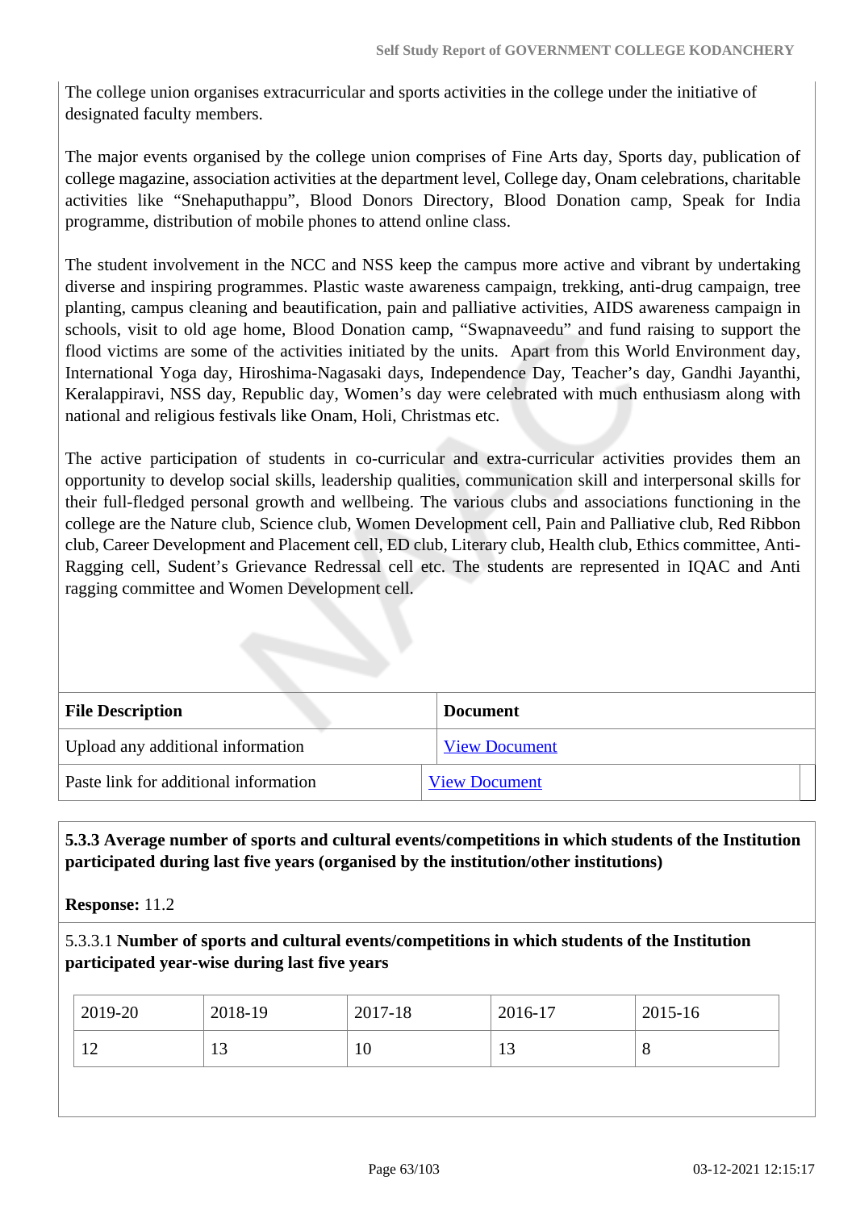The college union organises extracurricular and sports activities in the college under the initiative of designated faculty members.

The major events organised by the college union comprises of Fine Arts day, Sports day, publication of college magazine, association activities at the department level, College day, Onam celebrations, charitable activities like "Snehaputhappu", Blood Donors Directory, Blood Donation camp, Speak for India programme, distribution of mobile phones to attend online class.

The student involvement in the NCC and NSS keep the campus more active and vibrant by undertaking diverse and inspiring programmes. Plastic waste awareness campaign, trekking, anti-drug campaign, tree planting, campus cleaning and beautification, pain and palliative activities, AIDS awareness campaign in schools, visit to old age home, Blood Donation camp, "Swapnaveedu" and fund raising to support the flood victims are some of the activities initiated by the units. Apart from this World Environment day, International Yoga day, Hiroshima-Nagasaki days, Independence Day, Teacher's day, Gandhi Jayanthi, Keralappiravi, NSS day, Republic day, Women's day were celebrated with much enthusiasm along with national and religious festivals like Onam, Holi, Christmas etc.

The active participation of students in co-curricular and extra-curricular activities provides them an opportunity to develop social skills, leadership qualities, communication skill and interpersonal skills for their full-fledged personal growth and wellbeing. The various clubs and associations functioning in the college are the Nature club, Science club, Women Development cell, Pain and Palliative club, Red Ribbon club, Career Development and Placement cell, ED club, Literary club, Health club, Ethics committee, Anti-Ragging cell, Sudent's Grievance Redressal cell etc. The students are represented in IQAC and Anti ragging committee and Women Development cell.

| File Description | Document |
|---|---|
| Upload any additional information | View Document |
| Paste link for additional information | View Document |

**5.3.3 Average number of sports and cultural events/competitions in which students of the Institution participated during last five years (organised by the institution/other institutions)**

**Response:** 11.2

5.3.3.1 **Number of sports and cultural events/competitions in which students of the Institution participated year-wise during last five years**

| 2019-20 | 2018-19 | 2017-18 | 2016-17 | 2015-16 |
|---|---|---|---|---|
| 12 | 13 | 10 | 13 | 8 |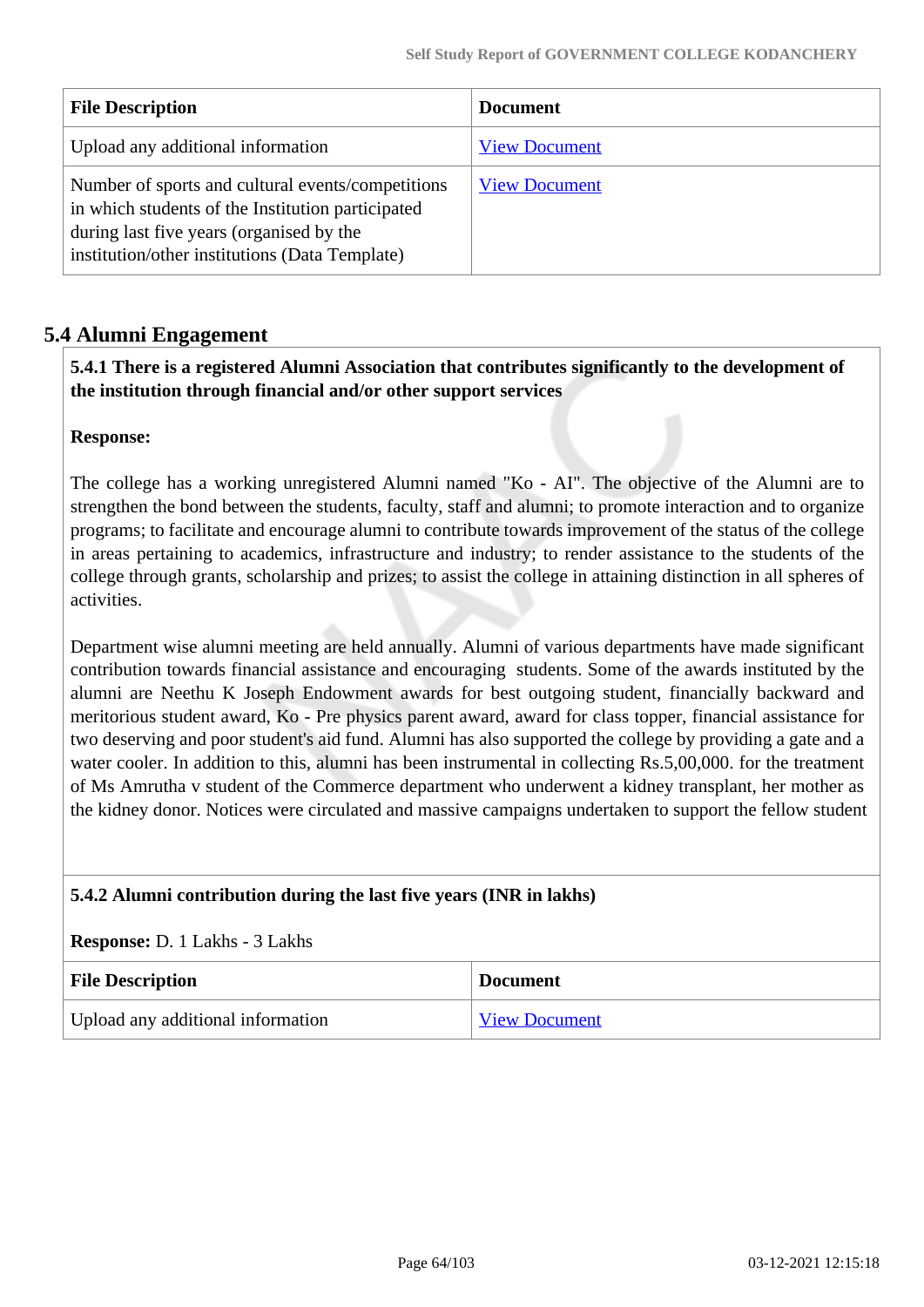| File Description | Document |
|---|---|
| Upload any additional information | View Document |
| Number of sports and cultural events/competitions in which students of the Institution participated during last five years (organised by the institution/other institutions (Data Template) | View Document |

## 5.4 Alumni Engagement

**5.4.1 There is a registered Alumni Association that contributes significantly to the development of the institution through financial and/or other support services**

**Response:**

The college has a working unregistered Alumni named "Ko - AI". The objective of the Alumni are to strengthen the bond between the students, faculty, staff and alumni; to promote interaction and to organize programs; to facilitate and encourage alumni to contribute towards improvement of the status of the college in areas pertaining to academics, infrastructure and industry; to render assistance to the students of the college through grants, scholarship and prizes; to assist the college in attaining distinction in all spheres of activities.

Department wise alumni meeting are held annually. Alumni of various departments have made significant contribution towards financial assistance and encouraging students. Some of the awards instituted by the alumni are Neethu K Joseph Endowment awards for best outgoing student, financially backward and meritorious student award, Ko - Pre physics parent award, award for class topper, financial assistance for two deserving and poor student's aid fund. Alumni has also supported the college by providing a gate and a water cooler. In addition to this, alumni has been instrumental in collecting Rs.5,00,000. for the treatment of Ms Amrutha v student of the Commerce department who underwent a kidney transplant, her mother as the kidney donor. Notices were circulated and massive campaigns undertaken to support the fellow student

**5.4.2 Alumni contribution during the last five years (INR in lakhs)**

**Response:** D. 1 Lakhs - 3 Lakhs

| File Description | Document |
|---|---|
| Upload any additional information | View Document |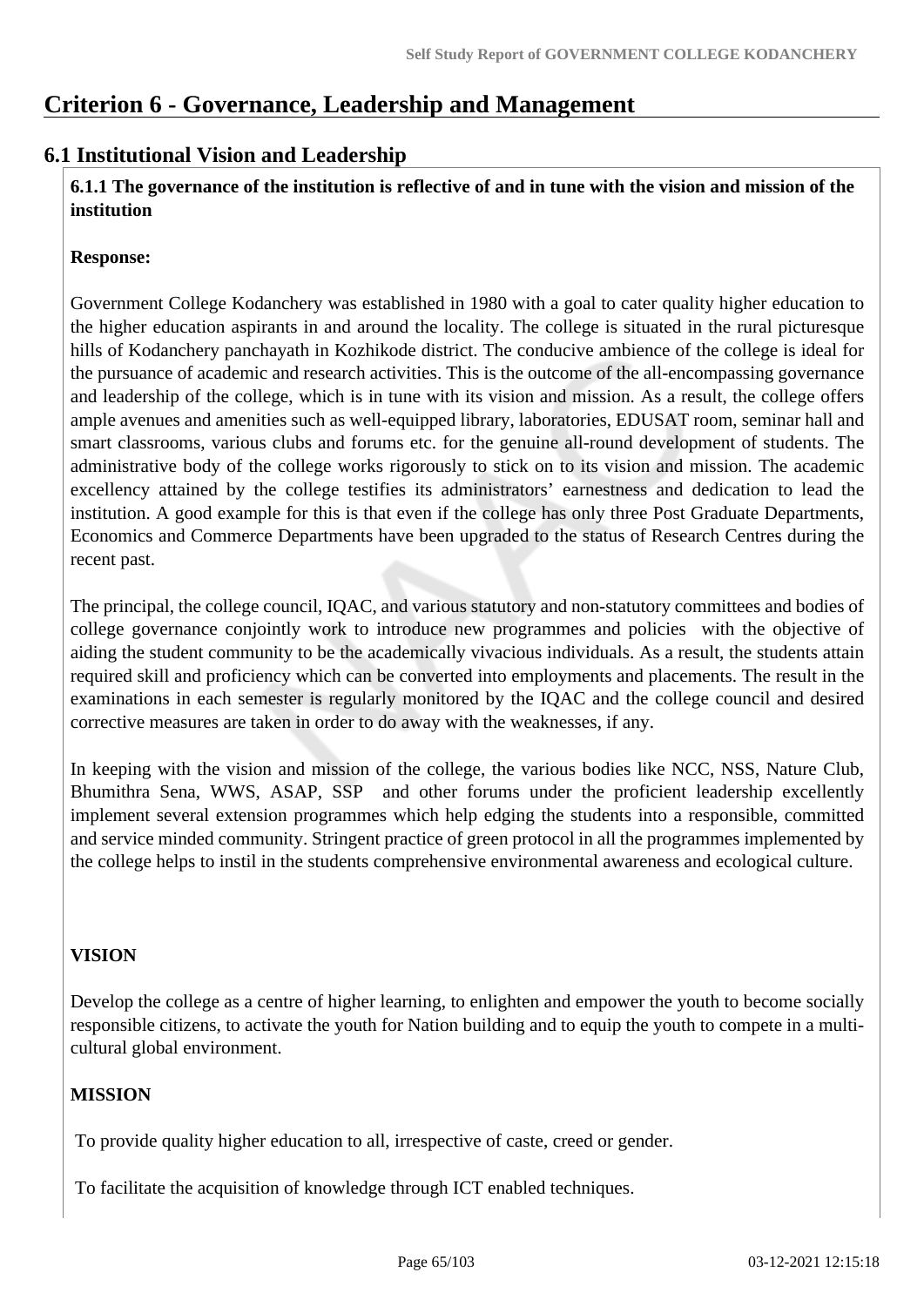# Criterion 6 - Governance, Leadership and Management

## 6.1 Institutional Vision and Leadership

**6.1.1 The governance of the institution is reflective of and in tune with the vision and mission of the institution**

**Response:**

Government College Kodanchery was established in 1980 with a goal to cater quality higher education to the higher education aspirants in and around the locality. The college is situated in the rural picturesque hills of Kodanchery panchayath in Kozhikode district. The conducive ambience of the college is ideal for the pursuance of academic and research activities. This is the outcome of the all-encompassing governance and leadership of the college, which is in tune with its vision and mission. As a result, the college offers ample avenues and amenities such as well-equipped library, laboratories, EDUSAT room, seminar hall and smart classrooms, various clubs and forums etc. for the genuine all-round development of students. The administrative body of the college works rigorously to stick on to its vision and mission. The academic excellency attained by the college testifies its administrators' earnestness and dedication to lead the institution. A good example for this is that even if the college has only three Post Graduate Departments, Economics and Commerce Departments have been upgraded to the status of Research Centres during the recent past.

The principal, the college council, IQAC, and various statutory and non-statutory committees and bodies of college governance conjointly work to introduce new programmes and policies with the objective of aiding the student community to be the academically vivacious individuals. As a result, the students attain required skill and proficiency which can be converted into employments and placements. The result in the examinations in each semester is regularly monitored by the IQAC and the college council and desired corrective measures are taken in order to do away with the weaknesses, if any.

In keeping with the vision and mission of the college, the various bodies like NCC, NSS, Nature Club, Bhumithra Sena, WWS, ASAP, SSP and other forums under the proficient leadership excellently implement several extension programmes which help edging the students into a responsible, committed and service minded community. Stringent practice of green protocol in all the programmes implemented by the college helps to instil in the students comprehensive environmental awareness and ecological culture.

**VISION**

Develop the college as a centre of higher learning, to enlighten and empower the youth to become socially responsible citizens, to activate the youth for Nation building and to equip the youth to compete in a multi-cultural global environment.

**MISSION**

To provide quality higher education to all, irrespective of caste, creed or gender.

To facilitate the acquisition of knowledge through ICT enabled techniques.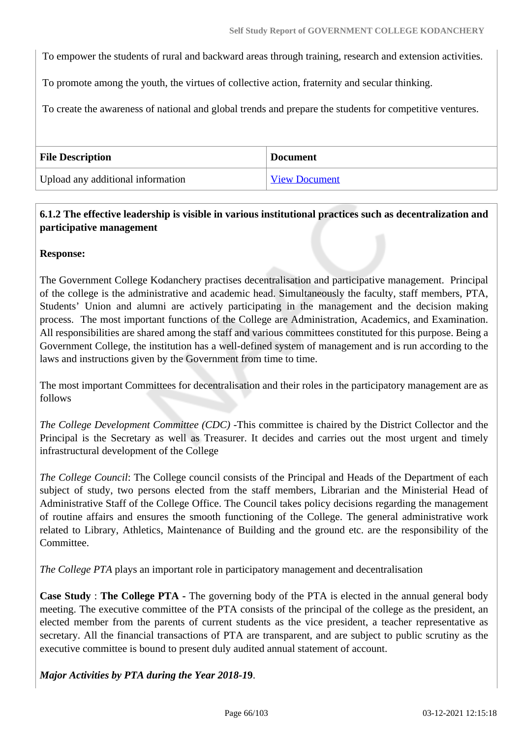To empower the students of rural and backward areas through training, research and extension activities.

To promote among the youth, the virtues of collective action, fraternity and secular thinking.

To create the awareness of national and global trends and prepare the students for competitive ventures.

| File Description | Document |
|---|---|
| Upload any additional information | View Document |

**6.1.2 The effective leadership is visible in various institutional practices such as decentralization and participative management**

**Response:**

The Government College Kodanchery practises decentralisation and participative management. Principal of the college is the administrative and academic head. Simultaneously the faculty, staff members, PTA, Students' Union and alumni are actively participating in the management and the decision making process. The most important functions of the College are Administration, Academics, and Examination. All responsibilities are shared among the staff and various committees constituted for this purpose. Being a Government College, the institution has a well-defined system of management and is run according to the laws and instructions given by the Government from time to time.

The most important Committees for decentralisation and their roles in the participatory management are as follows

*The College Development Committee (CDC)* -This committee is chaired by the District Collector and the Principal is the Secretary as well as Treasurer. It decides and carries out the most urgent and timely infrastructural development of the College

*The College Council*: The College council consists of the Principal and Heads of the Department of each subject of study, two persons elected from the staff members, Librarian and the Ministerial Head of Administrative Staff of the College Office. The Council takes policy decisions regarding the management of routine affairs and ensures the smooth functioning of the College. The general administrative work related to Library, Athletics, Maintenance of Building and the ground etc. are the responsibility of the Committee.

*The College PTA* plays an important role in participatory management and decentralisation

**Case Study** : **The College PTA -** The governing body of the PTA is elected in the annual general body meeting. The executive committee of the PTA consists of the principal of the college as the president, an elected member from the parents of current students as the vice president, a teacher representative as secretary. All the financial transactions of PTA are transparent, and are subject to public scrutiny as the executive committee is bound to present duly audited annual statement of account.

***Major Activities by PTA during the Year 2018-19***.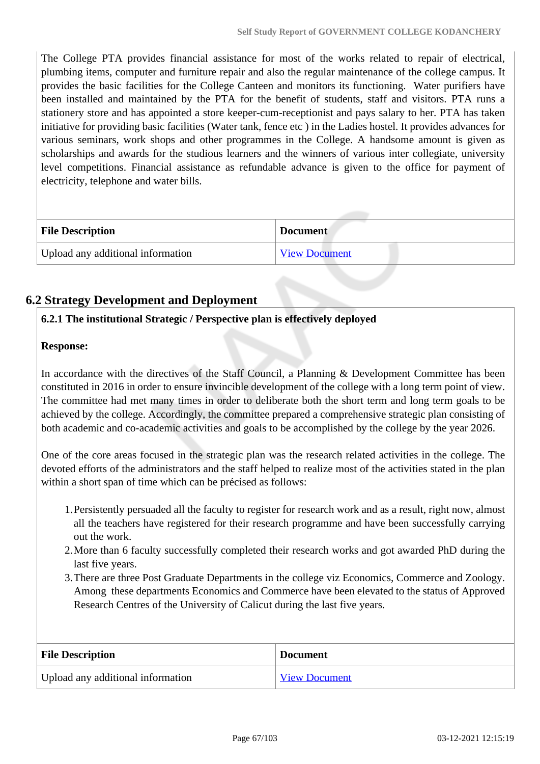The College PTA provides financial assistance for most of the works related to repair of electrical, plumbing items, computer and furniture repair and also the regular maintenance of the college campus. It provides the basic facilities for the College Canteen and monitors its functioning. Water purifiers have been installed and maintained by the PTA for the benefit of students, staff and visitors. PTA runs a stationery store and has appointed a store keeper-cum-receptionist and pays salary to her. PTA has taken initiative for providing basic facilities (Water tank, fence etc ) in the Ladies hostel. It provides advances for various seminars, work shops and other programmes in the College. A handsome amount is given as scholarships and awards for the studious learners and the winners of various inter collegiate, university level competitions. Financial assistance as refundable advance is given to the office for payment of electricity, telephone and water bills.

| File Description | Document |
|---|---|
| Upload any additional information | View Document |

## 6.2 Strategy Development and Deployment

**6.2.1 The institutional Strategic / Perspective plan is effectively deployed**

**Response:**

In accordance with the directives of the Staff Council, a Planning & Development Committee has been constituted in 2016 in order to ensure invincible development of the college with a long term point of view. The committee had met many times in order to deliberate both the short term and long term goals to be achieved by the college. Accordingly, the committee prepared a comprehensive strategic plan consisting of both academic and co-academic activities and goals to be accomplished by the college by the year 2026.

One of the core areas focused in the strategic plan was the research related activities in the college. The devoted efforts of the administrators and the staff helped to realize most of the activities stated in the plan within a short span of time which can be précised as follows:

1. Persistently persuaded all the faculty to register for research work and as a result, right now, almost all the teachers have registered for their research programme and have been successfully carrying out the work.
2. More than 6 faculty successfully completed their research works and got awarded PhD during the last five years.
3. There are three Post Graduate Departments in the college viz Economics, Commerce and Zoology. Among these departments Economics and Commerce have been elevated to the status of Approved Research Centres of the University of Calicut during the last five years.

| File Description | Document |
|---|---|
| Upload any additional information | View Document |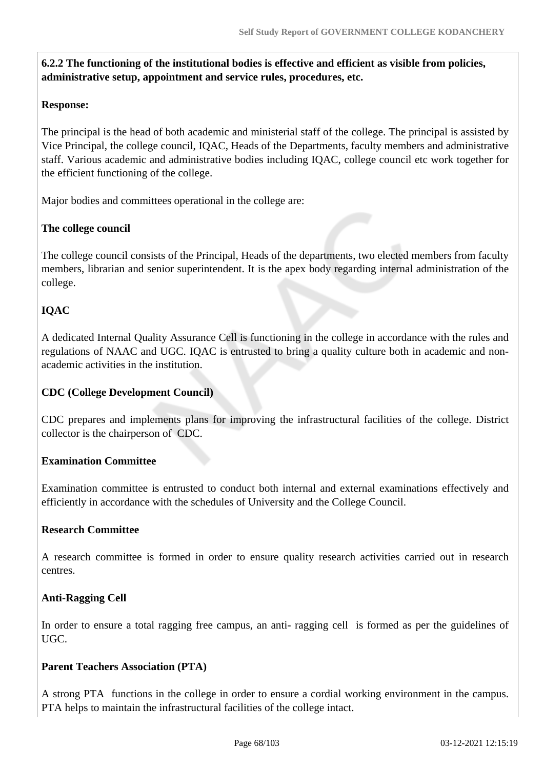**6.2.2 The functioning of the institutional bodies is effective and efficient as visible from policies, administrative setup, appointment and service rules, procedures, etc.**

**Response:**

The principal is the head of both academic and ministerial staff of the college. The principal is assisted by Vice Principal, the college council, IQAC, Heads of the Departments, faculty members and administrative staff. Various academic and administrative bodies including IQAC, college council etc work together for the efficient functioning of the college.

Major bodies and committees operational in the college are:

**The college council**

The college council consists of the Principal, Heads of the departments, two elected members from faculty members, librarian and senior superintendent. It is the apex body regarding internal administration of the college.

**IQAC**

A dedicated Internal Quality Assurance Cell is functioning in the college in accordance with the rules and regulations of NAAC and UGC. IQAC is entrusted to bring a quality culture both in academic and non-academic activities in the institution.

**CDC (College Development Council)**

CDC prepares and implements plans for improving the infrastructural facilities of the college. District collector is the chairperson of CDC.

**Examination Committee**

Examination committee is entrusted to conduct both internal and external examinations effectively and efficiently in accordance with the schedules of University and the College Council.

**Research Committee**

A research committee is formed in order to ensure quality research activities carried out in research centres.

**Anti-Ragging Cell**

In order to ensure a total ragging free campus, an anti- ragging cell is formed as per the guidelines of UGC.

**Parent Teachers Association (PTA)**

A strong PTA functions in the college in order to ensure a cordial working environment in the campus. PTA helps to maintain the infrastructural facilities of the college intact.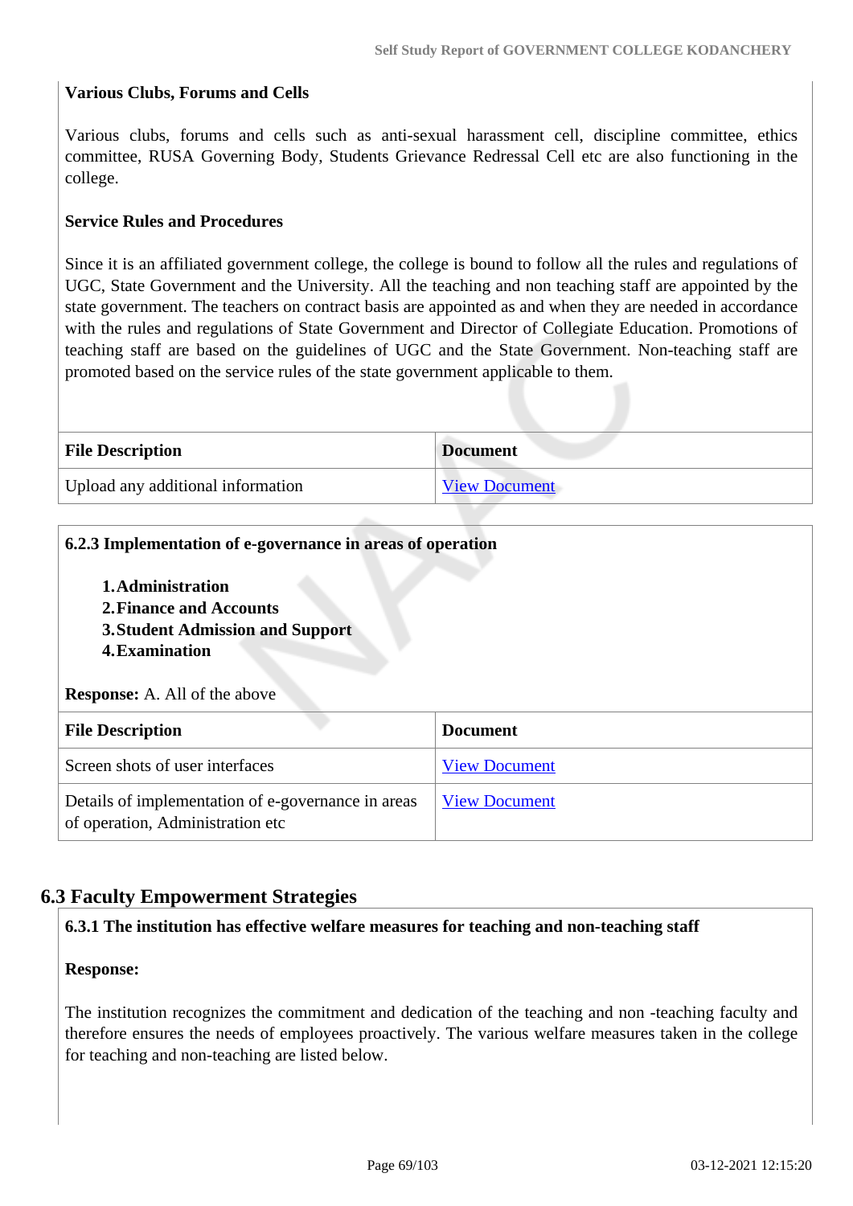**Various Clubs, Forums and Cells**

Various clubs, forums and cells such as anti-sexual harassment cell, discipline committee, ethics committee, RUSA Governing Body, Students Grievance Redressal Cell etc are also functioning in the college.

**Service Rules and Procedures**

Since it is an affiliated government college, the college is bound to follow all the rules and regulations of UGC, State Government and the University. All the teaching and non teaching staff are appointed by the state government. The teachers on contract basis are appointed as and when they are needed in accordance with the rules and regulations of State Government and Director of Collegiate Education. Promotions of teaching staff are based on the guidelines of UGC and the State Government. Non-teaching staff are promoted based on the service rules of the state government applicable to them.

| File Description | Document |
|---|---|
| Upload any additional information | View Document |

**6.2.3 Implementation of e-governance in areas of operation**

1. **Administration**
2. **Finance and Accounts**
3. **Student Admission and Support**
4. **Examination**

**Response:** A. All of the above

| File Description | Document |
|---|---|
| Screen shots of user interfaces | View Document |
| Details of implementation of e-governance in areas of operation, Administration etc | View Document |

## 6.3 Faculty Empowerment Strategies

**6.3.1 The institution has effective welfare measures for teaching and non-teaching staff**

**Response:**

The institution recognizes the commitment and dedication of the teaching and non -teaching faculty and therefore ensures the needs of employees proactively. The various welfare measures taken in the college for teaching and non-teaching are listed below.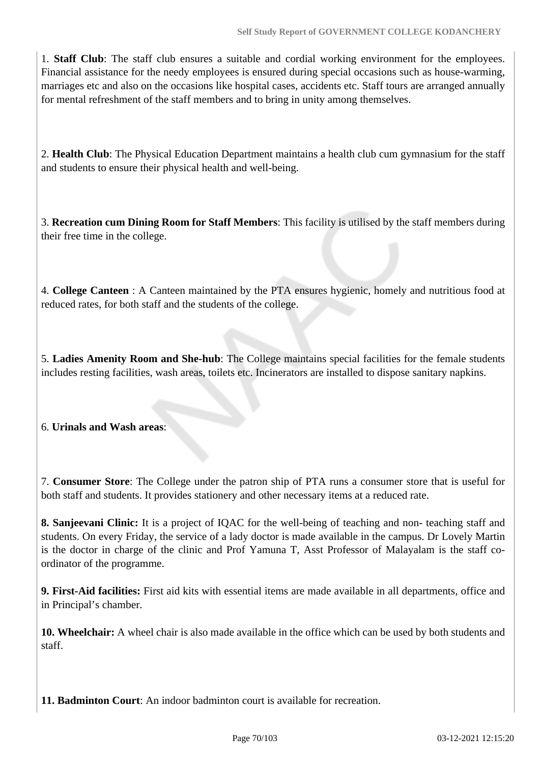1. **Staff Club**: The staff club ensures a suitable and cordial working environment for the employees. Financial assistance for the needy employees is ensured during special occasions such as house-warming, marriages etc and also on the occasions like hospital cases, accidents etc. Staff tours are arranged annually for mental refreshment of the staff members and to bring in unity among themselves.

2. **Health Club**: The Physical Education Department maintains a health club cum gymnasium for the staff and students to ensure their physical health and well-being.

3. **Recreation cum Dining Room for Staff Members**: This facility is utilised by the staff members during their free time in the college.

4. **College Canteen** : A Canteen maintained by the PTA ensures hygienic, homely and nutritious food at reduced rates, for both staff and the students of the college.

5. **Ladies Amenity Room and She-hub**: The College maintains special facilities for the female students includes resting facilities, wash areas, toilets etc. Incinerators are installed to dispose sanitary napkins.

6. **Urinals and Wash areas**:

7. **Consumer Store**: The College under the patron ship of PTA runs a consumer store that is useful for both staff and students. It provides stationery and other necessary items at a reduced rate.

**8. Sanjeevani Clinic:** It is a project of IQAC for the well-being of teaching and non- teaching staff and students. On every Friday, the service of a lady doctor is made available in the campus. Dr Lovely Martin is the doctor in charge of the clinic and Prof Yamuna T, Asst Professor of Malayalam is the staff co-ordinator of the programme.

**9. First-Aid facilities:** First aid kits with essential items are made available in all departments, office and in Principal's chamber.

**10. Wheelchair:** A wheel chair is also made available in the office which can be used by both students and staff.

**11. Badminton Court**: An indoor badminton court is available for recreation.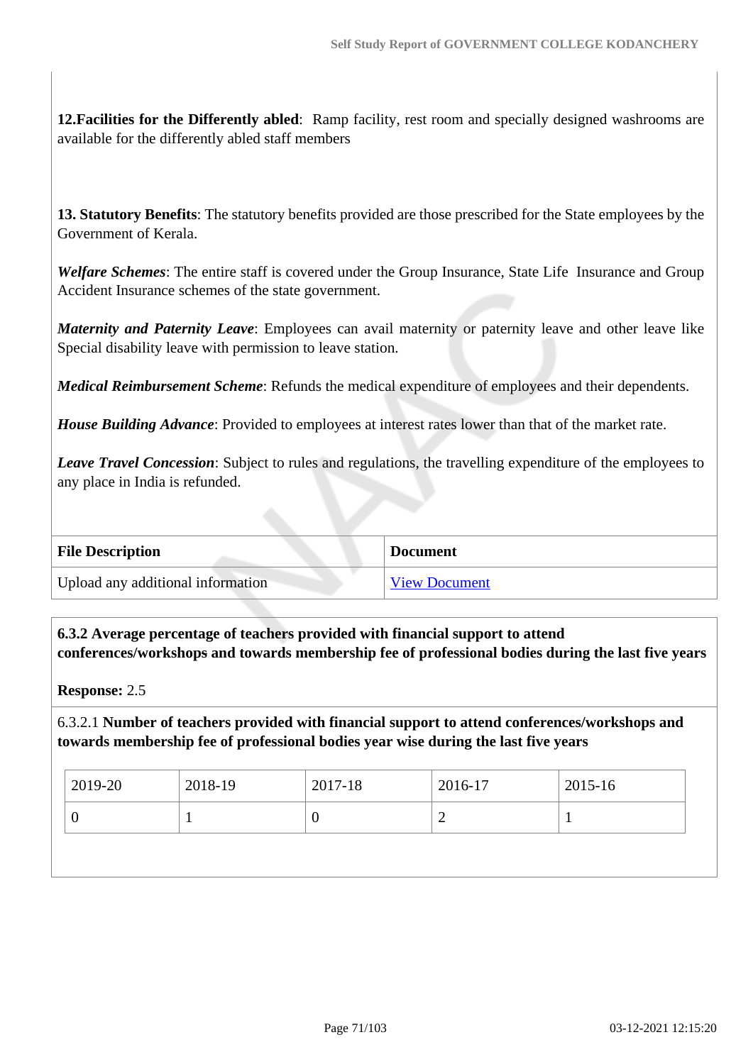**12.Facilities for the Differently abled**: Ramp facility, rest room and specially designed washrooms are available for the differently abled staff members

**13. Statutory Benefits**: The statutory benefits provided are those prescribed for the State employees by the Government of Kerala.

***Welfare Schemes***: The entire staff is covered under the Group Insurance, State Life Insurance and Group Accident Insurance schemes of the state government.

***Maternity and Paternity Leave***: Employees can avail maternity or paternity leave and other leave like Special disability leave with permission to leave station.

***Medical Reimbursement Scheme***: Refunds the medical expenditure of employees and their dependents.

***House Building Advance***: Provided to employees at interest rates lower than that of the market rate.

***Leave Travel Concession***: Subject to rules and regulations, the travelling expenditure of the employees to any place in India is refunded.

| File Description | Document |
|---|---|
| Upload any additional information | View Document |

**6.3.2 Average percentage of teachers provided with financial support to attend conferences/workshops and towards membership fee of professional bodies during the last five years**

**Response:** 2.5

6.3.2.1 **Number of teachers provided with financial support to attend conferences/workshops and towards membership fee of professional bodies year wise during the last five years**

| 2019-20 | 2018-19 | 2017-18 | 2016-17 | 2015-16 |
|---|---|---|---|---|
| 0 | 1 | 0 | 2 | 1 |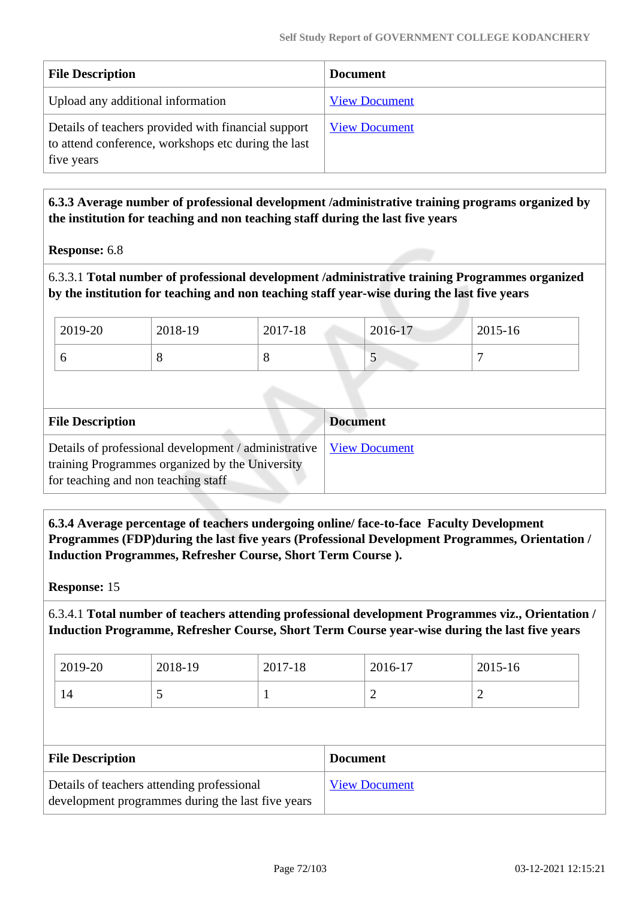| File Description | Document |
|---|---|
| Upload any additional information | View Document |
| Details of teachers provided with financial support to attend conference, workshops etc during the last five years | View Document |

**6.3.3 Average number of professional development /administrative training programs organized by the institution for teaching and non teaching staff during the last five years**

**Response:** 6.8

6.3.3.1 **Total number of professional development /administrative training Programmes organized by the institution for teaching and non teaching staff year-wise during the last five years**

| 2019-20 | 2018-19 | 2017-18 | 2016-17 | 2015-16 |
|---|---|---|---|---|
| 6 | 8 | 8 | 5 | 7 |

| File Description | Document |
|---|---|
| Details of professional development / administrative training Programmes organized by the University for teaching and non teaching staff | View Document |

**6.3.4 Average percentage of teachers undergoing online/ face-to-face Faculty Development Programmes (FDP)during the last five years (Professional Development Programmes, Orientation / Induction Programmes, Refresher Course, Short Term Course ).**

**Response:** 15

6.3.4.1 **Total number of teachers attending professional development Programmes viz., Orientation / Induction Programme, Refresher Course, Short Term Course year-wise during the last five years**

| 2019-20 | 2018-19 | 2017-18 | 2016-17 | 2015-16 |
|---|---|---|---|---|
| 14 | 5 | 1 | 2 | 2 |

| File Description | Document |
|---|---|
| Details of teachers attending professional development programmes during the last five years | View Document |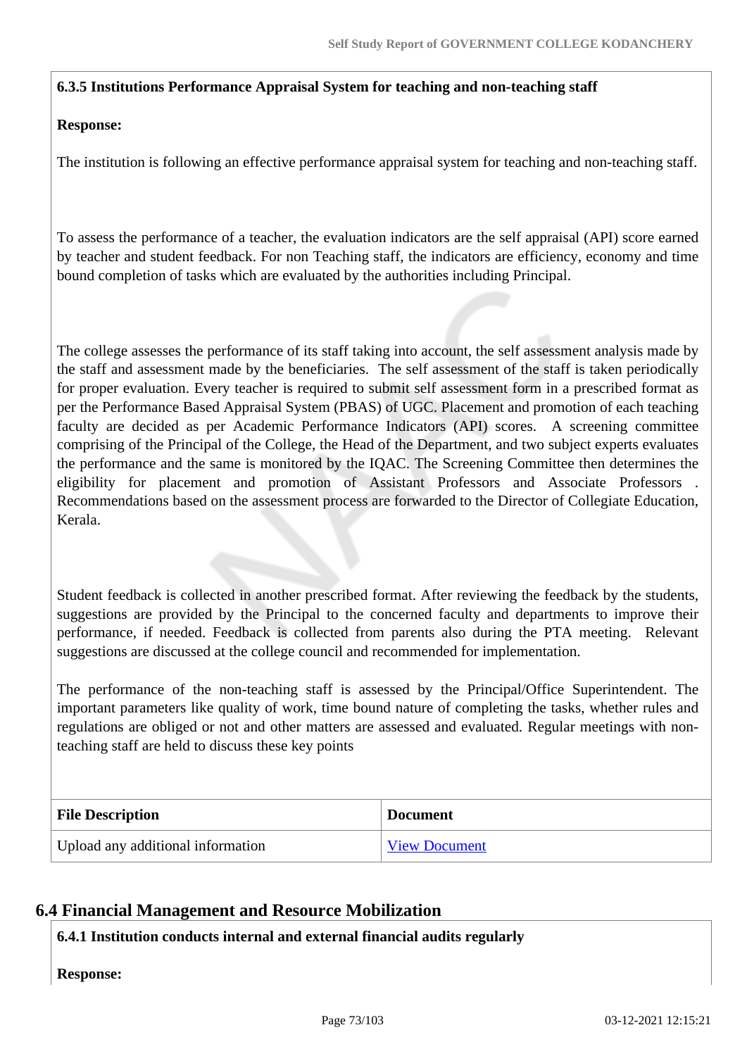**6.3.5 Institutions Performance Appraisal System for teaching and non-teaching staff**

**Response:**

The institution is following an effective performance appraisal system for teaching and non-teaching staff.

To assess the performance of a teacher, the evaluation indicators are the self appraisal (API) score earned by teacher and student feedback. For non Teaching staff, the indicators are efficiency, economy and time bound completion of tasks which are evaluated by the authorities including Principal.

The college assesses the performance of its staff taking into account, the self assessment analysis made by the staff and assessment made by the beneficiaries. The self assessment of the staff is taken periodically for proper evaluation. Every teacher is required to submit self assessment form in a prescribed format as per the Performance Based Appraisal System (PBAS) of UGC. Placement and promotion of each teaching faculty are decided as per Academic Performance Indicators (API) scores. A screening committee comprising of the Principal of the College, the Head of the Department, and two subject experts evaluates the performance and the same is monitored by the IQAC. The Screening Committee then determines the eligibility for placement and promotion of Assistant Professors and Associate Professors . Recommendations based on the assessment process are forwarded to the Director of Collegiate Education, Kerala.

Student feedback is collected in another prescribed format. After reviewing the feedback by the students, suggestions are provided by the Principal to the concerned faculty and departments to improve their performance, if needed. Feedback is collected from parents also during the PTA meeting. Relevant suggestions are discussed at the college council and recommended for implementation.

The performance of the non-teaching staff is assessed by the Principal/Office Superintendent. The important parameters like quality of work, time bound nature of completing the tasks, whether rules and regulations are obliged or not and other matters are assessed and evaluated. Regular meetings with non-teaching staff are held to discuss these key points

| File Description | Document |
| --- | --- |
| Upload any additional information | View Document |

## 6.4 Financial Management and Resource Mobilization

**6.4.1 Institution conducts internal and external financial audits regularly**

**Response:**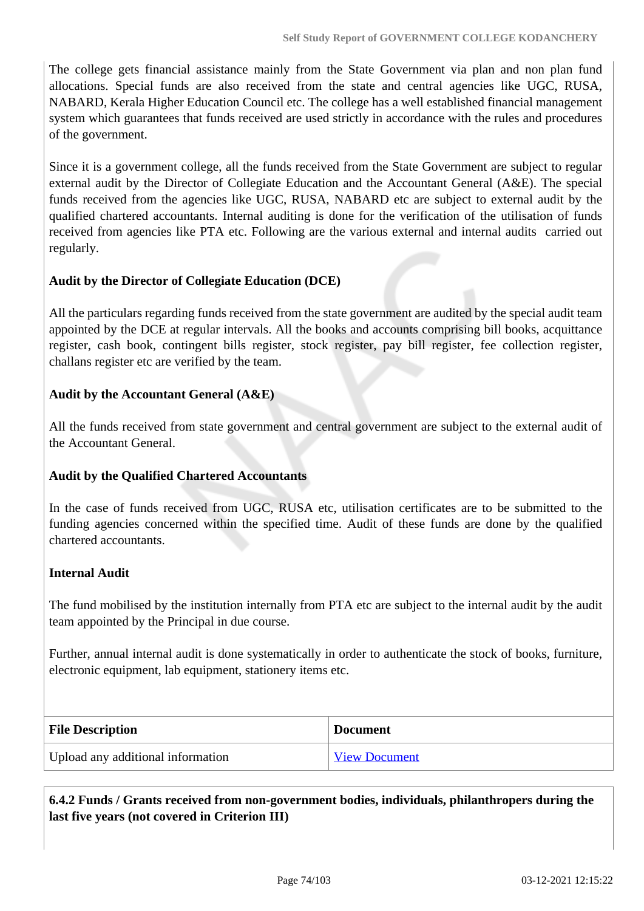The college gets financial assistance mainly from the State Government via plan and non plan fund allocations. Special funds are also received from the state and central agencies like UGC, RUSA, NABARD, Kerala Higher Education Council etc. The college has a well established financial management system which guarantees that funds received are used strictly in accordance with the rules and procedures of the government.

Since it is a government college, all the funds received from the State Government are subject to regular external audit by the Director of Collegiate Education and the Accountant General (A&E). The special funds received from the agencies like UGC, RUSA, NABARD etc are subject to external audit by the qualified chartered accountants. Internal auditing is done for the verification of the utilisation of funds received from agencies like PTA etc. Following are the various external and internal audits carried out regularly.

**Audit by the Director of Collegiate Education (DCE)**

All the particulars regarding funds received from the state government are audited by the special audit team appointed by the DCE at regular intervals. All the books and accounts comprising bill books, acquittance register, cash book, contingent bills register, stock register, pay bill register, fee collection register, challans register etc are verified by the team.

**Audit by the Accountant General (A&E)**

All the funds received from state government and central government are subject to the external audit of the Accountant General.

**Audit by the Qualified Chartered Accountants**

In the case of funds received from UGC, RUSA etc, utilisation certificates are to be submitted to the funding agencies concerned within the specified time. Audit of these funds are done by the qualified chartered accountants.

**Internal Audit**

The fund mobilised by the institution internally from PTA etc are subject to the internal audit by the audit team appointed by the Principal in due course.

Further, annual internal audit is done systematically in order to authenticate the stock of books, furniture, electronic equipment, lab equipment, stationery items etc.

| File Description | Document |
|---|---|
| Upload any additional information | View Document |

**6.4.2 Funds / Grants received from non-government bodies, individuals, philanthropers during the last five years (not covered in Criterion III)**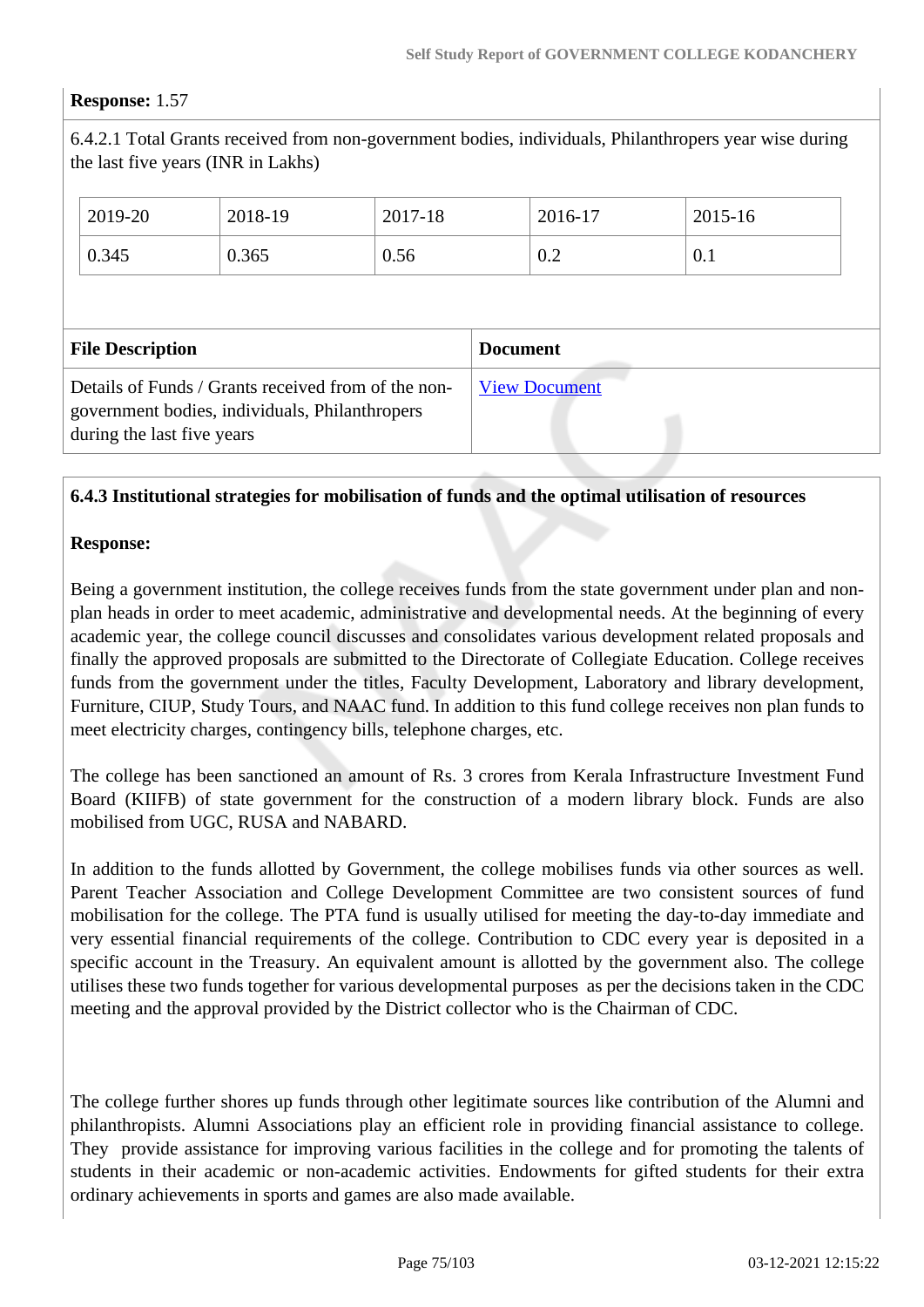**Response:** 1.57

6.4.2.1 Total Grants received from non-government bodies, individuals, Philanthropers year wise during the last five years (INR in Lakhs)

| 2019-20 | 2018-19 | 2017-18 | 2016-17 | 2015-16 |
|---|---|---|---|---|
| 0.345 | 0.365 | 0.56 | 0.2 | 0.1 |

| File Description | Document |
|---|---|
| Details of Funds / Grants received from of the non-government bodies, individuals, Philanthropers during the last five years | View Document |

**6.4.3 Institutional strategies for mobilisation of funds and the optimal utilisation of resources**

**Response:**

Being a government institution, the college receives funds from the state government under plan and non-plan heads in order to meet academic, administrative and developmental needs. At the beginning of every academic year, the college council discusses and consolidates various development related proposals and finally the approved proposals are submitted to the Directorate of Collegiate Education. College receives funds from the government under the titles, Faculty Development, Laboratory and library development, Furniture, CIUP, Study Tours, and NAAC fund. In addition to this fund college receives non plan funds to meet electricity charges, contingency bills, telephone charges, etc.

The college has been sanctioned an amount of Rs. 3 crores from Kerala Infrastructure Investment Fund Board (KIIFB) of state government for the construction of a modern library block. Funds are also mobilised from UGC, RUSA and NABARD.

In addition to the funds allotted by Government, the college mobilises funds via other sources as well. Parent Teacher Association and College Development Committee are two consistent sources of fund mobilisation for the college. The PTA fund is usually utilised for meeting the day-to-day immediate and very essential financial requirements of the college. Contribution to CDC every year is deposited in a specific account in the Treasury. An equivalent amount is allotted by the government also. The college utilises these two funds together for various developmental purposes as per the decisions taken in the CDC meeting and the approval provided by the District collector who is the Chairman of CDC.

The college further shores up funds through other legitimate sources like contribution of the Alumni and philanthropists. Alumni Associations play an efficient role in providing financial assistance to college. They provide assistance for improving various facilities in the college and for promoting the talents of students in their academic or non-academic activities. Endowments for gifted students for their extra ordinary achievements in sports and games are also made available.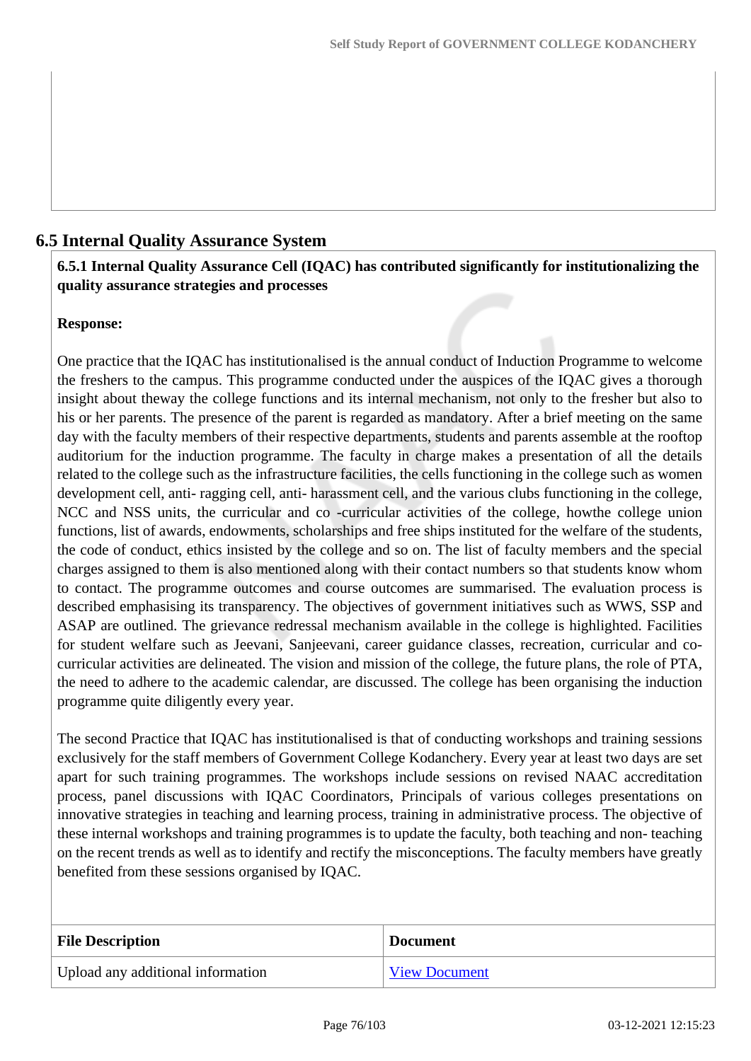## 6.5 Internal Quality Assurance System

**6.5.1 Internal Quality Assurance Cell (IQAC) has contributed significantly for institutionalizing the quality assurance strategies and processes**

**Response:**

One practice that the IQAC has institutionalised is the annual conduct of Induction Programme to welcome the freshers to the campus. This programme conducted under the auspices of the IQAC gives a thorough insight about theway the college functions and its internal mechanism, not only to the fresher but also to his or her parents. The presence of the parent is regarded as mandatory. After a brief meeting on the same day with the faculty members of their respective departments, students and parents assemble at the rooftop auditorium for the induction programme. The faculty in charge makes a presentation of all the details related to the college such as the infrastructure facilities, the cells functioning in the college such as women development cell, anti- ragging cell, anti- harassment cell, and the various clubs functioning in the college, NCC and NSS units, the curricular and co -curricular activities of the college, howthe college union functions, list of awards, endowments, scholarships and free ships instituted for the welfare of the students, the code of conduct, ethics insisted by the college and so on. The list of faculty members and the special charges assigned to them is also mentioned along with their contact numbers so that students know whom to contact. The programme outcomes and course outcomes are summarised. The evaluation process is described emphasising its transparency. The objectives of government initiatives such as WWS, SSP and ASAP are outlined. The grievance redressal mechanism available in the college is highlighted. Facilities for student welfare such as Jeevani, Sanjeevani, career guidance classes, recreation, curricular and co-curricular activities are delineated. The vision and mission of the college, the future plans, the role of PTA, the need to adhere to the academic calendar, are discussed. The college has been organising the induction programme quite diligently every year.

The second Practice that IQAC has institutionalised is that of conducting workshops and training sessions exclusively for the staff members of Government College Kodanchery. Every year at least two days are set apart for such training programmes. The workshops include sessions on revised NAAC accreditation process, panel discussions with IQAC Coordinators, Principals of various colleges presentations on innovative strategies in teaching and learning process, training in administrative process. The objective of these internal workshops and training programmes is to update the faculty, both teaching and non- teaching on the recent trends as well as to identify and rectify the misconceptions. The faculty members have greatly benefited from these sessions organised by IQAC.

| File Description | Document |
|---|---|
| Upload any additional information | View Document |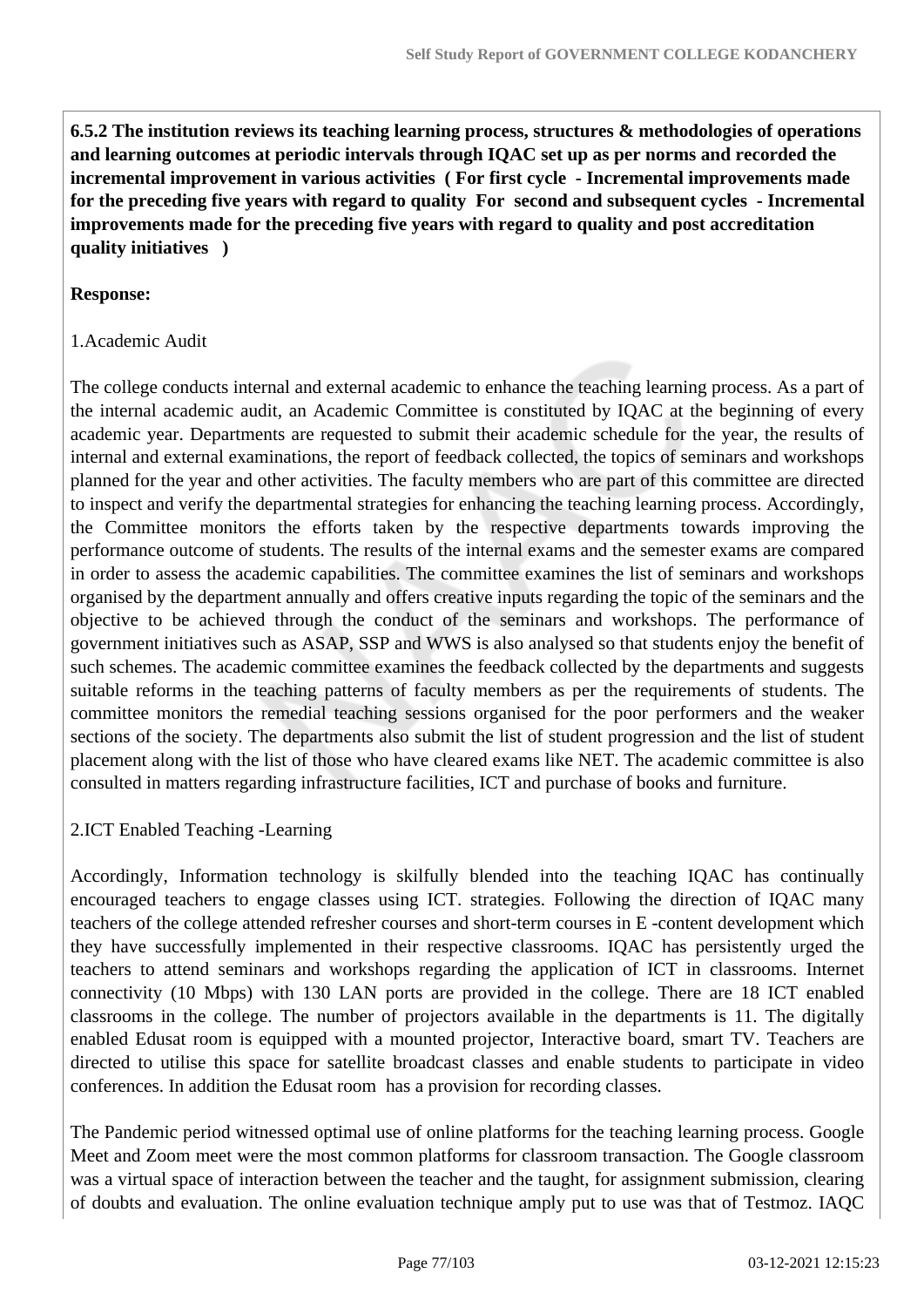**6.5.2 The institution reviews its teaching learning process, structures & methodologies of operations and learning outcomes at periodic intervals through IQAC set up as per norms and recorded the incremental improvement in various activities ( For first cycle - Incremental improvements made for the preceding five years with regard to quality For second and subsequent cycles - Incremental improvements made for the preceding five years with regard to quality and post accreditation quality initiatives )**

**Response:**

1.Academic Audit

The college conducts internal and external academic to enhance the teaching learning process. As a part of the internal academic audit, an Academic Committee is constituted by IQAC at the beginning of every academic year. Departments are requested to submit their academic schedule for the year, the results of internal and external examinations, the report of feedback collected, the topics of seminars and workshops planned for the year and other activities. The faculty members who are part of this committee are directed to inspect and verify the departmental strategies for enhancing the teaching learning process. Accordingly, the Committee monitors the efforts taken by the respective departments towards improving the performance outcome of students. The results of the internal exams and the semester exams are compared in order to assess the academic capabilities. The committee examines the list of seminars and workshops organised by the department annually and offers creative inputs regarding the topic of the seminars and the objective to be achieved through the conduct of the seminars and workshops. The performance of government initiatives such as ASAP, SSP and WWS is also analysed so that students enjoy the benefit of such schemes. The academic committee examines the feedback collected by the departments and suggests suitable reforms in the teaching patterns of faculty members as per the requirements of students. The committee monitors the remedial teaching sessions organised for the poor performers and the weaker sections of the society. The departments also submit the list of student progression and the list of student placement along with the list of those who have cleared exams like NET. The academic committee is also consulted in matters regarding infrastructure facilities, ICT and purchase of books and furniture.

2.ICT Enabled Teaching -Learning

Accordingly, Information technology is skilfully blended into the teaching IQAC has continually encouraged teachers to engage classes using ICT. strategies. Following the direction of IQAC many teachers of the college attended refresher courses and short-term courses in E -content development which they have successfully implemented in their respective classrooms. IQAC has persistently urged the teachers to attend seminars and workshops regarding the application of ICT in classrooms. Internet connectivity (10 Mbps) with 130 LAN ports are provided in the college. There are 18 ICT enabled classrooms in the college. The number of projectors available in the departments is 11. The digitally enabled Edusat room is equipped with a mounted projector, Interactive board, smart TV. Teachers are directed to utilise this space for satellite broadcast classes and enable students to participate in video conferences. In addition the Edusat room has a provision for recording classes.

The Pandemic period witnessed optimal use of online platforms for the teaching learning process. Google Meet and Zoom meet were the most common platforms for classroom transaction. The Google classroom was a virtual space of interaction between the teacher and the taught, for assignment submission, clearing of doubts and evaluation. The online evaluation technique amply put to use was that of Testmoz. IAQC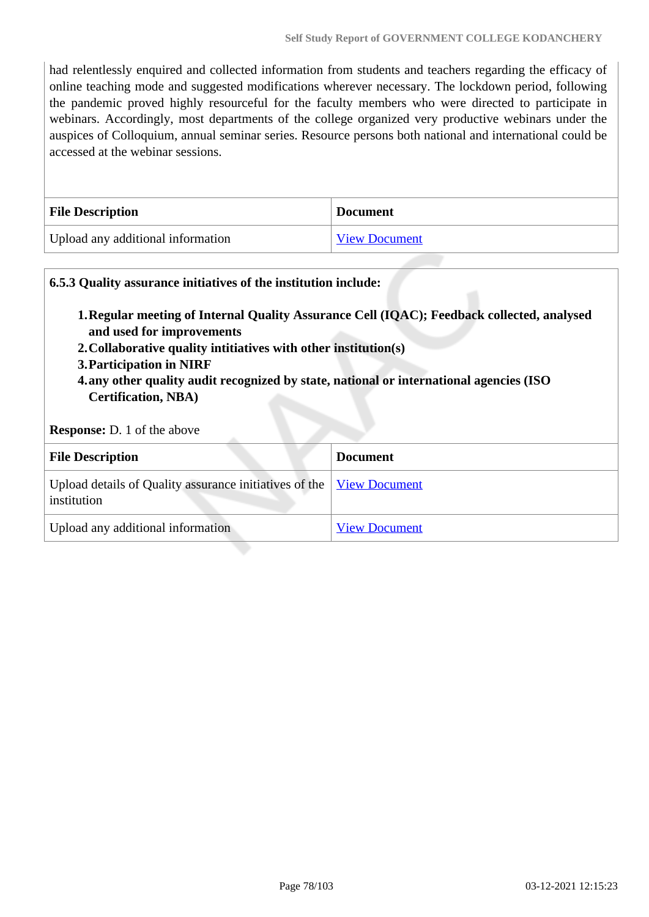had relentlessly enquired and collected information from students and teachers regarding the efficacy of online teaching mode and suggested modifications wherever necessary. The lockdown period, following the pandemic proved highly resourceful for the faculty members who were directed to participate in webinars. Accordingly, most departments of the college organized very productive webinars under the auspices of Colloquium, annual seminar series. Resource persons both national and international could be accessed at the webinar sessions.

| File Description | Document |
|---|---|
| Upload any additional information | View Document |

**6.5.3 Quality assurance initiatives of the institution include:**

1. **Regular meeting of Internal Quality Assurance Cell (IQAC); Feedback collected, analysed and used for improvements**
2. **Collaborative quality intitiatives with other institution(s)**
3. **Participation in NIRF**
4. **any other quality audit recognized by state, national or international agencies (ISO Certification, NBA)**

**Response:** D. 1 of the above

| File Description | Document |
|---|---|
| Upload details of Quality assurance initiatives of the institution | View Document |
| Upload any additional information | View Document |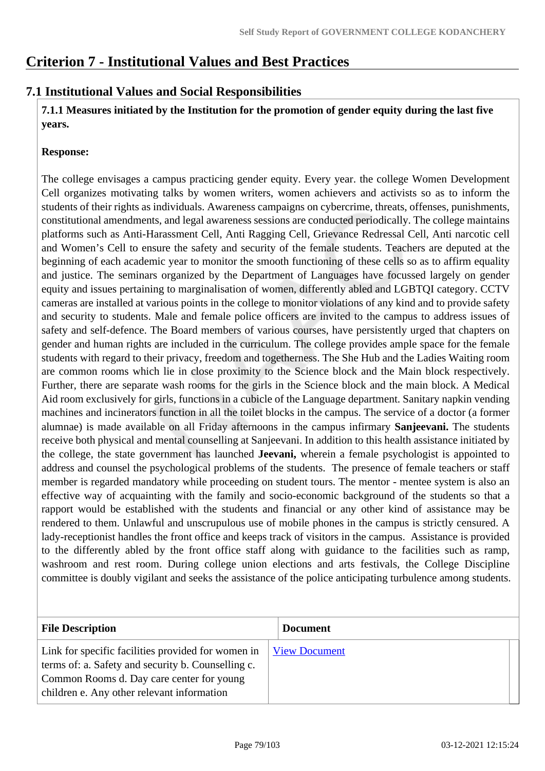# Criterion 7 - Institutional Values and Best Practices

## 7.1 Institutional Values and Social Responsibilities

**7.1.1 Measures initiated by the Institution for the promotion of gender equity during the last five years.**

**Response:**

The college envisages a campus practicing gender equity. Every year. the college Women Development Cell organizes motivating talks by women writers, women achievers and activists so as to inform the students of their rights as individuals. Awareness campaigns on cybercrime, threats, offenses, punishments, constitutional amendments, and legal awareness sessions are conducted periodically. The college maintains platforms such as Anti-Harassment Cell, Anti Ragging Cell, Grievance Redressal Cell, Anti narcotic cell and Women's Cell to ensure the safety and security of the female students. Teachers are deputed at the beginning of each academic year to monitor the smooth functioning of these cells so as to affirm equality and justice. The seminars organized by the Department of Languages have focussed largely on gender equity and issues pertaining to marginalisation of women, differently abled and LGBTQI category. CCTV cameras are installed at various points in the college to monitor violations of any kind and to provide safety and security to students. Male and female police officers are invited to the campus to address issues of safety and self-defence. The Board members of various courses, have persistently urged that chapters on gender and human rights are included in the curriculum. The college provides ample space for the female students with regard to their privacy, freedom and togetherness. The She Hub and the Ladies Waiting room are common rooms which lie in close proximity to the Science block and the Main block respectively. Further, there are separate wash rooms for the girls in the Science block and the main block. A Medical Aid room exclusively for girls, functions in a cubicle of the Language department. Sanitary napkin vending machines and incinerators function in all the toilet blocks in the campus. The service of a doctor (a former alumnae) is made available on all Friday afternoons in the campus infirmary **Sanjeevani.** The students receive both physical and mental counselling at Sanjeevani. In addition to this health assistance initiated by the college, the state government has launched **Jeevani,** wherein a female psychologist is appointed to address and counsel the psychological problems of the students. The presence of female teachers or staff member is regarded mandatory while proceeding on student tours. The mentor - mentee system is also an effective way of acquainting with the family and socio-economic background of the students so that a rapport would be established with the students and financial or any other kind of assistance may be rendered to them. Unlawful and unscrupulous use of mobile phones in the campus is strictly censured. A lady-receptionist handles the front office and keeps track of visitors in the campus. Assistance is provided to the differently abled by the front office staff along with guidance to the facilities such as ramp, washroom and rest room. During college union elections and arts festivals, the College Discipline committee is doubly vigilant and seeks the assistance of the police anticipating turbulence among students.

| File Description | Document |
|---|---|
| Link for specific facilities provided for women in terms of: a. Safety and security b. Counselling c. Common Rooms d. Day care center for young children e. Any other relevant information | View Document |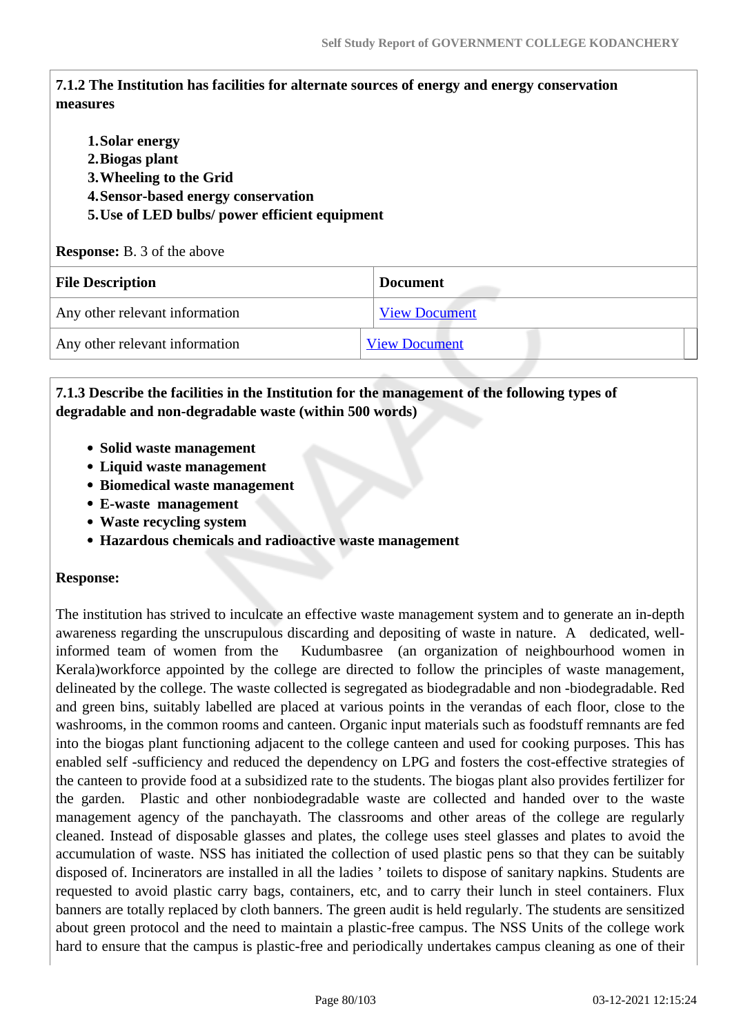**7.1.2 The Institution has facilities for alternate sources of energy and energy conservation measures**

1. **Solar energy**
2. **Biogas plant**
3. **Wheeling to the Grid**
4. **Sensor-based energy conservation**
5. **Use of LED bulbs/ power efficient equipment**

**Response:** B. 3 of the above

| File Description | Document |
|---|---|
| Any other relevant information | View Document |
| Any other relevant information | View Document |

**7.1.3 Describe the facilities in the Institution for the management of the following types of degradable and non-degradable waste (within 500 words)**

- **Solid waste management**
- **Liquid waste management**
- **Biomedical waste management**
- **E-waste management**
- **Waste recycling system**
- **Hazardous chemicals and radioactive waste management**

**Response:**

The institution has strived to inculcate an effective waste management system and to generate an in-depth awareness regarding the unscrupulous discarding and depositing of waste in nature. A dedicated, well-informed team of women from the Kudumbasree (an organization of neighbourhood women in Kerala)workforce appointed by the college are directed to follow the principles of waste management, delineated by the college. The waste collected is segregated as biodegradable and non -biodegradable. Red and green bins, suitably labelled are placed at various points in the verandas of each floor, close to the washrooms, in the common rooms and canteen. Organic input materials such as foodstuff remnants are fed into the biogas plant functioning adjacent to the college canteen and used for cooking purposes. This has enabled self -sufficiency and reduced the dependency on LPG and fosters the cost-effective strategies of the canteen to provide food at a subsidized rate to the students. The biogas plant also provides fertilizer for the garden. Plastic and other nonbiodegradable waste are collected and handed over to the waste management agency of the panchayath. The classrooms and other areas of the college are regularly cleaned. Instead of disposable glasses and plates, the college uses steel glasses and plates to avoid the accumulation of waste. NSS has initiated the collection of used plastic pens so that they can be suitably disposed of. Incinerators are installed in all the ladies ' toilets to dispose of sanitary napkins. Students are requested to avoid plastic carry bags, containers, etc, and to carry their lunch in steel containers. Flux banners are totally replaced by cloth banners. The green audit is held regularly. The students are sensitized about green protocol and the need to maintain a plastic-free campus. The NSS Units of the college work hard to ensure that the campus is plastic-free and periodically undertakes campus cleaning as one of their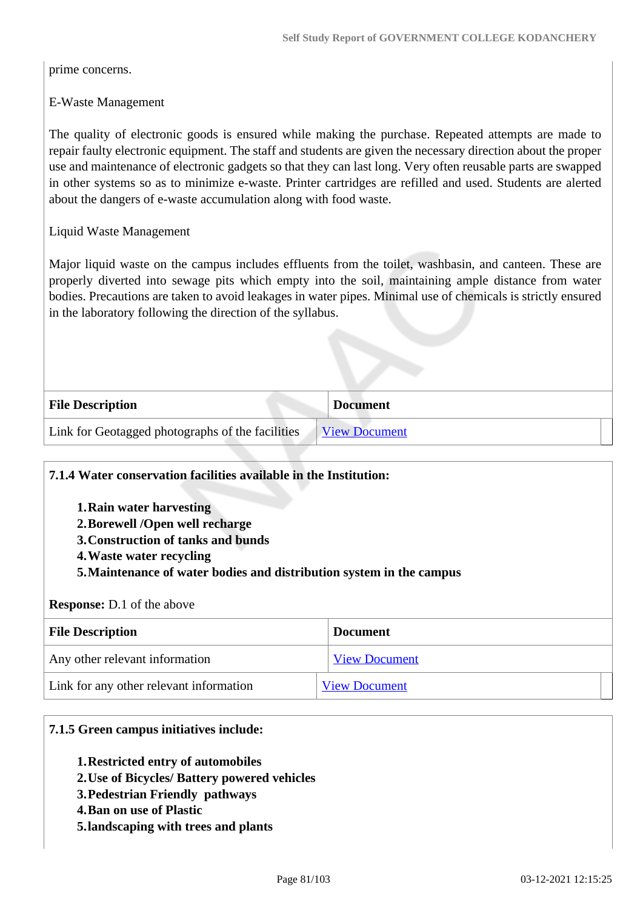prime concerns.

E-Waste Management

The quality of electronic goods is ensured while making the purchase. Repeated attempts are made to repair faulty electronic equipment. The staff and students are given the necessary direction about the proper use and maintenance of electronic gadgets so that they can last long. Very often reusable parts are swapped in other systems so as to minimize e-waste. Printer cartridges are refilled and used. Students are alerted about the dangers of e-waste accumulation along with food waste.

Liquid Waste Management

Major liquid waste on the campus includes effluents from the toilet, washbasin, and canteen. These are properly diverted into sewage pits which empty into the soil, maintaining ample distance from water bodies. Precautions are taken to avoid leakages in water pipes. Minimal use of chemicals is strictly ensured in the laboratory following the direction of the syllabus.

| File Description | Document |
| --- | --- |
| Link for Geotagged photographs of the facilities | View Document |

**7.1.4 Water conservation facilities available in the Institution:**

1. **Rain water harvesting**
2. **Borewell /Open well recharge**
3. **Construction of tanks and bunds**
4. **Waste water recycling**
5. **Maintenance of water bodies and distribution system in the campus**

**Response:** D.1 of the above

| File Description | Document |
| --- | --- |
| Any other relevant information | View Document |
| Link for any other relevant information | View Document |

**7.1.5 Green campus initiatives include:**

1. **Restricted entry of automobiles**
2. **Use of Bicycles/ Battery powered vehicles**
3. **Pedestrian Friendly pathways**
4. **Ban on use of Plastic**
5. **landscaping with trees and plants**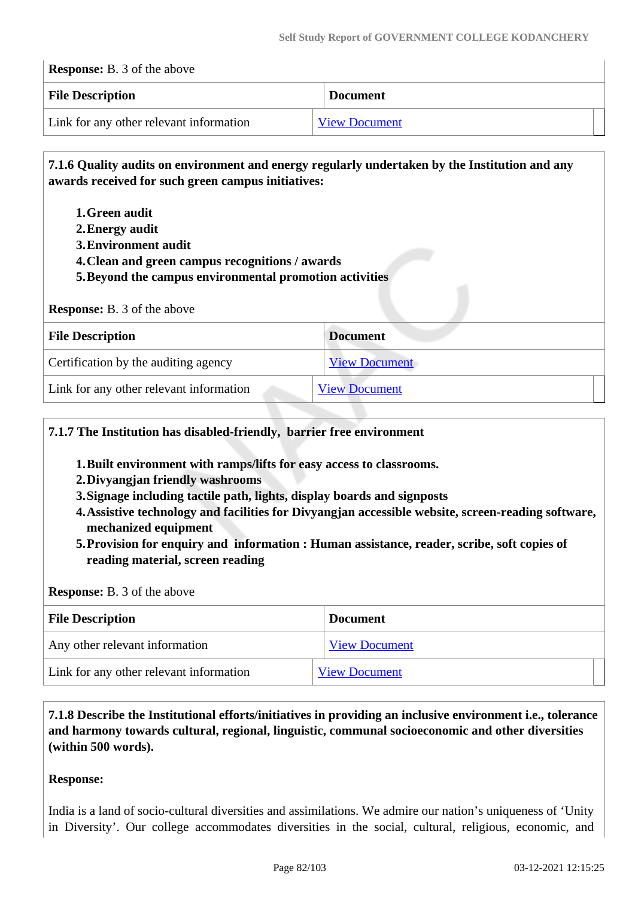**Response:** B. 3 of the above

| File Description | Document |
|---|---|
| Link for any other relevant information | View Document |

**7.1.6 Quality audits on environment and energy regularly undertaken by the Institution and any awards received for such green campus initiatives:**

1. **Green audit**
2. **Energy audit**
3. **Environment audit**
4. **Clean and green campus recognitions / awards**
5. **Beyond the campus environmental promotion activities**

**Response:** B. 3 of the above

| File Description | Document |
|---|---|
| Certification by the auditing agency | View Document |
| Link for any other relevant information | View Document |

**7.1.7 The Institution has disabled-friendly, barrier free environment**

1. **Built environment with ramps/lifts for easy access to classrooms.**
2. **Divyangjan friendly washrooms**
3. **Signage including tactile path, lights, display boards and signposts**
4. **Assistive technology and facilities for Divyangjan accessible website, screen-reading software, mechanized equipment**
5. **Provision for enquiry and information : Human assistance, reader, scribe, soft copies of reading material, screen reading**

**Response:** B. 3 of the above

| File Description | Document |
|---|---|
| Any other relevant information | View Document |
| Link for any other relevant information | View Document |

**7.1.8 Describe the Institutional efforts/initiatives in providing an inclusive environment i.e., tolerance and harmony towards cultural, regional, linguistic, communal socioeconomic and other diversities (within 500 words).**

**Response:**

India is a land of socio-cultural diversities and assimilations. We admire our nation's uniqueness of 'Unity in Diversity'. Our college accommodates diversities in the social, cultural, religious, economic, and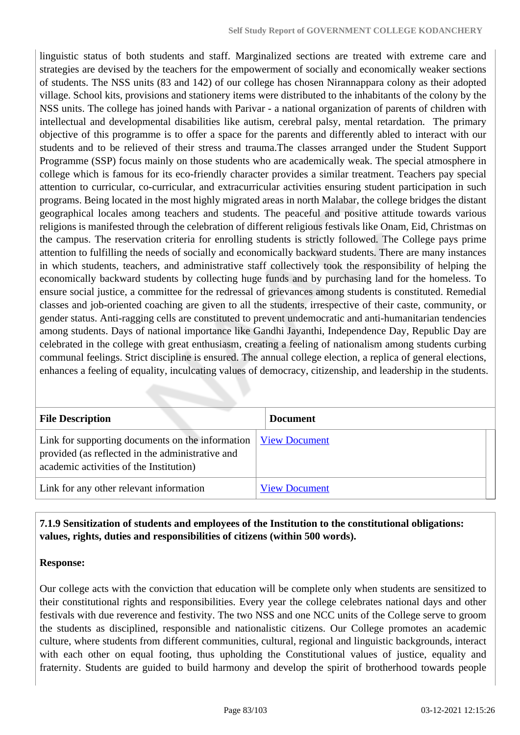linguistic status of both students and staff. Marginalized sections are treated with extreme care and strategies are devised by the teachers for the empowerment of socially and economically weaker sections of students. The NSS units (83 and 142) of our college has chosen Nirannappara colony as their adopted village. School kits, provisions and stationery items were distributed to the inhabitants of the colony by the NSS units. The college has joined hands with Parivar - a national organization of parents of children with intellectual and developmental disabilities like autism, cerebral palsy, mental retardation. The primary objective of this programme is to offer a space for the parents and differently abled to interact with our students and to be relieved of their stress and trauma.The classes arranged under the Student Support Programme (SSP) focus mainly on those students who are academically weak. The special atmosphere in college which is famous for its eco-friendly character provides a similar treatment. Teachers pay special attention to curricular, co-curricular, and extracurricular activities ensuring student participation in such programs. Being located in the most highly migrated areas in north Malabar, the college bridges the distant geographical locales among teachers and students. The peaceful and positive attitude towards various religions is manifested through the celebration of different religious festivals like Onam, Eid, Christmas on the campus. The reservation criteria for enrolling students is strictly followed. The College pays prime attention to fulfilling the needs of socially and economically backward students. There are many instances in which students, teachers, and administrative staff collectively took the responsibility of helping the economically backward students by collecting huge funds and by purchasing land for the homeless. To ensure social justice, a committee for the redressal of grievances among students is constituted. Remedial classes and job-oriented coaching are given to all the students, irrespective of their caste, community, or gender status. Anti-ragging cells are constituted to prevent undemocratic and anti-humanitarian tendencies among students. Days of national importance like Gandhi Jayanthi, Independence Day, Republic Day are celebrated in the college with great enthusiasm, creating a feeling of nationalism among students curbing communal feelings. Strict discipline is ensured. The annual college election, a replica of general elections, enhances a feeling of equality, inculcating values of democracy, citizenship, and leadership in the students.

| File Description | Document |
|---|---|
| Link for supporting documents on the information provided (as reflected in the administrative and academic activities of the Institution) | View Document |
| Link for any other relevant information | View Document |

**7.1.9 Sensitization of students and employees of the Institution to the constitutional obligations: values, rights, duties and responsibilities of citizens (within 500 words).**

**Response:**

Our college acts with the conviction that education will be complete only when students are sensitized to their constitutional rights and responsibilities. Every year the college celebrates national days and other festivals with due reverence and festivity. The two NSS and one NCC units of the College serve to groom the students as disciplined, responsible and nationalistic citizens. Our College promotes an academic culture, where students from different communities, cultural, regional and linguistic backgrounds, interact with each other on equal footing, thus upholding the Constitutional values of justice, equality and fraternity. Students are guided to build harmony and develop the spirit of brotherhood towards people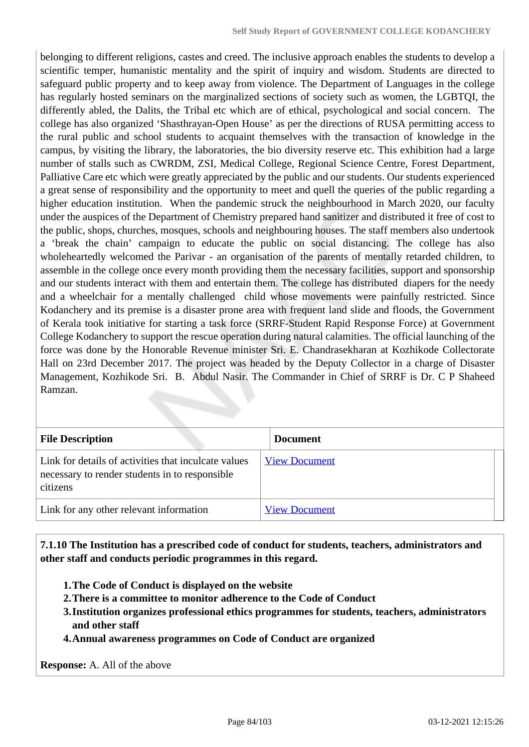belonging to different religions, castes and creed. The inclusive approach enables the students to develop a scientific temper, humanistic mentality and the spirit of inquiry and wisdom. Students are directed to safeguard public property and to keep away from violence. The Department of Languages in the college has regularly hosted seminars on the marginalized sections of society such as women, the LGBTQI, the differently abled, the Dalits, the Tribal etc which are of ethical, psychological and social concern. The college has also organized 'Shasthrayan-Open House' as per the directions of RUSA permitting access to the rural public and school students to acquaint themselves with the transaction of knowledge in the campus, by visiting the library, the laboratories, the bio diversity reserve etc. This exhibition had a large number of stalls such as CWRDM, ZSI, Medical College, Regional Science Centre, Forest Department, Palliative Care etc which were greatly appreciated by the public and our students. Our students experienced a great sense of responsibility and the opportunity to meet and quell the queries of the public regarding a higher education institution. When the pandemic struck the neighbourhood in March 2020, our faculty under the auspices of the Department of Chemistry prepared hand sanitizer and distributed it free of cost to the public, shops, churches, mosques, schools and neighbouring houses. The staff members also undertook a 'break the chain' campaign to educate the public on social distancing. The college has also wholeheartedly welcomed the Parivar - an organisation of the parents of mentally retarded children, to assemble in the college once every month providing them the necessary facilities, support and sponsorship and our students interact with them and entertain them. The college has distributed diapers for the needy and a wheelchair for a mentally challenged child whose movements were painfully restricted. Since Kodanchery and its premise is a disaster prone area with frequent land slide and floods, the Government of Kerala took initiative for starting a task force (SRRF-Student Rapid Response Force) at Government College Kodanchery to support the rescue operation during natural calamities. The official launching of the force was done by the Honorable Revenue minister Sri. E. Chandrasekharan at Kozhikode Collectorate Hall on 23rd December 2017. The project was headed by the Deputy Collector in a charge of Disaster Management, Kozhikode Sri. B. Abdul Nasir. The Commander in Chief of SRRF is Dr. C P Shaheed Ramzan.

| File Description | Document |
|---|---|
| Link for details of activities that inculcate values necessary to render students in to responsible citizens | View Document |
| Link for any other relevant information | View Document |

**7.1.10 The Institution has a prescribed code of conduct for students, teachers, administrators and other staff and conducts periodic programmes in this regard.**

1. **The Code of Conduct is displayed on the website**
2. **There is a committee to monitor adherence to the Code of Conduct**
3. **Institution organizes professional ethics programmes for students, teachers, administrators and other staff**
4. **Annual awareness programmes on Code of Conduct are organized**

**Response:** A. All of the above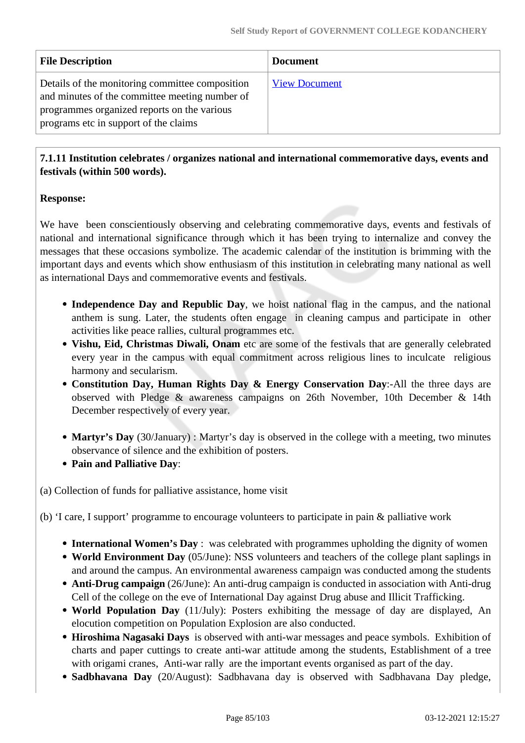| File Description | Document |
|---|---|
| Details of the monitoring committee composition and minutes of the committee meeting number of programmes organized reports on the various programs etc in support of the claims | View Document |

**7.1.11 Institution celebrates / organizes national and international commemorative days, events and festivals (within 500 words).**

**Response:**

We have been conscientiously observing and celebrating commemorative days, events and festivals of national and international significance through which it has been trying to internalize and convey the messages that these occasions symbolize. The academic calendar of the institution is brimming with the important days and events which show enthusiasm of this institution in celebrating many national as well as international Days and commemorative events and festivals.

- **Independence Day and Republic Day**, we hoist national flag in the campus, and the national anthem is sung. Later, the students often engage in cleaning campus and participate in other activities like peace rallies, cultural programmes etc.
- **Vishu, Eid, Christmas Diwali, Onam** etc are some of the festivals that are generally celebrated every year in the campus with equal commitment across religious lines to inculcate religious harmony and secularism.
- **Constitution Day, Human Rights Day & Energy Conservation Day**:-All the three days are observed with Pledge & awareness campaigns on 26th November, 10th December & 14th December respectively of every year.

- **Martyr's Day** (30/January) : Martyr's day is observed in the college with a meeting, two minutes observance of silence and the exhibition of posters.
- **Pain and Palliative Day**:

(a) Collection of funds for palliative assistance, home visit

(b) 'I care, I support' programme to encourage volunteers to participate in pain & palliative work

- **International Women's Day** : was celebrated with programmes upholding the dignity of women
- **World Environment Day** (05/June): NSS volunteers and teachers of the college plant saplings in and around the campus. An environmental awareness campaign was conducted among the students
- **Anti-Drug campaign** (26/June): An anti-drug campaign is conducted in association with Anti-drug Cell of the college on the eve of International Day against Drug abuse and Illicit Trafficking.
- **World Population Day** (11/July): Posters exhibiting the message of day are displayed, An elocution competition on Population Explosion are also conducted.
- **Hiroshima Nagasaki Days** is observed with anti-war messages and peace symbols. Exhibition of charts and paper cuttings to create anti-war attitude among the students, Establishment of a tree with origami cranes, Anti-war rally are the important events organised as part of the day.
- **Sadbhavana Day** (20/August): Sadbhavana day is observed with Sadbhavana Day pledge,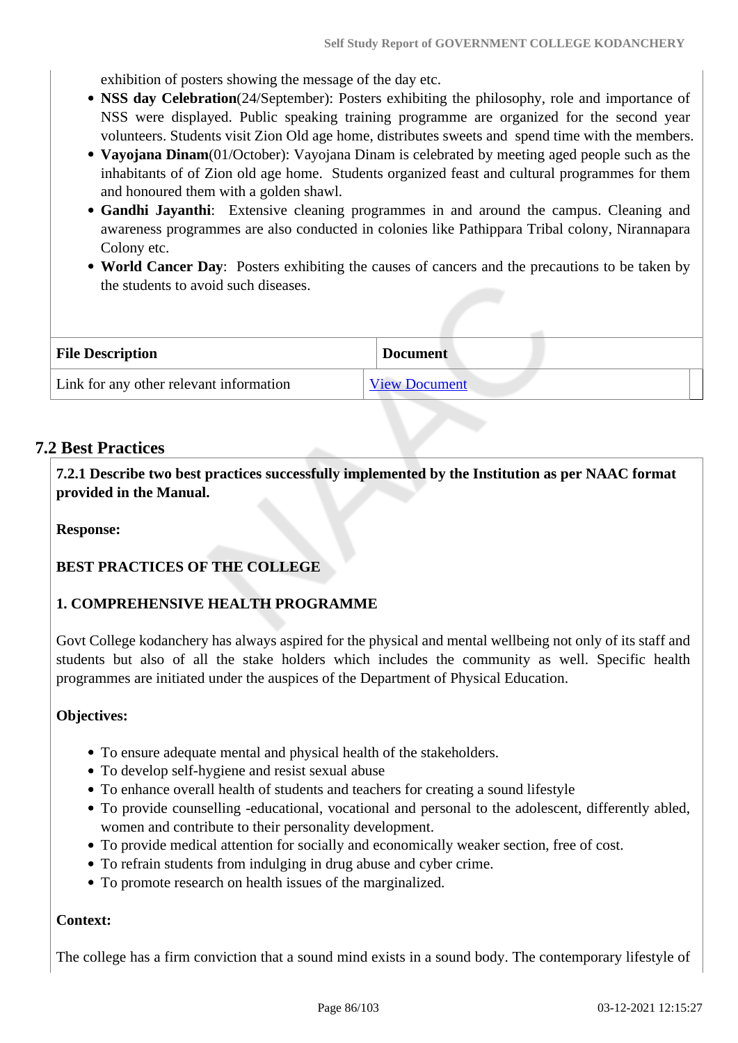exhibition of posters showing the message of the day etc.

- **NSS day Celebration**(24/September): Posters exhibiting the philosophy, role and importance of NSS were displayed. Public speaking training programme are organized for the second year volunteers. Students visit Zion Old age home, distributes sweets and spend time with the members.
- **Vayojana Dinam**(01/October): Vayojana Dinam is celebrated by meeting aged people such as the inhabitants of of Zion old age home. Students organized feast and cultural programmes for them and honoured them with a golden shawl.
- **Gandhi Jayanthi**: Extensive cleaning programmes in and around the campus. Cleaning and awareness programmes are also conducted in colonies like Pathippara Tribal colony, Nirannapara Colony etc.
- **World Cancer Day**: Posters exhibiting the causes of cancers and the precautions to be taken by the students to avoid such diseases.

| File Description | Document |
|---|---|
| Link for any other relevant information | View Document |

## 7.2 Best Practices

**7.2.1 Describe two best practices successfully implemented by the Institution as per NAAC format provided in the Manual.**

**Response:**

**BEST PRACTICES OF THE COLLEGE**

**1. COMPREHENSIVE HEALTH PROGRAMME**

Govt College kodanchery has always aspired for the physical and mental wellbeing not only of its staff and students but also of all the stake holders which includes the community as well. Specific health programmes are initiated under the auspices of the Department of Physical Education.

**Objectives:**

- To ensure adequate mental and physical health of the stakeholders.
- To develop self-hygiene and resist sexual abuse
- To enhance overall health of students and teachers for creating a sound lifestyle
- To provide counselling -educational, vocational and personal to the adolescent, differently abled, women and contribute to their personality development.
- To provide medical attention for socially and economically weaker section, free of cost.
- To refrain students from indulging in drug abuse and cyber crime.
- To promote research on health issues of the marginalized.

**Context:**

The college has a firm conviction that a sound mind exists in a sound body. The contemporary lifestyle of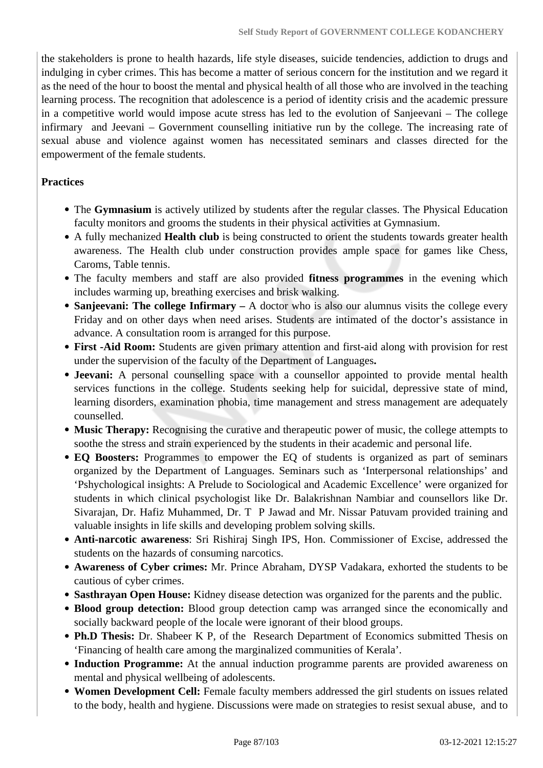the stakeholders is prone to health hazards, life style diseases, suicide tendencies, addiction to drugs and indulging in cyber crimes. This has become a matter of serious concern for the institution and we regard it as the need of the hour to boost the mental and physical health of all those who are involved in the teaching learning process. The recognition that adolescence is a period of identity crisis and the academic pressure in a competitive world would impose acute stress has led to the evolution of Sanjeevani – The college infirmary and Jeevani – Government counselling initiative run by the college. The increasing rate of sexual abuse and violence against women has necessitated seminars and classes directed for the empowerment of the female students.

**Practices**

- The **Gymnasium** is actively utilized by students after the regular classes. The Physical Education faculty monitors and grooms the students in their physical activities at Gymnasium.
- A fully mechanized **Health club** is being constructed to orient the students towards greater health awareness. The Health club under construction provides ample space for games like Chess, Caroms, Table tennis.
- The faculty members and staff are also provided **fitness programmes** in the evening which includes warming up, breathing exercises and brisk walking.
- **Sanjeevani: The college Infirmary –** A doctor who is also our alumnus visits the college every Friday and on other days when need arises. Students are intimated of the doctor's assistance in advance. A consultation room is arranged for this purpose.
- **First -Aid Room:** Students are given primary attention and first-aid along with provision for rest under the supervision of the faculty of the Department of Languages**.**
- **Jeevani:** A personal counselling space with a counsellor appointed to provide mental health services functions in the college. Students seeking help for suicidal, depressive state of mind, learning disorders, examination phobia, time management and stress management are adequately counselled.
- **Music Therapy:** Recognising the curative and therapeutic power of music, the college attempts to soothe the stress and strain experienced by the students in their academic and personal life.
- **EQ Boosters:** Programmes to empower the EQ of students is organized as part of seminars organized by the Department of Languages. Seminars such as 'Interpersonal relationships' and 'Pshychological insights: A Prelude to Sociological and Academic Excellence' were organized for students in which clinical psychologist like Dr. Balakrishnan Nambiar and counsellors like Dr. Sivarajan, Dr. Hafiz Muhammed, Dr. T P Jawad and Mr. Nissar Patuvam provided training and valuable insights in life skills and developing problem solving skills.
- **Anti-narcotic awareness**: Sri Rishiraj Singh IPS, Hon. Commissioner of Excise, addressed the students on the hazards of consuming narcotics.
- **Awareness of Cyber crimes:** Mr. Prince Abraham, DYSP Vadakara, exhorted the students to be cautious of cyber crimes.
- **Sasthrayan Open House:** Kidney disease detection was organized for the parents and the public.
- **Blood group detection:** Blood group detection camp was arranged since the economically and socially backward people of the locale were ignorant of their blood groups.
- **Ph.D Thesis:** Dr. Shabeer K P, of the Research Department of Economics submitted Thesis on 'Financing of health care among the marginalized communities of Kerala'.
- **Induction Programme:** At the annual induction programme parents are provided awareness on mental and physical wellbeing of adolescents.
- **Women Development Cell:** Female faculty members addressed the girl students on issues related to the body, health and hygiene. Discussions were made on strategies to resist sexual abuse, and to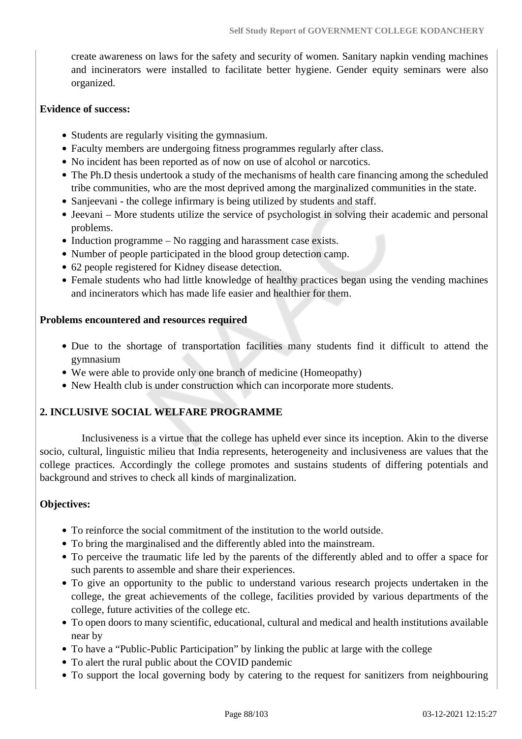create awareness on laws for the safety and security of women. Sanitary napkin vending machines and incinerators were installed to facilitate better hygiene. Gender equity seminars were also organized.

**Evidence of success:**

- Students are regularly visiting the gymnasium.
- Faculty members are undergoing fitness programmes regularly after class.
- No incident has been reported as of now on use of alcohol or narcotics.
- The Ph.D thesis undertook a study of the mechanisms of health care financing among the scheduled tribe communities, who are the most deprived among the marginalized communities in the state.
- Sanjeevani - the college infirmary is being utilized by students and staff.
- Jeevani – More students utilize the service of psychologist in solving their academic and personal problems.
- Induction programme – No ragging and harassment case exists.
- Number of people participated in the blood group detection camp.
- 62 people registered for Kidney disease detection.
- Female students who had little knowledge of healthy practices began using the vending machines and incinerators which has made life easier and healthier for them.

**Problems encountered and resources required**

- Due to the shortage of transportation facilities many students find it difficult to attend the gymnasium
- We were able to provide only one branch of medicine (Homeopathy)
- New Health club is under construction which can incorporate more students.

**2. INCLUSIVE SOCIAL WELFARE PROGRAMME**

Inclusiveness is a virtue that the college has upheld ever since its inception. Akin to the diverse socio, cultural, linguistic milieu that India represents, heterogeneity and inclusiveness are values that the college practices. Accordingly the college promotes and sustains students of differing potentials and background and strives to check all kinds of marginalization.

**Objectives:**

- To reinforce the social commitment of the institution to the world outside.
- To bring the marginalised and the differently abled into the mainstream.
- To perceive the traumatic life led by the parents of the differently abled and to offer a space for such parents to assemble and share their experiences.
- To give an opportunity to the public to understand various research projects undertaken in the college, the great achievements of the college, facilities provided by various departments of the college, future activities of the college etc.
- To open doors to many scientific, educational, cultural and medical and health institutions available near by
- To have a "Public-Public Participation" by linking the public at large with the college
- To alert the rural public about the COVID pandemic
- To support the local governing body by catering to the request for sanitizers from neighbouring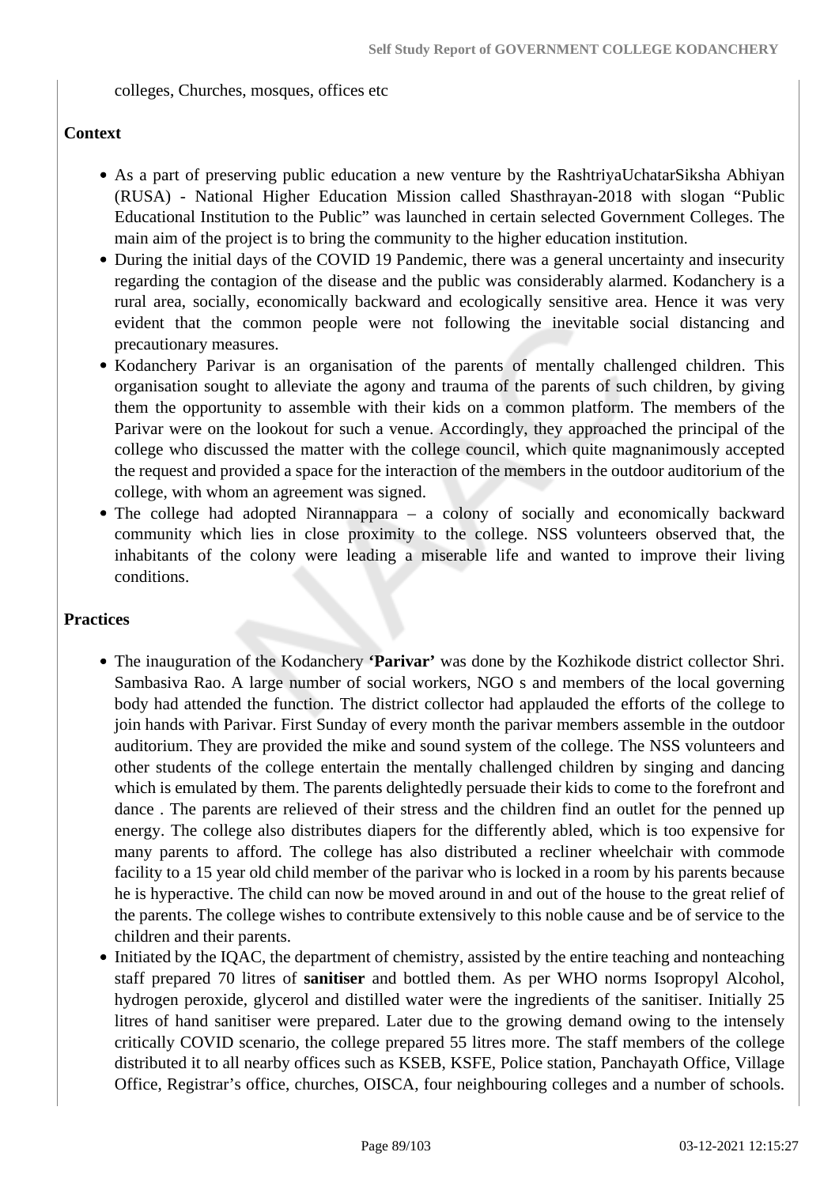colleges, Churches, mosques, offices etc

**Context**

- As a part of preserving public education a new venture by the RashtriyaUchatarSiksha Abhiyan (RUSA) - National Higher Education Mission called Shasthrayan-2018 with slogan "Public Educational Institution to the Public" was launched in certain selected Government Colleges. The main aim of the project is to bring the community to the higher education institution.
- During the initial days of the COVID 19 Pandemic, there was a general uncertainty and insecurity regarding the contagion of the disease and the public was considerably alarmed. Kodanchery is a rural area, socially, economically backward and ecologically sensitive area. Hence it was very evident that the common people were not following the inevitable social distancing and precautionary measures.
- Kodanchery Parivar is an organisation of the parents of mentally challenged children. This organisation sought to alleviate the agony and trauma of the parents of such children, by giving them the opportunity to assemble with their kids on a common platform. The members of the Parivar were on the lookout for such a venue. Accordingly, they approached the principal of the college who discussed the matter with the college council, which quite magnanimously accepted the request and provided a space for the interaction of the members in the outdoor auditorium of the college, with whom an agreement was signed.
- The college had adopted Nirannappara – a colony of socially and economically backward community which lies in close proximity to the college. NSS volunteers observed that, the inhabitants of the colony were leading a miserable life and wanted to improve their living conditions.

**Practices**

- The inauguration of the Kodanchery **'Parivar'** was done by the Kozhikode district collector Shri. Sambasiva Rao. A large number of social workers, NGO s and members of the local governing body had attended the function. The district collector had applauded the efforts of the college to join hands with Parivar. First Sunday of every month the parivar members assemble in the outdoor auditorium. They are provided the mike and sound system of the college. The NSS volunteers and other students of the college entertain the mentally challenged children by singing and dancing which is emulated by them. The parents delightedly persuade their kids to come to the forefront and dance . The parents are relieved of their stress and the children find an outlet for the penned up energy. The college also distributes diapers for the differently abled, which is too expensive for many parents to afford. The college has also distributed a recliner wheelchair with commode facility to a 15 year old child member of the parivar who is locked in a room by his parents because he is hyperactive. The child can now be moved around in and out of the house to the great relief of the parents. The college wishes to contribute extensively to this noble cause and be of service to the children and their parents.
- Initiated by the IQAC, the department of chemistry, assisted by the entire teaching and nonteaching staff prepared 70 litres of **sanitiser** and bottled them. As per WHO norms Isopropyl Alcohol, hydrogen peroxide, glycerol and distilled water were the ingredients of the sanitiser. Initially 25 litres of hand sanitiser were prepared. Later due to the growing demand owing to the intensely critically COVID scenario, the college prepared 55 litres more. The staff members of the college distributed it to all nearby offices such as KSEB, KSFE, Police station, Panchayath Office, Village Office, Registrar's office, churches, OISCA, four neighbouring colleges and a number of schools.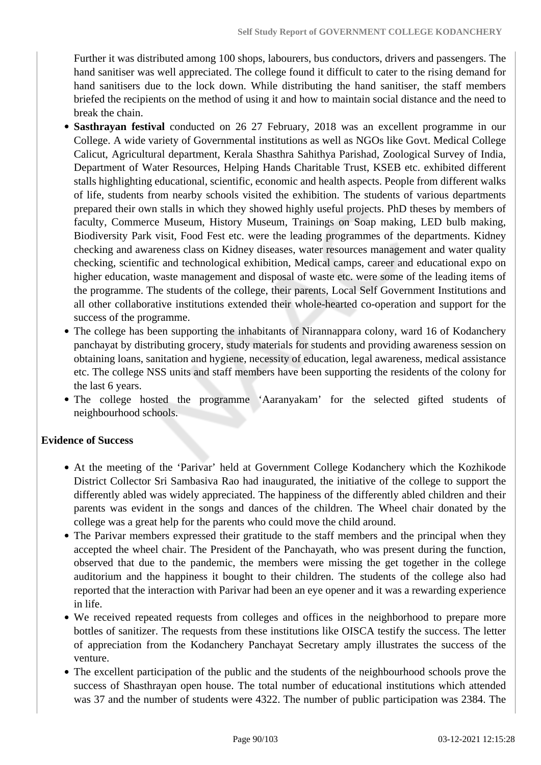Further it was distributed among 100 shops, labourers, bus conductors, drivers and passengers. The hand sanitiser was well appreciated. The college found it difficult to cater to the rising demand for hand sanitisers due to the lock down. While distributing the hand sanitiser, the staff members briefed the recipients on the method of using it and how to maintain social distance and the need to break the chain.

- **Sasthrayan festival** conducted on 26 27 February, 2018 was an excellent programme in our College. A wide variety of Governmental institutions as well as NGOs like Govt. Medical College Calicut, Agricultural department, Kerala Shasthra Sahithya Parishad, Zoological Survey of India, Department of Water Resources, Helping Hands Charitable Trust, KSEB etc. exhibited different stalls highlighting educational, scientific, economic and health aspects. People from different walks of life, students from nearby schools visited the exhibition. The students of various departments prepared their own stalls in which they showed highly useful projects. PhD theses by members of faculty, Commerce Museum, History Museum, Trainings on Soap making, LED bulb making, Biodiversity Park visit, Food Fest etc. were the leading programmes of the departments. Kidney checking and awareness class on Kidney diseases, water resources management and water quality checking, scientific and technological exhibition, Medical camps, career and educational expo on higher education, waste management and disposal of waste etc. were some of the leading items of the programme. The students of the college, their parents, Local Self Government Institutions and all other collaborative institutions extended their whole-hearted co-operation and support for the success of the programme.
- The college has been supporting the inhabitants of Nirannappara colony, ward 16 of Kodanchery panchayat by distributing grocery, study materials for students and providing awareness session on obtaining loans, sanitation and hygiene, necessity of education, legal awareness, medical assistance etc. The college NSS units and staff members have been supporting the residents of the colony for the last 6 years.
- The college hosted the programme 'Aaranyakam' for the selected gifted students of neighbourhood schools.

**Evidence of Success**

- At the meeting of the 'Parivar' held at Government College Kodanchery which the Kozhikode District Collector Sri Sambasiva Rao had inaugurated, the initiative of the college to support the differently abled was widely appreciated. The happiness of the differently abled children and their parents was evident in the songs and dances of the children. The Wheel chair donated by the college was a great help for the parents who could move the child around.
- The Parivar members expressed their gratitude to the staff members and the principal when they accepted the wheel chair. The President of the Panchayath, who was present during the function, observed that due to the pandemic, the members were missing the get together in the college auditorium and the happiness it bought to their children. The students of the college also had reported that the interaction with Parivar had been an eye opener and it was a rewarding experience in life.
- We received repeated requests from colleges and offices in the neighborhood to prepare more bottles of sanitizer. The requests from these institutions like OISCA testify the success. The letter of appreciation from the Kodanchery Panchayat Secretary amply illustrates the success of the venture.
- The excellent participation of the public and the students of the neighbourhood schools prove the success of Shasthrayan open house. The total number of educational institutions which attended was 37 and the number of students were 4322. The number of public participation was 2384. The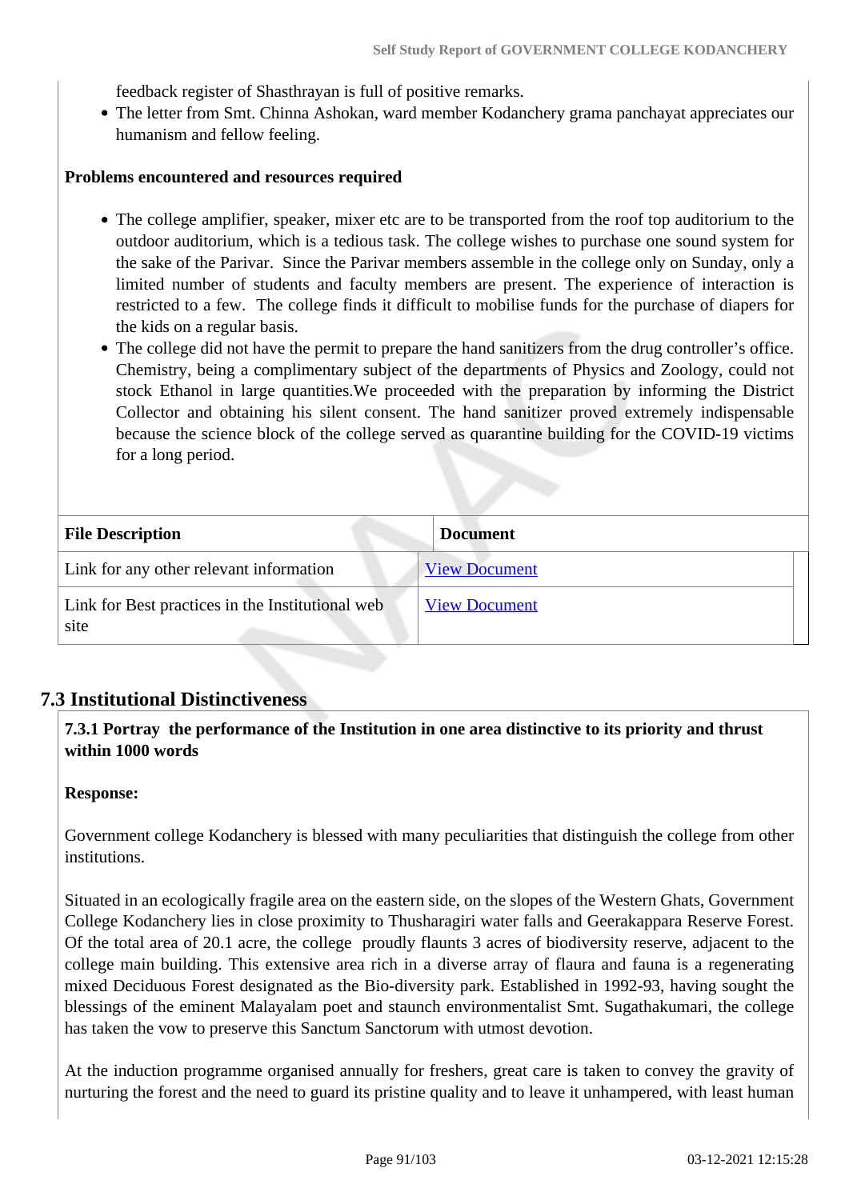feedback register of Shasthrayan is full of positive remarks.
- The letter from Smt. Chinna Ashokan, ward member Kodanchery grama panchayat appreciates our humanism and fellow feeling.

**Problems encountered and resources required**

- The college amplifier, speaker, mixer etc are to be transported from the roof top auditorium to the outdoor auditorium, which is a tedious task. The college wishes to purchase one sound system for the sake of the Parivar. Since the Parivar members assemble in the college only on Sunday, only a limited number of students and faculty members are present. The experience of interaction is restricted to a few. The college finds it difficult to mobilise funds for the purchase of diapers for the kids on a regular basis.
- The college did not have the permit to prepare the hand sanitizers from the drug controller's office. Chemistry, being a complimentary subject of the departments of Physics and Zoology, could not stock Ethanol in large quantities.We proceeded with the preparation by informing the District Collector and obtaining his silent consent. The hand sanitizer proved extremely indispensable because the science block of the college served as quarantine building for the COVID-19 victims for a long period.

| File Description | Document |
|---|---|
| Link for any other relevant information | View Document |
| Link for Best practices in the Institutional web site | View Document |

## 7.3 Institutional Distinctiveness

**7.3.1 Portray the performance of the Institution in one area distinctive to its priority and thrust within 1000 words**

**Response:**

Government college Kodanchery is blessed with many peculiarities that distinguish the college from other institutions.

Situated in an ecologically fragile area on the eastern side, on the slopes of the Western Ghats, Government College Kodanchery lies in close proximity to Thusharagiri water falls and Geerakappara Reserve Forest. Of the total area of 20.1 acre, the college proudly flaunts 3 acres of biodiversity reserve, adjacent to the college main building. This extensive area rich in a diverse array of flaura and fauna is a regenerating mixed Deciduous Forest designated as the Bio-diversity park. Established in 1992-93, having sought the blessings of the eminent Malayalam poet and staunch environmentalist Smt. Sugathakumari, the college has taken the vow to preserve this Sanctum Sanctorum with utmost devotion.

At the induction programme organised annually for freshers, great care is taken to convey the gravity of nurturing the forest and the need to guard its pristine quality and to leave it unhampered, with least human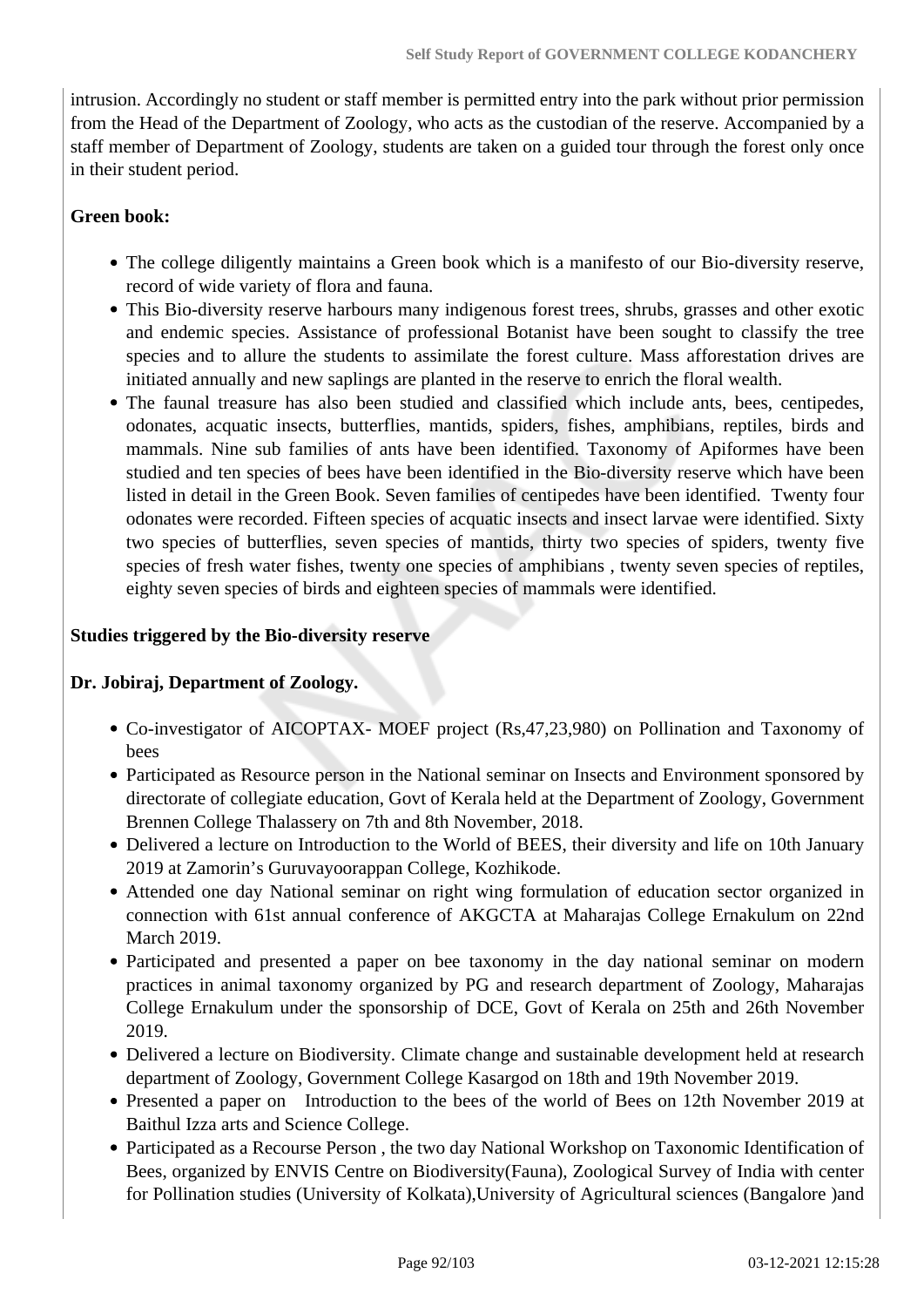intrusion. Accordingly no student or staff member is permitted entry into the park without prior permission from the Head of the Department of Zoology, who acts as the custodian of the reserve. Accompanied by a staff member of Department of Zoology, students are taken on a guided tour through the forest only once in their student period.

**Green book:**

- The college diligently maintains a Green book which is a manifesto of our Bio-diversity reserve, record of wide variety of flora and fauna.
- This Bio-diversity reserve harbours many indigenous forest trees, shrubs, grasses and other exotic and endemic species. Assistance of professional Botanist have been sought to classify the tree species and to allure the students to assimilate the forest culture. Mass afforestation drives are initiated annually and new saplings are planted in the reserve to enrich the floral wealth.
- The faunal treasure has also been studied and classified which include ants, bees, centipedes, odonates, acquatic insects, butterflies, mantids, spiders, fishes, amphibians, reptiles, birds and mammals. Nine sub families of ants have been identified. Taxonomy of Apiformes have been studied and ten species of bees have been identified in the Bio-diversity reserve which have been listed in detail in the Green Book. Seven families of centipedes have been identified. Twenty four odonates were recorded. Fifteen species of acquatic insects and insect larvae were identified. Sixty two species of butterflies, seven species of mantids, thirty two species of spiders, twenty five species of fresh water fishes, twenty one species of amphibians , twenty seven species of reptiles, eighty seven species of birds and eighteen species of mammals were identified.

**Studies triggered by the Bio-diversity reserve**

**Dr. Jobiraj, Department of Zoology.**

- Co-investigator of AICOPTAX- MOEF project (Rs,47,23,980) on Pollination and Taxonomy of bees
- Participated as Resource person in the National seminar on Insects and Environment sponsored by directorate of collegiate education, Govt of Kerala held at the Department of Zoology, Government Brennen College Thalassery on 7th and 8th November, 2018.
- Delivered a lecture on Introduction to the World of BEES, their diversity and life on 10th January 2019 at Zamorin's Guruvayoorappan College, Kozhikode.
- Attended one day National seminar on right wing formulation of education sector organized in connection with 61st annual conference of AKGCTA at Maharajas College Ernakulum on 22nd March 2019.
- Participated and presented a paper on bee taxonomy in the day national seminar on modern practices in animal taxonomy organized by PG and research department of Zoology, Maharajas College Ernakulum under the sponsorship of DCE, Govt of Kerala on 25th and 26th November 2019.
- Delivered a lecture on Biodiversity. Climate change and sustainable development held at research department of Zoology, Government College Kasargod on 18th and 19th November 2019.
- Presented a paper on  Introduction to the bees of the world of Bees on 12th November 2019 at Baithul Izza arts and Science College.
- Participated as a Recourse Person , the two day National Workshop on Taxonomic Identification of Bees, organized by ENVIS Centre on Biodiversity(Fauna), Zoological Survey of India with center for Pollination studies (University of Kolkata),University of Agricultural sciences (Bangalore )and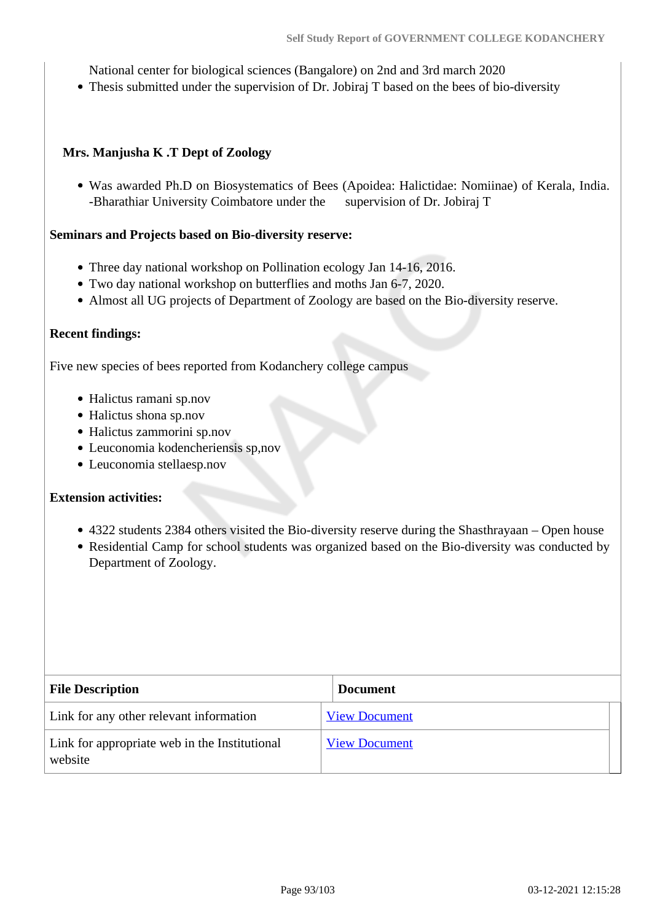National center for biological sciences (Bangalore) on 2nd and 3rd march 2020

- Thesis submitted under the supervision of Dr. Jobiraj T based on the bees of bio-diversity

**Mrs. Manjusha K .T Dept of Zoology**

- Was awarded Ph.D on Biosystematics of Bees (Apoidea: Halictidae: Nomiinae) of Kerala, India. -Bharathiar University Coimbatore under the supervision of Dr. Jobiraj T

**Seminars and Projects based on Bio-diversity reserve:**

- Three day national workshop on Pollination ecology Jan 14-16, 2016.
- Two day national workshop on butterflies and moths Jan 6-7, 2020.
- Almost all UG projects of Department of Zoology are based on the Bio-diversity reserve.

**Recent findings:**

Five new species of bees reported from Kodanchery college campus

- Halictus ramani sp.nov
- Halictus shona sp.nov
- Halictus zammorini sp.nov
- Leuconomia kodencheriensis sp,nov
- Leuconomia stellaesp.nov

**Extension activities:**

- 4322 students 2384 others visited the Bio-diversity reserve during the Shasthrayaan – Open house
- Residential Camp for school students was organized based on the Bio-diversity was conducted by Department of Zoology.

| File Description | Document |
|---|---|
| Link for any other relevant information | View Document |
| Link for appropriate web in the Institutional website | View Document |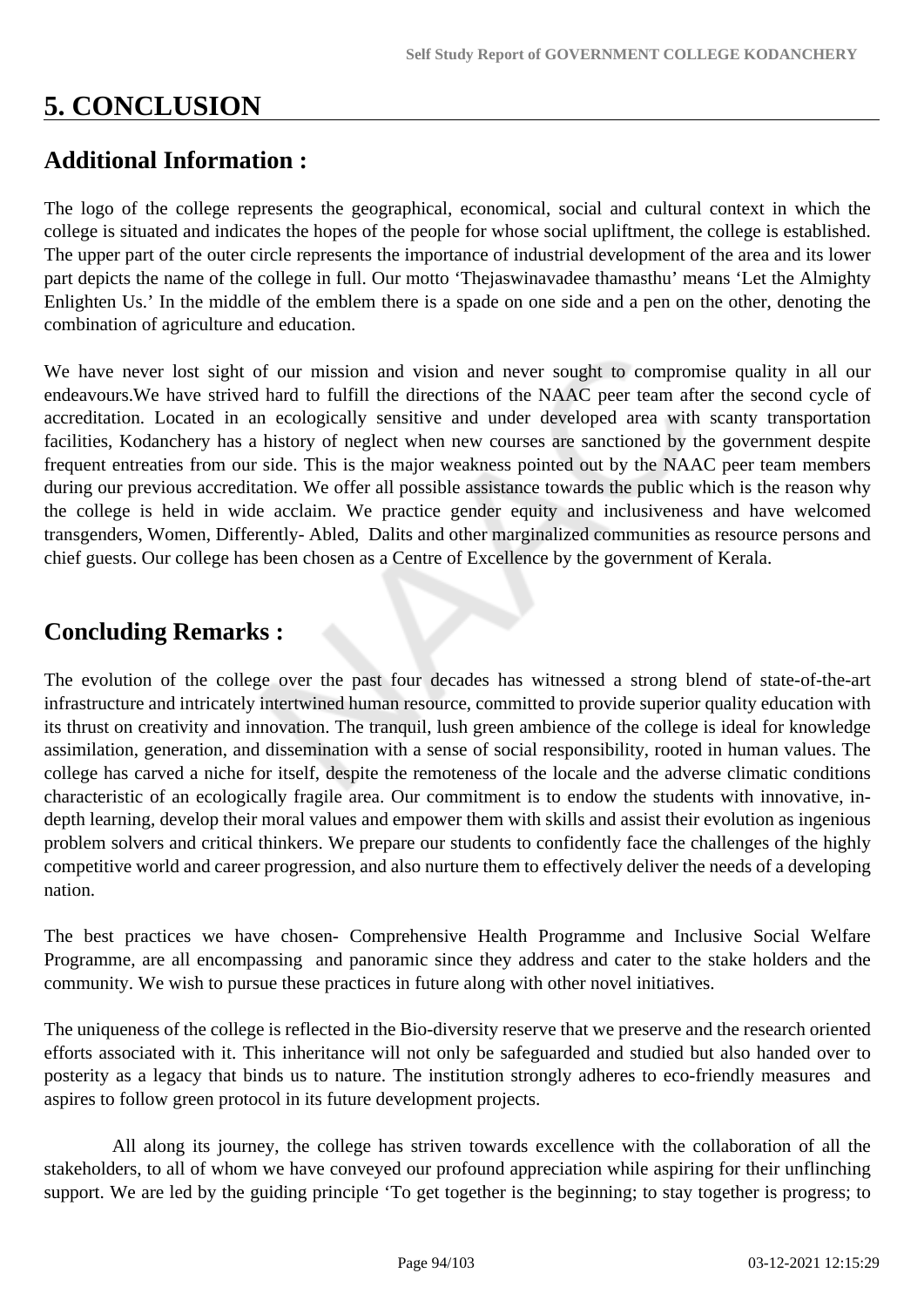# 5. CONCLUSION

## Additional Information :

The logo of the college represents the geographical, economical, social and cultural context in which the college is situated and indicates the hopes of the people for whose social upliftment, the college is established. The upper part of the outer circle represents the importance of industrial development of the area and its lower part depicts the name of the college in full. Our motto 'Thejaswinavadee thamasthu' means 'Let the Almighty Enlighten Us.' In the middle of the emblem there is a spade on one side and a pen on the other, denoting the combination of agriculture and education.

We have never lost sight of our mission and vision and never sought to compromise quality in all our endeavours.We have strived hard to fulfill the directions of the NAAC peer team after the second cycle of accreditation. Located in an ecologically sensitive and under developed area with scanty transportation facilities, Kodanchery has a history of neglect when new courses are sanctioned by the government despite frequent entreaties from our side. This is the major weakness pointed out by the NAAC peer team members during our previous accreditation. We offer all possible assistance towards the public which is the reason why the college is held in wide acclaim. We practice gender equity and inclusiveness and have welcomed transgenders, Women, Differently- Abled, Dalits and other marginalized communities as resource persons and chief guests. Our college has been chosen as a Centre of Excellence by the government of Kerala.

## Concluding Remarks :

The evolution of the college over the past four decades has witnessed a strong blend of state-of-the-art infrastructure and intricately intertwined human resource, committed to provide superior quality education with its thrust on creativity and innovation. The tranquil, lush green ambience of the college is ideal for knowledge assimilation, generation, and dissemination with a sense of social responsibility, rooted in human values. The college has carved a niche for itself, despite the remoteness of the locale and the adverse climatic conditions characteristic of an ecologically fragile area. Our commitment is to endow the students with innovative, in-depth learning, develop their moral values and empower them with skills and assist their evolution as ingenious problem solvers and critical thinkers. We prepare our students to confidently face the challenges of the highly competitive world and career progression, and also nurture them to effectively deliver the needs of a developing nation.

The best practices we have chosen- Comprehensive Health Programme and Inclusive Social Welfare Programme, are all encompassing and panoramic since they address and cater to the stake holders and the community. We wish to pursue these practices in future along with other novel initiatives.

The uniqueness of the college is reflected in the Bio-diversity reserve that we preserve and the research oriented efforts associated with it. This inheritance will not only be safeguarded and studied but also handed over to posterity as a legacy that binds us to nature. The institution strongly adheres to eco-friendly measures and aspires to follow green protocol in its future development projects.

All along its journey, the college has striven towards excellence with the collaboration of all the stakeholders, to all of whom we have conveyed our profound appreciation while aspiring for their unflinching support. We are led by the guiding principle 'To get together is the beginning; to stay together is progress; to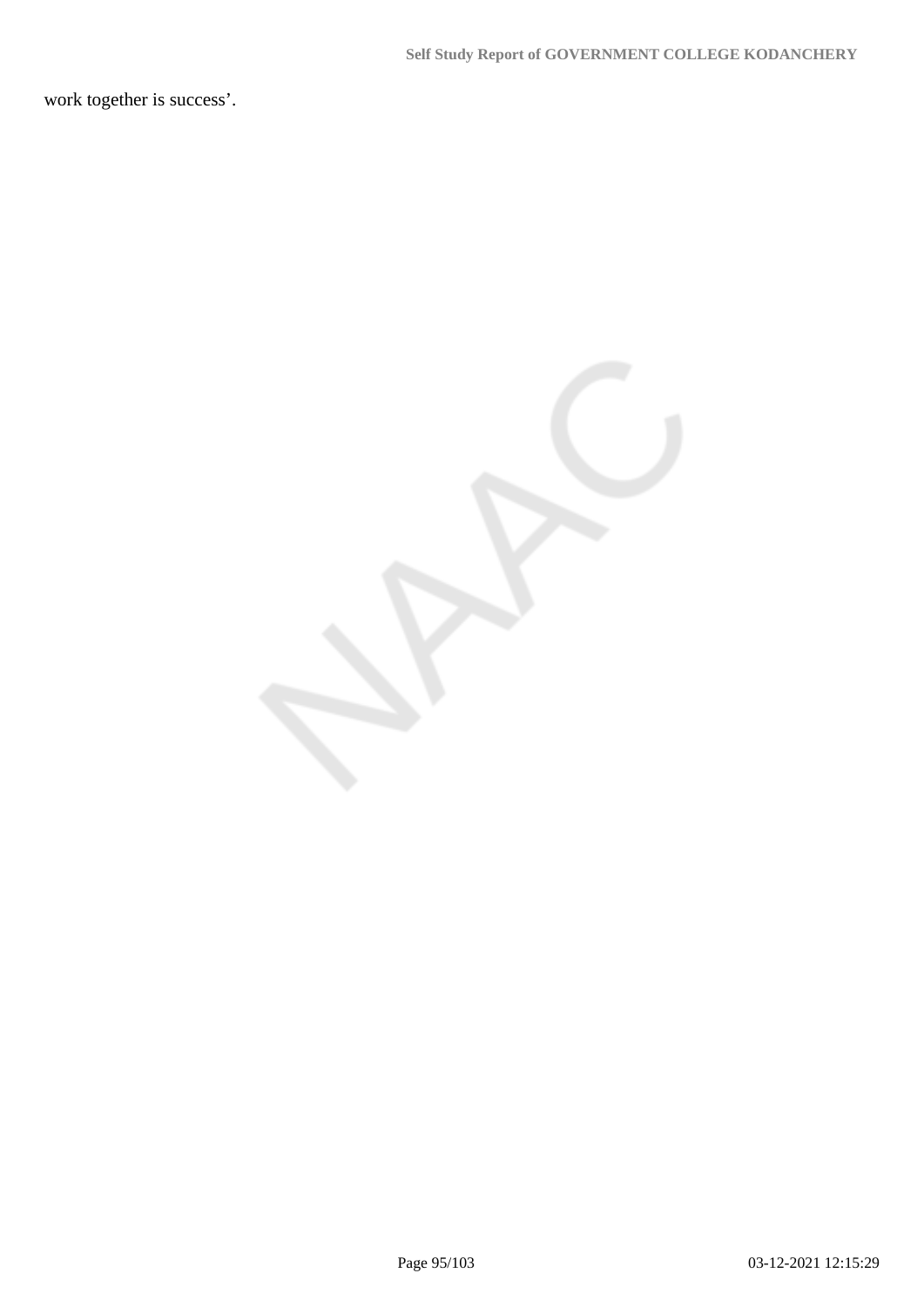work together is success'.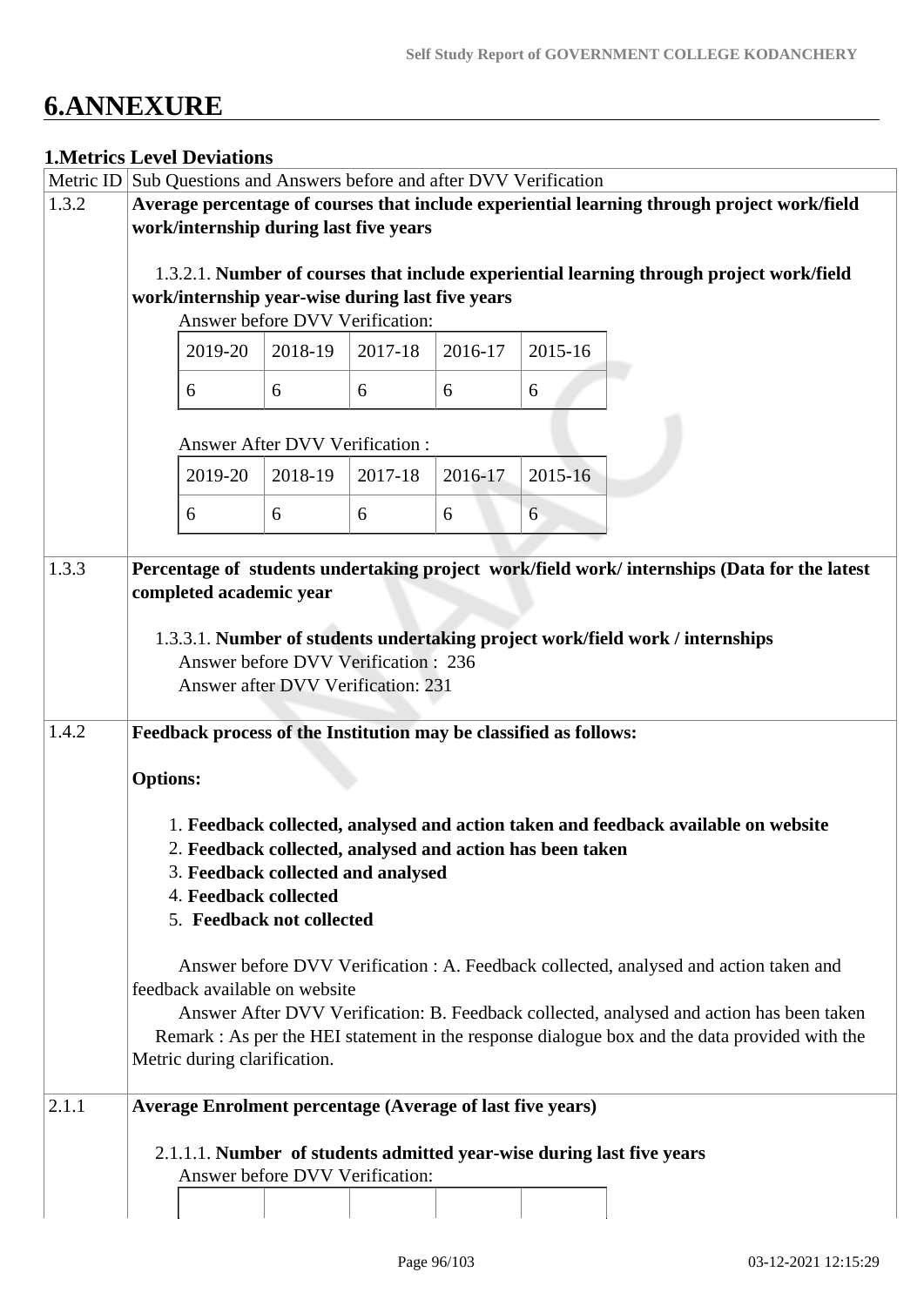# 6.ANNEXURE

## 1.Metrics Level Deviations

| Metric ID | Sub Questions and Answers before and after DVV Verification |
|---|---|
| 1.3.2 | **Average percentage of courses that include experiential learning through project work/field work/internship during last five years**<br><br>1.3.2.1. **Number of courses that include experiential learning through project work/field work/internship year-wise during last five years**<br>Answer before DVV Verification:<br>2019-20: 6, 2018-19: 6, 2017-18: 6, 2016-17: 6, 2015-16: 6<br><br>Answer After DVV Verification :<br>2019-20: 6, 2018-19: 6, 2017-18: 6, 2016-17: 6, 2015-16: 6 |
| 1.3.3 | **Percentage of students undertaking project work/field work/ internships (Data for the latest completed academic year**<br><br>1.3.3.1. **Number of students undertaking project work/field work / internships**<br>Answer before DVV Verification : 236<br>Answer after DVV Verification: 231 |
| 1.4.2 | **Feedback process of the Institution may be classified as follows:**<br><br>**Options:**<br><br>1. **Feedback collected, analysed and action taken and feedback available on website**<br>2. **Feedback collected, analysed and action has been taken**<br>3. **Feedback collected and analysed**<br>4. **Feedback collected**<br>5. **Feedback not collected**<br><br>Answer before DVV Verification : A. Feedback collected, analysed and action taken and feedback available on website<br>Answer After DVV Verification: B. Feedback collected, analysed and action has been taken<br>Remark : As per the HEI statement in the response dialogue box and the data provided with the Metric during clarification. |
| 2.1.1 | **Average Enrolment percentage (Average of last five years)**<br><br>2.1.1.1. **Number of students admitted year-wise during last five years**<br>Answer before DVV Verification: |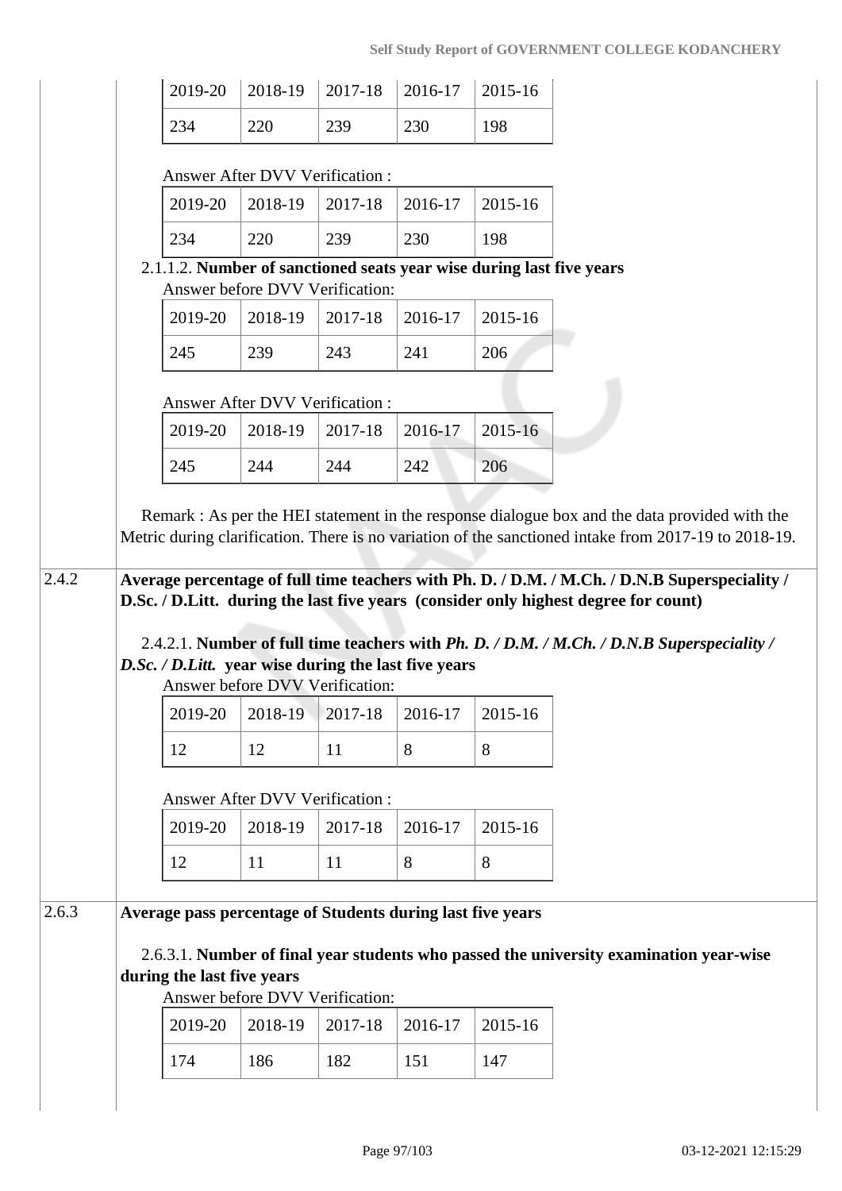| 2019-20 | 2018-19 | 2017-18 | 2016-17 | 2015-16 |
|---|---|---|---|---|
| 234 | 220 | 239 | 230 | 198 |

Answer After DVV Verification :

| 2019-20 | 2018-19 | 2017-18 | 2016-17 | 2015-16 |
|---|---|---|---|---|
| 234 | 220 | 239 | 230 | 198 |

2.1.1.2. **Number of sanctioned seats year wise during last five years**

Answer before DVV Verification:

| 2019-20 | 2018-19 | 2017-18 | 2016-17 | 2015-16 |
|---|---|---|---|---|
| 245 | 239 | 243 | 241 | 206 |

Answer After DVV Verification :

| 2019-20 | 2018-19 | 2017-18 | 2016-17 | 2015-16 |
|---|---|---|---|---|
| 245 | 244 | 244 | 242 | 206 |

Remark : As per the HEI statement in the response dialogue box and the data provided with the Metric during clarification. There is no variation of the sanctioned intake from 2017-19 to 2018-19.

**2.4.2 Average percentage of full time teachers with Ph. D. / D.M. / M.Ch. / D.N.B Superspeciality / D.Sc. / D.Litt. during the last five years (consider only highest degree for count)**

2.4.2.1. **Number of full time teachers with *Ph. D. / D.M. / M.Ch. / D.N.B Superspeciality / D.Sc. / D.Litt.* year wise during the last five years**

Answer before DVV Verification:

| 2019-20 | 2018-19 | 2017-18 | 2016-17 | 2015-16 |
|---|---|---|---|---|
| 12 | 12 | 11 | 8 | 8 |

Answer After DVV Verification :

| 2019-20 | 2018-19 | 2017-18 | 2016-17 | 2015-16 |
|---|---|---|---|---|
| 12 | 11 | 11 | 8 | 8 |

**2.6.3 Average pass percentage of Students during last five years**

2.6.3.1. **Number of final year students who passed the university examination year-wise during the last five years**

Answer before DVV Verification:

| 2019-20 | 2018-19 | 2017-18 | 2016-17 | 2015-16 |
|---|---|---|---|---|
| 174 | 186 | 182 | 151 | 147 |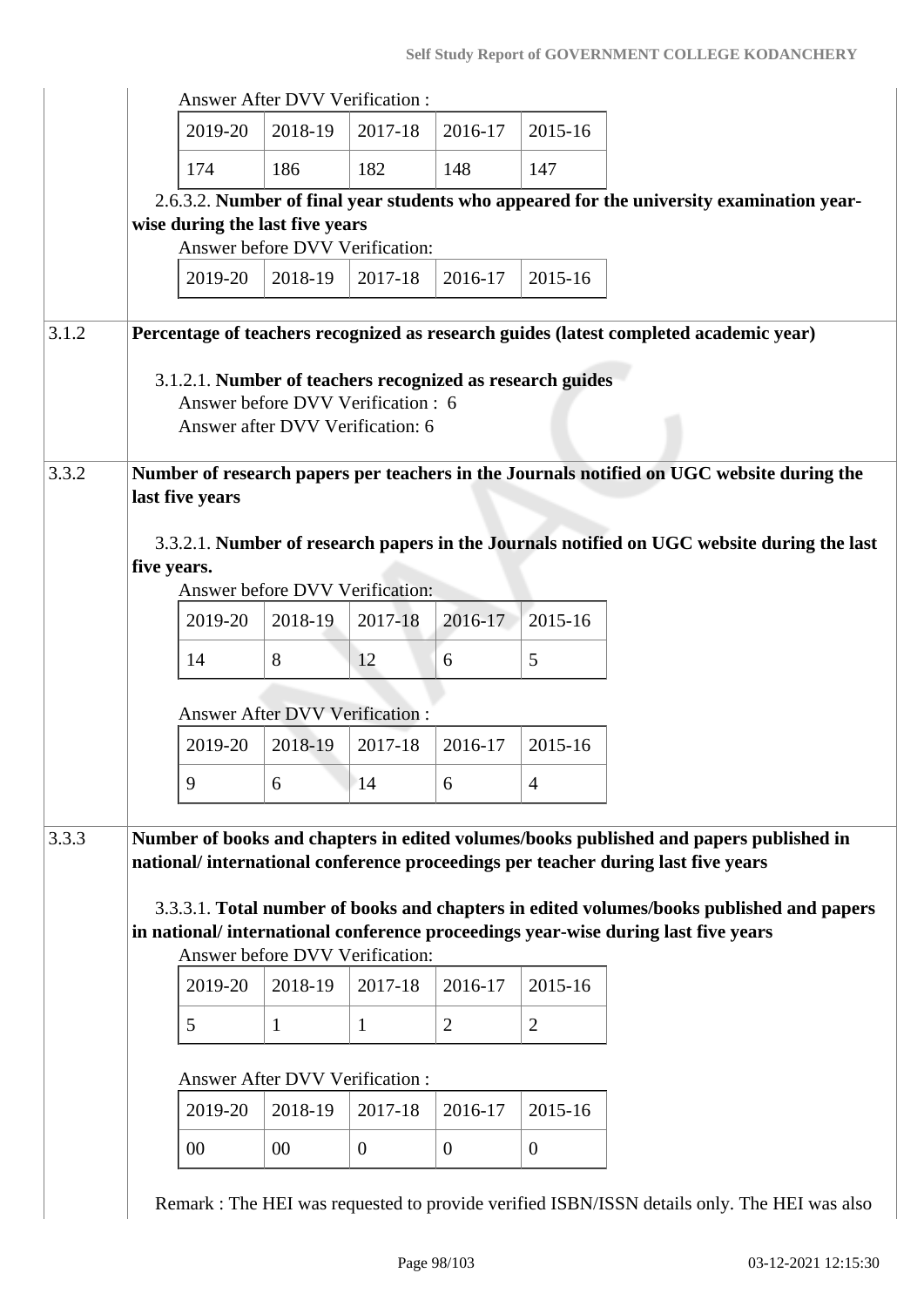| | |
|---|---|
| | Answer After DVV Verification :<br><br>\| 2019-20 \| 2018-19 \| 2017-18 \| 2016-17 \| 2015-16 \|<br>\| 174 \| 186 \| 182 \| 148 \| 147 \|<br><br>2.6.3.2. **Number of final year students who appeared for the university examination year-wise during the last five years**<br>Answer before DVV Verification:<br><br>\| 2019-20 \| 2018-19 \| 2017-18 \| 2016-17 \| 2015-16 \| |
| 3.1.2 | **Percentage of teachers recognized as research guides (latest completed academic year)**<br><br>3.1.2.1. **Number of teachers recognized as research guides**<br>Answer before DVV Verification : 6<br>Answer after DVV Verification: 6 |
| 3.3.2 | **Number of research papers per teachers in the Journals notified on UGC website during the last five years**<br><br>3.3.2.1. **Number of research papers in the Journals notified on UGC website during the last five years.**<br>Answer before DVV Verification:<br><br>\| 2019-20 \| 2018-19 \| 2017-18 \| 2016-17 \| 2015-16 \|<br>\| 14 \| 8 \| 12 \| 6 \| 5 \|<br><br>Answer After DVV Verification :<br><br>\| 2019-20 \| 2018-19 \| 2017-18 \| 2016-17 \| 2015-16 \|<br>\| 9 \| 6 \| 14 \| 6 \| 4 \| |
| 3.3.3 | **Number of books and chapters in edited volumes/books published and papers published in national/ international conference proceedings per teacher during last five years**<br><br>3.3.3.1. **Total number of books and chapters in edited volumes/books published and papers in national/ international conference proceedings year-wise during last five years**<br>Answer before DVV Verification:<br><br>\| 2019-20 \| 2018-19 \| 2017-18 \| 2016-17 \| 2015-16 \|<br>\| 5 \| 1 \| 1 \| 2 \| 2 \|<br><br>Answer After DVV Verification :<br><br>\| 2019-20 \| 2018-19 \| 2017-18 \| 2016-17 \| 2015-16 \|<br>\| 00 \| 00 \| 0 \| 0 \| 0 \|<br><br>Remark : The HEI was requested to provide verified ISBN/ISSN details only. The HEI was also |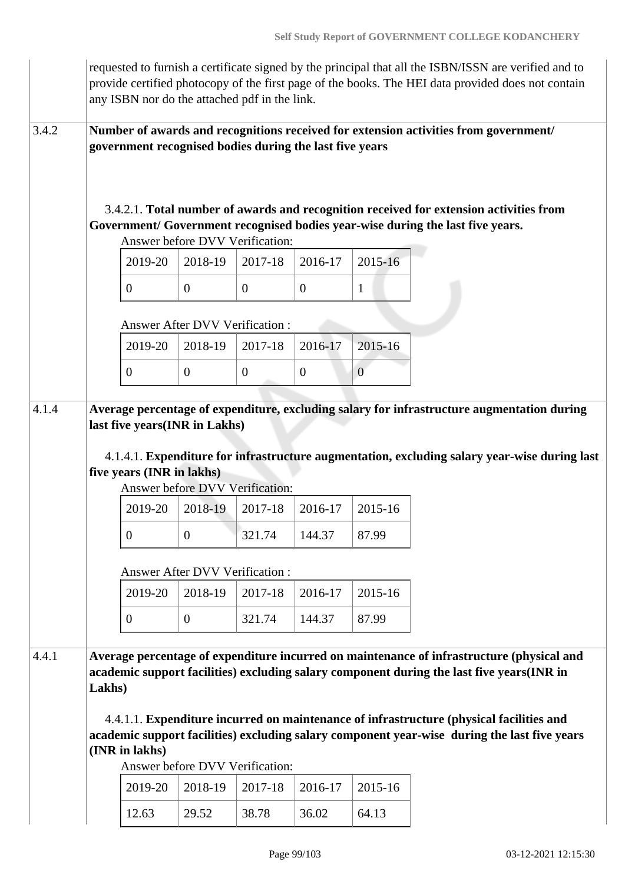requested to furnish a certificate signed by the principal that all the ISBN/ISSN are verified and to provide certified photocopy of the first page of the books. The HEI data provided does not contain any ISBN nor do the attached pdf in the link.

**3.4.2** **Number of awards and recognitions received for extension activities from government/ government recognised bodies during the last five years**

3.4.2.1. **Total number of awards and recognition received for extension activities from Government/ Government recognised bodies year-wise during the last five years.**

Answer before DVV Verification:

| 2019-20 | 2018-19 | 2017-18 | 2016-17 | 2015-16 |
|---|---|---|---|---|
| 0 | 0 | 0 | 0 | 1 |

Answer After DVV Verification :

| 2019-20 | 2018-19 | 2017-18 | 2016-17 | 2015-16 |
|---|---|---|---|---|
| 0 | 0 | 0 | 0 | 0 |

**4.1.4** **Average percentage of expenditure, excluding salary for infrastructure augmentation during last five years(INR in Lakhs)**

4.1.4.1. **Expenditure for infrastructure augmentation, excluding salary year-wise during last five years (INR in lakhs)**

Answer before DVV Verification:

| 2019-20 | 2018-19 | 2017-18 | 2016-17 | 2015-16 |
|---|---|---|---|---|
| 0 | 0 | 321.74 | 144.37 | 87.99 |

Answer After DVV Verification :

| 2019-20 | 2018-19 | 2017-18 | 2016-17 | 2015-16 |
|---|---|---|---|---|
| 0 | 0 | 321.74 | 144.37 | 87.99 |

**4.4.1** **Average percentage of expenditure incurred on maintenance of infrastructure (physical and academic support facilities) excluding salary component during the last five years(INR in Lakhs)**

4.4.1.1. **Expenditure incurred on maintenance of infrastructure (physical facilities and academic support facilities) excluding salary component year-wise during the last five years (INR in lakhs)**

Answer before DVV Verification:

| 2019-20 | 2018-19 | 2017-18 | 2016-17 | 2015-16 |
|---|---|---|---|---|
| 12.63 | 29.52 | 38.78 | 36.02 | 64.13 |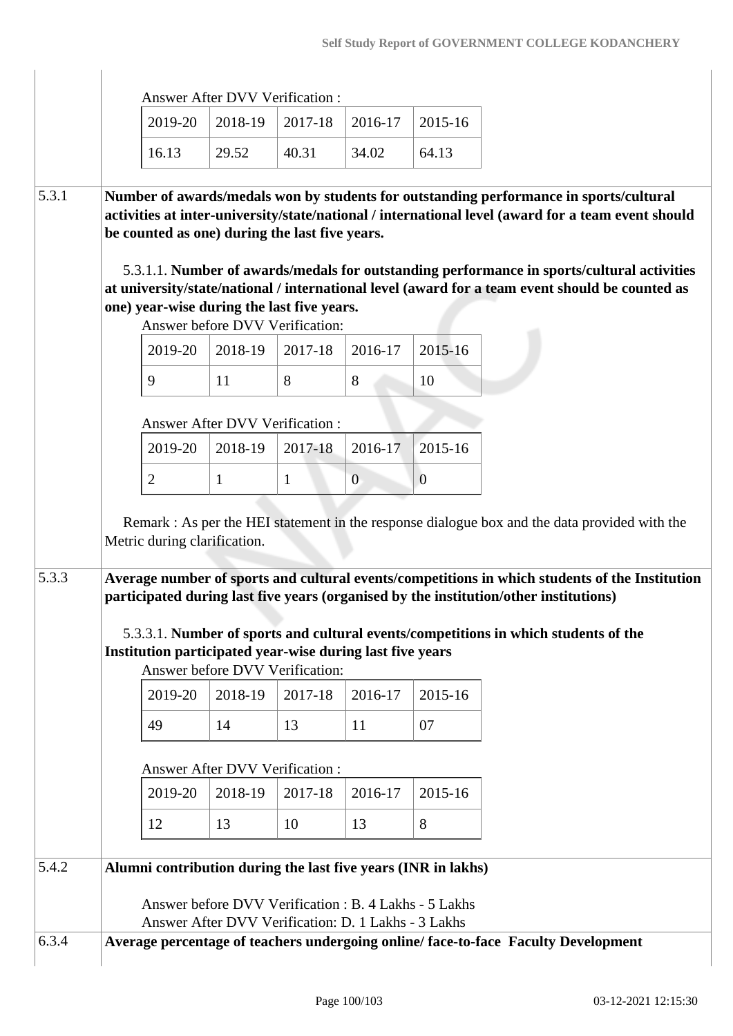Answer After DVV Verification :

| 2019-20 | 2018-19 | 2017-18 | 2016-17 | 2015-16 |
|---|---|---|---|---|
| 16.13 | 29.52 | 40.31 | 34.02 | 64.13 |

5.3.1 **Number of awards/medals won by students for outstanding performance in sports/cultural activities at inter-university/state/national / international level (award for a team event should be counted as one) during the last five years.**

5.3.1.1. **Number of awards/medals for outstanding performance in sports/cultural activities at university/state/national / international level (award for a team event should be counted as one) year-wise during the last five years.**

Answer before DVV Verification:

| 2019-20 | 2018-19 | 2017-18 | 2016-17 | 2015-16 |
|---|---|---|---|---|
| 9 | 11 | 8 | 8 | 10 |

Answer After DVV Verification :

| 2019-20 | 2018-19 | 2017-18 | 2016-17 | 2015-16 |
|---|---|---|---|---|
| 2 | 1 | 1 | 0 | 0 |

Remark : As per the HEI statement in the response dialogue box and the data provided with the Metric during clarification.

5.3.3 **Average number of sports and cultural events/competitions in which students of the Institution participated during last five years (organised by the institution/other institutions)**

5.3.3.1. **Number of sports and cultural events/competitions in which students of the Institution participated year-wise during last five years**

Answer before DVV Verification:

| 2019-20 | 2018-19 | 2017-18 | 2016-17 | 2015-16 |
|---|---|---|---|---|
| 49 | 14 | 13 | 11 | 07 |

Answer After DVV Verification :

| 2019-20 | 2018-19 | 2017-18 | 2016-17 | 2015-16 |
|---|---|---|---|---|
| 12 | 13 | 10 | 13 | 8 |

5.4.2 **Alumni contribution during the last five years (INR in lakhs)**

Answer before DVV Verification : B. 4 Lakhs - 5 Lakhs
Answer After DVV Verification: D. 1 Lakhs - 3 Lakhs

6.3.4 **Average percentage of teachers undergoing online/ face-to-face Faculty Development**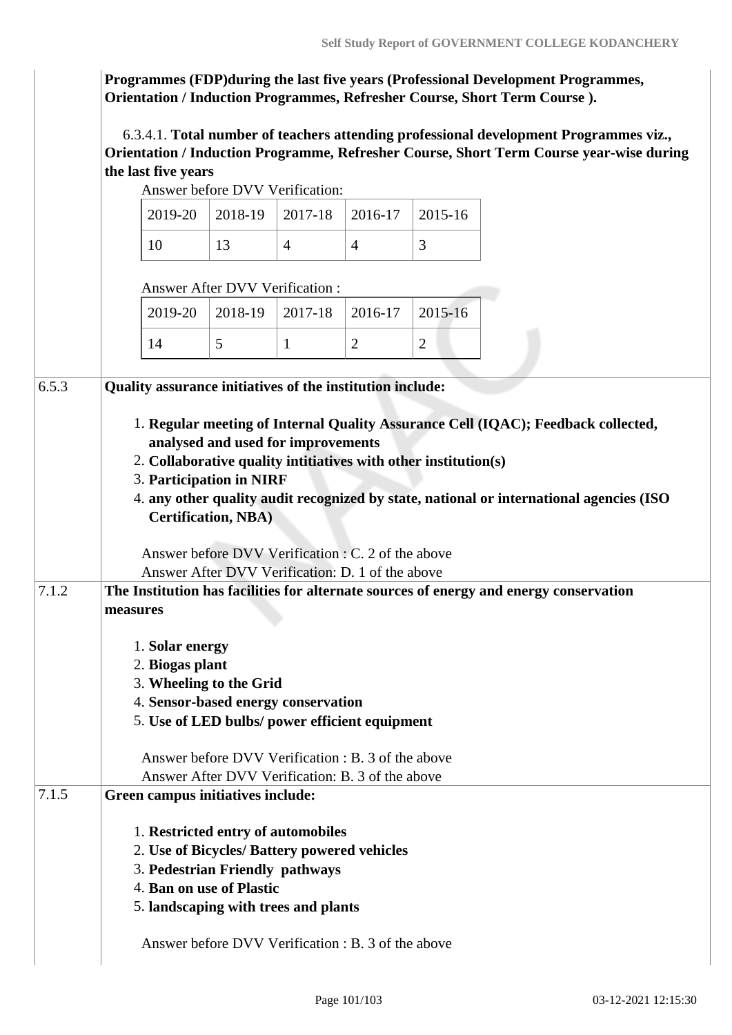**Programmes (FDP)during the last five years (Professional Development Programmes, Orientation / Induction Programmes, Refresher Course, Short Term Course ).**

6.3.4.1. **Total number of teachers attending professional development Programmes viz., Orientation / Induction Programme, Refresher Course, Short Term Course year-wise during the last five years**

Answer before DVV Verification:

| 2019-20 | 2018-19 | 2017-18 | 2016-17 | 2015-16 |
|---|---|---|---|---|
| 10 | 13 | 4 | 4 | 3 |

Answer After DVV Verification :

| 2019-20 | 2018-19 | 2017-18 | 2016-17 | 2015-16 |
|---|---|---|---|---|
| 14 | 5 | 1 | 2 | 2 |

**6.5.3 Quality assurance initiatives of the institution include:**

1. **Regular meeting of Internal Quality Assurance Cell (IQAC); Feedback collected, analysed and used for improvements**
2. **Collaborative quality intitiatives with other institution(s)**
3. **Participation in NIRF**
4. **any other quality audit recognized by state, national or international agencies (ISO Certification, NBA)**

Answer before DVV Verification : C. 2 of the above
Answer After DVV Verification: D. 1 of the above

**7.1.2 The Institution has facilities for alternate sources of energy and energy conservation measures**

1. **Solar energy**
2. **Biogas plant**
3. **Wheeling to the Grid**
4. **Sensor-based energy conservation**
5. **Use of LED bulbs/ power efficient equipment**

Answer before DVV Verification : B. 3 of the above
Answer After DVV Verification: B. 3 of the above

**7.1.5 Green campus initiatives include:**

1. **Restricted entry of automobiles**
2. **Use of Bicycles/ Battery powered vehicles**
3. **Pedestrian Friendly pathways**
4. **Ban on use of Plastic**
5. **landscaping with trees and plants**

Answer before DVV Verification : B. 3 of the above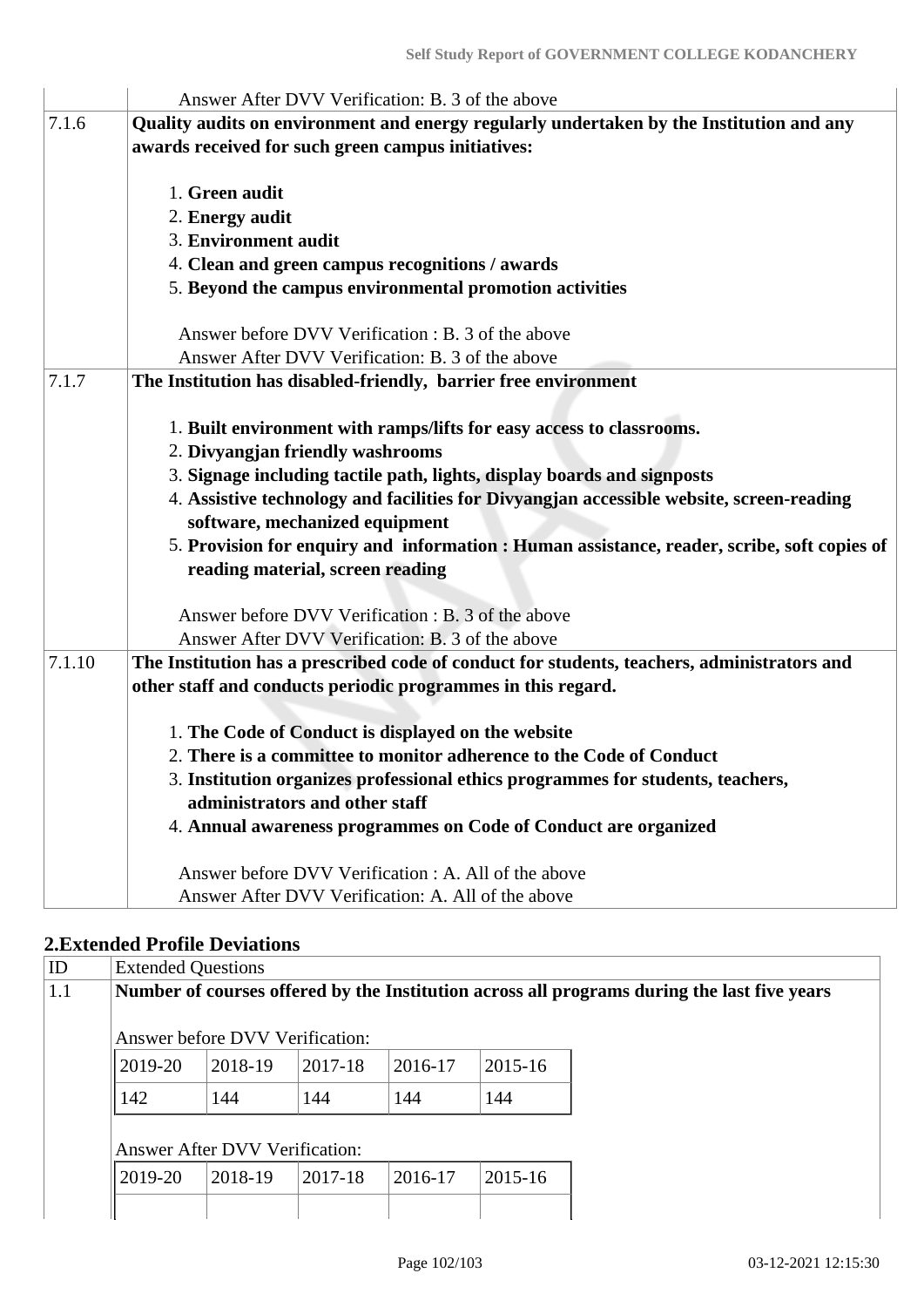| | |
|---|---|
| | Answer After DVV Verification: B. 3 of the above |
| 7.1.6 | **Quality audits on environment and energy regularly undertaken by the Institution and any awards received for such green campus initiatives:**<br><br>1. **Green audit**<br>2. **Energy audit**<br>3. **Environment audit**<br>4. **Clean and green campus recognitions / awards**<br>5. **Beyond the campus environmental promotion activities**<br><br>Answer before DVV Verification : B. 3 of the above<br>Answer After DVV Verification: B. 3 of the above |
| 7.1.7 | **The Institution has disabled-friendly, barrier free environment**<br><br>1. **Built environment with ramps/lifts for easy access to classrooms.**<br>2. **Divyangjan friendly washrooms**<br>3. **Signage including tactile path, lights, display boards and signposts**<br>4. **Assistive technology and facilities for Divyangjan accessible website, screen-reading software, mechanized equipment**<br>5. **Provision for enquiry and information : Human assistance, reader, scribe, soft copies of reading material, screen reading**<br><br>Answer before DVV Verification : B. 3 of the above<br>Answer After DVV Verification: B. 3 of the above |
| 7.1.10 | **The Institution has a prescribed code of conduct for students, teachers, administrators and other staff and conducts periodic programmes in this regard.**<br><br>1. **The Code of Conduct is displayed on the website**<br>2. **There is a committee to monitor adherence to the Code of Conduct**<br>3. **Institution organizes professional ethics programmes for students, teachers, administrators and other staff**<br>4. **Annual awareness programmes on Code of Conduct are organized**<br><br>Answer before DVV Verification : A. All of the above<br>Answer After DVV Verification: A. All of the above |

## 2.Extended Profile Deviations

| ID | Extended Questions |
|---|---|
| 1.1 | **Number of courses offered by the Institution across all programs during the last five years** |

Answer before DVV Verification:

| 2019-20 | 2018-19 | 2017-18 | 2016-17 | 2015-16 |
|---|---|---|---|---|
| 142 | 144 | 144 | 144 | 144 |

Answer After DVV Verification:

| 2019-20 | 2018-19 | 2017-18 | 2016-17 | 2015-16 |
|---|---|---|---|---|
| | | | | |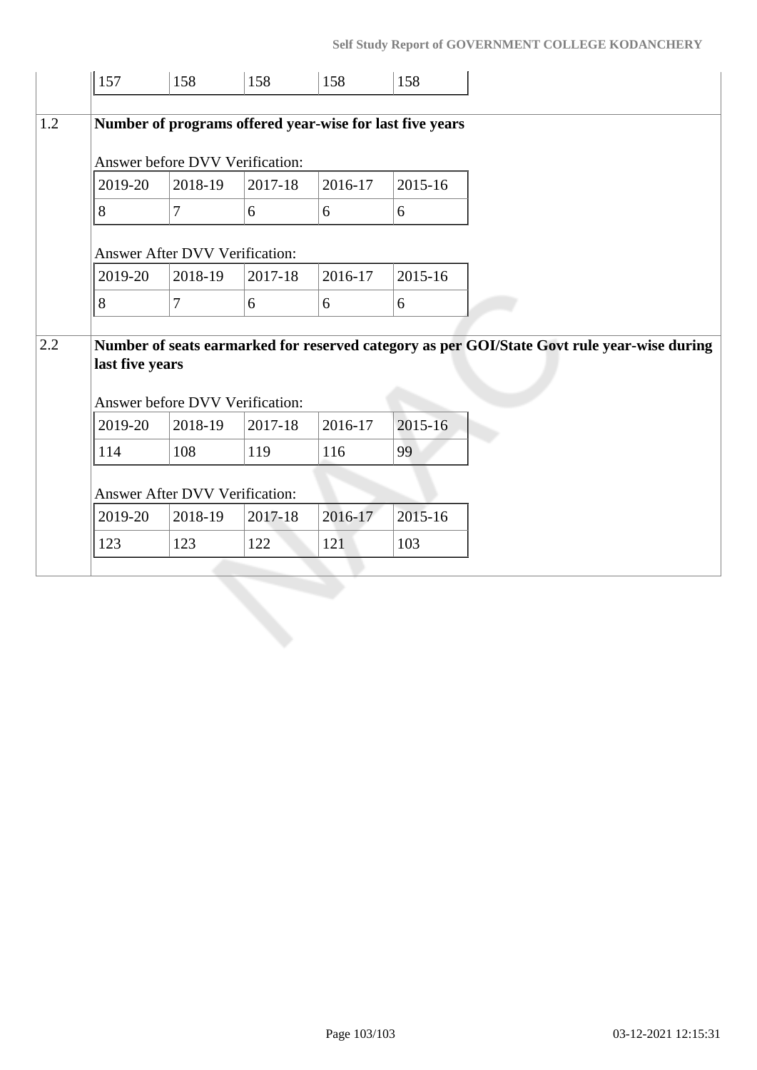| | | | | |
|---|---|---|---|---|
| 157 | 158 | 158 | 158 | 158 |

**1.2 Number of programs offered year-wise for last five years**

Answer before DVV Verification:

| 2019-20 | 2018-19 | 2017-18 | 2016-17 | 2015-16 |
|---|---|---|---|---|
| 8 | 7 | 6 | 6 | 6 |

Answer After DVV Verification:

| 2019-20 | 2018-19 | 2017-18 | 2016-17 | 2015-16 |
|---|---|---|---|---|
| 8 | 7 | 6 | 6 | 6 |

**2.2 Number of seats earmarked for reserved category as per GOI/State Govt rule year-wise during last five years**

Answer before DVV Verification:

| 2019-20 | 2018-19 | 2017-18 | 2016-17 | 2015-16 |
|---|---|---|---|---|
| 114 | 108 | 119 | 116 | 99 |

Answer After DVV Verification:

| 2019-20 | 2018-19 | 2017-18 | 2016-17 | 2015-16 |
|---|---|---|---|---|
| 123 | 123 | 122 | 121 | 103 |